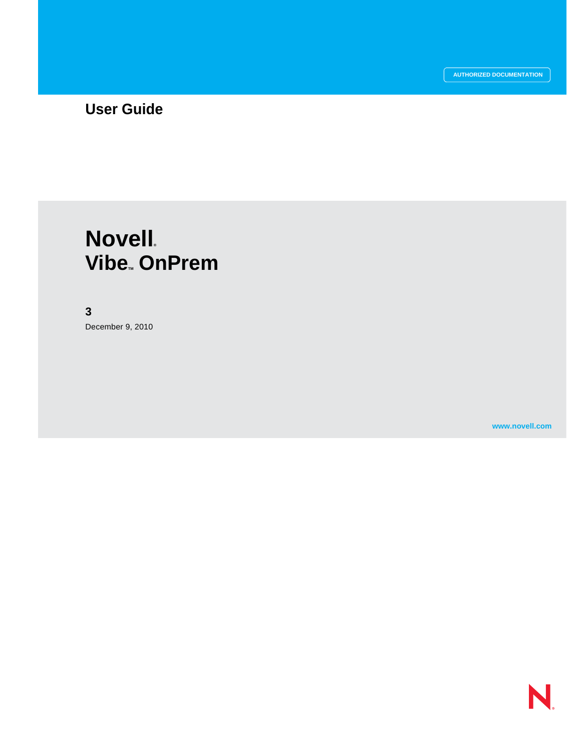AUTHORIZED DOCUMENTATION

# User Guide

# Novell® Vibe™ OnPrem

**3**

December 9, 2010

www.novell.com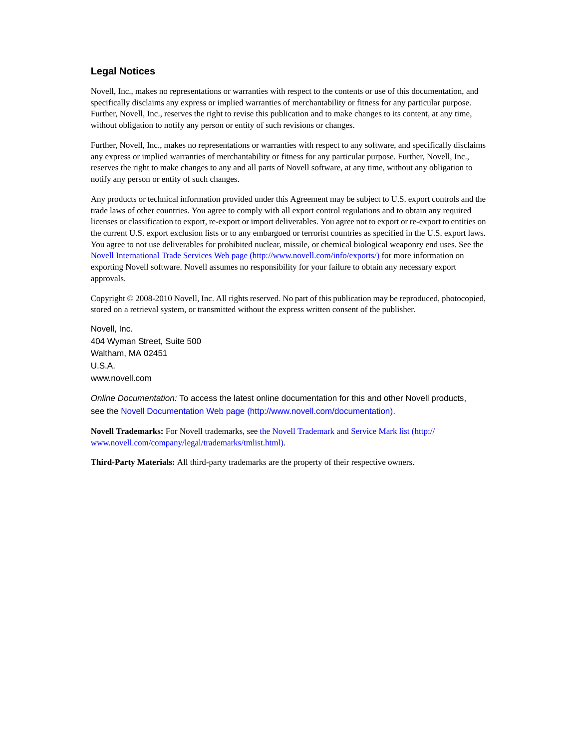## Legal Notices

Novell, Inc., makes no representations or warranties with respect to the contents or use of this documentation, and specifically disclaims any express or implied warranties of merchantability or fitness for any particular purpose. Further, Novell, Inc., reserves the right to revise this publication and to make changes to its content, at any time, without obligation to notify any person or entity of such revisions or changes.

Further, Novell, Inc., makes no representations or warranties with respect to any software, and specifically disclaims any express or implied warranties of merchantability or fitness for any particular purpose. Further, Novell, Inc., reserves the right to make changes to any and all parts of Novell software, at any time, without any obligation to notify any person or entity of such changes.

Any products or technical information provided under this Agreement may be subject to U.S. export controls and the trade laws of other countries. You agree to comply with all export control regulations and to obtain any required licenses or classification to export, re-export or import deliverables. You agree not to export or re-export to entities on the current U.S. export exclusion lists or to any embargoed or terrorist countries as specified in the U.S. export laws. You agree to not use deliverables for prohibited nuclear, missile, or chemical biological weaponry end uses. See the Novell International Trade Services Web page (http://www.novell.com/info/exports/) for more information on exporting Novell software. Novell assumes no responsibility for your failure to obtain any necessary export approvals.

Copyright © 2008-2010 Novell, Inc. All rights reserved. No part of this publication may be reproduced, photocopied, stored on a retrieval system, or transmitted without the express written consent of the publisher.

Novell, Inc.
404 Wyman Street, Suite 500
Waltham, MA 02451
U.S.A.
www.novell.com

*Online Documentation:* To access the latest online documentation for this and other Novell products, see the Novell Documentation Web page (http://www.novell.com/documentation).

**Novell Trademarks:** For Novell trademarks, see the Novell Trademark and Service Mark list (http://www.novell.com/company/legal/trademarks/tmlist.html).

**Third-Party Materials:** All third-party trademarks are the property of their respective owners.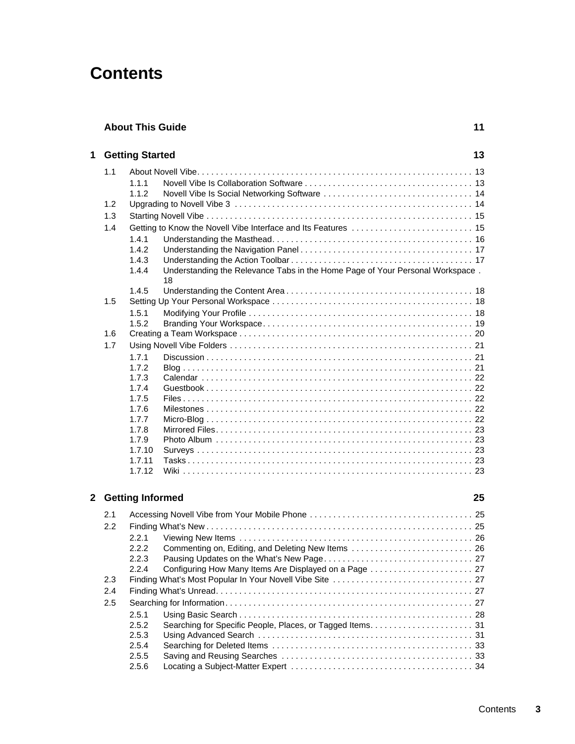# Contents

**About This Guide** **11**

**1 Getting Started** **13**

1.1 About Novell Vibe 13
- 1.1.1 Novell Vibe Is Collaboration Software 13
- 1.1.2 Novell Vibe Is Social Networking Software 14

1.2 Upgrading to Novell Vibe 3 14

1.3 Starting Novell Vibe 15

1.4 Getting to Know the Novell Vibe Interface and Its Features 15
- 1.4.1 Understanding the Masthead 16
- 1.4.2 Understanding the Navigation Panel 17
- 1.4.3 Understanding the Action Toolbar 17
- 1.4.4 Understanding the Relevance Tabs in the Home Page of Your Personal Workspace 18
- 1.4.5 Understanding the Content Area 18

1.5 Setting Up Your Personal Workspace 18
- 1.5.1 Modifying Your Profile 18
- 1.5.2 Branding Your Workspace 19

1.6 Creating a Team Workspace 20

1.7 Using Novell Vibe Folders 21
- 1.7.1 Discussion 21
- 1.7.2 Blog 21
- 1.7.3 Calendar 22
- 1.7.4 Guestbook 22
- 1.7.5 Files 22
- 1.7.6 Milestones 22
- 1.7.7 Micro-Blog 22
- 1.7.8 Mirrored Files 23
- 1.7.9 Photo Album 23
- 1.7.10 Surveys 23
- 1.7.11 Tasks 23
- 1.7.12 Wiki 23

**2 Getting Informed** **25**

2.1 Accessing Novell Vibe from Your Mobile Phone 25

2.2 Finding What's New 25
- 2.2.1 Viewing New Items 26
- 2.2.2 Commenting on, Editing, and Deleting New Items 26
- 2.2.3 Pausing Updates on the What's New Page 27
- 2.2.4 Configuring How Many Items Are Displayed on a Page 27

2.3 Finding What's Most Popular In Your Novell Vibe Site 27

2.4 Finding What's Unread 27

2.5 Searching for Information 27
- 2.5.1 Using Basic Search 28
- 2.5.2 Searching for Specific People, Places, or Tagged Items 31
- 2.5.3 Using Advanced Search 31
- 2.5.4 Searching for Deleted Items 33
- 2.5.5 Saving and Reusing Searches 33
- 2.5.6 Locating a Subject-Matter Expert 34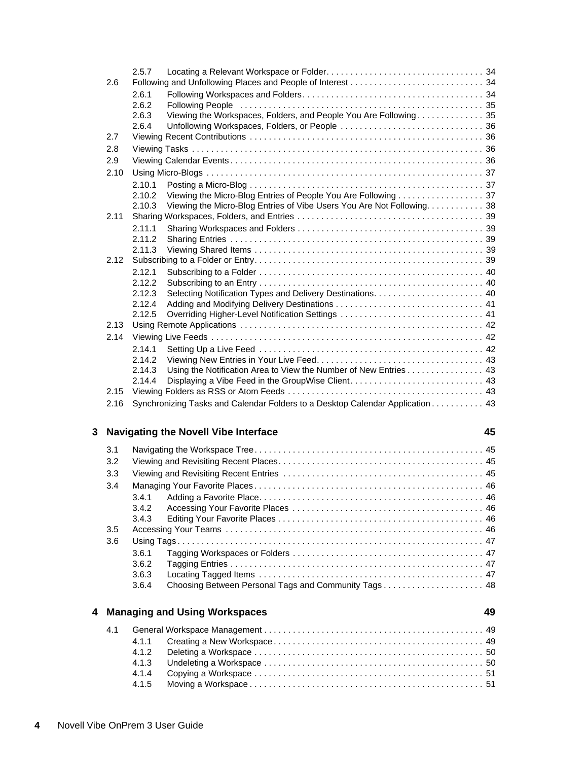- 2.5.7 Locating a Relevant Workspace or Folder . . . 34
- 2.6 Following and Unfollowing Places and People of Interest . . . 34
  - 2.6.1 Following Workspaces and Folders . . . 34
  - 2.6.2 Following People . . . 35
  - 2.6.3 Viewing the Workspaces, Folders, and People You Are Following . . . 35
  - 2.6.4 Unfollowing Workspaces, Folders, or People . . . 36
- 2.7 Viewing Recent Contributions . . . 36
- 2.8 Viewing Tasks . . . 36
- 2.9 Viewing Calendar Events . . . 36
- 2.10 Using Micro-Blogs . . . 37
  - 2.10.1 Posting a Micro-Blog . . . 37
  - 2.10.2 Viewing the Micro-Blog Entries of People You Are Following . . . 37
  - 2.10.3 Viewing the Micro-Blog Entries of Vibe Users You Are Not Following . . . 38
- 2.11 Sharing Workspaces, Folders, and Entries . . . 39
  - 2.11.1 Sharing Workspaces and Folders . . . 39
  - 2.11.2 Sharing Entries . . . 39
  - 2.11.3 Viewing Shared Items . . . 39
- 2.12 Subscribing to a Folder or Entry . . . 39
  - 2.12.1 Subscribing to a Folder . . . 40
  - 2.12.2 Subscribing to an Entry . . . 40
  - 2.12.3 Selecting Notification Types and Delivery Destinations . . . 40
  - 2.12.4 Adding and Modifying Delivery Destinations . . . 41
  - 2.12.5 Overriding Higher-Level Notification Settings . . . 41
- 2.13 Using Remote Applications . . . 42
- 2.14 Viewing Live Feeds . . . 42
  - 2.14.1 Setting Up a Live Feed . . . 42
  - 2.14.2 Viewing New Entries in Your Live Feed . . . 43
  - 2.14.3 Using the Notification Area to View the Number of New Entries . . . 43
  - 2.14.4 Displaying a Vibe Feed in the GroupWise Client . . . 43
- 2.15 Viewing Folders as RSS or Atom Feeds . . . 43
- 2.16 Synchronizing Tasks and Calendar Folders to a Desktop Calendar Application . . . 43

## 3 Navigating the Novell Vibe Interface 45

- 3.1 Navigating the Workspace Tree . . . 45
- 3.2 Viewing and Revisiting Recent Places . . . 45
- 3.3 Viewing and Revisiting Recent Entries . . . 45
- 3.4 Managing Your Favorite Places . . . 46
  - 3.4.1 Adding a Favorite Place . . . 46
  - 3.4.2 Accessing Your Favorite Places . . . 46
  - 3.4.3 Editing Your Favorite Places . . . 46
- 3.5 Accessing Your Teams . . . 46
- 3.6 Using Tags . . . 47
  - 3.6.1 Tagging Workspaces or Folders . . . 47
  - 3.6.2 Tagging Entries . . . 47
  - 3.6.3 Locating Tagged Items . . . 47
  - 3.6.4 Choosing Between Personal Tags and Community Tags . . . 48

## 4 Managing and Using Workspaces 49

- 4.1 General Workspace Management . . . 49
  - 4.1.1 Creating a New Workspace . . . 49
  - 4.1.2 Deleting a Workspace . . . 50
  - 4.1.3 Undeleting a Workspace . . . 50
  - 4.1.4 Copying a Workspace . . . 51
  - 4.1.5 Moving a Workspace . . . 51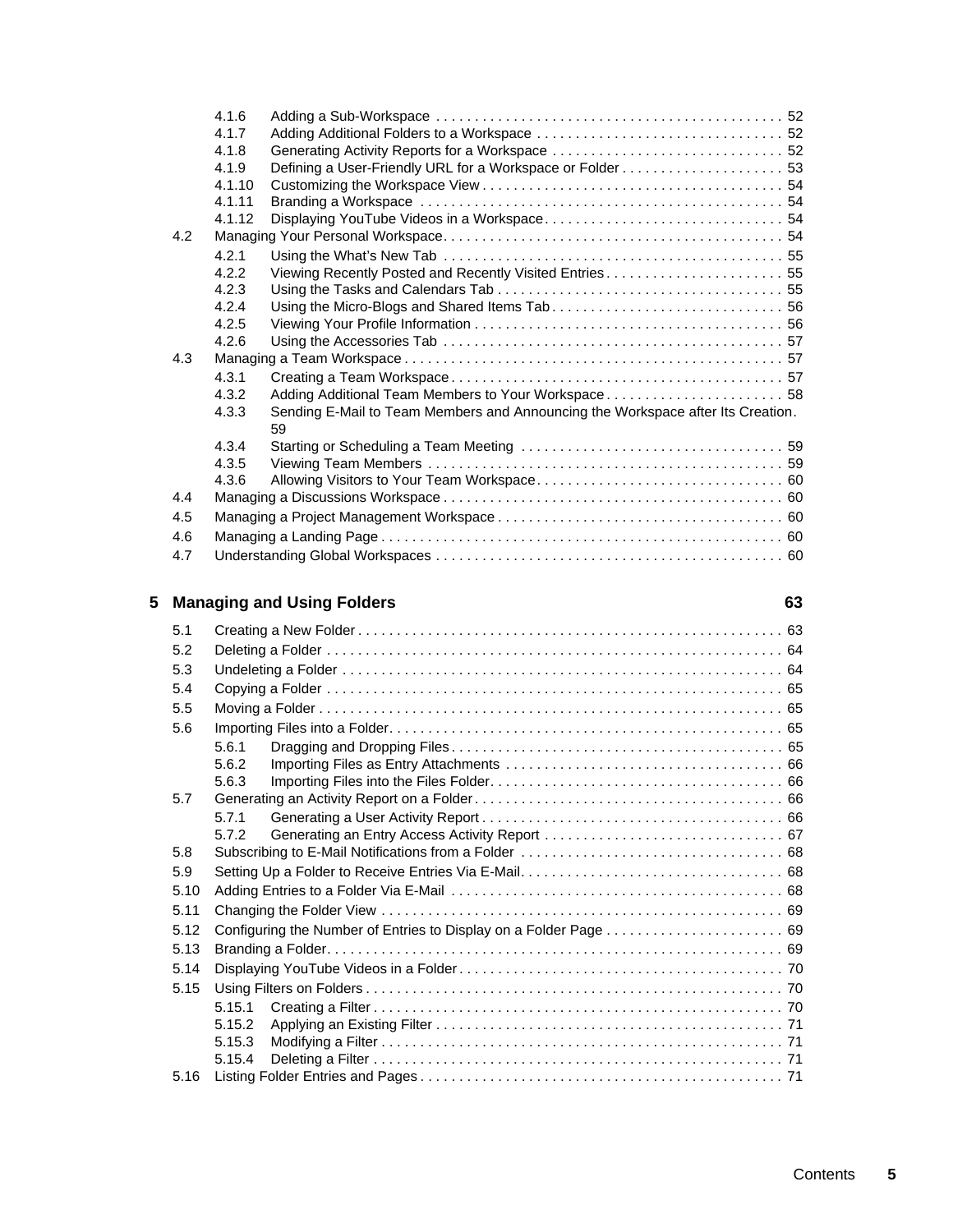4.1.6 Adding a Sub-Workspace . . . . . . . . . . . . . . . . . . . . . . . . . . . . . . . . . . . . . . . . . . . . . 52
4.1.7 Adding Additional Folders to a Workspace . . . . . . . . . . . . . . . . . . . . . . . . . . . . . . . . 52
4.1.8 Generating Activity Reports for a Workspace . . . . . . . . . . . . . . . . . . . . . . . . . . . . . . 52
4.1.9 Defining a User-Friendly URL for a Workspace or Folder . . . . . . . . . . . . . . . . . . . . . 53
4.1.10 Customizing the Workspace View . . . . . . . . . . . . . . . . . . . . . . . . . . . . . . . . . . . . . . . 54
4.1.11 Branding a Workspace . . . . . . . . . . . . . . . . . . . . . . . . . . . . . . . . . . . . . . . . . . . . . . . 54
4.1.12 Displaying YouTube Videos in a Workspace. . . . . . . . . . . . . . . . . . . . . . . . . . . . . . . 54

4.2 Managing Your Personal Workspace. . . . . . . . . . . . . . . . . . . . . . . . . . . . . . . . . . . . . . . . . . . . 54

4.2.1 Using the What's New Tab . . . . . . . . . . . . . . . . . . . . . . . . . . . . . . . . . . . . . . . . . . . . 55
4.2.2 Viewing Recently Posted and Recently Visited Entries . . . . . . . . . . . . . . . . . . . . . . . 55
4.2.3 Using the Tasks and Calendars Tab . . . . . . . . . . . . . . . . . . . . . . . . . . . . . . . . . . . . . 55
4.2.4 Using the Micro-Blogs and Shared Items Tab . . . . . . . . . . . . . . . . . . . . . . . . . . . . . . 56
4.2.5 Viewing Your Profile Information . . . . . . . . . . . . . . . . . . . . . . . . . . . . . . . . . . . . . . . . 56
4.2.6 Using the Accessories Tab . . . . . . . . . . . . . . . . . . . . . . . . . . . . . . . . . . . . . . . . . . . . 57

4.3 Managing a Team Workspace . . . . . . . . . . . . . . . . . . . . . . . . . . . . . . . . . . . . . . . . . . . . . . . . . 57

4.3.1 Creating a Team Workspace . . . . . . . . . . . . . . . . . . . . . . . . . . . . . . . . . . . . . . . . . . . 57
4.3.2 Adding Additional Team Members to Your Workspace . . . . . . . . . . . . . . . . . . . . . . . 58
4.3.3 Sending E-Mail to Team Members and Announcing the Workspace after Its Creation. 59
4.3.4 Starting or Scheduling a Team Meeting . . . . . . . . . . . . . . . . . . . . . . . . . . . . . . . . . . 59
4.3.5 Viewing Team Members . . . . . . . . . . . . . . . . . . . . . . . . . . . . . . . . . . . . . . . . . . . . . . 59
4.3.6 Allowing Visitors to Your Team Workspace. . . . . . . . . . . . . . . . . . . . . . . . . . . . . . . . 60

4.4 Managing a Discussions Workspace . . . . . . . . . . . . . . . . . . . . . . . . . . . . . . . . . . . . . . . . . . . . 60

4.5 Managing a Project Management Workspace . . . . . . . . . . . . . . . . . . . . . . . . . . . . . . . . . . . . . 60

4.6 Managing a Landing Page . . . . . . . . . . . . . . . . . . . . . . . . . . . . . . . . . . . . . . . . . . . . . . . . . . . . 60

4.7 Understanding Global Workspaces . . . . . . . . . . . . . . . . . . . . . . . . . . . . . . . . . . . . . . . . . . . . . 60

## 5 Managing and Using Folders 63

5.1 Creating a New Folder . . . . . . . . . . . . . . . . . . . . . . . . . . . . . . . . . . . . . . . . . . . . . . . . . . . . . . 63

5.2 Deleting a Folder . . . . . . . . . . . . . . . . . . . . . . . . . . . . . . . . . . . . . . . . . . . . . . . . . . . . . . . . . . 64

5.3 Undeleting a Folder . . . . . . . . . . . . . . . . . . . . . . . . . . . . . . . . . . . . . . . . . . . . . . . . . . . . . . . . 64

5.4 Copying a Folder . . . . . . . . . . . . . . . . . . . . . . . . . . . . . . . . . . . . . . . . . . . . . . . . . . . . . . . . . . 65

5.5 Moving a Folder . . . . . . . . . . . . . . . . . . . . . . . . . . . . . . . . . . . . . . . . . . . . . . . . . . . . . . . . . . . 65

5.6 Importing Files into a Folder. . . . . . . . . . . . . . . . . . . . . . . . . . . . . . . . . . . . . . . . . . . . . . . . . . 65

5.6.1 Dragging and Dropping Files . . . . . . . . . . . . . . . . . . . . . . . . . . . . . . . . . . . . . . . . . . . 65
5.6.2 Importing Files as Entry Attachments . . . . . . . . . . . . . . . . . . . . . . . . . . . . . . . . . . . . 66
5.6.3 Importing Files into the Files Folder. . . . . . . . . . . . . . . . . . . . . . . . . . . . . . . . . . . . . . 66

5.7 Generating an Activity Report on a Folder . . . . . . . . . . . . . . . . . . . . . . . . . . . . . . . . . . . . . . . 66

5.7.1 Generating a User Activity Report . . . . . . . . . . . . . . . . . . . . . . . . . . . . . . . . . . . . . . . 66
5.7.2 Generating an Entry Access Activity Report . . . . . . . . . . . . . . . . . . . . . . . . . . . . . . . 67

5.8 Subscribing to E-Mail Notifications from a Folder . . . . . . . . . . . . . . . . . . . . . . . . . . . . . . . . . . 68

5.9 Setting Up a Folder to Receive Entries Via E-Mail. . . . . . . . . . . . . . . . . . . . . . . . . . . . . . . . . . 68

5.10 Adding Entries to a Folder Via E-Mail . . . . . . . . . . . . . . . . . . . . . . . . . . . . . . . . . . . . . . . . . . . 68

5.11 Changing the Folder View . . . . . . . . . . . . . . . . . . . . . . . . . . . . . . . . . . . . . . . . . . . . . . . . . . . . 69

5.12 Configuring the Number of Entries to Display on a Folder Page . . . . . . . . . . . . . . . . . . . . . . . 69

5.13 Branding a Folder. . . . . . . . . . . . . . . . . . . . . . . . . . . . . . . . . . . . . . . . . . . . . . . . . . . . . . . . . . 69

5.14 Displaying YouTube Videos in a Folder . . . . . . . . . . . . . . . . . . . . . . . . . . . . . . . . . . . . . . . . . . 70

5.15 Using Filters on Folders . . . . . . . . . . . . . . . . . . . . . . . . . . . . . . . . . . . . . . . . . . . . . . . . . . . . . . 70

5.15.1 Creating a Filter . . . . . . . . . . . . . . . . . . . . . . . . . . . . . . . . . . . . . . . . . . . . . . . . . . . . . 70
5.15.2 Applying an Existing Filter . . . . . . . . . . . . . . . . . . . . . . . . . . . . . . . . . . . . . . . . . . . . . 71
5.15.3 Modifying a Filter . . . . . . . . . . . . . . . . . . . . . . . . . . . . . . . . . . . . . . . . . . . . . . . . . . . . 71
5.15.4 Deleting a Filter . . . . . . . . . . . . . . . . . . . . . . . . . . . . . . . . . . . . . . . . . . . . . . . . . . . . . 71

5.16 Listing Folder Entries and Pages . . . . . . . . . . . . . . . . . . . . . . . . . . . . . . . . . . . . . . . . . . . . . . . 71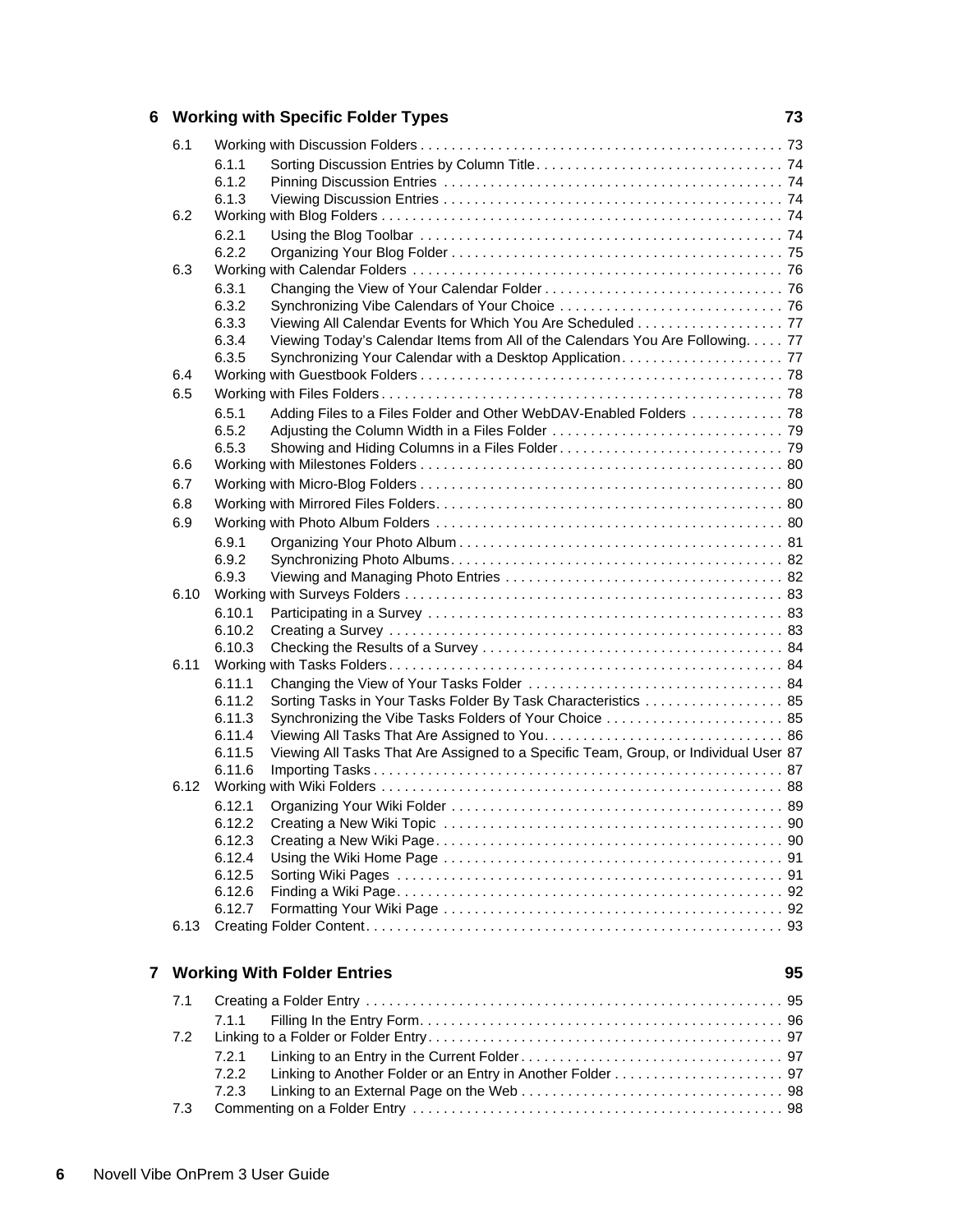**6 Working with Specific Folder Types 73**

- 6.1 Working with Discussion Folders . . . . . . . . . . 73
  - 6.1.1 Sorting Discussion Entries by Column Title . . . . . . . . . . 74
  - 6.1.2 Pinning Discussion Entries . . . . . . . . . . 74
  - 6.1.3 Viewing Discussion Entries . . . . . . . . . . 74
- 6.2 Working with Blog Folders . . . . . . . . . . 74
  - 6.2.1 Using the Blog Toolbar . . . . . . . . . . 74
  - 6.2.2 Organizing Your Blog Folder . . . . . . . . . . 75
- 6.3 Working with Calendar Folders . . . . . . . . . . 76
  - 6.3.1 Changing the View of Your Calendar Folder . . . . . . . . . . 76
  - 6.3.2 Synchronizing Vibe Calendars of Your Choice . . . . . . . . . . 76
  - 6.3.3 Viewing All Calendar Events for Which You Are Scheduled . . . . . . . . . . 77
  - 6.3.4 Viewing Today's Calendar Items from All of the Calendars You Are Following. . . . . 77
  - 6.3.5 Synchronizing Your Calendar with a Desktop Application . . . . . . . . . . 77
- 6.4 Working with Guestbook Folders . . . . . . . . . . 78
- 6.5 Working with Files Folders . . . . . . . . . . 78
  - 6.5.1 Adding Files to a Files Folder and Other WebDAV-Enabled Folders . . . . . . . . . . 78
  - 6.5.2 Adjusting the Column Width in a Files Folder . . . . . . . . . . 79
  - 6.5.3 Showing and Hiding Columns in a Files Folder . . . . . . . . . . 79
- 6.6 Working with Milestones Folders . . . . . . . . . . 80
- 6.7 Working with Micro-Blog Folders . . . . . . . . . . 80
- 6.8 Working with Mirrored Files Folders . . . . . . . . . . 80
- 6.9 Working with Photo Album Folders . . . . . . . . . . 80
  - 6.9.1 Organizing Your Photo Album . . . . . . . . . . 81
  - 6.9.2 Synchronizing Photo Albums . . . . . . . . . . 82
  - 6.9.3 Viewing and Managing Photo Entries . . . . . . . . . . 82
- 6.10 Working with Surveys Folders . . . . . . . . . . 83
  - 6.10.1 Participating in a Survey . . . . . . . . . . 83
  - 6.10.2 Creating a Survey . . . . . . . . . . 83
  - 6.10.3 Checking the Results of a Survey . . . . . . . . . . 84
- 6.11 Working with Tasks Folders . . . . . . . . . . 84
  - 6.11.1 Changing the View of Your Tasks Folder . . . . . . . . . . 84
  - 6.11.2 Sorting Tasks in Your Tasks Folder By Task Characteristics . . . . . . . . . . 85
  - 6.11.3 Synchronizing the Vibe Tasks Folders of Your Choice . . . . . . . . . . 85
  - 6.11.4 Viewing All Tasks That Are Assigned to You . . . . . . . . . . 86
  - 6.11.5 Viewing All Tasks That Are Assigned to a Specific Team, Group, or Individual User 87
  - 6.11.6 Importing Tasks . . . . . . . . . . 87
- 6.12 Working with Wiki Folders . . . . . . . . . . 88
  - 6.12.1 Organizing Your Wiki Folder . . . . . . . . . . 89
  - 6.12.2 Creating a New Wiki Topic . . . . . . . . . . 90
  - 6.12.3 Creating a New Wiki Page . . . . . . . . . . 90
  - 6.12.4 Using the Wiki Home Page . . . . . . . . . . 91
  - 6.12.5 Sorting Wiki Pages . . . . . . . . . . 91
  - 6.12.6 Finding a Wiki Page . . . . . . . . . . 92
  - 6.12.7 Formatting Your Wiki Page . . . . . . . . . . 92
- 6.13 Creating Folder Content . . . . . . . . . . 93

**7 Working With Folder Entries 95**

- 7.1 Creating a Folder Entry . . . . . . . . . . 95
  - 7.1.1 Filling In the Entry Form . . . . . . . . . . 96
- 7.2 Linking to a Folder or Folder Entry . . . . . . . . . . 97
  - 7.2.1 Linking to an Entry in the Current Folder . . . . . . . . . . 97
  - 7.2.2 Linking to Another Folder or an Entry in Another Folder . . . . . . . . . . 97
  - 7.2.3 Linking to an External Page on the Web . . . . . . . . . . 98
- 7.3 Commenting on a Folder Entry . . . . . . . . . . 98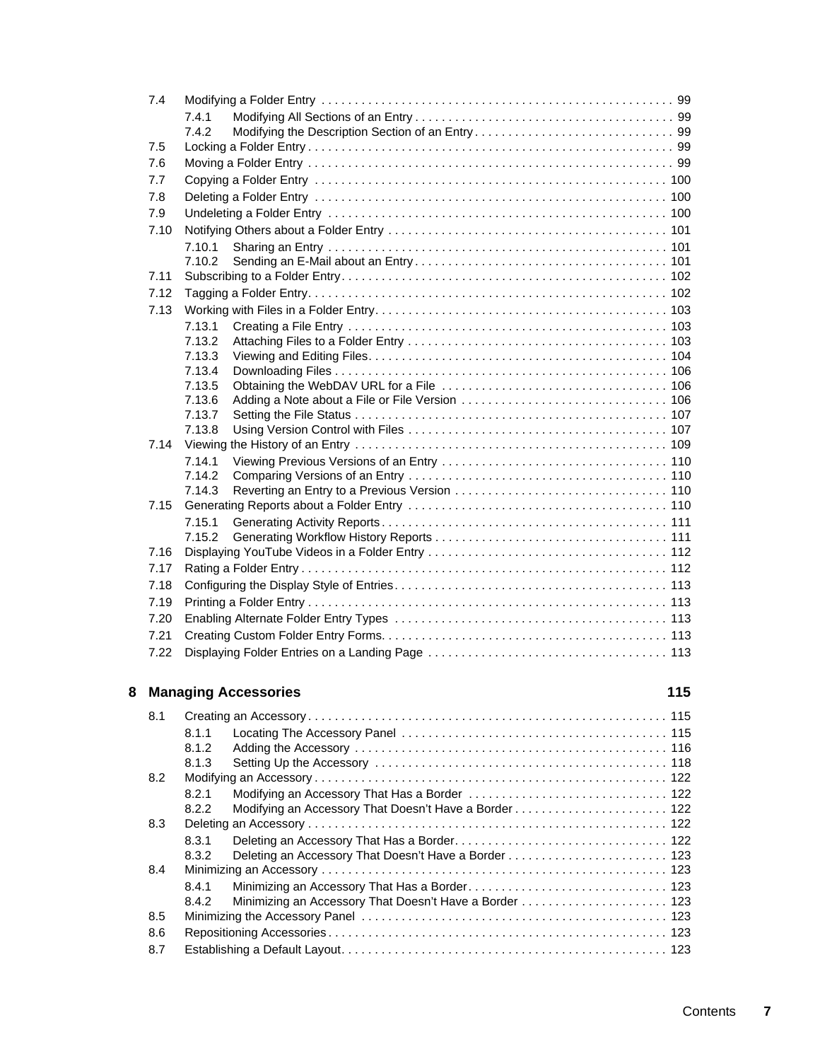- 7.4 Modifying a Folder Entry . . . . . 99
  - 7.4.1 Modifying All Sections of an Entry . . . . . 99
  - 7.4.2 Modifying the Description Section of an Entry . . . . . 99
- 7.5 Locking a Folder Entry . . . . . 99
- 7.6 Moving a Folder Entry . . . . . 99
- 7.7 Copying a Folder Entry . . . . . 100
- 7.8 Deleting a Folder Entry . . . . . 100
- 7.9 Undeleting a Folder Entry . . . . . 100
- 7.10 Notifying Others about a Folder Entry . . . . . 101
  - 7.10.1 Sharing an Entry . . . . . 101
  - 7.10.2 Sending an E-Mail about an Entry . . . . . 101
- 7.11 Subscribing to a Folder Entry . . . . . 102
- 7.12 Tagging a Folder Entry . . . . . 102
- 7.13 Working with Files in a Folder Entry . . . . . 103
  - 7.13.1 Creating a File Entry . . . . . 103
  - 7.13.2 Attaching Files to a Folder Entry . . . . . 103
  - 7.13.3 Viewing and Editing Files . . . . . 104
  - 7.13.4 Downloading Files . . . . . 106
  - 7.13.5 Obtaining the WebDAV URL for a File . . . . . 106
  - 7.13.6 Adding a Note about a File or File Version . . . . . 106
  - 7.13.7 Setting the File Status . . . . . 107
  - 7.13.8 Using Version Control with Files . . . . . 107
- 7.14 Viewing the History of an Entry . . . . . 109
  - 7.14.1 Viewing Previous Versions of an Entry . . . . . 110
  - 7.14.2 Comparing Versions of an Entry . . . . . 110
  - 7.14.3 Reverting an Entry to a Previous Version . . . . . 110
- 7.15 Generating Reports about a Folder Entry . . . . . 110
  - 7.15.1 Generating Activity Reports . . . . . 111
  - 7.15.2 Generating Workflow History Reports . . . . . 111
- 7.16 Displaying YouTube Videos in a Folder Entry . . . . . 112
- 7.17 Rating a Folder Entry . . . . . 112
- 7.18 Configuring the Display Style of Entries . . . . . 113
- 7.19 Printing a Folder Entry . . . . . 113
- 7.20 Enabling Alternate Folder Entry Types . . . . . 113
- 7.21 Creating Custom Folder Entry Forms . . . . . 113
- 7.22 Displaying Folder Entries on a Landing Page . . . . . 113

## 8 Managing Accessories 115

- 8.1 Creating an Accessory . . . . . 115
  - 8.1.1 Locating The Accessory Panel . . . . . 115
  - 8.1.2 Adding the Accessory . . . . . 116
  - 8.1.3 Setting Up the Accessory . . . . . 118
- 8.2 Modifying an Accessory . . . . . 122
  - 8.2.1 Modifying an Accessory That Has a Border . . . . . 122
  - 8.2.2 Modifying an Accessory That Doesn't Have a Border . . . . . 122
- 8.3 Deleting an Accessory . . . . . 122
  - 8.3.1 Deleting an Accessory That Has a Border . . . . . 122
  - 8.3.2 Deleting an Accessory That Doesn't Have a Border . . . . . 123
- 8.4 Minimizing an Accessory . . . . . 123
  - 8.4.1 Minimizing an Accessory That Has a Border . . . . . 123
  - 8.4.2 Minimizing an Accessory That Doesn't Have a Border . . . . . 123
- 8.5 Minimizing the Accessory Panel . . . . . 123
- 8.6 Repositioning Accessories . . . . . 123
- 8.7 Establishing a Default Layout . . . . . 123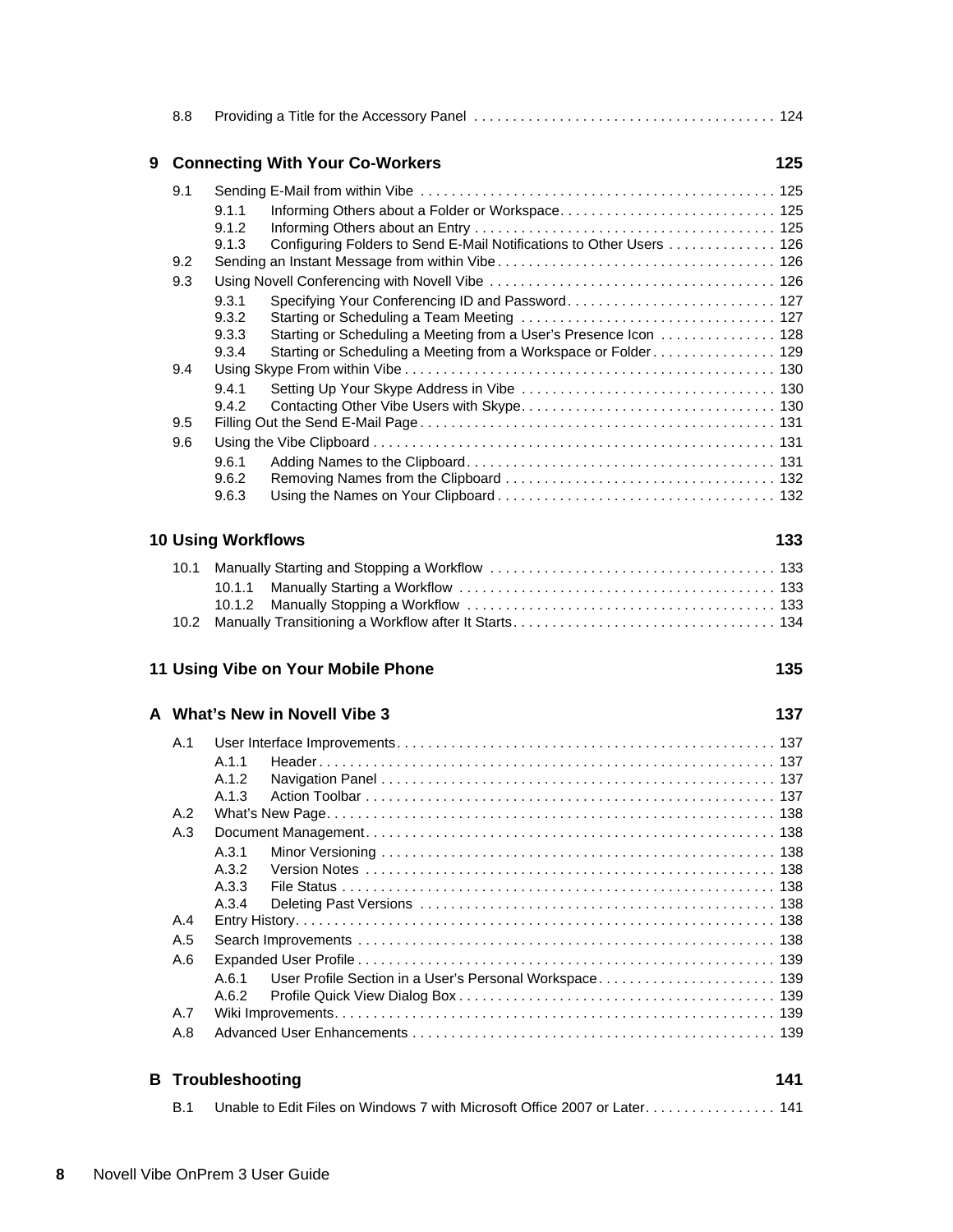8.8 Providing a Title for the Accessory Panel . . . . . . . . . . . . . . . . . . . . . . . . . . . . . . . . . . . . . . 124

**9 Connecting With Your Co-Workers 125**

9.1 Sending E-Mail from within Vibe . . . . . . . . . . . . . . . . . . . . . . . . . . . . . . . . . . . . . . . . . . . . . 125
- 9.1.1 Informing Others about a Folder or Workspace. . . . . . . . . . . . . . . . . . . . . . . . . . . . 125
- 9.1.2 Informing Others about an Entry . . . . . . . . . . . . . . . . . . . . . . . . . . . . . . . . . . . . . . . 125
- 9.1.3 Configuring Folders to Send E-Mail Notifications to Other Users . . . . . . . . . . . . . . 126

9.2 Sending an Instant Message from within Vibe . . . . . . . . . . . . . . . . . . . . . . . . . . . . . . . . . . . 126

9.3 Using Novell Conferencing with Novell Vibe . . . . . . . . . . . . . . . . . . . . . . . . . . . . . . . . . . . . 126
- 9.3.1 Specifying Your Conferencing ID and Password. . . . . . . . . . . . . . . . . . . . . . . . . . . 127
- 9.3.2 Starting or Scheduling a Team Meeting . . . . . . . . . . . . . . . . . . . . . . . . . . . . . . . . . 127
- 9.3.3 Starting or Scheduling a Meeting from a User's Presence Icon . . . . . . . . . . . . . . . 128
- 9.3.4 Starting or Scheduling a Meeting from a Workspace or Folder . . . . . . . . . . . . . . . . 129

9.4 Using Skype From within Vibe . . . . . . . . . . . . . . . . . . . . . . . . . . . . . . . . . . . . . . . . . . . . . . . 130
- 9.4.1 Setting Up Your Skype Address in Vibe . . . . . . . . . . . . . . . . . . . . . . . . . . . . . . . . . 130
- 9.4.2 Contacting Other Vibe Users with Skype. . . . . . . . . . . . . . . . . . . . . . . . . . . . . . . . . 130

9.5 Filling Out the Send E-Mail Page . . . . . . . . . . . . . . . . . . . . . . . . . . . . . . . . . . . . . . . . . . . . . 131

9.6 Using the Vibe Clipboard . . . . . . . . . . . . . . . . . . . . . . . . . . . . . . . . . . . . . . . . . . . . . . . . . . . 131
- 9.6.1 Adding Names to the Clipboard. . . . . . . . . . . . . . . . . . . . . . . . . . . . . . . . . . . . . . . . 131
- 9.6.2 Removing Names from the Clipboard . . . . . . . . . . . . . . . . . . . . . . . . . . . . . . . . . . . 132
- 9.6.3 Using the Names on Your Clipboard . . . . . . . . . . . . . . . . . . . . . . . . . . . . . . . . . . . . 132

**10 Using Workflows 133**

10.1 Manually Starting and Stopping a Workflow . . . . . . . . . . . . . . . . . . . . . . . . . . . . . . . . . . . . 133
- 10.1.1 Manually Starting a Workflow . . . . . . . . . . . . . . . . . . . . . . . . . . . . . . . . . . . . . . . . . 133
- 10.1.2 Manually Stopping a Workflow . . . . . . . . . . . . . . . . . . . . . . . . . . . . . . . . . . . . . . . . 133

10.2 Manually Transitioning a Workflow after It Starts. . . . . . . . . . . . . . . . . . . . . . . . . . . . . . . . . . 134

**11 Using Vibe on Your Mobile Phone 135**

**A What's New in Novell Vibe 3 137**

A.1 User Interface Improvements. . . . . . . . . . . . . . . . . . . . . . . . . . . . . . . . . . . . . . . . . . . . . . . . . 137
- A.1.1 Header . . . . . . . . . . . . . . . . . . . . . . . . . . . . . . . . . . . . . . . . . . . . . . . . . . . . . . . . . . 137
- A.1.2 Navigation Panel . . . . . . . . . . . . . . . . . . . . . . . . . . . . . . . . . . . . . . . . . . . . . . . . . . . 137
- A.1.3 Action Toolbar . . . . . . . . . . . . . . . . . . . . . . . . . . . . . . . . . . . . . . . . . . . . . . . . . . . . . 137

A.2 What's New Page. . . . . . . . . . . . . . . . . . . . . . . . . . . . . . . . . . . . . . . . . . . . . . . . . . . . . . . . . . 138

A.3 Document Management. . . . . . . . . . . . . . . . . . . . . . . . . . . . . . . . . . . . . . . . . . . . . . . . . . . . . 138
- A.3.1 Minor Versioning . . . . . . . . . . . . . . . . . . . . . . . . . . . . . . . . . . . . . . . . . . . . . . . . . . . 138
- A.3.2 Version Notes . . . . . . . . . . . . . . . . . . . . . . . . . . . . . . . . . . . . . . . . . . . . . . . . . . . . . 138
- A.3.3 File Status . . . . . . . . . . . . . . . . . . . . . . . . . . . . . . . . . . . . . . . . . . . . . . . . . . . . . . . . 138
- A.3.4 Deleting Past Versions . . . . . . . . . . . . . . . . . . . . . . . . . . . . . . . . . . . . . . . . . . . . . . 138

A.4 Entry History. . . . . . . . . . . . . . . . . . . . . . . . . . . . . . . . . . . . . . . . . . . . . . . . . . . . . . . . . . . . . 138

A.5 Search Improvements . . . . . . . . . . . . . . . . . . . . . . . . . . . . . . . . . . . . . . . . . . . . . . . . . . . . . . 138

A.6 Expanded User Profile . . . . . . . . . . . . . . . . . . . . . . . . . . . . . . . . . . . . . . . . . . . . . . . . . . . . . . 139
- A.6.1 User Profile Section in a User's Personal Workspace. . . . . . . . . . . . . . . . . . . . . . . 139
- A.6.2 Profile Quick View Dialog Box . . . . . . . . . . . . . . . . . . . . . . . . . . . . . . . . . . . . . . . . . 139

A.7 Wiki Improvements. . . . . . . . . . . . . . . . . . . . . . . . . . . . . . . . . . . . . . . . . . . . . . . . . . . . . . . . . 139

A.8 Advanced User Enhancements . . . . . . . . . . . . . . . . . . . . . . . . . . . . . . . . . . . . . . . . . . . . . . . 139

**B Troubleshooting 141**

B.1 Unable to Edit Files on Windows 7 with Microsoft Office 2007 or Later. . . . . . . . . . . . . . . . . 141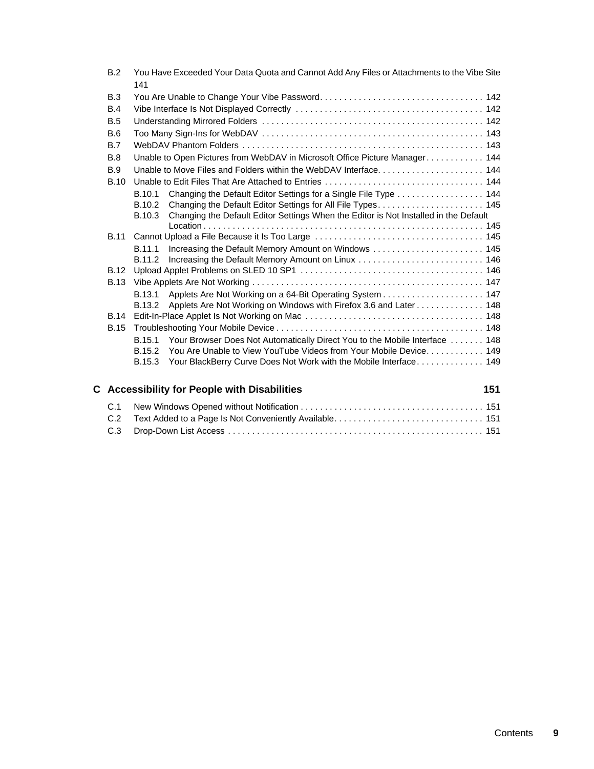- B.2 You Have Exceeded Your Data Quota and Cannot Add Any Files or Attachments to the Vibe Site 141
- B.3 You Are Unable to Change Your Vibe Password. . . . . . . . . . . . . . . . . . . . . . . . . . . . . . . . . . 142
- B.4 Vibe Interface Is Not Displayed Correctly . . . . . . . . . . . . . . . . . . . . . . . . . . . . . . . . . . . . . . 142
- B.5 Understanding Mirrored Folders . . . . . . . . . . . . . . . . . . . . . . . . . . . . . . . . . . . . . . . . . . . . . 142
- B.6 Too Many Sign-Ins for WebDAV . . . . . . . . . . . . . . . . . . . . . . . . . . . . . . . . . . . . . . . . . . . . . 143
- B.7 WebDAV Phantom Folders . . . . . . . . . . . . . . . . . . . . . . . . . . . . . . . . . . . . . . . . . . . . . . . . . 143
- B.8 Unable to Open Pictures from WebDAV in Microsoft Office Picture Manager. . . . . . . . . . . . 144
- B.9 Unable to Move Files and Folders within the WebDAV Interface. . . . . . . . . . . . . . . . . . . . . . 144
- B.10 Unable to Edit Files That Are Attached to Entries . . . . . . . . . . . . . . . . . . . . . . . . . . . . . . . . 144
  - B.10.1 Changing the Default Editor Settings for a Single File Type . . . . . . . . . . . . . . . . . . 144
  - B.10.2 Changing the Default Editor Settings for All File Types. . . . . . . . . . . . . . . . . . . . . . 145
  - B.10.3 Changing the Default Editor Settings When the Editor is Not Installed in the Default Location . . . . . . . . . . . . . . . . . . . . . . . . . . . . . . . . . . . . . . . . . . . . . . . . . . . . . . . . . 145
- B.11 Cannot Upload a File Because it Is Too Large . . . . . . . . . . . . . . . . . . . . . . . . . . . . . . . . . . 145
  - B.11.1 Increasing the Default Memory Amount on Windows . . . . . . . . . . . . . . . . . . . . . . . 145
  - B.11.2 Increasing the Default Memory Amount on Linux . . . . . . . . . . . . . . . . . . . . . . . . . . 146
- B.12 Upload Applet Problems on SLED 10 SP1 . . . . . . . . . . . . . . . . . . . . . . . . . . . . . . . . . . . . . 146
- B.13 Vibe Applets Are Not Working . . . . . . . . . . . . . . . . . . . . . . . . . . . . . . . . . . . . . . . . . . . . . . . 147
  - B.13.1 Applets Are Not Working on a 64-Bit Operating System . . . . . . . . . . . . . . . . . . . . . 147
  - B.13.2 Applets Are Not Working on Windows with Firefox 3.6 and Later . . . . . . . . . . . . . . 148
- B.14 Edit-In-Place Applet Is Not Working on Mac . . . . . . . . . . . . . . . . . . . . . . . . . . . . . . . . . . . . 148
- B.15 Troubleshooting Your Mobile Device . . . . . . . . . . . . . . . . . . . . . . . . . . . . . . . . . . . . . . . . . . 148
  - B.15.1 Your Browser Does Not Automatically Direct You to the Mobile Interface . . . . . . . 148
  - B.15.2 You Are Unable to View YouTube Videos from Your Mobile Device. . . . . . . . . . . . 149
  - B.15.3 Your BlackBerry Curve Does Not Work with the Mobile Interface. . . . . . . . . . . . . . 149

## C Accessibility for People with Disabilities 151

- C.1 New Windows Opened without Notification . . . . . . . . . . . . . . . . . . . . . . . . . . . . . . . . . . . . . 151
- C.2 Text Added to a Page Is Not Conveniently Available. . . . . . . . . . . . . . . . . . . . . . . . . . . . . . . 151
- C.3 Drop-Down List Access . . . . . . . . . . . . . . . . . . . . . . . . . . . . . . . . . . . . . . . . . . . . . . . . . . . . 151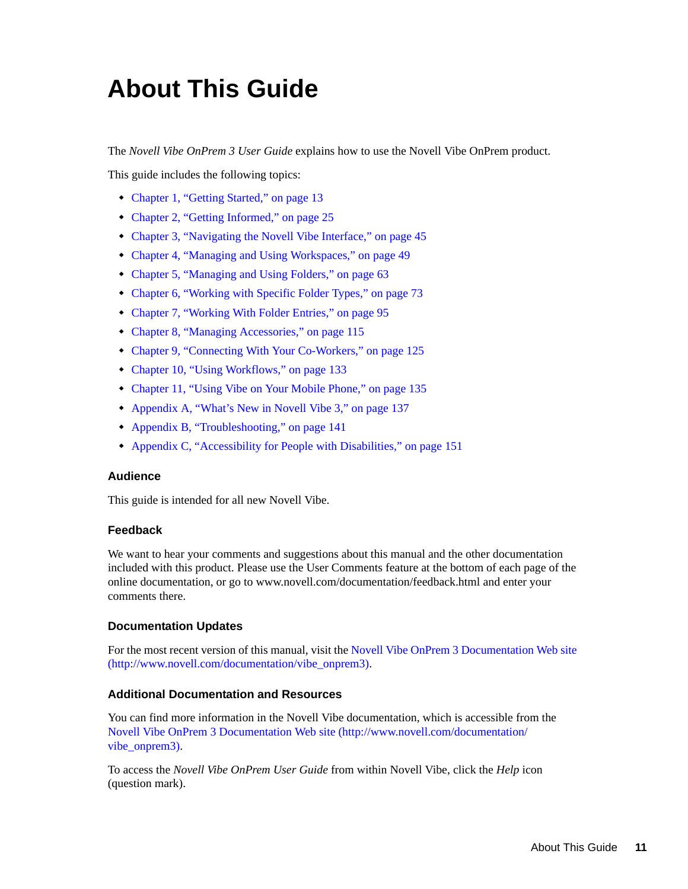# About This Guide

The *Novell Vibe OnPrem 3 User Guide* explains how to use the Novell Vibe OnPrem product.

This guide includes the following topics:

- Chapter 1, “Getting Started,” on page 13
- Chapter 2, “Getting Informed,” on page 25
- Chapter 3, “Navigating the Novell Vibe Interface,” on page 45
- Chapter 4, “Managing and Using Workspaces,” on page 49
- Chapter 5, “Managing and Using Folders,” on page 63
- Chapter 6, “Working with Specific Folder Types,” on page 73
- Chapter 7, “Working With Folder Entries,” on page 95
- Chapter 8, “Managing Accessories,” on page 115
- Chapter 9, “Connecting With Your Co-Workers,” on page 125
- Chapter 10, “Using Workflows,” on page 133
- Chapter 11, “Using Vibe on Your Mobile Phone,” on page 135
- Appendix A, “What’s New in Novell Vibe 3,” on page 137
- Appendix B, “Troubleshooting,” on page 141
- Appendix C, “Accessibility for People with Disabilities,” on page 151

### Audience

This guide is intended for all new Novell Vibe.

### Feedback

We want to hear your comments and suggestions about this manual and the other documentation included with this product. Please use the User Comments feature at the bottom of each page of the online documentation, or go to www.novell.com/documentation/feedback.html and enter your comments there.

### Documentation Updates

For the most recent version of this manual, visit the Novell Vibe OnPrem 3 Documentation Web site (http://www.novell.com/documentation/vibe_onprem3).

### Additional Documentation and Resources

You can find more information in the Novell Vibe documentation, which is accessible from the Novell Vibe OnPrem 3 Documentation Web site (http://www.novell.com/documentation/vibe_onprem3).

To access the *Novell Vibe OnPrem User Guide* from within Novell Vibe, click the *Help* icon (question mark).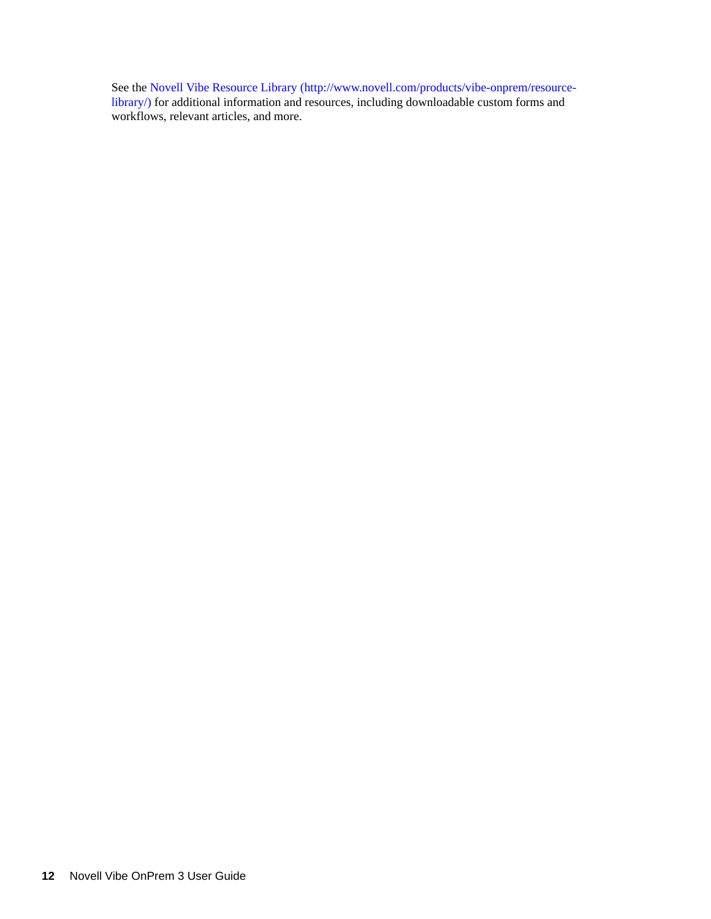See the Novell Vibe Resource Library (http://www.novell.com/products/vibe-onprem/resource-library/) for additional information and resources, including downloadable custom forms and workflows, relevant articles, and more.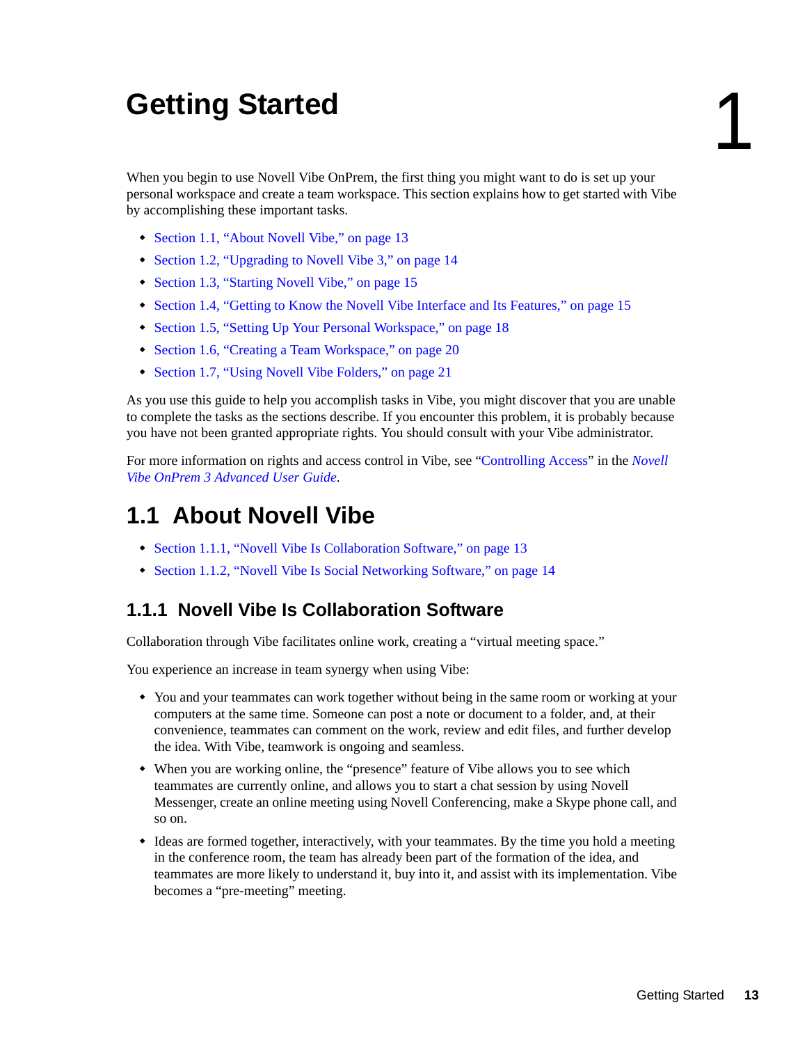# 1 Getting Started

When you begin to use Novell Vibe OnPrem, the first thing you might want to do is set up your personal workspace and create a team workspace. This section explains how to get started with Vibe by accomplishing these important tasks.

- Section 1.1, "About Novell Vibe," on page 13
- Section 1.2, "Upgrading to Novell Vibe 3," on page 14
- Section 1.3, "Starting Novell Vibe," on page 15
- Section 1.4, "Getting to Know the Novell Vibe Interface and Its Features," on page 15
- Section 1.5, "Setting Up Your Personal Workspace," on page 18
- Section 1.6, "Creating a Team Workspace," on page 20
- Section 1.7, "Using Novell Vibe Folders," on page 21

As you use this guide to help you accomplish tasks in Vibe, you might discover that you are unable to complete the tasks as the sections describe. If you encounter this problem, it is probably because you have not been granted appropriate rights. You should consult with your Vibe administrator.

For more information on rights and access control in Vibe, see "Controlling Access" in the *Novell Vibe OnPrem 3 Advanced User Guide*.

## 1.1 About Novell Vibe

- Section 1.1.1, "Novell Vibe Is Collaboration Software," on page 13
- Section 1.1.2, "Novell Vibe Is Social Networking Software," on page 14

### 1.1.1 Novell Vibe Is Collaboration Software

Collaboration through Vibe facilitates online work, creating a "virtual meeting space."

You experience an increase in team synergy when using Vibe:

- You and your teammates can work together without being in the same room or working at your computers at the same time. Someone can post a note or document to a folder, and, at their convenience, teammates can comment on the work, review and edit files, and further develop the idea. With Vibe, teamwork is ongoing and seamless.
- When you are working online, the "presence" feature of Vibe allows you to see which teammates are currently online, and allows you to start a chat session by using Novell Messenger, create an online meeting using Novell Conferencing, make a Skype phone call, and so on.
- Ideas are formed together, interactively, with your teammates. By the time you hold a meeting in the conference room, the team has already been part of the formation of the idea, and teammates are more likely to understand it, buy into it, and assist with its implementation. Vibe becomes a "pre-meeting" meeting.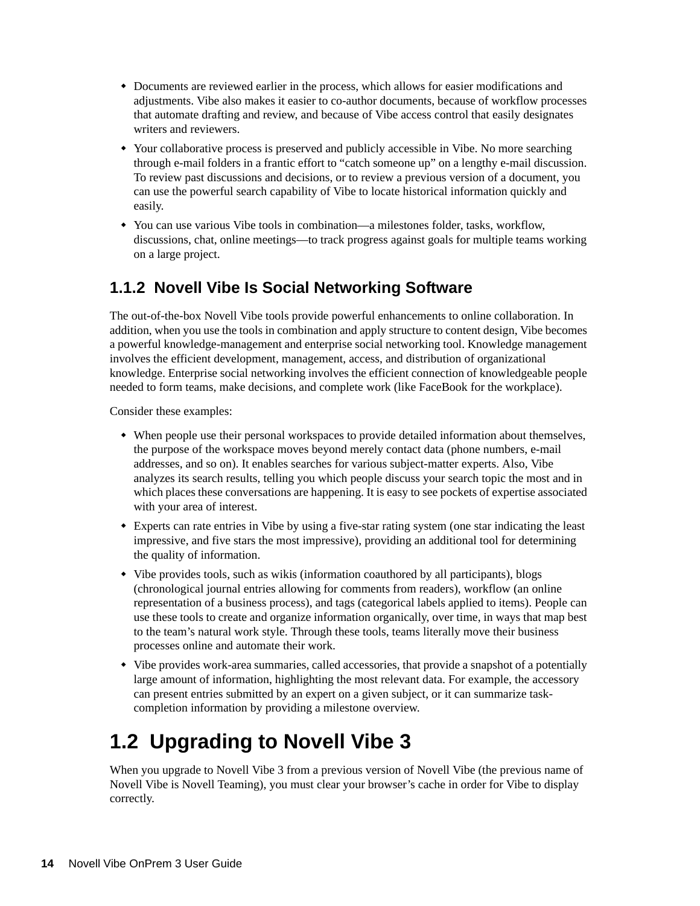- Documents are reviewed earlier in the process, which allows for easier modifications and adjustments. Vibe also makes it easier to co-author documents, because of workflow processes that automate drafting and review, and because of Vibe access control that easily designates writers and reviewers.
- Your collaborative process is preserved and publicly accessible in Vibe. No more searching through e-mail folders in a frantic effort to “catch someone up” on a lengthy e-mail discussion. To review past discussions and decisions, or to review a previous version of a document, you can use the powerful search capability of Vibe to locate historical information quickly and easily.
- You can use various Vibe tools in combination—a milestones folder, tasks, workflow, discussions, chat, online meetings—to track progress against goals for multiple teams working on a large project.

### 1.1.2 Novell Vibe Is Social Networking Software

The out-of-the-box Novell Vibe tools provide powerful enhancements to online collaboration. In addition, when you use the tools in combination and apply structure to content design, Vibe becomes a powerful knowledge-management and enterprise social networking tool. Knowledge management involves the efficient development, management, access, and distribution of organizational knowledge. Enterprise social networking involves the efficient connection of knowledgeable people needed to form teams, make decisions, and complete work (like FaceBook for the workplace).

Consider these examples:

- When people use their personal workspaces to provide detailed information about themselves, the purpose of the workspace moves beyond merely contact data (phone numbers, e-mail addresses, and so on). It enables searches for various subject-matter experts. Also, Vibe analyzes its search results, telling you which people discuss your search topic the most and in which places these conversations are happening. It is easy to see pockets of expertise associated with your area of interest.
- Experts can rate entries in Vibe by using a five-star rating system (one star indicating the least impressive, and five stars the most impressive), providing an additional tool for determining the quality of information.
- Vibe provides tools, such as wikis (information coauthored by all participants), blogs (chronological journal entries allowing for comments from readers), workflow (an online representation of a business process), and tags (categorical labels applied to items). People can use these tools to create and organize information organically, over time, in ways that map best to the team’s natural work style. Through these tools, teams literally move their business processes online and automate their work.
- Vibe provides work-area summaries, called accessories, that provide a snapshot of a potentially large amount of information, highlighting the most relevant data. For example, the accessory can present entries submitted by an expert on a given subject, or it can summarize task-completion information by providing a milestone overview.

## 1.2 Upgrading to Novell Vibe 3

When you upgrade to Novell Vibe 3 from a previous version of Novell Vibe (the previous name of Novell Vibe is Novell Teaming), you must clear your browser’s cache in order for Vibe to display correctly.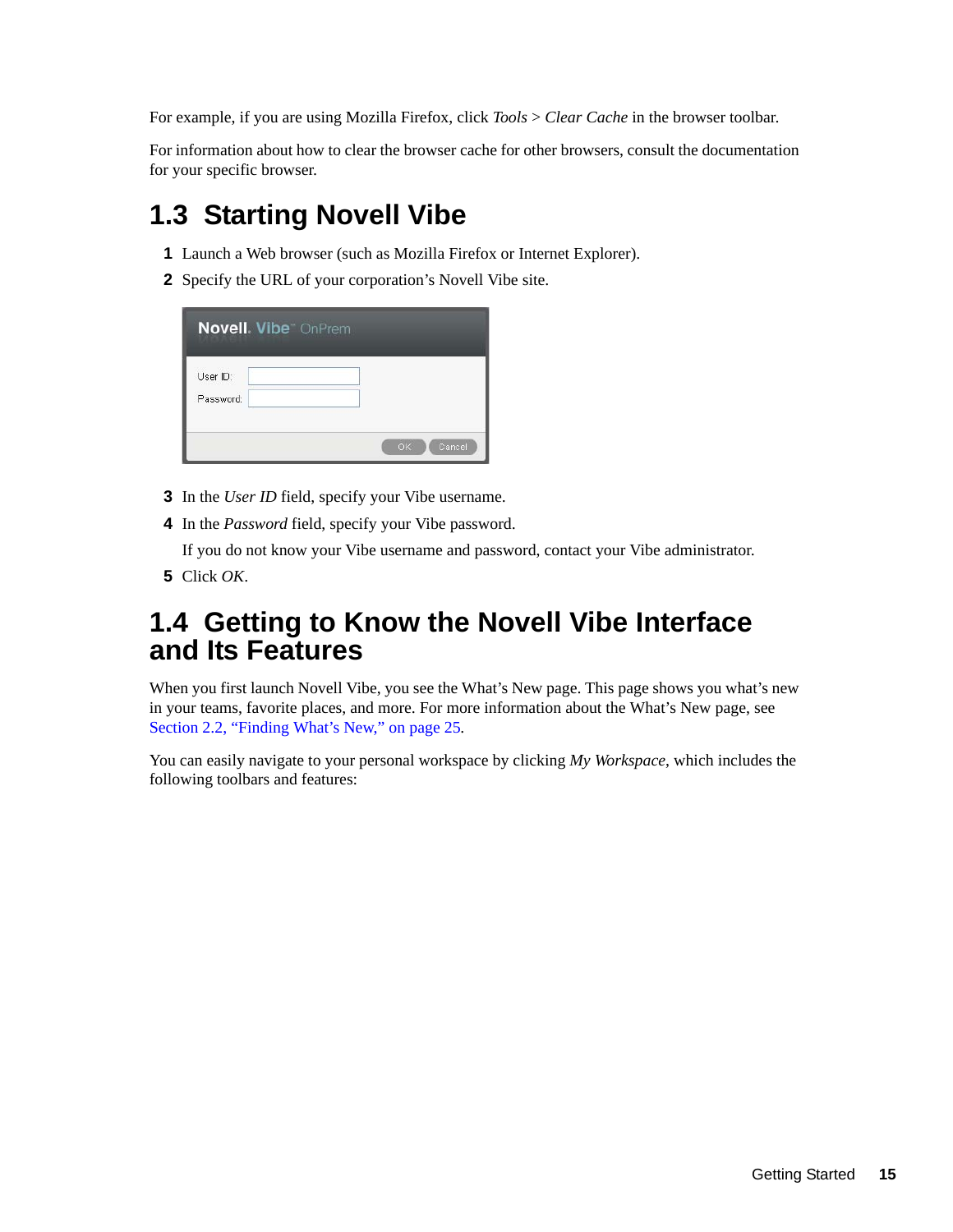For example, if you are using Mozilla Firefox, click *Tools* > *Clear Cache* in the browser toolbar.

For information about how to clear the browser cache for other browsers, consult the documentation for your specific browser.

## 1.3 Starting Novell Vibe

1. Launch a Web browser (such as Mozilla Firefox or Internet Explorer).
2. Specify the URL of your corporation's Novell Vibe site.
3. In the *User ID* field, specify your Vibe username.
4. In the *Password* field, specify your Vibe password.

   If you do not know your Vibe username and password, contact your Vibe administrator.
5. Click *OK*.

## 1.4 Getting to Know the Novell Vibe Interface and Its Features

When you first launch Novell Vibe, you see the What's New page. This page shows you what's new in your teams, favorite places, and more. For more information about the What's New page, see Section 2.2, "Finding What's New," on page 25.

You can easily navigate to your personal workspace by clicking *My Workspace*, which includes the following toolbars and features: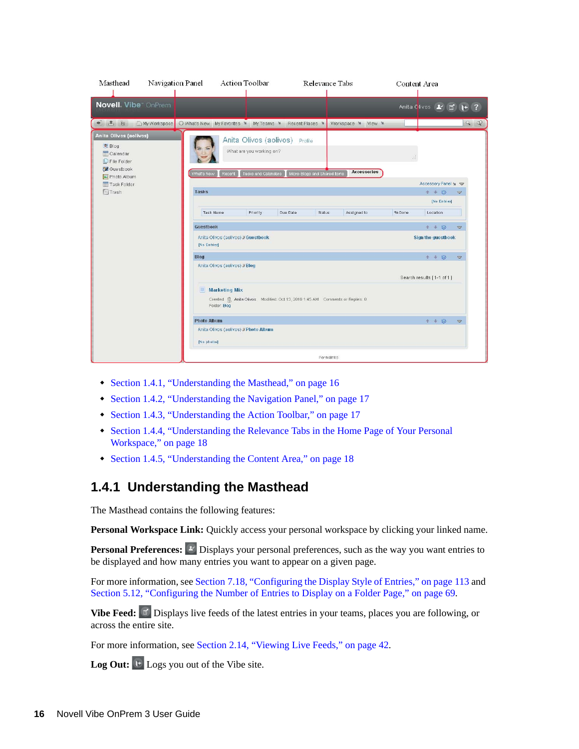- Section 1.4.1, “Understanding the Masthead,” on page 16
- Section 1.4.2, “Understanding the Navigation Panel,” on page 17
- Section 1.4.3, “Understanding the Action Toolbar,” on page 17
- Section 1.4.4, “Understanding the Relevance Tabs in the Home Page of Your Personal Workspace,” on page 18
- Section 1.4.5, “Understanding the Content Area,” on page 18

## 1.4.1 Understanding the Masthead

The Masthead contains the following features:

**Personal Workspace Link:** Quickly access your personal workspace by clicking your linked name.

**Personal Preferences:** Displays your personal preferences, such as the way you want entries to be displayed and how many entries you want to appear on a given page.

For more information, see Section 7.18, “Configuring the Display Style of Entries,” on page 113 and Section 5.12, “Configuring the Number of Entries to Display on a Folder Page,” on page 69.

**Vibe Feed:** Displays live feeds of the latest entries in your teams, places you are following, or across the entire site.

For more information, see Section 2.14, “Viewing Live Feeds,” on page 42.

**Log Out:** Logs you out of the Vibe site.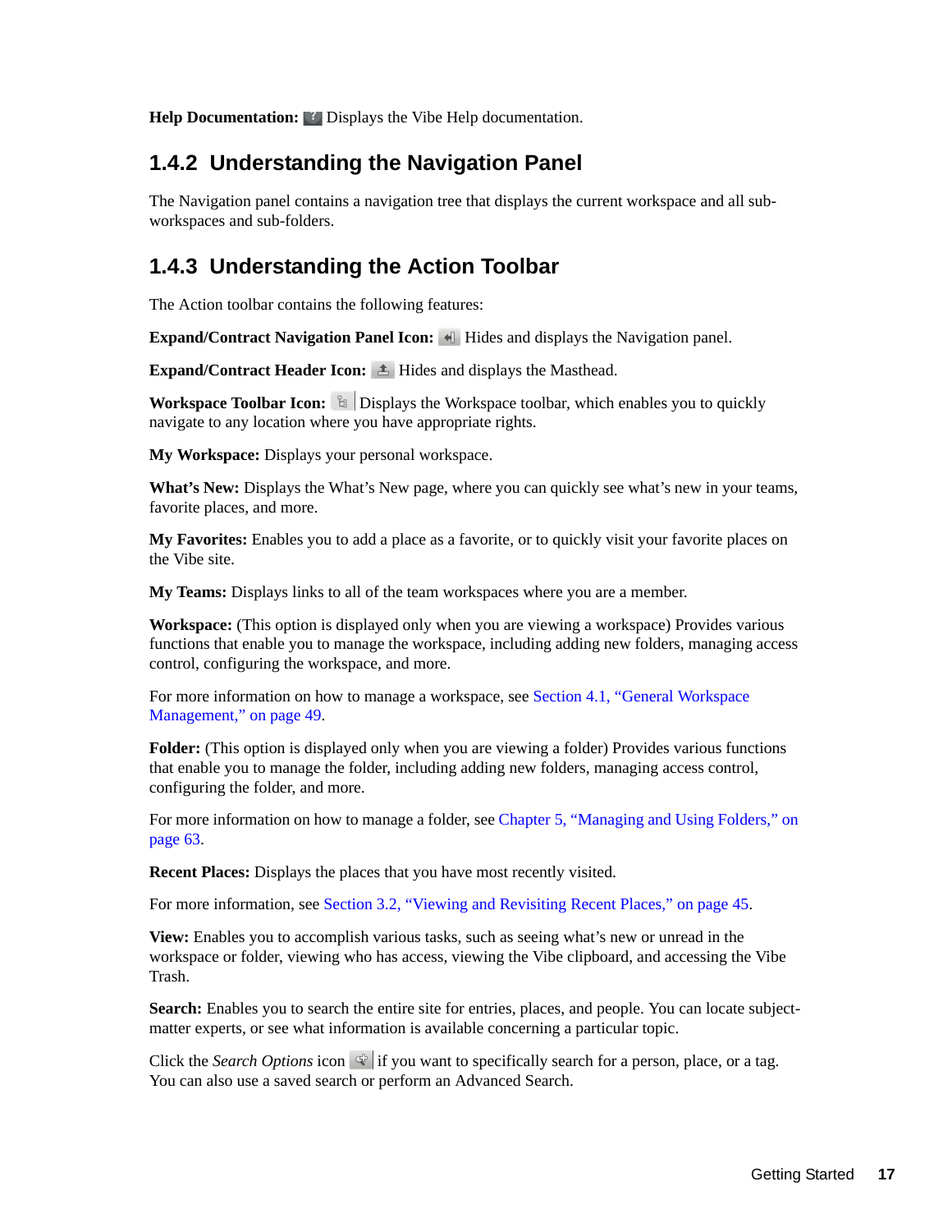**Help Documentation:** Displays the Vibe Help documentation.

### 1.4.2 Understanding the Navigation Panel

The Navigation panel contains a navigation tree that displays the current workspace and all sub-workspaces and sub-folders.

### 1.4.3 Understanding the Action Toolbar

The Action toolbar contains the following features:

**Expand/Contract Navigation Panel Icon:** Hides and displays the Navigation panel.

**Expand/Contract Header Icon:** Hides and displays the Masthead.

**Workspace Toolbar Icon:** Displays the Workspace toolbar, which enables you to quickly navigate to any location where you have appropriate rights.

**My Workspace:** Displays your personal workspace.

**What's New:** Displays the What's New page, where you can quickly see what's new in your teams, favorite places, and more.

**My Favorites:** Enables you to add a place as a favorite, or to quickly visit your favorite places on the Vibe site.

**My Teams:** Displays links to all of the team workspaces where you are a member.

**Workspace:** (This option is displayed only when you are viewing a workspace) Provides various functions that enable you to manage the workspace, including adding new folders, managing access control, configuring the workspace, and more.

For more information on how to manage a workspace, see Section 4.1, "General Workspace Management," on page 49.

**Folder:** (This option is displayed only when you are viewing a folder) Provides various functions that enable you to manage the folder, including adding new folders, managing access control, configuring the folder, and more.

For more information on how to manage a folder, see Chapter 5, "Managing and Using Folders," on page 63.

**Recent Places:** Displays the places that you have most recently visited.

For more information, see Section 3.2, "Viewing and Revisiting Recent Places," on page 45.

**View:** Enables you to accomplish various tasks, such as seeing what's new or unread in the workspace or folder, viewing who has access, viewing the Vibe clipboard, and accessing the Vibe Trash.

**Search:** Enables you to search the entire site for entries, places, and people. You can locate subject-matter experts, or see what information is available concerning a particular topic.

Click the *Search Options* icon if you want to specifically search for a person, place, or a tag. You can also use a saved search or perform an Advanced Search.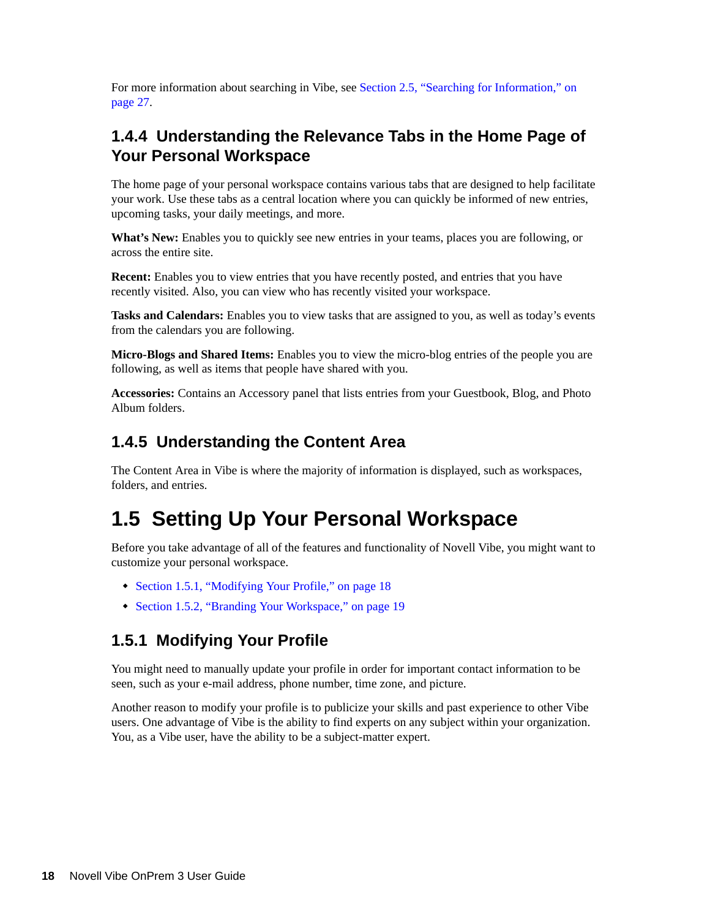For more information about searching in Vibe, see Section 2.5, “Searching for Information,” on page 27.

### 1.4.4 Understanding the Relevance Tabs in the Home Page of Your Personal Workspace

The home page of your personal workspace contains various tabs that are designed to help facilitate your work. Use these tabs as a central location where you can quickly be informed of new entries, upcoming tasks, your daily meetings, and more.

**What’s New:** Enables you to quickly see new entries in your teams, places you are following, or across the entire site.

**Recent:** Enables you to view entries that you have recently posted, and entries that you have recently visited. Also, you can view who has recently visited your workspace.

**Tasks and Calendars:** Enables you to view tasks that are assigned to you, as well as today’s events from the calendars you are following.

**Micro-Blogs and Shared Items:** Enables you to view the micro-blog entries of the people you are following, as well as items that people have shared with you.

**Accessories:** Contains an Accessory panel that lists entries from your Guestbook, Blog, and Photo Album folders.

### 1.4.5 Understanding the Content Area

The Content Area in Vibe is where the majority of information is displayed, such as workspaces, folders, and entries.

## 1.5 Setting Up Your Personal Workspace

Before you take advantage of all of the features and functionality of Novell Vibe, you might want to customize your personal workspace.

- Section 1.5.1, “Modifying Your Profile,” on page 18
- Section 1.5.2, “Branding Your Workspace,” on page 19

### 1.5.1 Modifying Your Profile

You might need to manually update your profile in order for important contact information to be seen, such as your e-mail address, phone number, time zone, and picture.

Another reason to modify your profile is to publicize your skills and past experience to other Vibe users. One advantage of Vibe is the ability to find experts on any subject within your organization. You, as a Vibe user, have the ability to be a subject-matter expert.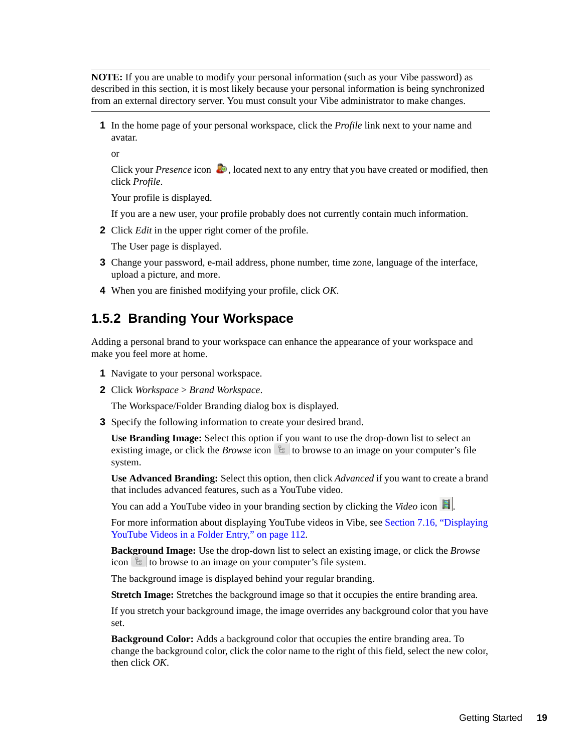**NOTE:** If you are unable to modify your personal information (such as your Vibe password) as described in this section, it is most likely because your personal information is being synchronized from an external directory server. You must consult your Vibe administrator to make changes.

1. In the home page of your personal workspace, click the *Profile* link next to your name and avatar.

   or

   Click your *Presence* icon, located next to any entry that you have created or modified, then click *Profile*.

   Your profile is displayed.

   If you are a new user, your profile probably does not currently contain much information.

2. Click *Edit* in the upper right corner of the profile.

   The User page is displayed.

3. Change your password, e-mail address, phone number, time zone, language of the interface, upload a picture, and more.

4. When you are finished modifying your profile, click *OK*.

## 1.5.2 Branding Your Workspace

Adding a personal brand to your workspace can enhance the appearance of your workspace and make you feel more at home.

1. Navigate to your personal workspace.

2. Click *Workspace* > *Brand Workspace*.

   The Workspace/Folder Branding dialog box is displayed.

3. Specify the following information to create your desired brand.

   **Use Branding Image:** Select this option if you want to use the drop-down list to select an existing image, or click the *Browse* icon to browse to an image on your computer's file system.

   **Use Advanced Branding:** Select this option, then click *Advanced* if you want to create a brand that includes advanced features, such as a YouTube video.

   You can add a YouTube video in your branding section by clicking the *Video* icon.

   For more information about displaying YouTube videos in Vibe, see Section 7.16, "Displaying YouTube Videos in a Folder Entry," on page 112.

   **Background Image:** Use the drop-down list to select an existing image, or click the *Browse* icon to browse to an image on your computer's file system.

   The background image is displayed behind your regular branding.

   **Stretch Image:** Stretches the background image so that it occupies the entire branding area.

   If you stretch your background image, the image overrides any background color that you have set.

   **Background Color:** Adds a background color that occupies the entire branding area. To change the background color, click the color name to the right of this field, select the new color, then click *OK*.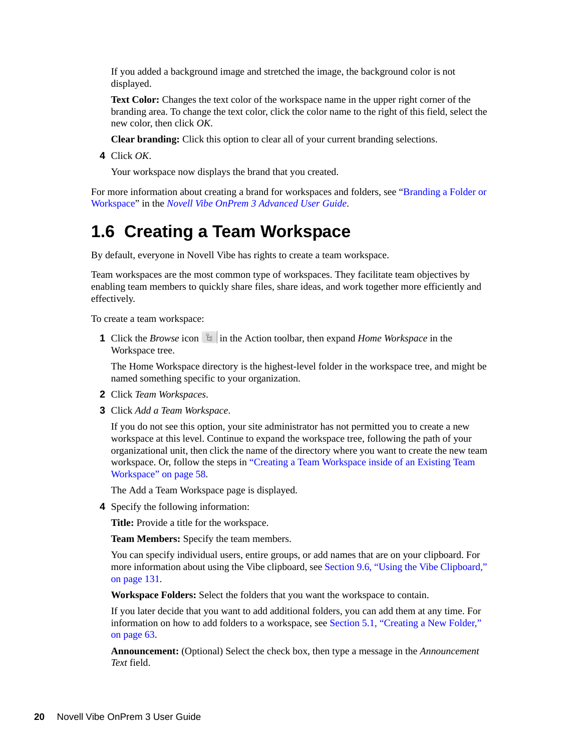If you added a background image and stretched the image, the background color is not displayed.

**Text Color:** Changes the text color of the workspace name in the upper right corner of the branding area. To change the text color, click the color name to the right of this field, select the new color, then click *OK*.

**Clear branding:** Click this option to clear all of your current branding selections.

4. Click *OK*.

   Your workspace now displays the brand that you created.

For more information about creating a brand for workspaces and folders, see “Branding a Folder or Workspace” in the *Novell Vibe OnPrem 3 Advanced User Guide*.

## 1.6 Creating a Team Workspace

By default, everyone in Novell Vibe has rights to create a team workspace.

Team workspaces are the most common type of workspaces. They facilitate team objectives by enabling team members to quickly share files, share ideas, and work together more efficiently and effectively.

To create a team workspace:

1. Click the *Browse* icon in the Action toolbar, then expand *Home Workspace* in the Workspace tree.

   The Home Workspace directory is the highest-level folder in the workspace tree, and might be named something specific to your organization.

2. Click *Team Workspaces*.
3. Click *Add a Team Workspace*.

   If you do not see this option, your site administrator has not permitted you to create a new workspace at this level. Continue to expand the workspace tree, following the path of your organizational unit, then click the name of the directory where you want to create the new team workspace. Or, follow the steps in “Creating a Team Workspace inside of an Existing Team Workspace” on page 58.

   The Add a Team Workspace page is displayed.

4. Specify the following information:

   **Title:** Provide a title for the workspace.

   **Team Members:** Specify the team members.

   You can specify individual users, entire groups, or add names that are on your clipboard. For more information about using the Vibe clipboard, see Section 9.6, “Using the Vibe Clipboard,” on page 131.

   **Workspace Folders:** Select the folders that you want the workspace to contain.

   If you later decide that you want to add additional folders, you can add them at any time. For information on how to add folders to a workspace, see Section 5.1, “Creating a New Folder,” on page 63.

   **Announcement:** (Optional) Select the check box, then type a message in the *Announcement Text* field.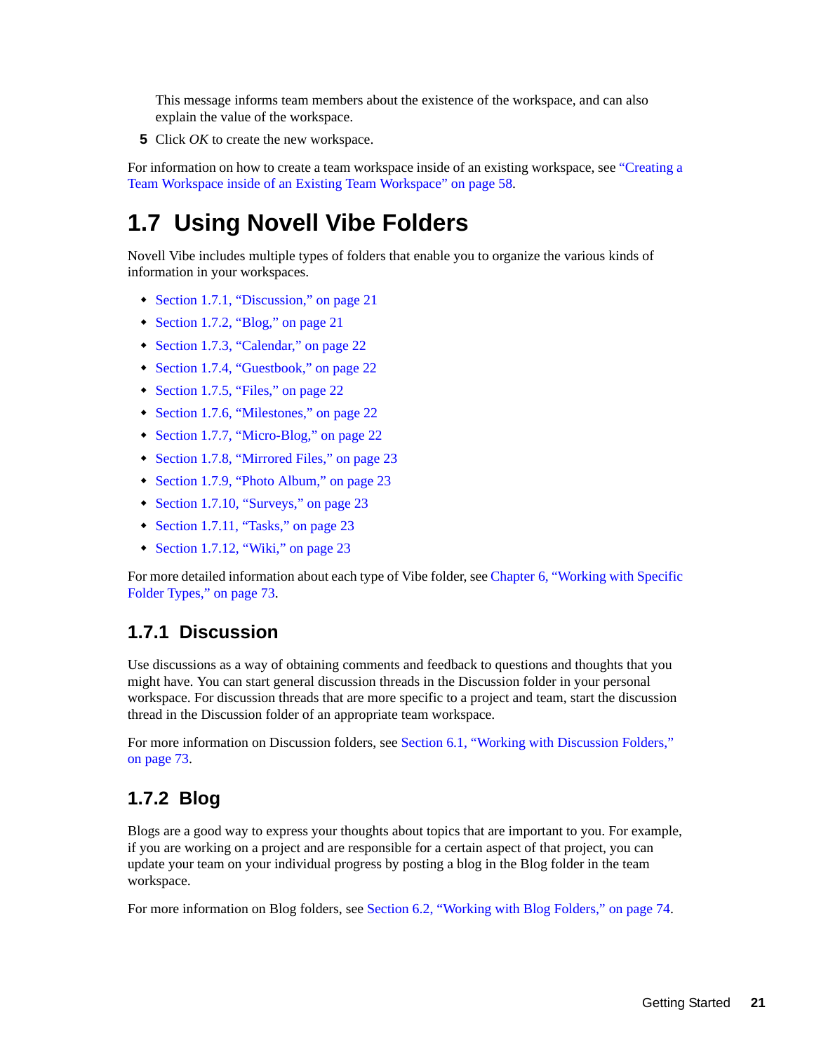This message informs team members about the existence of the workspace, and can also explain the value of the workspace.

**5** Click *OK* to create the new workspace.

For information on how to create a team workspace inside of an existing workspace, see "Creating a Team Workspace inside of an Existing Team Workspace" on page 58.

## 1.7 Using Novell Vibe Folders

Novell Vibe includes multiple types of folders that enable you to organize the various kinds of information in your workspaces.

- Section 1.7.1, "Discussion," on page 21
- Section 1.7.2, "Blog," on page 21
- Section 1.7.3, "Calendar," on page 22
- Section 1.7.4, "Guestbook," on page 22
- Section 1.7.5, "Files," on page 22
- Section 1.7.6, "Milestones," on page 22
- Section 1.7.7, "Micro-Blog," on page 22
- Section 1.7.8, "Mirrored Files," on page 23
- Section 1.7.9, "Photo Album," on page 23
- Section 1.7.10, "Surveys," on page 23
- Section 1.7.11, "Tasks," on page 23
- Section 1.7.12, "Wiki," on page 23

For more detailed information about each type of Vibe folder, see Chapter 6, "Working with Specific Folder Types," on page 73.

### 1.7.1 Discussion

Use discussions as a way of obtaining comments and feedback to questions and thoughts that you might have. You can start general discussion threads in the Discussion folder in your personal workspace. For discussion threads that are more specific to a project and team, start the discussion thread in the Discussion folder of an appropriate team workspace.

For more information on Discussion folders, see Section 6.1, "Working with Discussion Folders," on page 73.

### 1.7.2 Blog

Blogs are a good way to express your thoughts about topics that are important to you. For example, if you are working on a project and are responsible for a certain aspect of that project, you can update your team on your individual progress by posting a blog in the Blog folder in the team workspace.

For more information on Blog folders, see Section 6.2, "Working with Blog Folders," on page 74.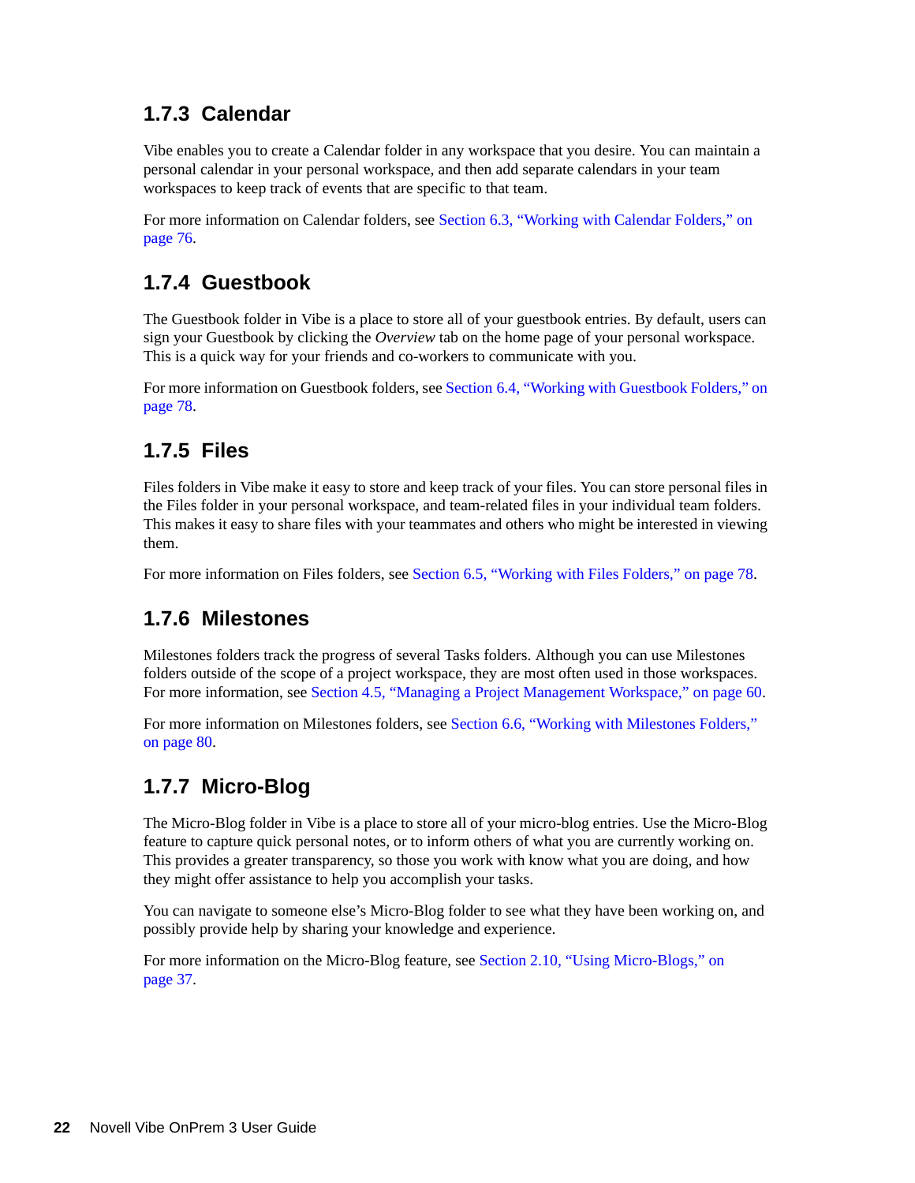### 1.7.3 Calendar

Vibe enables you to create a Calendar folder in any workspace that you desire. You can maintain a personal calendar in your personal workspace, and then add separate calendars in your team workspaces to keep track of events that are specific to that team.

For more information on Calendar folders, see Section 6.3, "Working with Calendar Folders," on page 76.

### 1.7.4 Guestbook

The Guestbook folder in Vibe is a place to store all of your guestbook entries. By default, users can sign your Guestbook by clicking the *Overview* tab on the home page of your personal workspace. This is a quick way for your friends and co-workers to communicate with you.

For more information on Guestbook folders, see Section 6.4, "Working with Guestbook Folders," on page 78.

### 1.7.5 Files

Files folders in Vibe make it easy to store and keep track of your files. You can store personal files in the Files folder in your personal workspace, and team-related files in your individual team folders. This makes it easy to share files with your teammates and others who might be interested in viewing them.

For more information on Files folders, see Section 6.5, "Working with Files Folders," on page 78.

### 1.7.6 Milestones

Milestones folders track the progress of several Tasks folders. Although you can use Milestones folders outside of the scope of a project workspace, they are most often used in those workspaces. For more information, see Section 4.5, "Managing a Project Management Workspace," on page 60.

For more information on Milestones folders, see Section 6.6, "Working with Milestones Folders," on page 80.

### 1.7.7 Micro-Blog

The Micro-Blog folder in Vibe is a place to store all of your micro-blog entries. Use the Micro-Blog feature to capture quick personal notes, or to inform others of what you are currently working on. This provides a greater transparency, so those you work with know what you are doing, and how they might offer assistance to help you accomplish your tasks.

You can navigate to someone else's Micro-Blog folder to see what they have been working on, and possibly provide help by sharing your knowledge and experience.

For more information on the Micro-Blog feature, see Section 2.10, "Using Micro-Blogs," on page 37.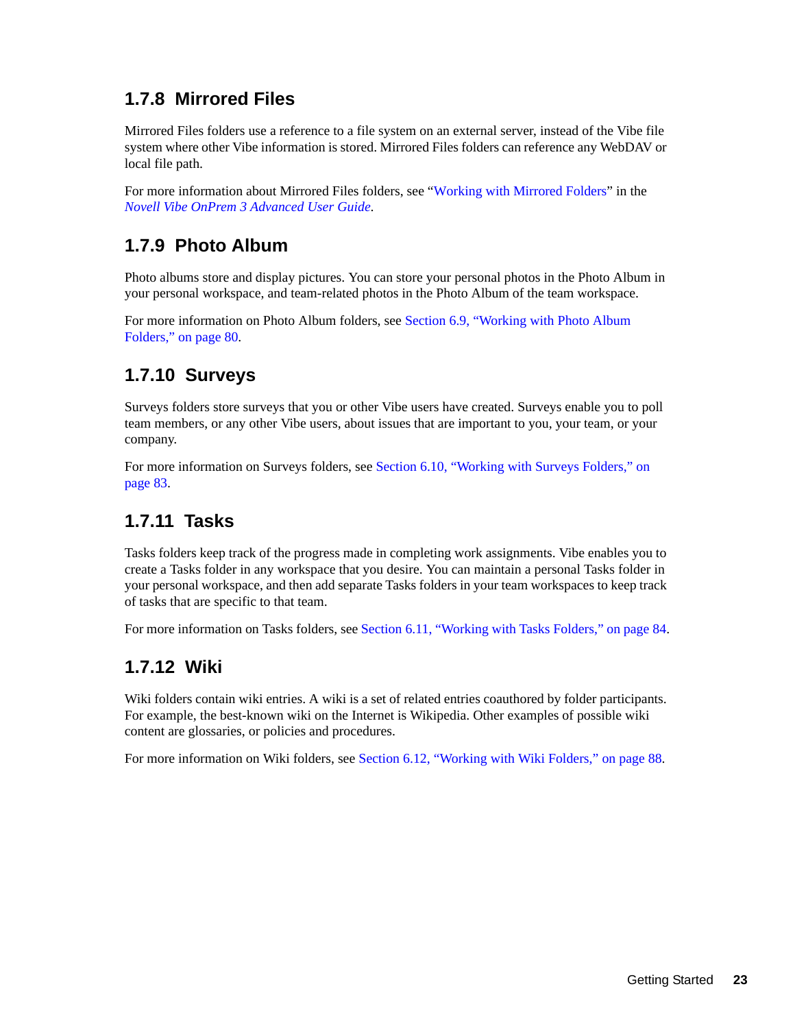### 1.7.8 Mirrored Files

Mirrored Files folders use a reference to a file system on an external server, instead of the Vibe file system where other Vibe information is stored. Mirrored Files folders can reference any WebDAV or local file path.

For more information about Mirrored Files folders, see "Working with Mirrored Folders" in the *Novell Vibe OnPrem 3 Advanced User Guide*.

### 1.7.9 Photo Album

Photo albums store and display pictures. You can store your personal photos in the Photo Album in your personal workspace, and team-related photos in the Photo Album of the team workspace.

For more information on Photo Album folders, see Section 6.9, "Working with Photo Album Folders," on page 80.

### 1.7.10 Surveys

Surveys folders store surveys that you or other Vibe users have created. Surveys enable you to poll team members, or any other Vibe users, about issues that are important to you, your team, or your company.

For more information on Surveys folders, see Section 6.10, "Working with Surveys Folders," on page 83.

### 1.7.11 Tasks

Tasks folders keep track of the progress made in completing work assignments. Vibe enables you to create a Tasks folder in any workspace that you desire. You can maintain a personal Tasks folder in your personal workspace, and then add separate Tasks folders in your team workspaces to keep track of tasks that are specific to that team.

For more information on Tasks folders, see Section 6.11, "Working with Tasks Folders," on page 84.

### 1.7.12 Wiki

Wiki folders contain wiki entries. A wiki is a set of related entries coauthored by folder participants. For example, the best-known wiki on the Internet is Wikipedia. Other examples of possible wiki content are glossaries, or policies and procedures.

For more information on Wiki folders, see Section 6.12, "Working with Wiki Folders," on page 88.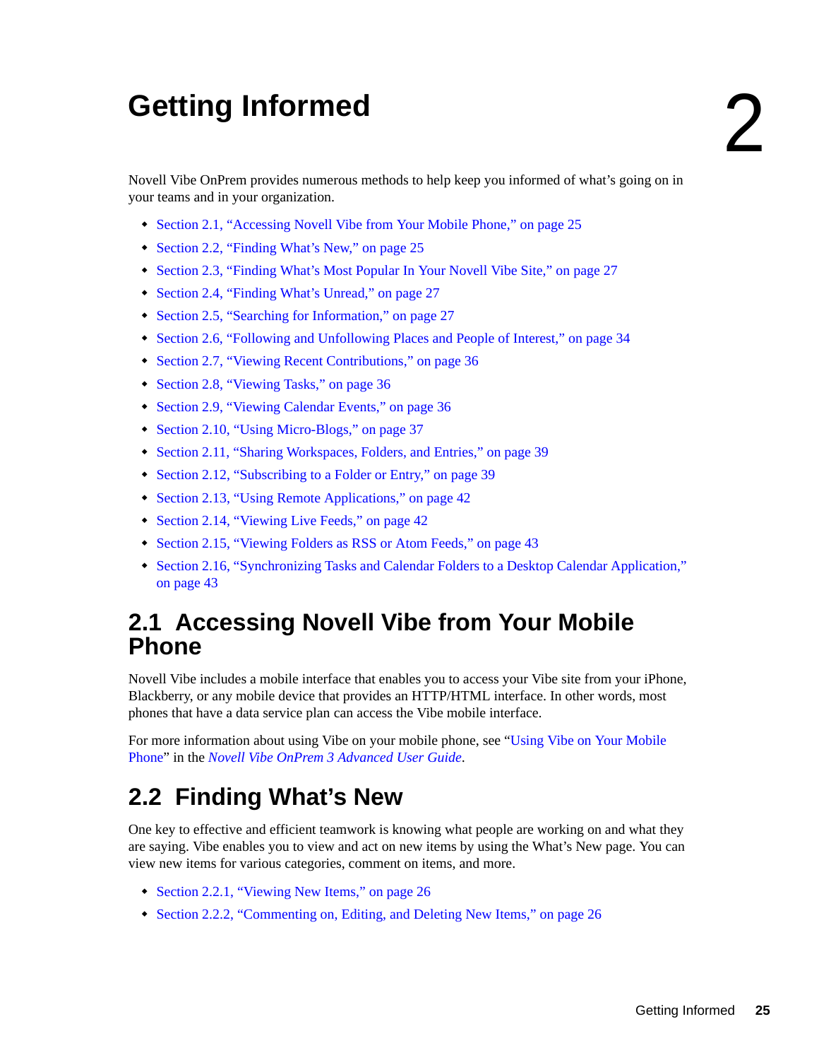# 2 Getting Informed

Novell Vibe OnPrem provides numerous methods to help keep you informed of what's going on in your teams and in your organization.

- Section 2.1, "Accessing Novell Vibe from Your Mobile Phone," on page 25
- Section 2.2, "Finding What's New," on page 25
- Section 2.3, "Finding What's Most Popular In Your Novell Vibe Site," on page 27
- Section 2.4, "Finding What's Unread," on page 27
- Section 2.5, "Searching for Information," on page 27
- Section 2.6, "Following and Unfollowing Places and People of Interest," on page 34
- Section 2.7, "Viewing Recent Contributions," on page 36
- Section 2.8, "Viewing Tasks," on page 36
- Section 2.9, "Viewing Calendar Events," on page 36
- Section 2.10, "Using Micro-Blogs," on page 37
- Section 2.11, "Sharing Workspaces, Folders, and Entries," on page 39
- Section 2.12, "Subscribing to a Folder or Entry," on page 39
- Section 2.13, "Using Remote Applications," on page 42
- Section 2.14, "Viewing Live Feeds," on page 42
- Section 2.15, "Viewing Folders as RSS or Atom Feeds," on page 43
- Section 2.16, "Synchronizing Tasks and Calendar Folders to a Desktop Calendar Application," on page 43

## 2.1 Accessing Novell Vibe from Your Mobile Phone

Novell Vibe includes a mobile interface that enables you to access your Vibe site from your iPhone, Blackberry, or any mobile device that provides an HTTP/HTML interface. In other words, most phones that have a data service plan can access the Vibe mobile interface.

For more information about using Vibe on your mobile phone, see "Using Vibe on Your Mobile Phone" in the *Novell Vibe OnPrem 3 Advanced User Guide*.

## 2.2 Finding What's New

One key to effective and efficient teamwork is knowing what people are working on and what they are saying. Vibe enables you to view and act on new items by using the What's New page. You can view new items for various categories, comment on items, and more.

- Section 2.2.1, "Viewing New Items," on page 26
- Section 2.2.2, "Commenting on, Editing, and Deleting New Items," on page 26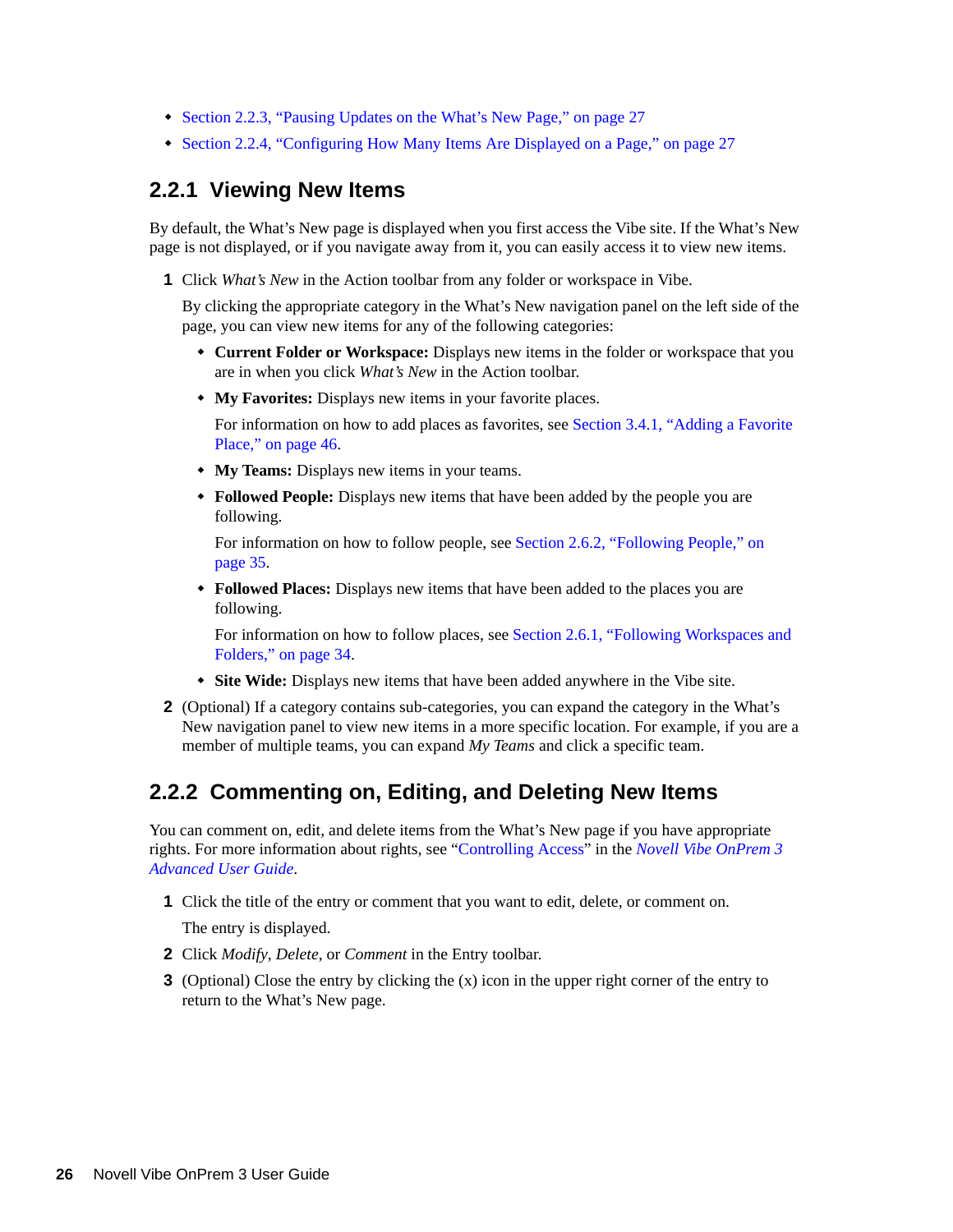- Section 2.2.3, "Pausing Updates on the What's New Page," on page 27
- Section 2.2.4, "Configuring How Many Items Are Displayed on a Page," on page 27

## 2.2.1 Viewing New Items

By default, the What's New page is displayed when you first access the Vibe site. If the What's New page is not displayed, or if you navigate away from it, you can easily access it to view new items.

1. Click *What's New* in the Action toolbar from any folder or workspace in Vibe.

   By clicking the appropriate category in the What's New navigation panel on the left side of the page, you can view new items for any of the following categories:

   - **Current Folder or Workspace:** Displays new items in the folder or workspace that you are in when you click *What's New* in the Action toolbar.
   - **My Favorites:** Displays new items in your favorite places.

     For information on how to add places as favorites, see Section 3.4.1, "Adding a Favorite Place," on page 46.
   - **My Teams:** Displays new items in your teams.
   - **Followed People:** Displays new items that have been added by the people you are following.

     For information on how to follow people, see Section 2.6.2, "Following People," on page 35.
   - **Followed Places:** Displays new items that have been added to the places you are following.

     For information on how to follow places, see Section 2.6.1, "Following Workspaces and Folders," on page 34.
   - **Site Wide:** Displays new items that have been added anywhere in the Vibe site.
2. (Optional) If a category contains sub-categories, you can expand the category in the What's New navigation panel to view new items in a more specific location. For example, if you are a member of multiple teams, you can expand *My Teams* and click a specific team.

## 2.2.2 Commenting on, Editing, and Deleting New Items

You can comment on, edit, and delete items from the What's New page if you have appropriate rights. For more information about rights, see "Controlling Access" in the *Novell Vibe OnPrem 3 Advanced User Guide*.

1. Click the title of the entry or comment that you want to edit, delete, or comment on.

   The entry is displayed.
2. Click *Modify*, *Delete*, or *Comment* in the Entry toolbar.
3. (Optional) Close the entry by clicking the (x) icon in the upper right corner of the entry to return to the What's New page.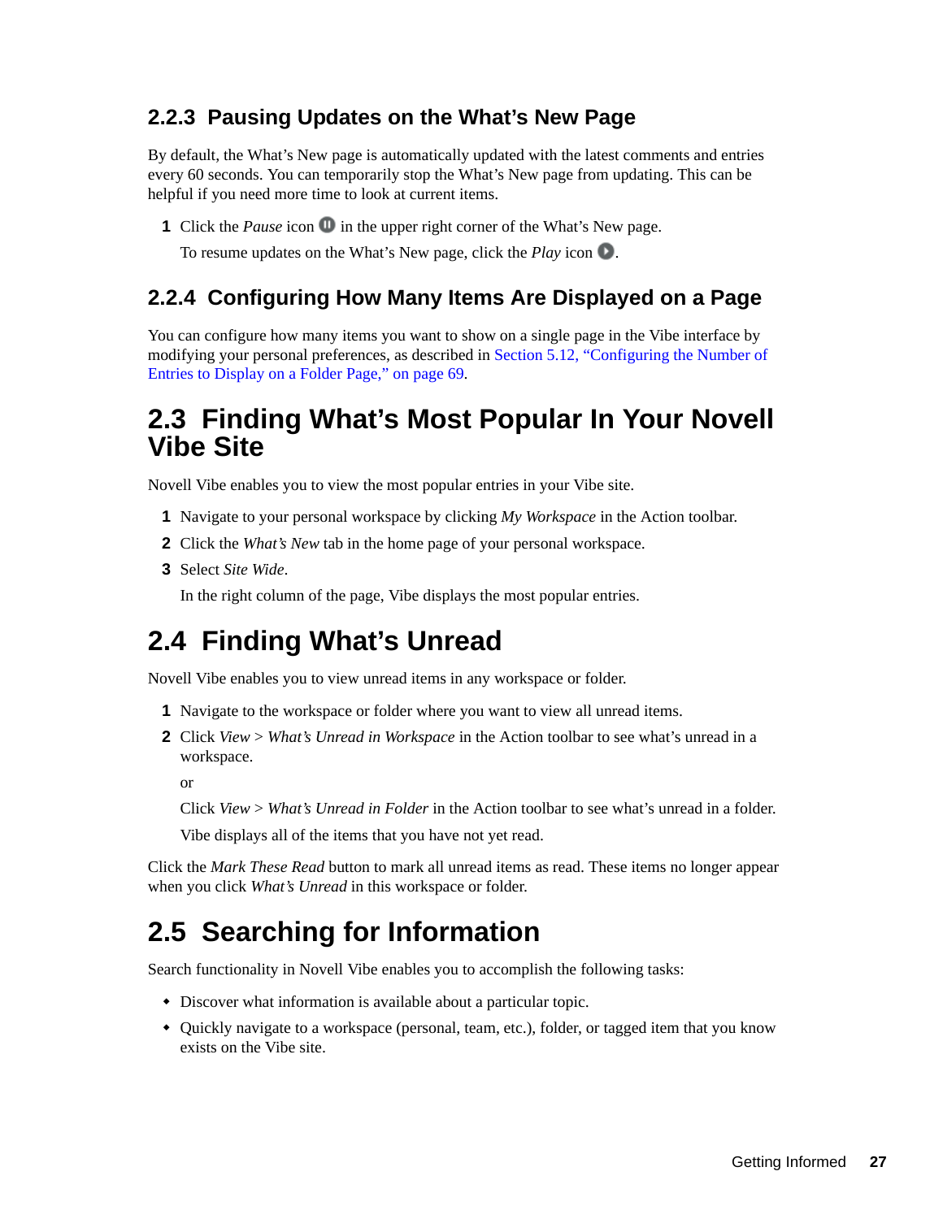### 2.2.3 Pausing Updates on the What's New Page

By default, the What's New page is automatically updated with the latest comments and entries every 60 seconds. You can temporarily stop the What's New page from updating. This can be helpful if you need more time to look at current items.

1. Click the *Pause* icon in the upper right corner of the What's New page.

   To resume updates on the What's New page, click the *Play* icon.

### 2.2.4 Configuring How Many Items Are Displayed on a Page

You can configure how many items you want to show on a single page in the Vibe interface by modifying your personal preferences, as described in Section 5.12, "Configuring the Number of Entries to Display on a Folder Page," on page 69.

## 2.3 Finding What's Most Popular In Your Novell Vibe Site

Novell Vibe enables you to view the most popular entries in your Vibe site.

1. Navigate to your personal workspace by clicking *My Workspace* in the Action toolbar.
2. Click the *What's New* tab in the home page of your personal workspace.
3. Select *Site Wide*.

   In the right column of the page, Vibe displays the most popular entries.

## 2.4 Finding What's Unread

Novell Vibe enables you to view unread items in any workspace or folder.

1. Navigate to the workspace or folder where you want to view all unread items.
2. Click *View* > *What's Unread in Workspace* in the Action toolbar to see what's unread in a workspace.

   or

   Click *View* > *What's Unread in Folder* in the Action toolbar to see what's unread in a folder.

   Vibe displays all of the items that you have not yet read.

Click the *Mark These Read* button to mark all unread items as read. These items no longer appear when you click *What's Unread* in this workspace or folder.

## 2.5 Searching for Information

Search functionality in Novell Vibe enables you to accomplish the following tasks:

- Discover what information is available about a particular topic.
- Quickly navigate to a workspace (personal, team, etc.), folder, or tagged item that you know exists on the Vibe site.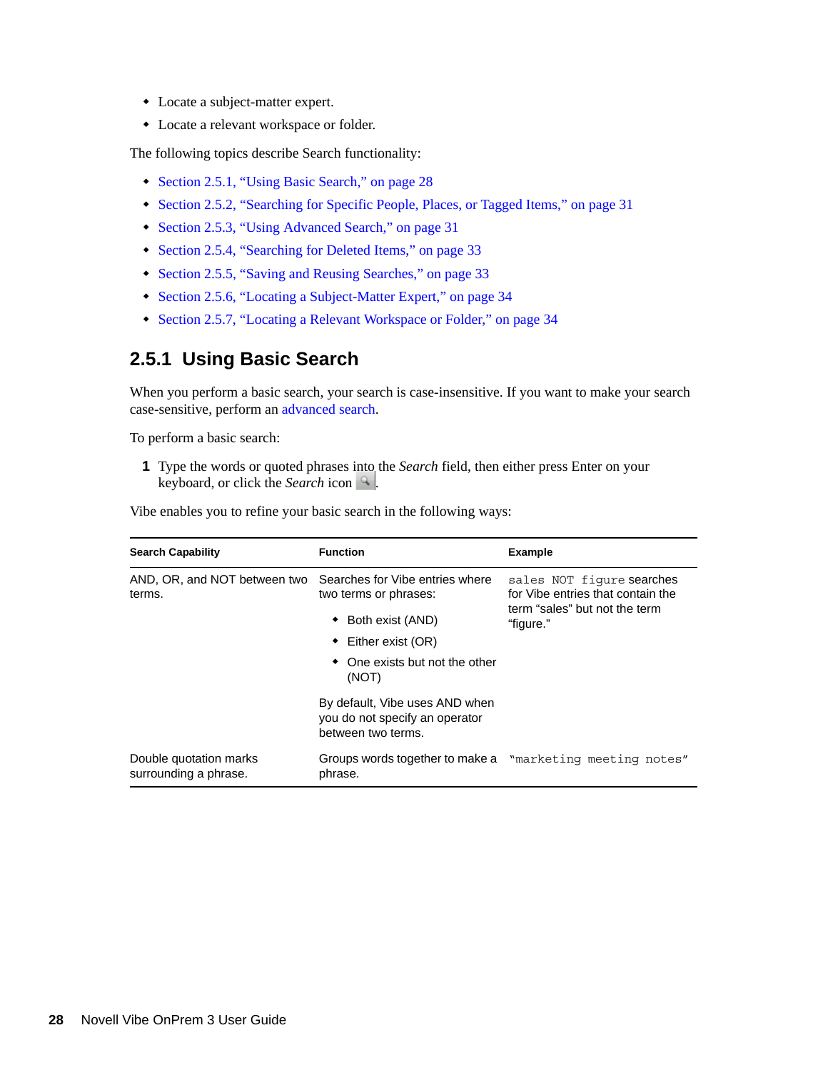- Locate a subject-matter expert.
- Locate a relevant workspace or folder.

The following topics describe Search functionality:

- Section 2.5.1, "Using Basic Search," on page 28
- Section 2.5.2, "Searching for Specific People, Places, or Tagged Items," on page 31
- Section 2.5.3, "Using Advanced Search," on page 31
- Section 2.5.4, "Searching for Deleted Items," on page 33
- Section 2.5.5, "Saving and Reusing Searches," on page 33
- Section 2.5.6, "Locating a Subject-Matter Expert," on page 34
- Section 2.5.7, "Locating a Relevant Workspace or Folder," on page 34

## 2.5.1 Using Basic Search

When you perform a basic search, your search is case-insensitive. If you want to make your search case-sensitive, perform an advanced search.

To perform a basic search:

1 Type the words or quoted phrases into the *Search* field, then either press Enter on your keyboard, or click the *Search* icon .

Vibe enables you to refine your basic search in the following ways:

| Search Capability | Function | Example |
|---|---|---|
| AND, OR, and NOT between two terms. | Searches for Vibe entries where two terms or phrases:<br>• Both exist (AND)<br>• Either exist (OR)<br>• One exists but not the other (NOT)<br><br>By default, Vibe uses AND when you do not specify an operator between two terms. | `sales NOT figure` searches for Vibe entries that contain the term "sales" but not the term "figure." |
| Double quotation marks surrounding a phrase. | Groups words together to make a phrase. | `"marketing meeting notes"` |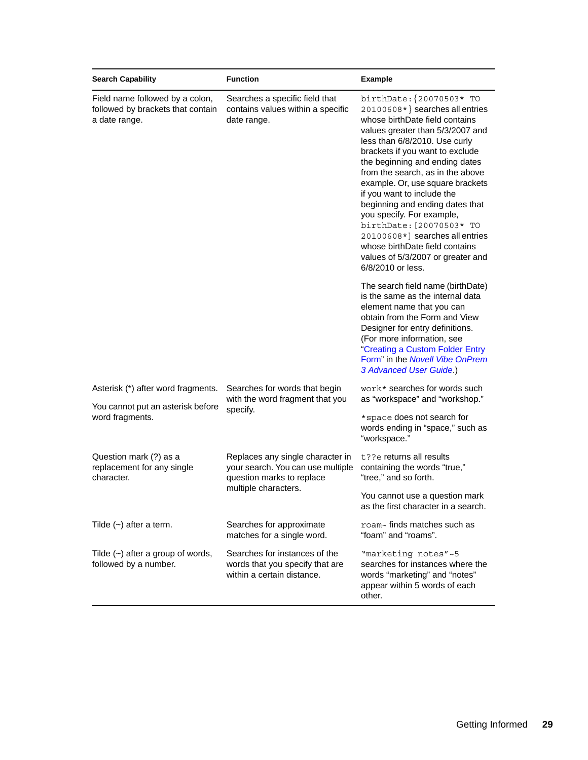| Search Capability | Function | Example |
|---|---|---|
| Field name followed by a colon, followed by brackets that contain a date range. | Searches a specific field that contains values within a specific date range. | `birthDate:{20070503* TO 20100608*}` searches all entries whose birthDate field contains values greater than 5/3/2007 and less than 6/8/2010. Use curly brackets if you want to exclude the beginning and ending dates from the search, as in the above example. Or, use square brackets if you want to include the beginning and ending dates that you specify. For example, `birthDate:[20070503* TO 20100608*]` searches all entries whose birthDate field contains values of 5/3/2007 or greater and 6/8/2010 or less.<br><br>The search field name (birthDate) is the same as the internal data element name that you can obtain from the Form and View Designer for entry definitions. (For more information, see "Creating a Custom Folder Entry Form" in the *Novell Vibe OnPrem 3 Advanced User Guide*.) |
| Asterisk (*) after word fragments.<br><br>You cannot put an asterisk before word fragments. | Searches for words that begin with the word fragment that you specify. | `work*` searches for words such as "workspace" and "workshop."<br><br>`*space` does not search for words ending in "space," such as "workspace." |
| Question mark (?) as a replacement for any single character. | Replaces any single character in your search. You can use multiple question marks to replace multiple characters. | `t??e` returns all results containing the words "true," "tree," and so forth.<br><br>You cannot use a question mark as the first character in a search. |
| Tilde (~) after a term. | Searches for approximate matches for a single word. | `roam~` finds matches such as "foam" and "roams". |
| Tilde (~) after a group of words, followed by a number. | Searches for instances of the words that you specify that are within a certain distance. | `"marketing notes"~5` searches for instances where the words "marketing" and "notes" appear within 5 words of each other. |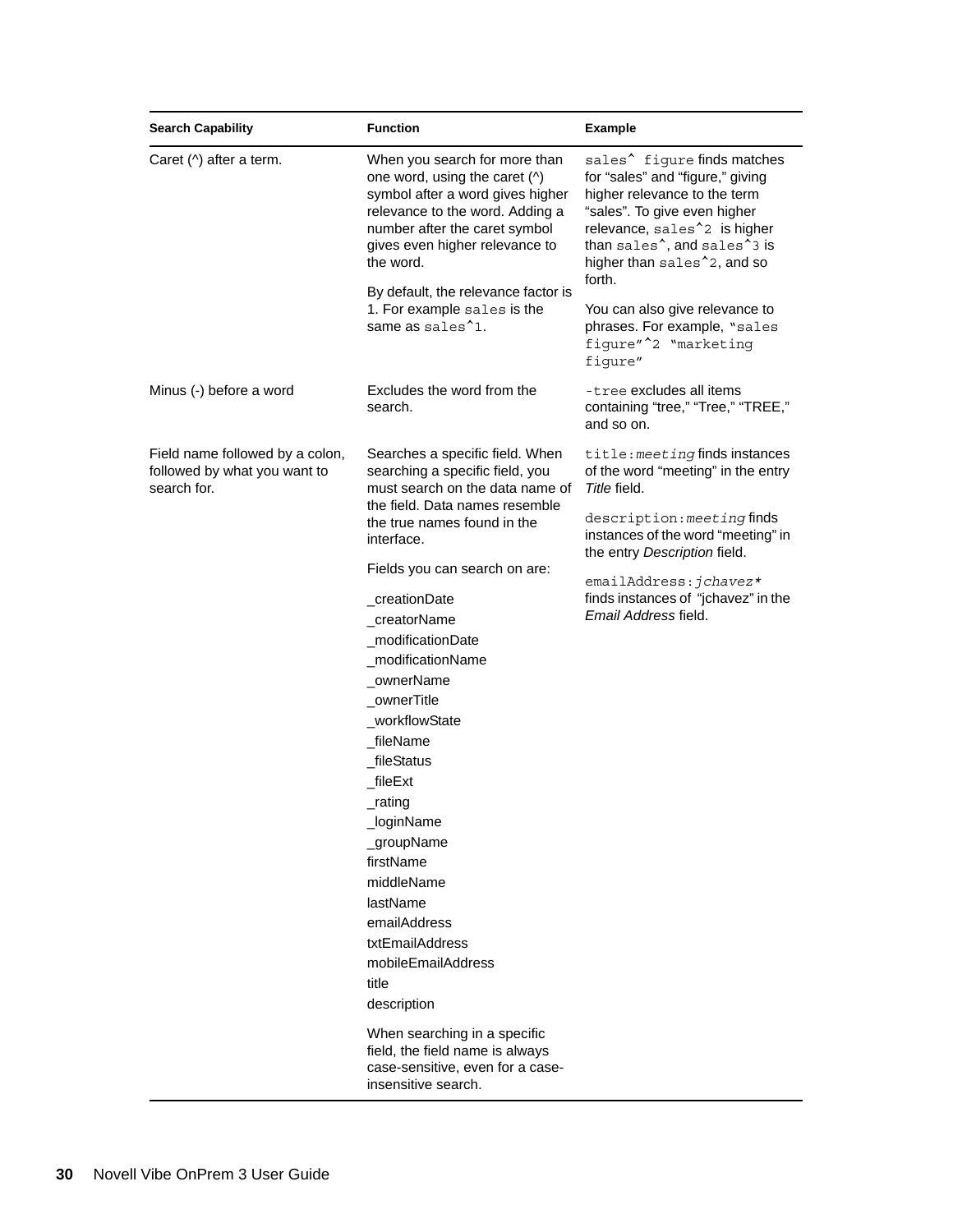| Search Capability | Function | Example |
| --- | --- | --- |
| Caret (^) after a term. | When you search for more than one word, using the caret (^) symbol after a word gives higher relevance to the word. Adding a number after the caret symbol gives even higher relevance to the word.<br><br>By default, the relevance factor is 1. For example `sales` is the same as `sales^1`. | `sales^ figure` finds matches for “sales” and “figure,” giving higher relevance to the term “sales”. To give even higher relevance, `sales^2` is higher than `sales^`, and `sales^3` is higher than `sales^2`, and so forth.<br><br>You can also give relevance to phrases. For example, `"sales figure"^2 "marketing figure"` |
| Minus (-) before a word | Excludes the word from the search. | `-tree` excludes all items containing “tree,” “Tree,” “TREE,” and so on. |
| Field name followed by a colon, followed by what you want to search for. | Searches a specific field. When searching a specific field, you must search on the data name of the field. Data names resemble the true names found in the interface.<br><br>Fields you can search on are:<br><br>_creationDate<br>_creatorName<br>_modificationDate<br>_modificationName<br>_ownerName<br>_ownerTitle<br>_workflowState<br>_fileName<br>_fileStatus<br>_fileExt<br>_rating<br>_loginName<br>_groupName<br>firstName<br>middleName<br>lastName<br>emailAddress<br>txtEmailAddress<br>mobileEmailAddress<br>title<br>description<br><br>When searching in a specific field, the field name is always case-sensitive, even for a case-insensitive search. | `title:`*`meeting`* finds instances of the word “meeting” in the entry *Title* field.<br><br>`description:`*`meeting`* finds instances of the word “meeting” in the entry *Description* field.<br><br>`emailAddress:`*`jchavez*`* finds instances of “jchavez” in the *Email Address* field. |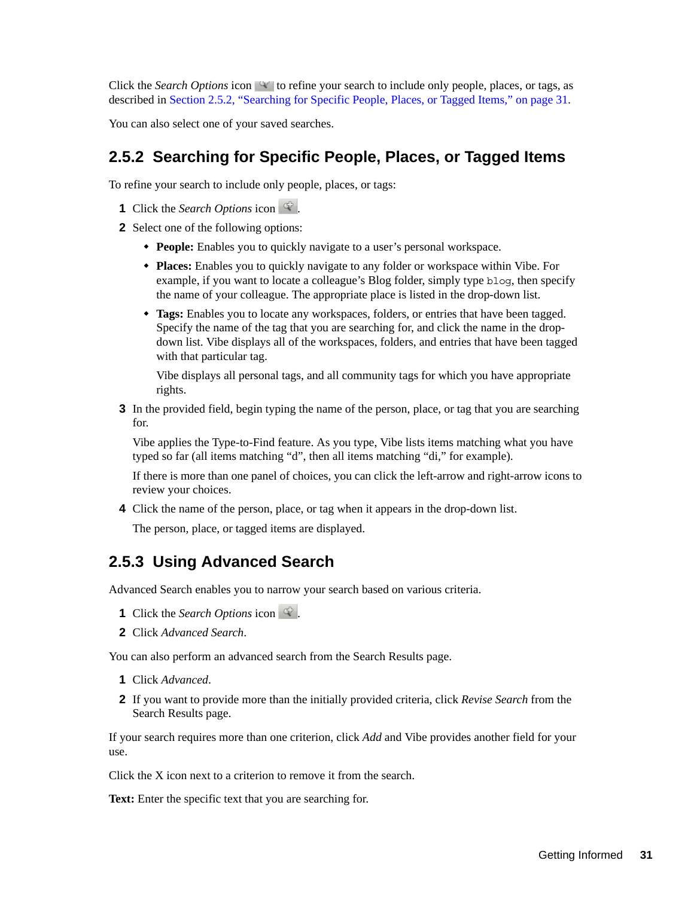Click the *Search Options* icon to refine your search to include only people, places, or tags, as described in Section 2.5.2, "Searching for Specific People, Places, or Tagged Items," on page 31.

You can also select one of your saved searches.

## 2.5.2 Searching for Specific People, Places, or Tagged Items

To refine your search to include only people, places, or tags:

1. Click the *Search Options* icon .
2. Select one of the following options:
   - **People:** Enables you to quickly navigate to a user's personal workspace.
   - **Places:** Enables you to quickly navigate to any folder or workspace within Vibe. For example, if you want to locate a colleague's Blog folder, simply type `blog`, then specify the name of your colleague. The appropriate place is listed in the drop-down list.
   - **Tags:** Enables you to locate any workspaces, folders, or entries that have been tagged. Specify the name of the tag that you are searching for, and click the name in the drop-down list. Vibe displays all of the workspaces, folders, and entries that have been tagged with that particular tag.

     Vibe displays all personal tags, and all community tags for which you have appropriate rights.
3. In the provided field, begin typing the name of the person, place, or tag that you are searching for.

   Vibe applies the Type-to-Find feature. As you type, Vibe lists items matching what you have typed so far (all items matching "d", then all items matching "di," for example).

   If there is more than one panel of choices, you can click the left-arrow and right-arrow icons to review your choices.
4. Click the name of the person, place, or tag when it appears in the drop-down list.

   The person, place, or tagged items are displayed.

## 2.5.3 Using Advanced Search

Advanced Search enables you to narrow your search based on various criteria.

1. Click the *Search Options* icon .
2. Click *Advanced Search*.

You can also perform an advanced search from the Search Results page.

1. Click *Advanced*.
2. If you want to provide more than the initially provided criteria, click *Revise Search* from the Search Results page.

If your search requires more than one criterion, click *Add* and Vibe provides another field for your use.

Click the X icon next to a criterion to remove it from the search.

**Text:** Enter the specific text that you are searching for.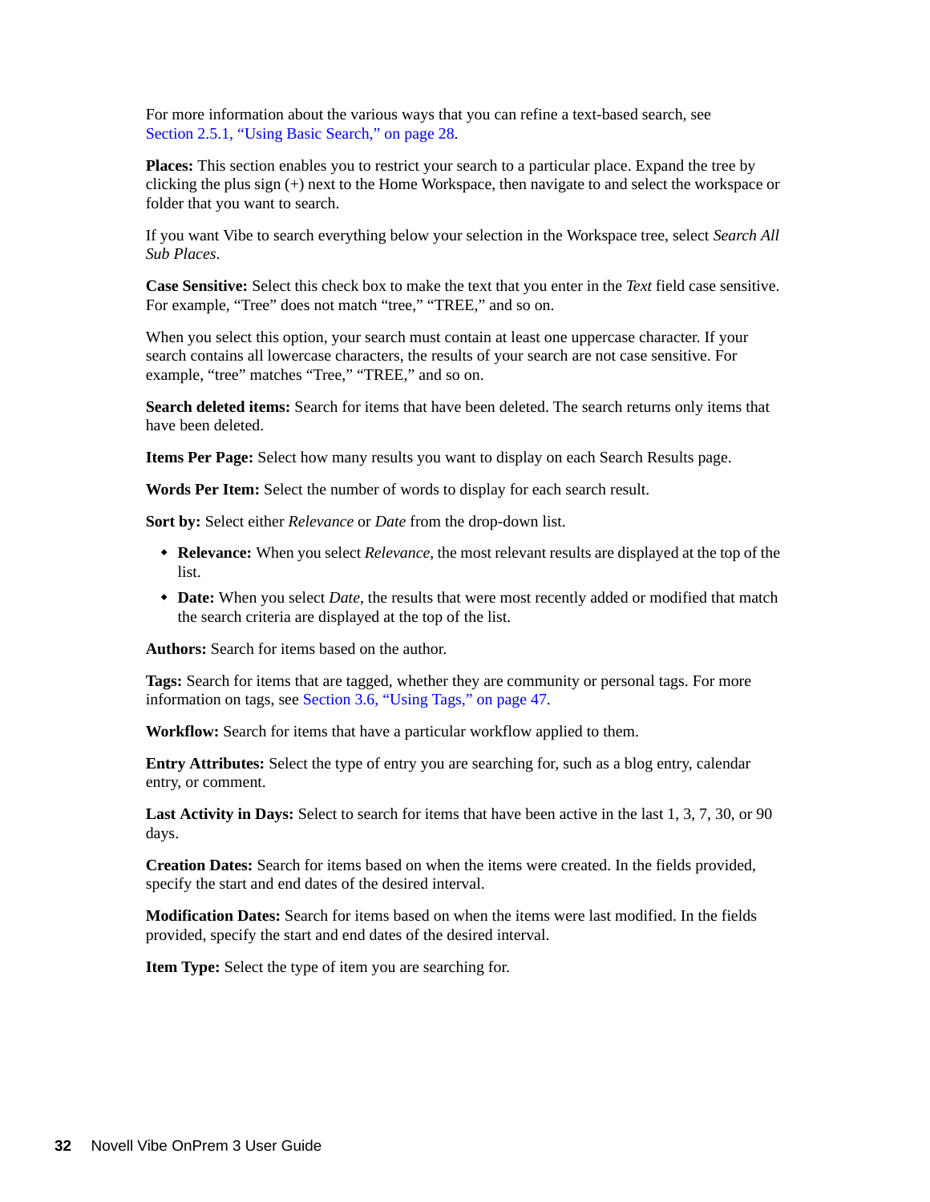For more information about the various ways that you can refine a text-based search, see Section 2.5.1, "Using Basic Search," on page 28.

**Places:** This section enables you to restrict your search to a particular place. Expand the tree by clicking the plus sign (+) next to the Home Workspace, then navigate to and select the workspace or folder that you want to search.

If you want Vibe to search everything below your selection in the Workspace tree, select *Search All Sub Places*.

**Case Sensitive:** Select this check box to make the text that you enter in the *Text* field case sensitive. For example, "Tree" does not match "tree," "TREE," and so on.

When you select this option, your search must contain at least one uppercase character. If your search contains all lowercase characters, the results of your search are not case sensitive. For example, "tree" matches "Tree," "TREE," and so on.

**Search deleted items:** Search for items that have been deleted. The search returns only items that have been deleted.

**Items Per Page:** Select how many results you want to display on each Search Results page.

**Words Per Item:** Select the number of words to display for each search result.

**Sort by:** Select either *Relevance* or *Date* from the drop-down list.

- **Relevance:** When you select *Relevance*, the most relevant results are displayed at the top of the list.
- **Date:** When you select *Date*, the results that were most recently added or modified that match the search criteria are displayed at the top of the list.

**Authors:** Search for items based on the author.

**Tags:** Search for items that are tagged, whether they are community or personal tags. For more information on tags, see Section 3.6, "Using Tags," on page 47.

**Workflow:** Search for items that have a particular workflow applied to them.

**Entry Attributes:** Select the type of entry you are searching for, such as a blog entry, calendar entry, or comment.

**Last Activity in Days:** Select to search for items that have been active in the last 1, 3, 7, 30, or 90 days.

**Creation Dates:** Search for items based on when the items were created. In the fields provided, specify the start and end dates of the desired interval.

**Modification Dates:** Search for items based on when the items were last modified. In the fields provided, specify the start and end dates of the desired interval.

**Item Type:** Select the type of item you are searching for.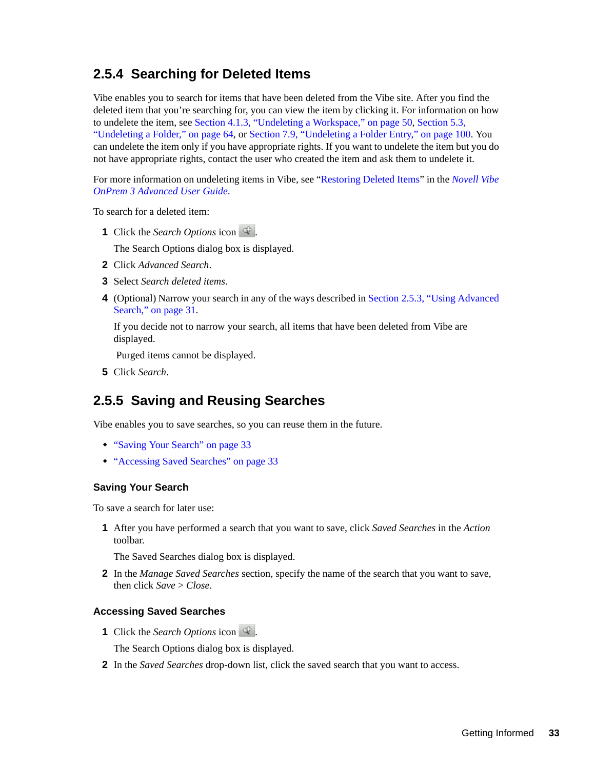### 2.5.4 Searching for Deleted Items

Vibe enables you to search for items that have been deleted from the Vibe site. After you find the deleted item that you're searching for, you can view the item by clicking it. For information on how to undelete the item, see Section 4.1.3, "Undeleting a Workspace," on page 50, Section 5.3, "Undeleting a Folder," on page 64, or Section 7.9, "Undeleting a Folder Entry," on page 100. You can undelete the item only if you have appropriate rights. If you want to undelete the item but you do not have appropriate rights, contact the user who created the item and ask them to undelete it.

For more information on undeleting items in Vibe, see "Restoring Deleted Items" in the *Novell Vibe OnPrem 3 Advanced User Guide*.

To search for a deleted item:

1. Click the *Search Options* icon.

   The Search Options dialog box is displayed.
2. Click *Advanced Search*.
3. Select *Search deleted items*.
4. (Optional) Narrow your search in any of the ways described in Section 2.5.3, "Using Advanced Search," on page 31.

   If you decide not to narrow your search, all items that have been deleted from Vibe are displayed.

   Purged items cannot be displayed.
5. Click *Search*.

### 2.5.5 Saving and Reusing Searches

Vibe enables you to save searches, so you can reuse them in the future.

- "Saving Your Search" on page 33
- "Accessing Saved Searches" on page 33

#### Saving Your Search

To save a search for later use:

1. After you have performed a search that you want to save, click *Saved Searches* in the *Action* toolbar.

   The Saved Searches dialog box is displayed.
2. In the *Manage Saved Searches* section, specify the name of the search that you want to save, then click *Save* > *Close*.

#### Accessing Saved Searches

1. Click the *Search Options* icon.

   The Search Options dialog box is displayed.
2. In the *Saved Searches* drop-down list, click the saved search that you want to access.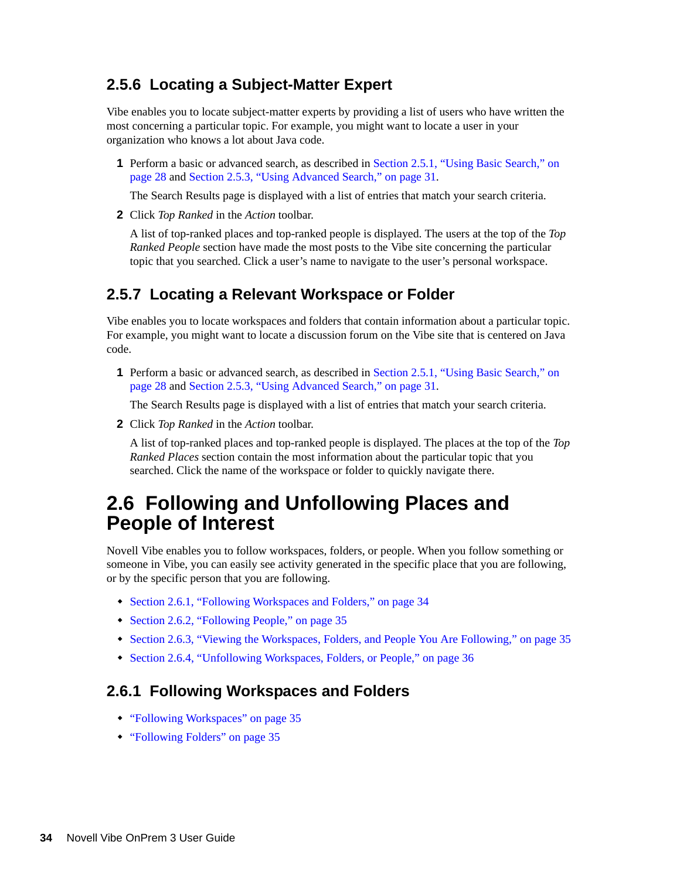### 2.5.6 Locating a Subject-Matter Expert

Vibe enables you to locate subject-matter experts by providing a list of users who have written the most concerning a particular topic. For example, you might want to locate a user in your organization who knows a lot about Java code.

1. Perform a basic or advanced search, as described in Section 2.5.1, "Using Basic Search," on page 28 and Section 2.5.3, "Using Advanced Search," on page 31.

   The Search Results page is displayed with a list of entries that match your search criteria.

2. Click *Top Ranked* in the *Action* toolbar.

   A list of top-ranked places and top-ranked people is displayed. The users at the top of the *Top Ranked People* section have made the most posts to the Vibe site concerning the particular topic that you searched. Click a user's name to navigate to the user's personal workspace.

### 2.5.7 Locating a Relevant Workspace or Folder

Vibe enables you to locate workspaces and folders that contain information about a particular topic. For example, you might want to locate a discussion forum on the Vibe site that is centered on Java code.

1. Perform a basic or advanced search, as described in Section 2.5.1, "Using Basic Search," on page 28 and Section 2.5.3, "Using Advanced Search," on page 31.

   The Search Results page is displayed with a list of entries that match your search criteria.

2. Click *Top Ranked* in the *Action* toolbar.

   A list of top-ranked places and top-ranked people is displayed. The places at the top of the *Top Ranked Places* section contain the most information about the particular topic that you searched. Click the name of the workspace or folder to quickly navigate there.

## 2.6 Following and Unfollowing Places and People of Interest

Novell Vibe enables you to follow workspaces, folders, or people. When you follow something or someone in Vibe, you can easily see activity generated in the specific place that you are following, or by the specific person that you are following.

- Section 2.6.1, "Following Workspaces and Folders," on page 34
- Section 2.6.2, "Following People," on page 35
- Section 2.6.3, "Viewing the Workspaces, Folders, and People You Are Following," on page 35
- Section 2.6.4, "Unfollowing Workspaces, Folders, or People," on page 36

### 2.6.1 Following Workspaces and Folders

- "Following Workspaces" on page 35
- "Following Folders" on page 35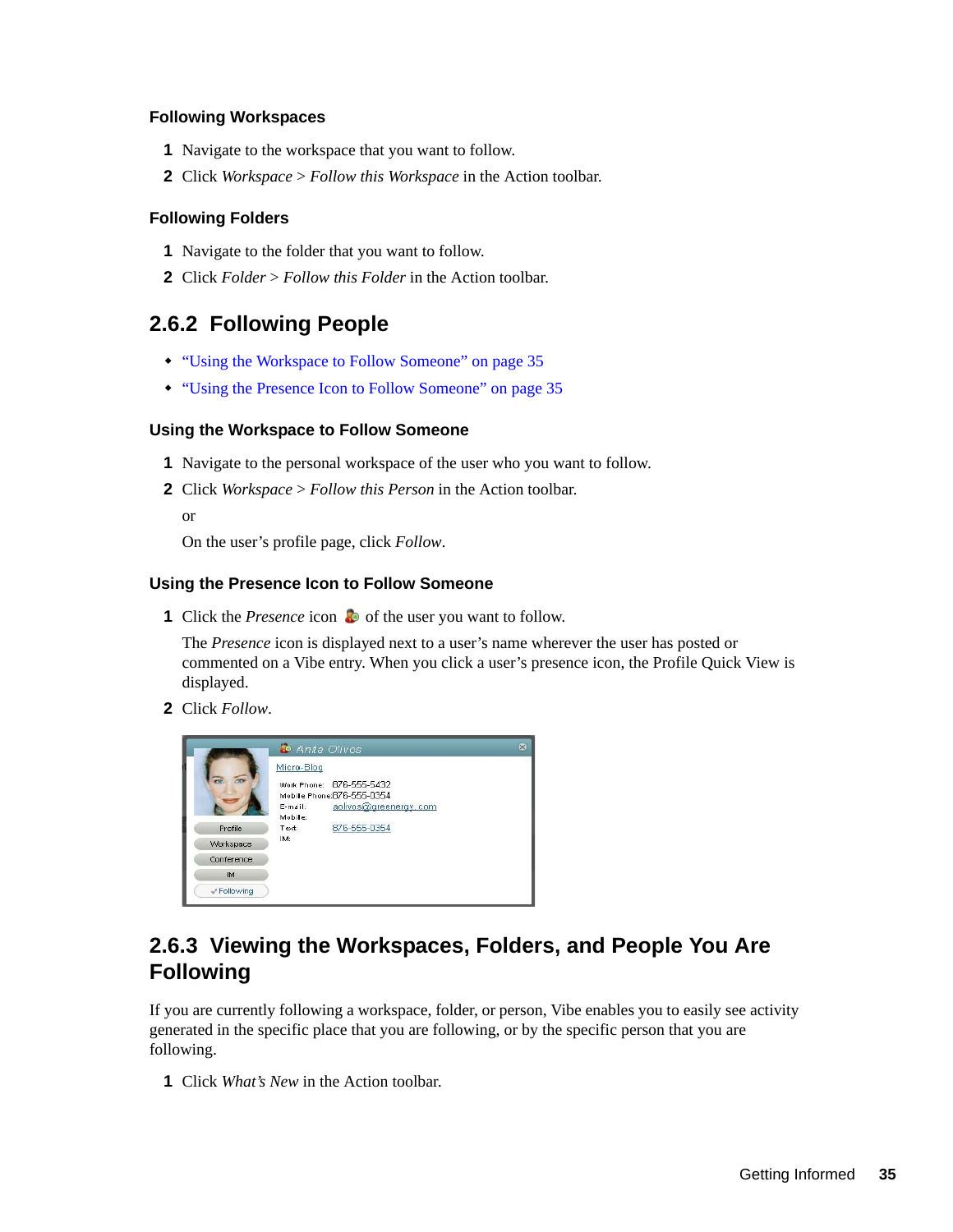### Following Workspaces

1. Navigate to the workspace that you want to follow.
2. Click *Workspace* > *Follow this Workspace* in the Action toolbar.

### Following Folders

1. Navigate to the folder that you want to follow.
2. Click *Folder* > *Follow this Folder* in the Action toolbar.

## 2.6.2 Following People

- "Using the Workspace to Follow Someone" on page 35
- "Using the Presence Icon to Follow Someone" on page 35

### Using the Workspace to Follow Someone

1. Navigate to the personal workspace of the user who you want to follow.
2. Click *Workspace* > *Follow this Person* in the Action toolbar.

   or

   On the user's profile page, click *Follow*.

### Using the Presence Icon to Follow Someone

1. Click the *Presence* icon of the user you want to follow.

   The *Presence* icon is displayed next to a user's name wherever the user has posted or commented on a Vibe entry. When you click a user's presence icon, the Profile Quick View is displayed.
2. Click *Follow*.

## 2.6.3 Viewing the Workspaces, Folders, and People You Are Following

If you are currently following a workspace, folder, or person, Vibe enables you to easily see activity generated in the specific place that you are following, or by the specific person that you are following.

1. Click *What's New* in the Action toolbar.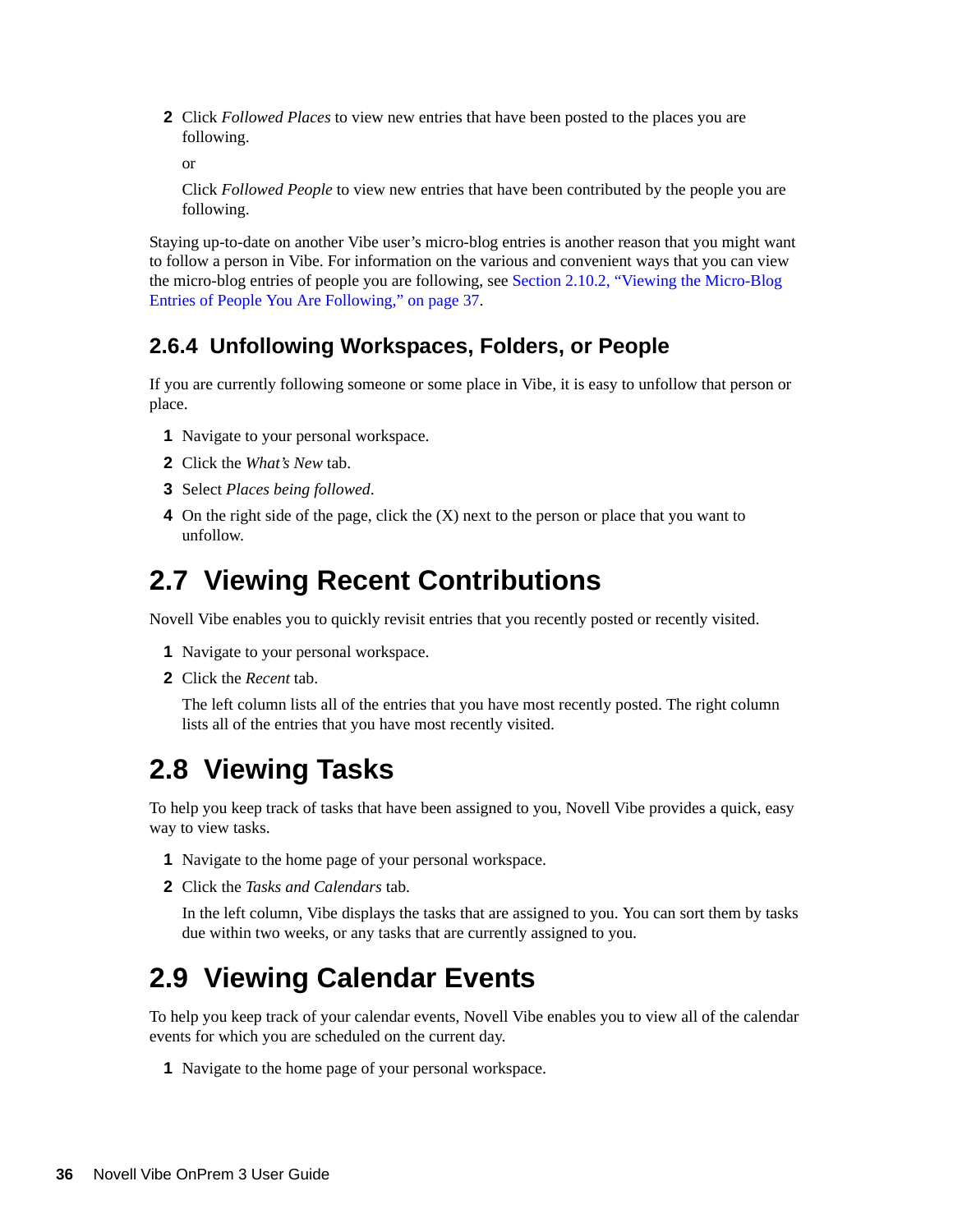2. Click *Followed Places* to view new entries that have been posted to the places you are following.

   or

   Click *Followed People* to view new entries that have been contributed by the people you are following.

Staying up-to-date on another Vibe user's micro-blog entries is another reason that you might want to follow a person in Vibe. For information on the various and convenient ways that you can view the micro-blog entries of people you are following, see Section 2.10.2, "Viewing the Micro-Blog Entries of People You Are Following," on page 37.

### 2.6.4 Unfollowing Workspaces, Folders, or People

If you are currently following someone or some place in Vibe, it is easy to unfollow that person or place.

1. Navigate to your personal workspace.
2. Click the *What's New* tab.
3. Select *Places being followed*.
4. On the right side of the page, click the (X) next to the person or place that you want to unfollow.

## 2.7 Viewing Recent Contributions

Novell Vibe enables you to quickly revisit entries that you recently posted or recently visited.

1. Navigate to your personal workspace.
2. Click the *Recent* tab.

   The left column lists all of the entries that you have most recently posted. The right column lists all of the entries that you have most recently visited.

## 2.8 Viewing Tasks

To help you keep track of tasks that have been assigned to you, Novell Vibe provides a quick, easy way to view tasks.

1. Navigate to the home page of your personal workspace.
2. Click the *Tasks and Calendars* tab.

   In the left column, Vibe displays the tasks that are assigned to you. You can sort them by tasks due within two weeks, or any tasks that are currently assigned to you.

## 2.9 Viewing Calendar Events

To help you keep track of your calendar events, Novell Vibe enables you to view all of the calendar events for which you are scheduled on the current day.

1. Navigate to the home page of your personal workspace.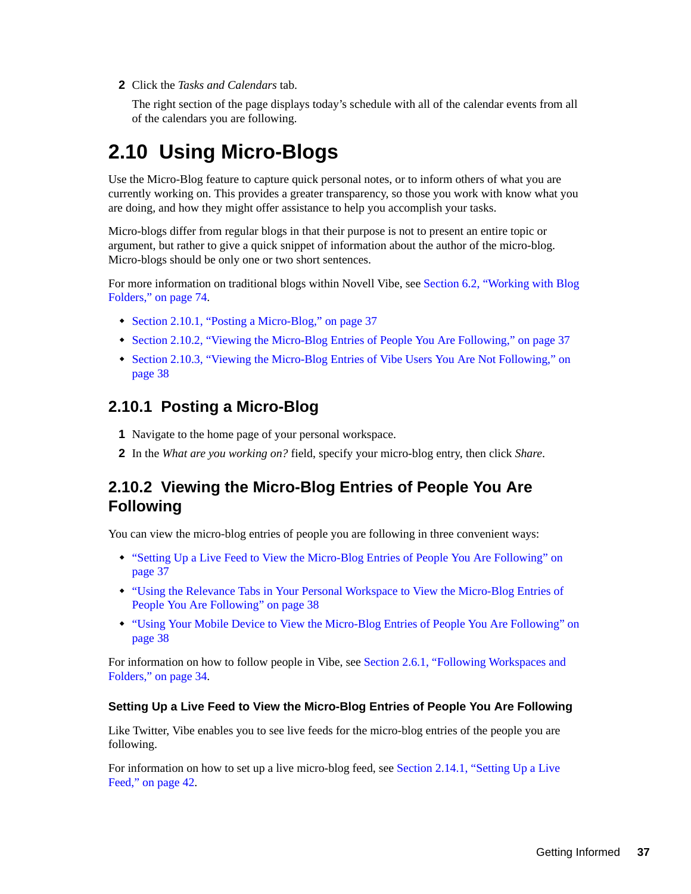2 Click the *Tasks and Calendars* tab.

The right section of the page displays today's schedule with all of the calendar events from all of the calendars you are following.

## 2.10 Using Micro-Blogs

Use the Micro-Blog feature to capture quick personal notes, or to inform others of what you are currently working on. This provides a greater transparency, so those you work with know what you are doing, and how they might offer assistance to help you accomplish your tasks.

Micro-blogs differ from regular blogs in that their purpose is not to present an entire topic or argument, but rather to give a quick snippet of information about the author of the micro-blog. Micro-blogs should be only one or two short sentences.

For more information on traditional blogs within Novell Vibe, see Section 6.2, "Working with Blog Folders," on page 74.

- Section 2.10.1, "Posting a Micro-Blog," on page 37
- Section 2.10.2, "Viewing the Micro-Blog Entries of People You Are Following," on page 37
- Section 2.10.3, "Viewing the Micro-Blog Entries of Vibe Users You Are Not Following," on page 38

### 2.10.1 Posting a Micro-Blog

1. Navigate to the home page of your personal workspace.
2. In the *What are you working on?* field, specify your micro-blog entry, then click *Share*.

### 2.10.2 Viewing the Micro-Blog Entries of People You Are Following

You can view the micro-blog entries of people you are following in three convenient ways:

- "Setting Up a Live Feed to View the Micro-Blog Entries of People You Are Following" on page 37
- "Using the Relevance Tabs in Your Personal Workspace to View the Micro-Blog Entries of People You Are Following" on page 38
- "Using Your Mobile Device to View the Micro-Blog Entries of People You Are Following" on page 38

For information on how to follow people in Vibe, see Section 2.6.1, "Following Workspaces and Folders," on page 34.

#### Setting Up a Live Feed to View the Micro-Blog Entries of People You Are Following

Like Twitter, Vibe enables you to see live feeds for the micro-blog entries of the people you are following.

For information on how to set up a live micro-blog feed, see Section 2.14.1, "Setting Up a Live Feed," on page 42.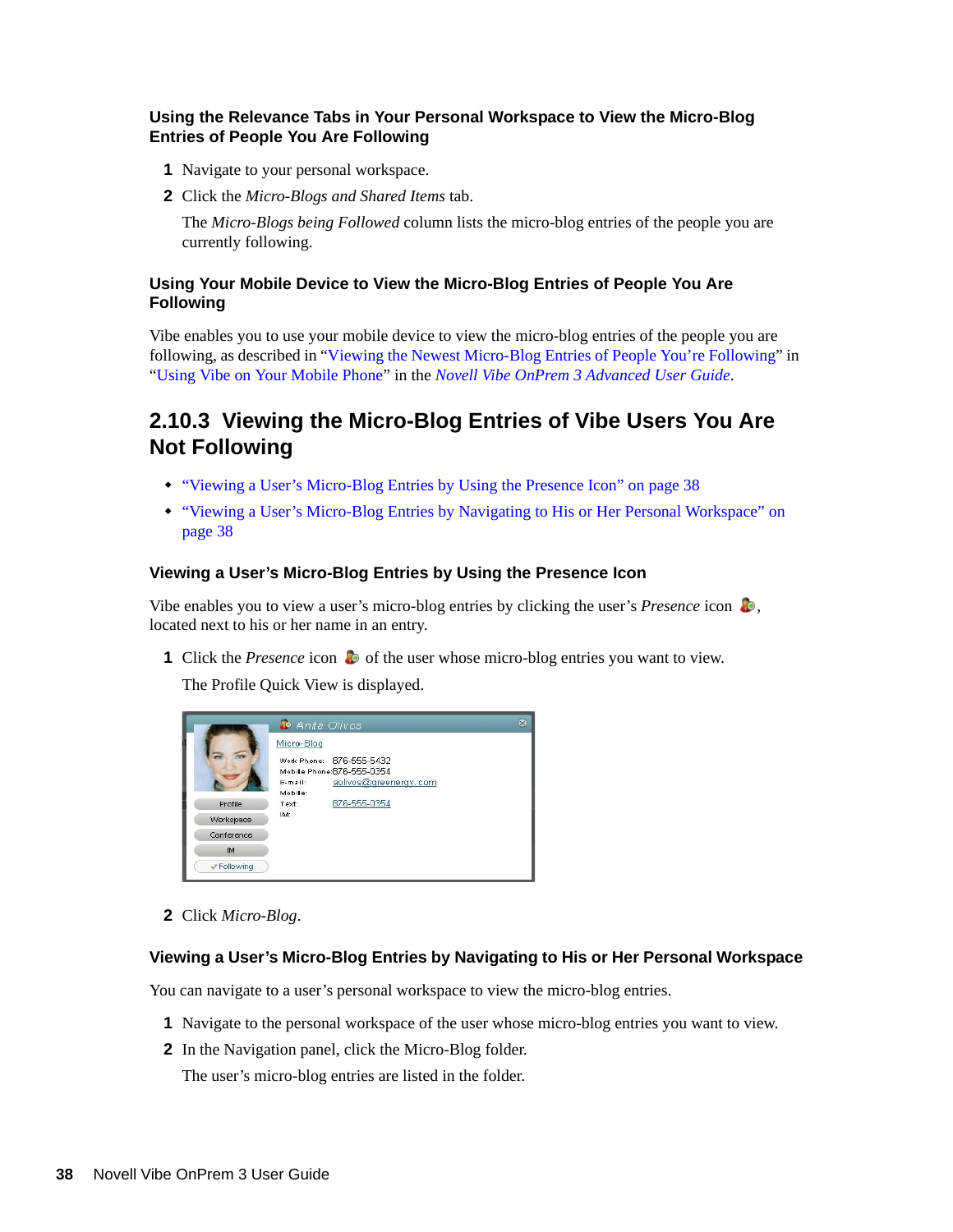#### Using the Relevance Tabs in Your Personal Workspace to View the Micro-Blog Entries of People You Are Following

1. Navigate to your personal workspace.
2. Click the *Micro-Blogs and Shared Items* tab.

   The *Micro-Blogs being Followed* column lists the micro-blog entries of the people you are currently following.

#### Using Your Mobile Device to View the Micro-Blog Entries of People You Are Following

Vibe enables you to use your mobile device to view the micro-blog entries of the people you are following, as described in "Viewing the Newest Micro-Blog Entries of People You're Following" in "Using Vibe on Your Mobile Phone" in the *Novell Vibe OnPrem 3 Advanced User Guide*.

### 2.10.3 Viewing the Micro-Blog Entries of Vibe Users You Are Not Following

- "Viewing a User's Micro-Blog Entries by Using the Presence Icon" on page 38
- "Viewing a User's Micro-Blog Entries by Navigating to His or Her Personal Workspace" on page 38

#### Viewing a User's Micro-Blog Entries by Using the Presence Icon

Vibe enables you to view a user's micro-blog entries by clicking the user's *Presence* icon, located next to his or her name in an entry.

1. Click the *Presence* icon of the user whose micro-blog entries you want to view.

   The Profile Quick View is displayed.

2. Click *Micro-Blog*.

#### Viewing a User's Micro-Blog Entries by Navigating to His or Her Personal Workspace

You can navigate to a user's personal workspace to view the micro-blog entries.

1. Navigate to the personal workspace of the user whose micro-blog entries you want to view.
2. In the Navigation panel, click the Micro-Blog folder.

   The user's micro-blog entries are listed in the folder.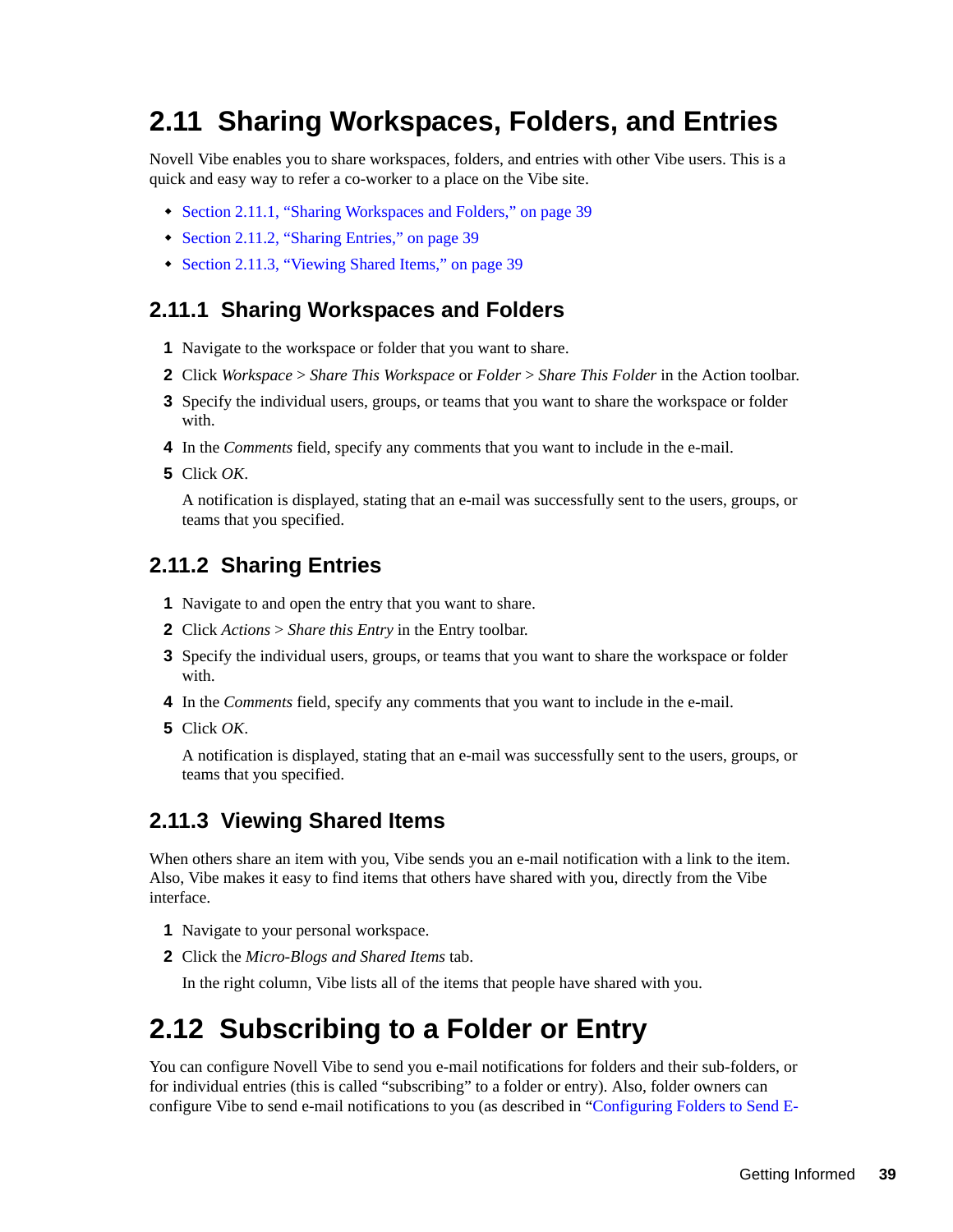## 2.11 Sharing Workspaces, Folders, and Entries

Novell Vibe enables you to share workspaces, folders, and entries with other Vibe users. This is a quick and easy way to refer a co-worker to a place on the Vibe site.

- Section 2.11.1, "Sharing Workspaces and Folders," on page 39
- Section 2.11.2, "Sharing Entries," on page 39
- Section 2.11.3, "Viewing Shared Items," on page 39

### 2.11.1 Sharing Workspaces and Folders

1. Navigate to the workspace or folder that you want to share.
2. Click *Workspace* > *Share This Workspace* or *Folder* > *Share This Folder* in the Action toolbar.
3. Specify the individual users, groups, or teams that you want to share the workspace or folder with.
4. In the *Comments* field, specify any comments that you want to include in the e-mail.
5. Click *OK*.

   A notification is displayed, stating that an e-mail was successfully sent to the users, groups, or teams that you specified.

### 2.11.2 Sharing Entries

1. Navigate to and open the entry that you want to share.
2. Click *Actions* > *Share this Entry* in the Entry toolbar.
3. Specify the individual users, groups, or teams that you want to share the workspace or folder with.
4. In the *Comments* field, specify any comments that you want to include in the e-mail.
5. Click *OK*.

   A notification is displayed, stating that an e-mail was successfully sent to the users, groups, or teams that you specified.

### 2.11.3 Viewing Shared Items

When others share an item with you, Vibe sends you an e-mail notification with a link to the item. Also, Vibe makes it easy to find items that others have shared with you, directly from the Vibe interface.

1. Navigate to your personal workspace.
2. Click the *Micro-Blogs and Shared Items* tab.

   In the right column, Vibe lists all of the items that people have shared with you.

## 2.12 Subscribing to a Folder or Entry

You can configure Novell Vibe to send you e-mail notifications for folders and their sub-folders, or for individual entries (this is called "subscribing" to a folder or entry). Also, folder owners can configure Vibe to send e-mail notifications to you (as described in "Configuring Folders to Send E-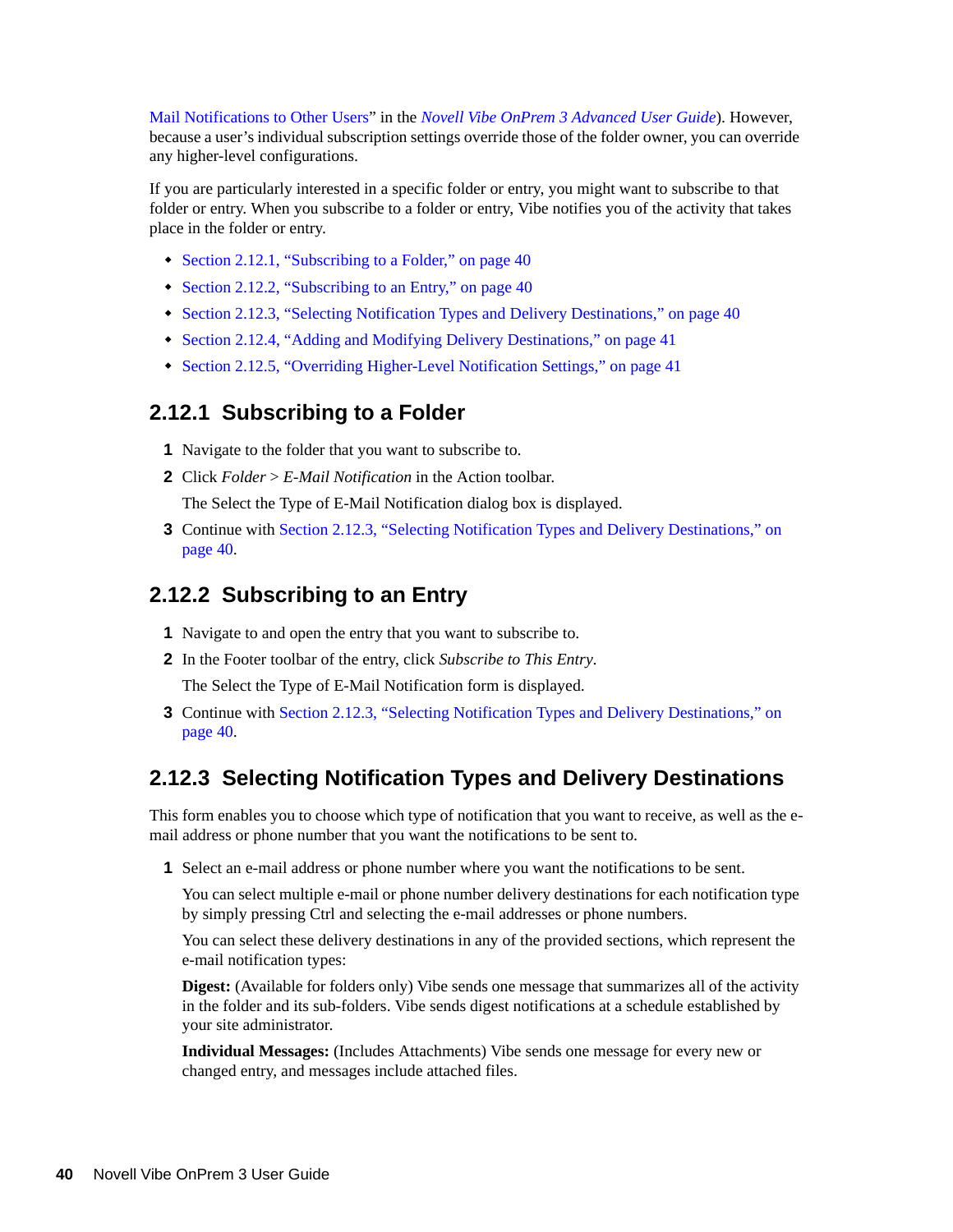Mail Notifications to Other Users" in the *Novell Vibe OnPrem 3 Advanced User Guide*). However, because a user's individual subscription settings override those of the folder owner, you can override any higher-level configurations.

If you are particularly interested in a specific folder or entry, you might want to subscribe to that folder or entry. When you subscribe to a folder or entry, Vibe notifies you of the activity that takes place in the folder or entry.

- Section 2.12.1, "Subscribing to a Folder," on page 40
- Section 2.12.2, "Subscribing to an Entry," on page 40
- Section 2.12.3, "Selecting Notification Types and Delivery Destinations," on page 40
- Section 2.12.4, "Adding and Modifying Delivery Destinations," on page 41
- Section 2.12.5, "Overriding Higher-Level Notification Settings," on page 41

## 2.12.1 Subscribing to a Folder

1 Navigate to the folder that you want to subscribe to.

2 Click *Folder* > *E-Mail Notification* in the Action toolbar.

   The Select the Type of E-Mail Notification dialog box is displayed.

3 Continue with Section 2.12.3, "Selecting Notification Types and Delivery Destinations," on page 40.

## 2.12.2 Subscribing to an Entry

1 Navigate to and open the entry that you want to subscribe to.

2 In the Footer toolbar of the entry, click *Subscribe to This Entry*.

   The Select the Type of E-Mail Notification form is displayed.

3 Continue with Section 2.12.3, "Selecting Notification Types and Delivery Destinations," on page 40.

## 2.12.3 Selecting Notification Types and Delivery Destinations

This form enables you to choose which type of notification that you want to receive, as well as the e-mail address or phone number that you want the notifications to be sent to.

1 Select an e-mail address or phone number where you want the notifications to be sent.

   You can select multiple e-mail or phone number delivery destinations for each notification type by simply pressing Ctrl and selecting the e-mail addresses or phone numbers.

   You can select these delivery destinations in any of the provided sections, which represent the e-mail notification types:

   **Digest:** (Available for folders only) Vibe sends one message that summarizes all of the activity in the folder and its sub-folders. Vibe sends digest notifications at a schedule established by your site administrator.

   **Individual Messages:** (Includes Attachments) Vibe sends one message for every new or changed entry, and messages include attached files.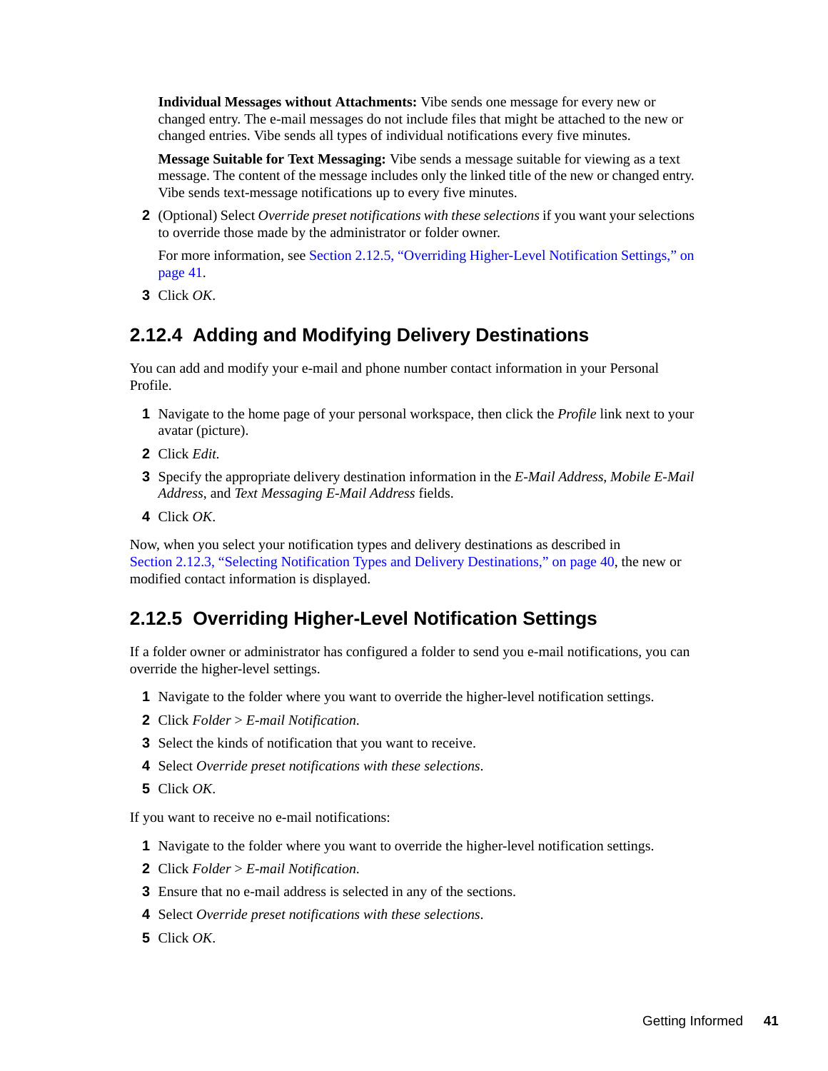**Individual Messages without Attachments:** Vibe sends one message for every new or changed entry. The e-mail messages do not include files that might be attached to the new or changed entries. Vibe sends all types of individual notifications every five minutes.

**Message Suitable for Text Messaging:** Vibe sends a message suitable for viewing as a text message. The content of the message includes only the linked title of the new or changed entry. Vibe sends text-message notifications up to every five minutes.

2. (Optional) Select *Override preset notifications with these selections* if you want your selections to override those made by the administrator or folder owner.

   For more information, see Section 2.12.5, "Overriding Higher-Level Notification Settings," on page 41.

3. Click *OK*.

### 2.12.4 Adding and Modifying Delivery Destinations

You can add and modify your e-mail and phone number contact information in your Personal Profile.

1. Navigate to the home page of your personal workspace, then click the *Profile* link next to your avatar (picture).
2. Click *Edit*.
3. Specify the appropriate delivery destination information in the *E-Mail Address*, *Mobile E-Mail Address*, and *Text Messaging E-Mail Address* fields.
4. Click *OK*.

Now, when you select your notification types and delivery destinations as described in Section 2.12.3, "Selecting Notification Types and Delivery Destinations," on page 40, the new or modified contact information is displayed.

### 2.12.5 Overriding Higher-Level Notification Settings

If a folder owner or administrator has configured a folder to send you e-mail notifications, you can override the higher-level settings.

1. Navigate to the folder where you want to override the higher-level notification settings.
2. Click *Folder* > *E-mail Notification*.
3. Select the kinds of notification that you want to receive.
4. Select *Override preset notifications with these selections*.
5. Click *OK*.

If you want to receive no e-mail notifications:

1. Navigate to the folder where you want to override the higher-level notification settings.
2. Click *Folder* > *E-mail Notification*.
3. Ensure that no e-mail address is selected in any of the sections.
4. Select *Override preset notifications with these selections*.
5. Click *OK*.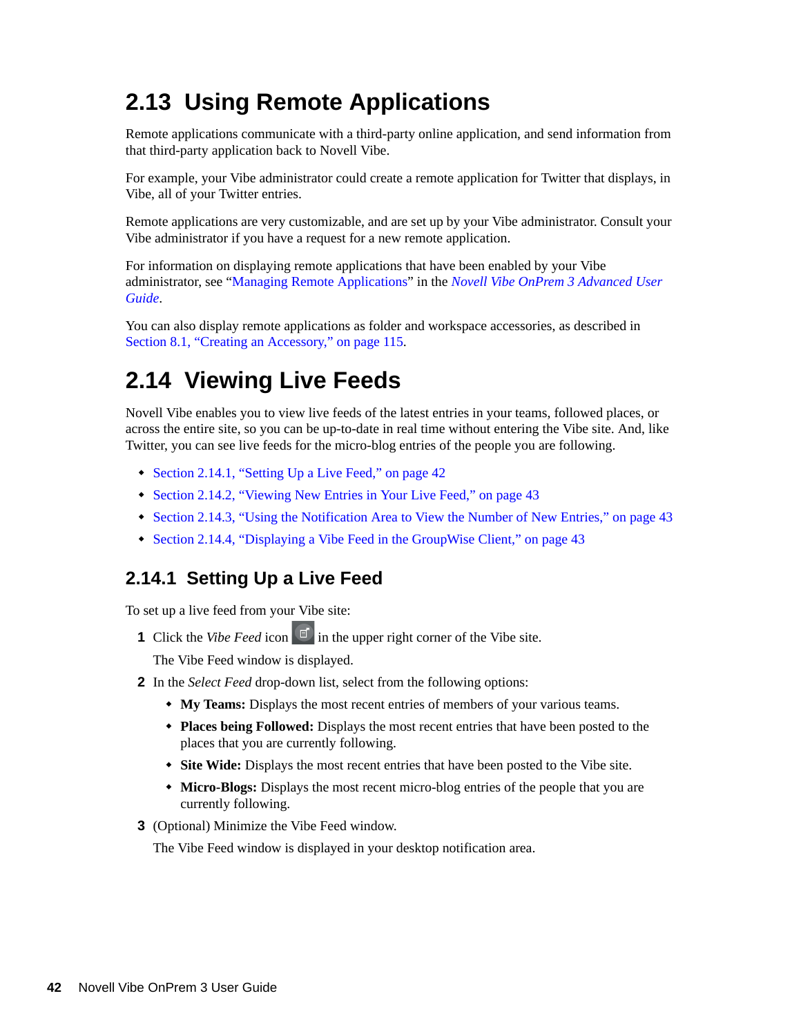## 2.13 Using Remote Applications

Remote applications communicate with a third-party online application, and send information from that third-party application back to Novell Vibe.

For example, your Vibe administrator could create a remote application for Twitter that displays, in Vibe, all of your Twitter entries.

Remote applications are very customizable, and are set up by your Vibe administrator. Consult your Vibe administrator if you have a request for a new remote application.

For information on displaying remote applications that have been enabled by your Vibe administrator, see "Managing Remote Applications" in the *Novell Vibe OnPrem 3 Advanced User Guide*.

You can also display remote applications as folder and workspace accessories, as described in Section 8.1, "Creating an Accessory," on page 115.

## 2.14 Viewing Live Feeds

Novell Vibe enables you to view live feeds of the latest entries in your teams, followed places, or across the entire site, so you can be up-to-date in real time without entering the Vibe site. And, like Twitter, you can see live feeds for the micro-blog entries of the people you are following.

- Section 2.14.1, "Setting Up a Live Feed," on page 42
- Section 2.14.2, "Viewing New Entries in Your Live Feed," on page 43
- Section 2.14.3, "Using the Notification Area to View the Number of New Entries," on page 43
- Section 2.14.4, "Displaying a Vibe Feed in the GroupWise Client," on page 43

### 2.14.1 Setting Up a Live Feed

To set up a live feed from your Vibe site:

1. Click the *Vibe Feed* icon in the upper right corner of the Vibe site.

   The Vibe Feed window is displayed.

2. In the *Select Feed* drop-down list, select from the following options:
   - **My Teams:** Displays the most recent entries of members of your various teams.
   - **Places being Followed:** Displays the most recent entries that have been posted to the places that you are currently following.
   - **Site Wide:** Displays the most recent entries that have been posted to the Vibe site.
   - **Micro-Blogs:** Displays the most recent micro-blog entries of the people that you are currently following.

3. (Optional) Minimize the Vibe Feed window.

   The Vibe Feed window is displayed in your desktop notification area.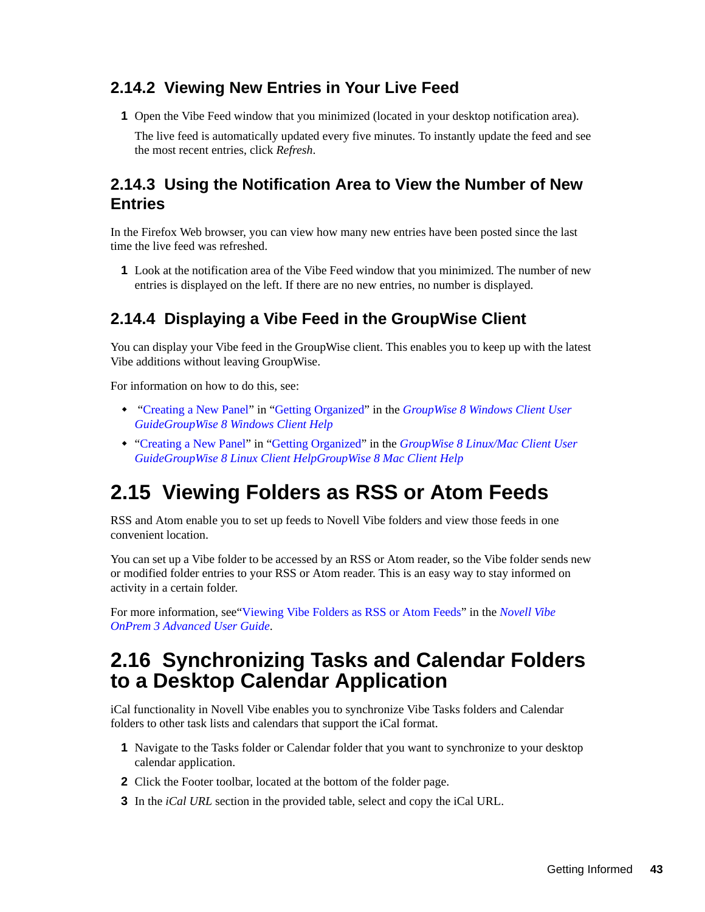### 2.14.2 Viewing New Entries in Your Live Feed

1 Open the Vibe Feed window that you minimized (located in your desktop notification area).

   The live feed is automatically updated every five minutes. To instantly update the feed and see the most recent entries, click *Refresh*.

### 2.14.3 Using the Notification Area to View the Number of New Entries

In the Firefox Web browser, you can view how many new entries have been posted since the last time the live feed was refreshed.

1 Look at the notification area of the Vibe Feed window that you minimized. The number of new entries is displayed on the left. If there are no new entries, no number is displayed.

### 2.14.4 Displaying a Vibe Feed in the GroupWise Client

You can display your Vibe feed in the GroupWise client. This enables you to keep up with the latest Vibe additions without leaving GroupWise.

For information on how to do this, see:

- "Creating a New Panel" in "Getting Organized" in the *GroupWise 8 Windows Client User GuideGroupWise 8 Windows Client Help*
- "Creating a New Panel" in "Getting Organized" in the *GroupWise 8 Linux/Mac Client User GuideGroupWise 8 Linux Client HelpGroupWise 8 Mac Client Help*

## 2.15 Viewing Folders as RSS or Atom Feeds

RSS and Atom enable you to set up feeds to Novell Vibe folders and view those feeds in one convenient location.

You can set up a Vibe folder to be accessed by an RSS or Atom reader, so the Vibe folder sends new or modified folder entries to your RSS or Atom reader. This is an easy way to stay informed on activity in a certain folder.

For more information, see"Viewing Vibe Folders as RSS or Atom Feeds" in the *Novell Vibe OnPrem 3 Advanced User Guide*.

## 2.16 Synchronizing Tasks and Calendar Folders to a Desktop Calendar Application

iCal functionality in Novell Vibe enables you to synchronize Vibe Tasks folders and Calendar folders to other task lists and calendars that support the iCal format.

1 Navigate to the Tasks folder or Calendar folder that you want to synchronize to your desktop calendar application.
2 Click the Footer toolbar, located at the bottom of the folder page.
3 In the *iCal URL* section in the provided table, select and copy the iCal URL.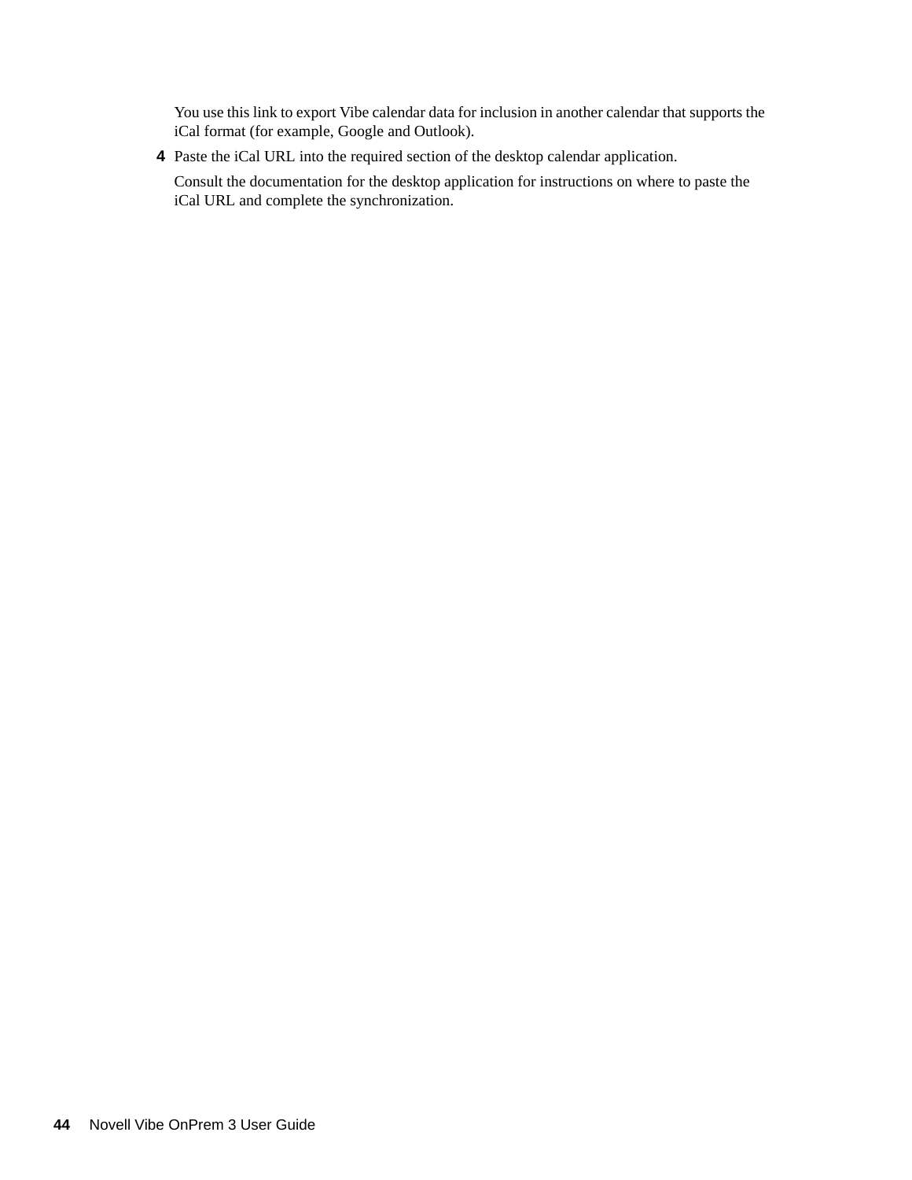You use this link to export Vibe calendar data for inclusion in another calendar that supports the iCal format (for example, Google and Outlook).

4. Paste the iCal URL into the required section of the desktop calendar application.

   Consult the documentation for the desktop application for instructions on where to paste the iCal URL and complete the synchronization.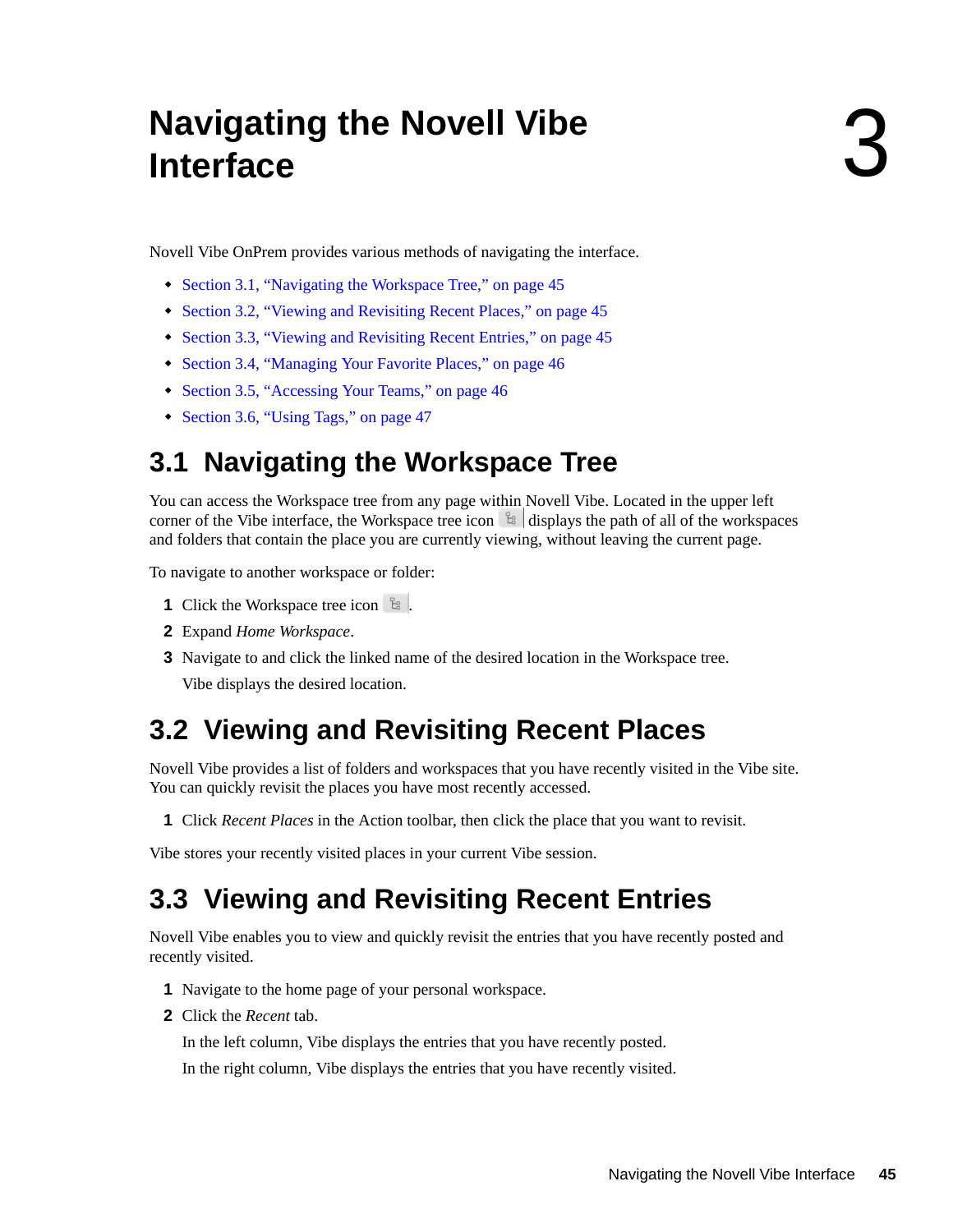# 3 Navigating the Novell Vibe Interface

Novell Vibe OnPrem provides various methods of navigating the interface.

- Section 3.1, "Navigating the Workspace Tree," on page 45
- Section 3.2, "Viewing and Revisiting Recent Places," on page 45
- Section 3.3, "Viewing and Revisiting Recent Entries," on page 45
- Section 3.4, "Managing Your Favorite Places," on page 46
- Section 3.5, "Accessing Your Teams," on page 46
- Section 3.6, "Using Tags," on page 47

## 3.1 Navigating the Workspace Tree

You can access the Workspace tree from any page within Novell Vibe. Located in the upper left corner of the Vibe interface, the Workspace tree icon displays the path of all of the workspaces and folders that contain the place you are currently viewing, without leaving the current page.

To navigate to another workspace or folder:

1. Click the Workspace tree icon .
2. Expand *Home Workspace*.
3. Navigate to and click the linked name of the desired location in the Workspace tree.

   Vibe displays the desired location.

## 3.2 Viewing and Revisiting Recent Places

Novell Vibe provides a list of folders and workspaces that you have recently visited in the Vibe site. You can quickly revisit the places you have most recently accessed.

1. Click *Recent Places* in the Action toolbar, then click the place that you want to revisit.

Vibe stores your recently visited places in your current Vibe session.

## 3.3 Viewing and Revisiting Recent Entries

Novell Vibe enables you to view and quickly revisit the entries that you have recently posted and recently visited.

1. Navigate to the home page of your personal workspace.
2. Click the *Recent* tab.

   In the left column, Vibe displays the entries that you have recently posted.

   In the right column, Vibe displays the entries that you have recently visited.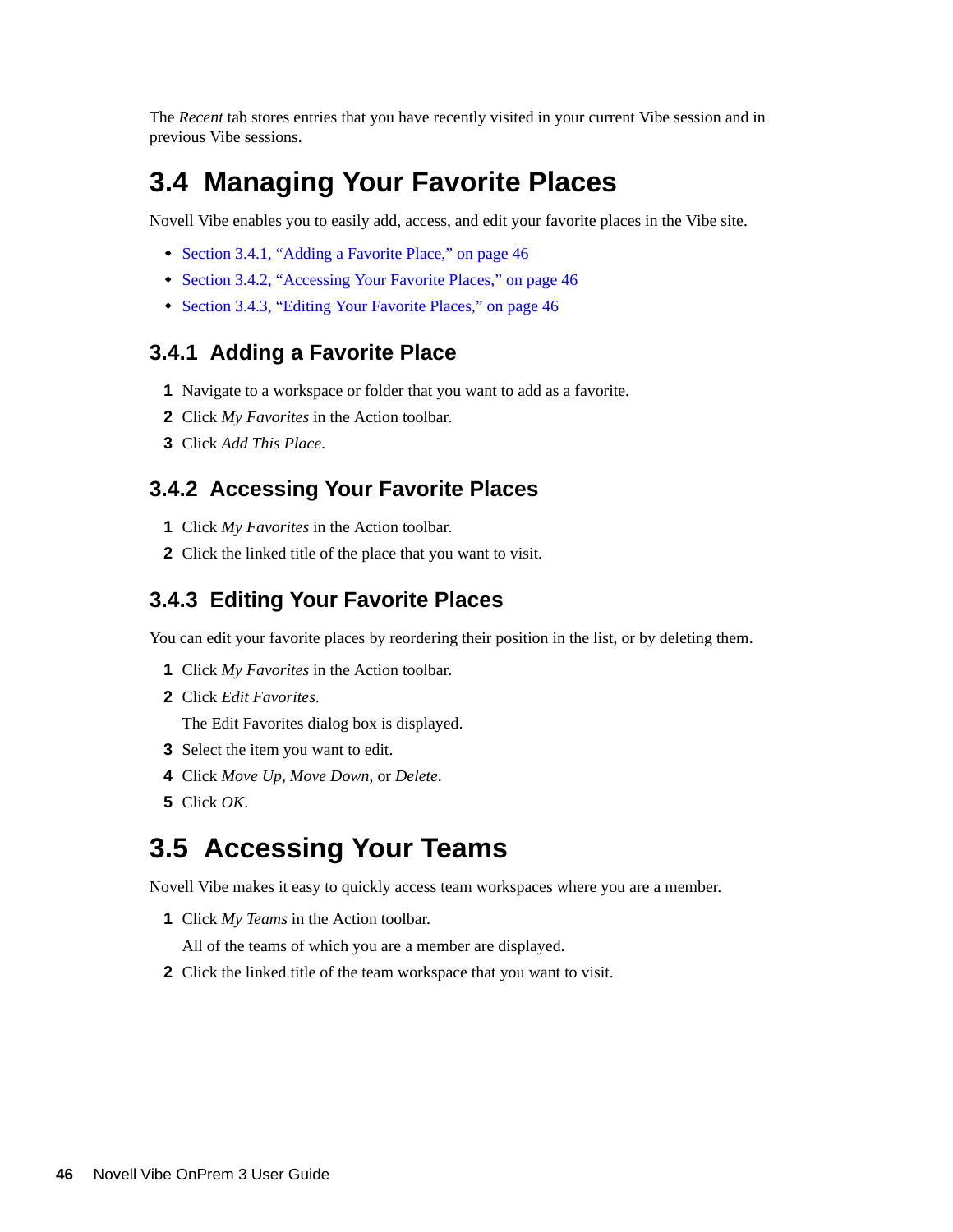The *Recent* tab stores entries that you have recently visited in your current Vibe session and in previous Vibe sessions.

## 3.4 Managing Your Favorite Places

Novell Vibe enables you to easily add, access, and edit your favorite places in the Vibe site.

- Section 3.4.1, "Adding a Favorite Place," on page 46
- Section 3.4.2, "Accessing Your Favorite Places," on page 46
- Section 3.4.3, "Editing Your Favorite Places," on page 46

### 3.4.1 Adding a Favorite Place

1. Navigate to a workspace or folder that you want to add as a favorite.
2. Click *My Favorites* in the Action toolbar.
3. Click *Add This Place*.

### 3.4.2 Accessing Your Favorite Places

1. Click *My Favorites* in the Action toolbar.
2. Click the linked title of the place that you want to visit.

### 3.4.3 Editing Your Favorite Places

You can edit your favorite places by reordering their position in the list, or by deleting them.

1. Click *My Favorites* in the Action toolbar.
2. Click *Edit Favorites*.

   The Edit Favorites dialog box is displayed.
3. Select the item you want to edit.
4. Click *Move Up*, *Move Down*, or *Delete*.
5. Click *OK*.

## 3.5 Accessing Your Teams

Novell Vibe makes it easy to quickly access team workspaces where you are a member.

1. Click *My Teams* in the Action toolbar.

   All of the teams of which you are a member are displayed.
2. Click the linked title of the team workspace that you want to visit.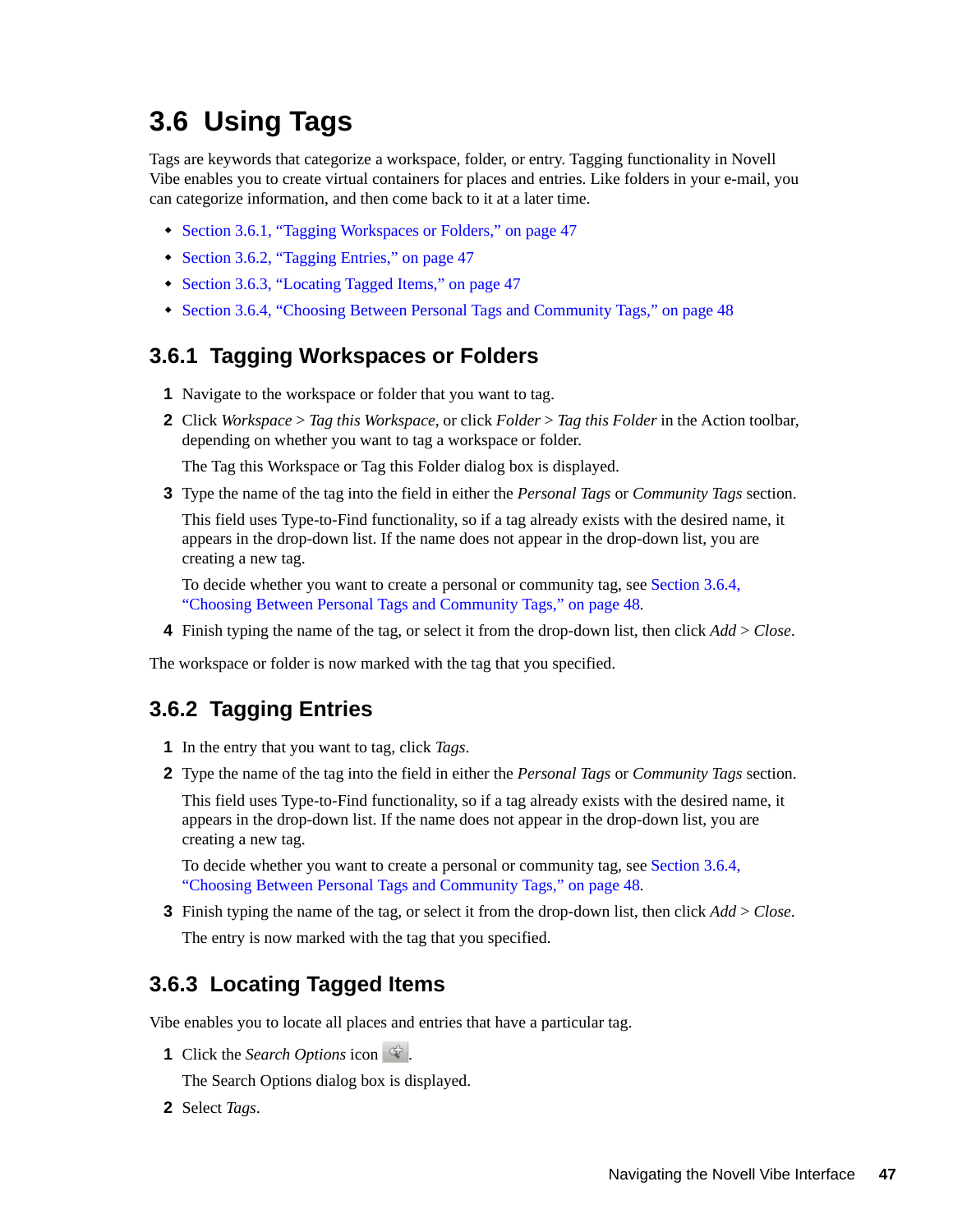## 3.6 Using Tags

Tags are keywords that categorize a workspace, folder, or entry. Tagging functionality in Novell Vibe enables you to create virtual containers for places and entries. Like folders in your e-mail, you can categorize information, and then come back to it at a later time.

- Section 3.6.1, "Tagging Workspaces or Folders," on page 47
- Section 3.6.2, "Tagging Entries," on page 47
- Section 3.6.3, "Locating Tagged Items," on page 47
- Section 3.6.4, "Choosing Between Personal Tags and Community Tags," on page 48

### 3.6.1 Tagging Workspaces or Folders

1. Navigate to the workspace or folder that you want to tag.
2. Click *Workspace* > *Tag this Workspace*, or click *Folder* > *Tag this Folder* in the Action toolbar, depending on whether you want to tag a workspace or folder.

   The Tag this Workspace or Tag this Folder dialog box is displayed.
3. Type the name of the tag into the field in either the *Personal Tags* or *Community Tags* section.

   This field uses Type-to-Find functionality, so if a tag already exists with the desired name, it appears in the drop-down list. If the name does not appear in the drop-down list, you are creating a new tag.

   To decide whether you want to create a personal or community tag, see Section 3.6.4, "Choosing Between Personal Tags and Community Tags," on page 48.
4. Finish typing the name of the tag, or select it from the drop-down list, then click *Add* > *Close*.

The workspace or folder is now marked with the tag that you specified.

### 3.6.2 Tagging Entries

1. In the entry that you want to tag, click *Tags*.
2. Type the name of the tag into the field in either the *Personal Tags* or *Community Tags* section.

   This field uses Type-to-Find functionality, so if a tag already exists with the desired name, it appears in the drop-down list. If the name does not appear in the drop-down list, you are creating a new tag.

   To decide whether you want to create a personal or community tag, see Section 3.6.4, "Choosing Between Personal Tags and Community Tags," on page 48.
3. Finish typing the name of the tag, or select it from the drop-down list, then click *Add* > *Close*.

   The entry is now marked with the tag that you specified.

### 3.6.3 Locating Tagged Items

Vibe enables you to locate all places and entries that have a particular tag.

1. Click the *Search Options* icon .

   The Search Options dialog box is displayed.
2. Select *Tags*.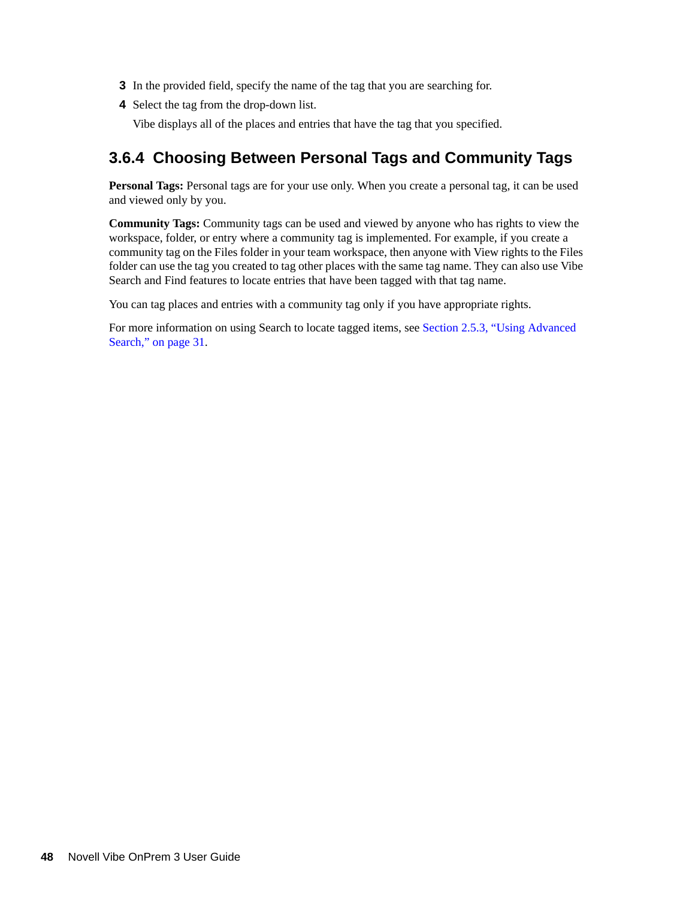3. In the provided field, specify the name of the tag that you are searching for.
4. Select the tag from the drop-down list.

   Vibe displays all of the places and entries that have the tag that you specified.

### 3.6.4 Choosing Between Personal Tags and Community Tags

**Personal Tags:** Personal tags are for your use only. When you create a personal tag, it can be used and viewed only by you.

**Community Tags:** Community tags can be used and viewed by anyone who has rights to view the workspace, folder, or entry where a community tag is implemented. For example, if you create a community tag on the Files folder in your team workspace, then anyone with View rights to the Files folder can use the tag you created to tag other places with the same tag name. They can also use Vibe Search and Find features to locate entries that have been tagged with that tag name.

You can tag places and entries with a community tag only if you have appropriate rights.

For more information on using Search to locate tagged items, see Section 2.5.3, "Using Advanced Search," on page 31.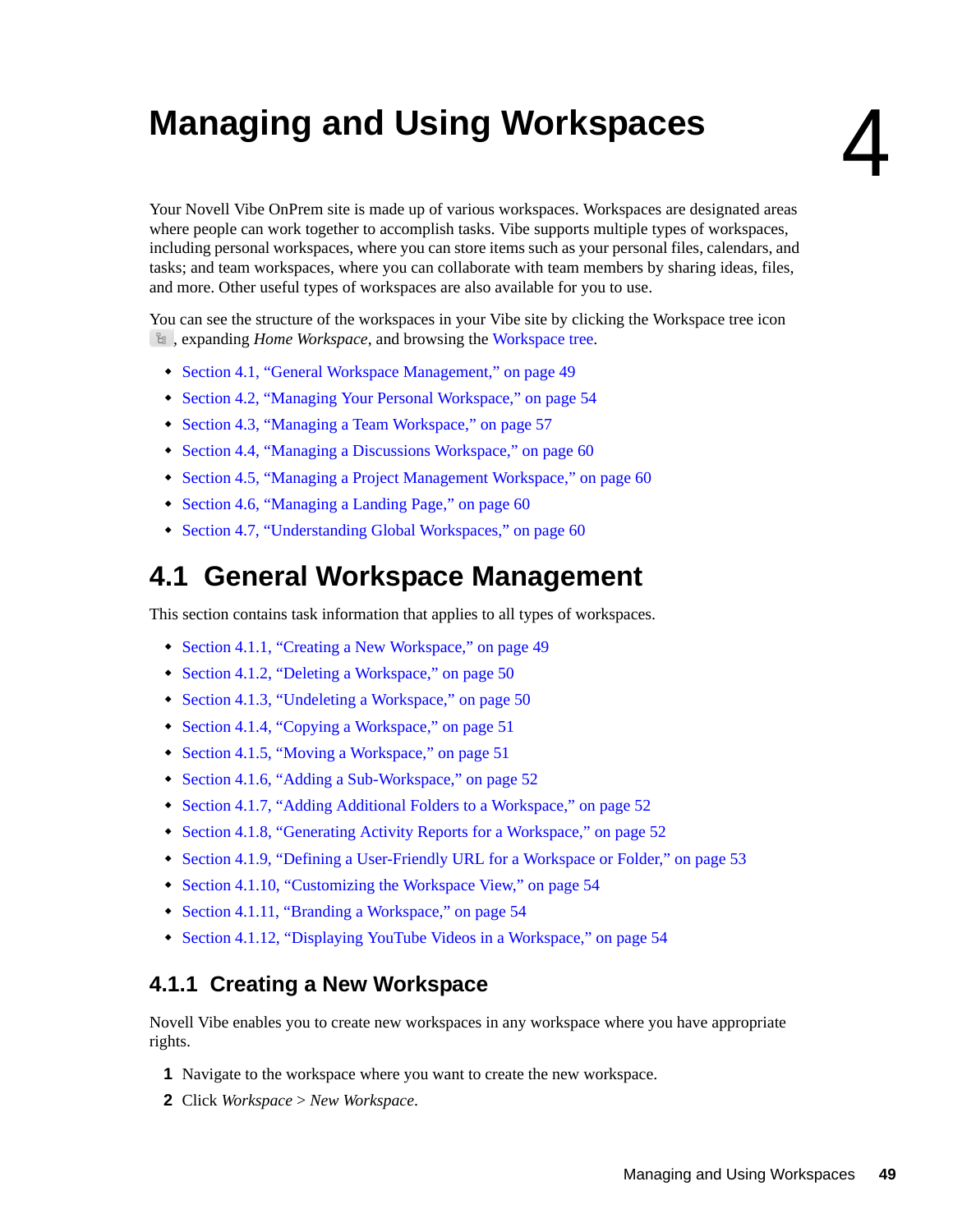# 4 Managing and Using Workspaces

Your Novell Vibe OnPrem site is made up of various workspaces. Workspaces are designated areas where people can work together to accomplish tasks. Vibe supports multiple types of workspaces, including personal workspaces, where you can store items such as your personal files, calendars, and tasks; and team workspaces, where you can collaborate with team members by sharing ideas, files, and more. Other useful types of workspaces are also available for you to use.

You can see the structure of the workspaces in your Vibe site by clicking the Workspace tree icon , expanding *Home Workspace*, and browsing the Workspace tree.

- Section 4.1, "General Workspace Management," on page 49
- Section 4.2, "Managing Your Personal Workspace," on page 54
- Section 4.3, "Managing a Team Workspace," on page 57
- Section 4.4, "Managing a Discussions Workspace," on page 60
- Section 4.5, "Managing a Project Management Workspace," on page 60
- Section 4.6, "Managing a Landing Page," on page 60
- Section 4.7, "Understanding Global Workspaces," on page 60

## 4.1 General Workspace Management

This section contains task information that applies to all types of workspaces.

- Section 4.1.1, "Creating a New Workspace," on page 49
- Section 4.1.2, "Deleting a Workspace," on page 50
- Section 4.1.3, "Undeleting a Workspace," on page 50
- Section 4.1.4, "Copying a Workspace," on page 51
- Section 4.1.5, "Moving a Workspace," on page 51
- Section 4.1.6, "Adding a Sub-Workspace," on page 52
- Section 4.1.7, "Adding Additional Folders to a Workspace," on page 52
- Section 4.1.8, "Generating Activity Reports for a Workspace," on page 52
- Section 4.1.9, "Defining a User-Friendly URL for a Workspace or Folder," on page 53
- Section 4.1.10, "Customizing the Workspace View," on page 54
- Section 4.1.11, "Branding a Workspace," on page 54
- Section 4.1.12, "Displaying YouTube Videos in a Workspace," on page 54

### 4.1.1 Creating a New Workspace

Novell Vibe enables you to create new workspaces in any workspace where you have appropriate rights.

1. Navigate to the workspace where you want to create the new workspace.
2. Click *Workspace* > *New Workspace*.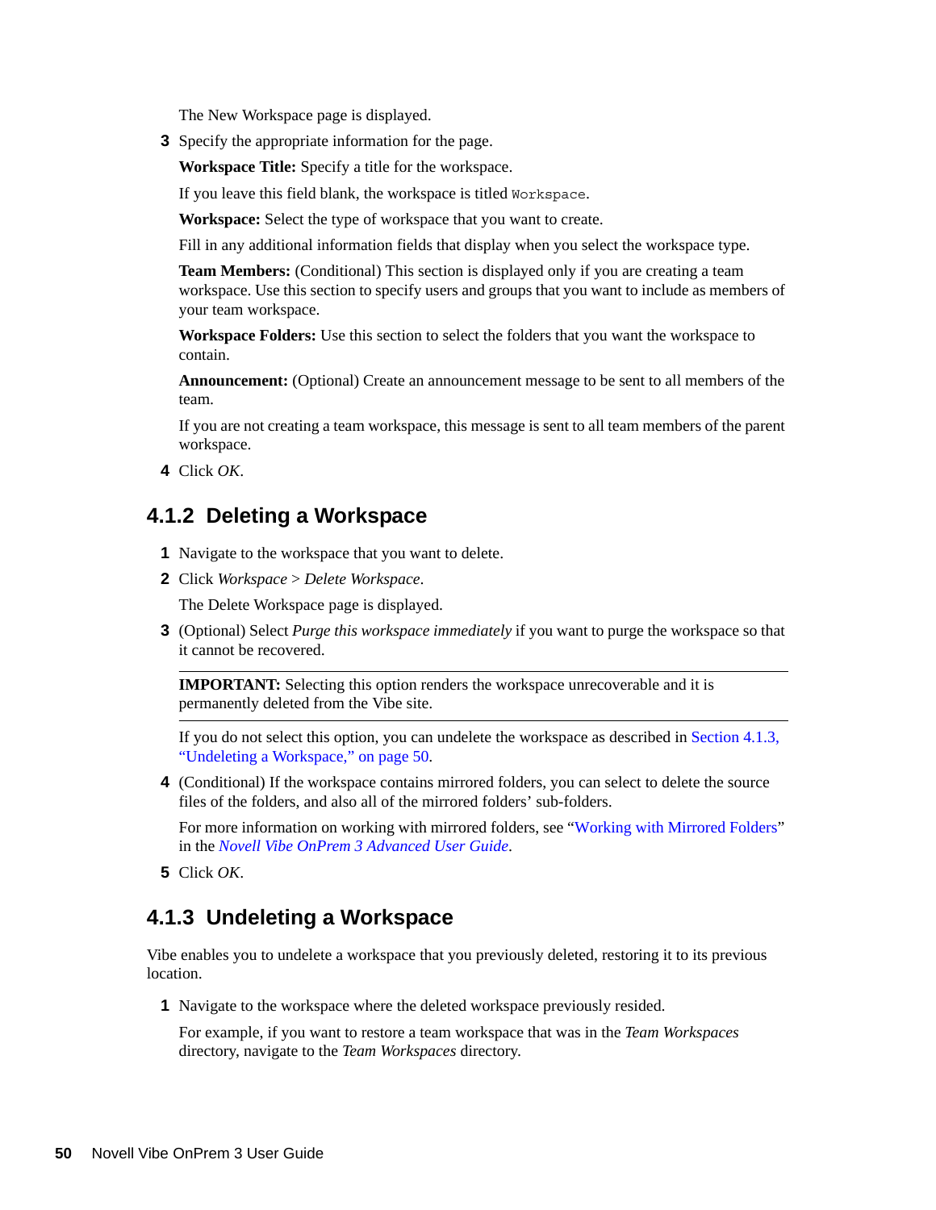The New Workspace page is displayed.

3 Specify the appropriate information for the page.

**Workspace Title:** Specify a title for the workspace.

If you leave this field blank, the workspace is titled `Workspace`.

**Workspace:** Select the type of workspace that you want to create.

Fill in any additional information fields that display when you select the workspace type.

**Team Members:** (Conditional) This section is displayed only if you are creating a team workspace. Use this section to specify users and groups that you want to include as members of your team workspace.

**Workspace Folders:** Use this section to select the folders that you want the workspace to contain.

**Announcement:** (Optional) Create an announcement message to be sent to all members of the team.

If you are not creating a team workspace, this message is sent to all team members of the parent workspace.

4 Click *OK*.

### 4.1.2 Deleting a Workspace

1. Navigate to the workspace that you want to delete.
2. Click *Workspace* > *Delete Workspace*.

   The Delete Workspace page is displayed.

3. (Optional) Select *Purge this workspace immediately* if you want to purge the workspace so that it cannot be recovered.

   ---

   **IMPORTANT:** Selecting this option renders the workspace unrecoverable and it is permanently deleted from the Vibe site.

   ---

   If you do not select this option, you can undelete the workspace as described in Section 4.1.3, "Undeleting a Workspace," on page 50.

4. (Conditional) If the workspace contains mirrored folders, you can select to delete the source files of the folders, and also all of the mirrored folders' sub-folders.

   For more information on working with mirrored folders, see "Working with Mirrored Folders" in the *Novell Vibe OnPrem 3 Advanced User Guide*.

5. Click *OK*.

### 4.1.3 Undeleting a Workspace

Vibe enables you to undelete a workspace that you previously deleted, restoring it to its previous location.

1. Navigate to the workspace where the deleted workspace previously resided.

   For example, if you want to restore a team workspace that was in the *Team Workspaces* directory, navigate to the *Team Workspaces* directory.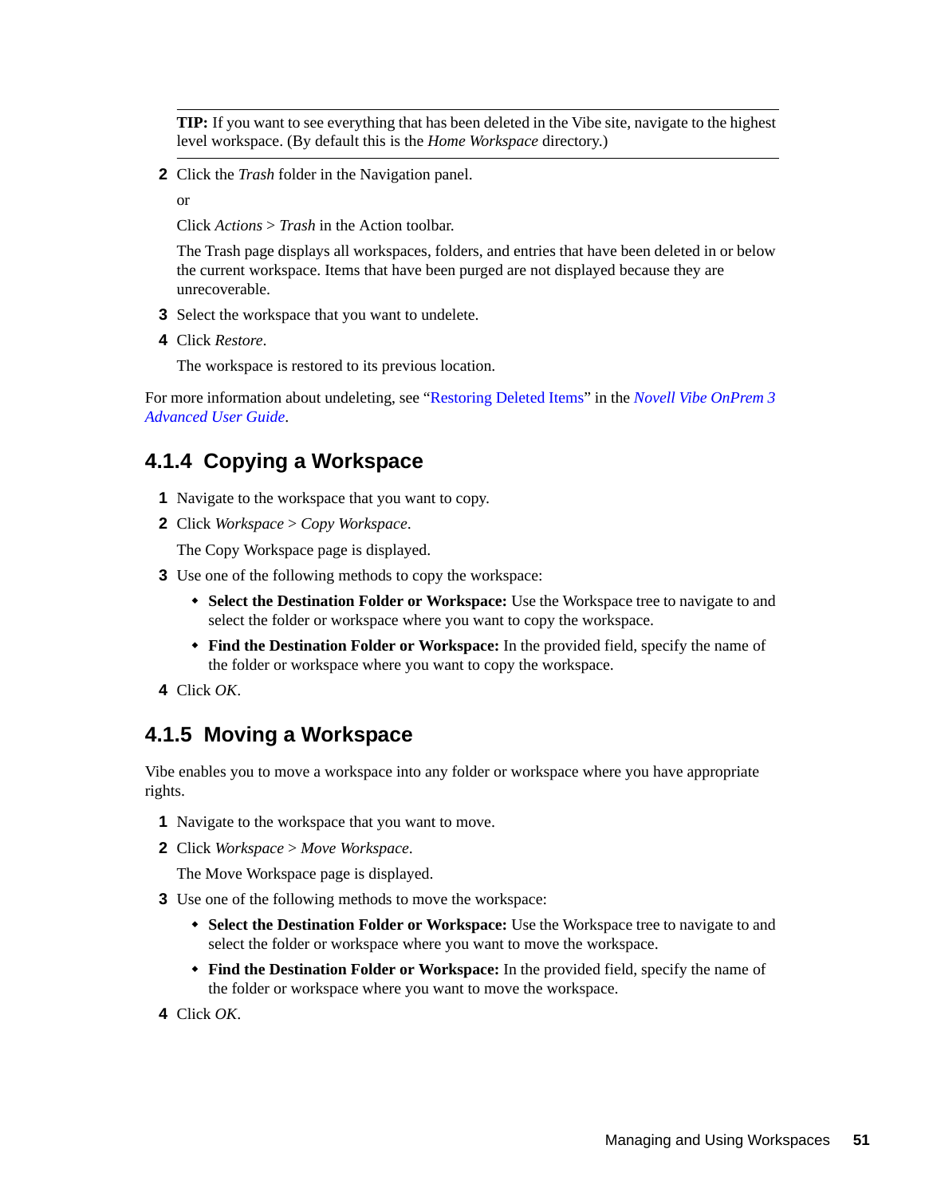**TIP:** If you want to see everything that has been deleted in the Vibe site, navigate to the highest level workspace. (By default this is the *Home Workspace* directory.)

2 Click the *Trash* folder in the Navigation panel.

   or

   Click *Actions* > *Trash* in the Action toolbar.

   The Trash page displays all workspaces, folders, and entries that have been deleted in or below the current workspace. Items that have been purged are not displayed because they are unrecoverable.

3 Select the workspace that you want to undelete.

4 Click *Restore*.

   The workspace is restored to its previous location.

For more information about undeleting, see "Restoring Deleted Items" in the *Novell Vibe OnPrem 3 Advanced User Guide*.

### 4.1.4 Copying a Workspace

1 Navigate to the workspace that you want to copy.

2 Click *Workspace* > *Copy Workspace*.

   The Copy Workspace page is displayed.

3 Use one of the following methods to copy the workspace:

   - **Select the Destination Folder or Workspace:** Use the Workspace tree to navigate to and select the folder or workspace where you want to copy the workspace.
   - **Find the Destination Folder or Workspace:** In the provided field, specify the name of the folder or workspace where you want to copy the workspace.

4 Click *OK*.

### 4.1.5 Moving a Workspace

Vibe enables you to move a workspace into any folder or workspace where you have appropriate rights.

1 Navigate to the workspace that you want to move.

2 Click *Workspace* > *Move Workspace*.

   The Move Workspace page is displayed.

3 Use one of the following methods to move the workspace:

   - **Select the Destination Folder or Workspace:** Use the Workspace tree to navigate to and select the folder or workspace where you want to move the workspace.
   - **Find the Destination Folder or Workspace:** In the provided field, specify the name of the folder or workspace where you want to move the workspace.

4 Click *OK*.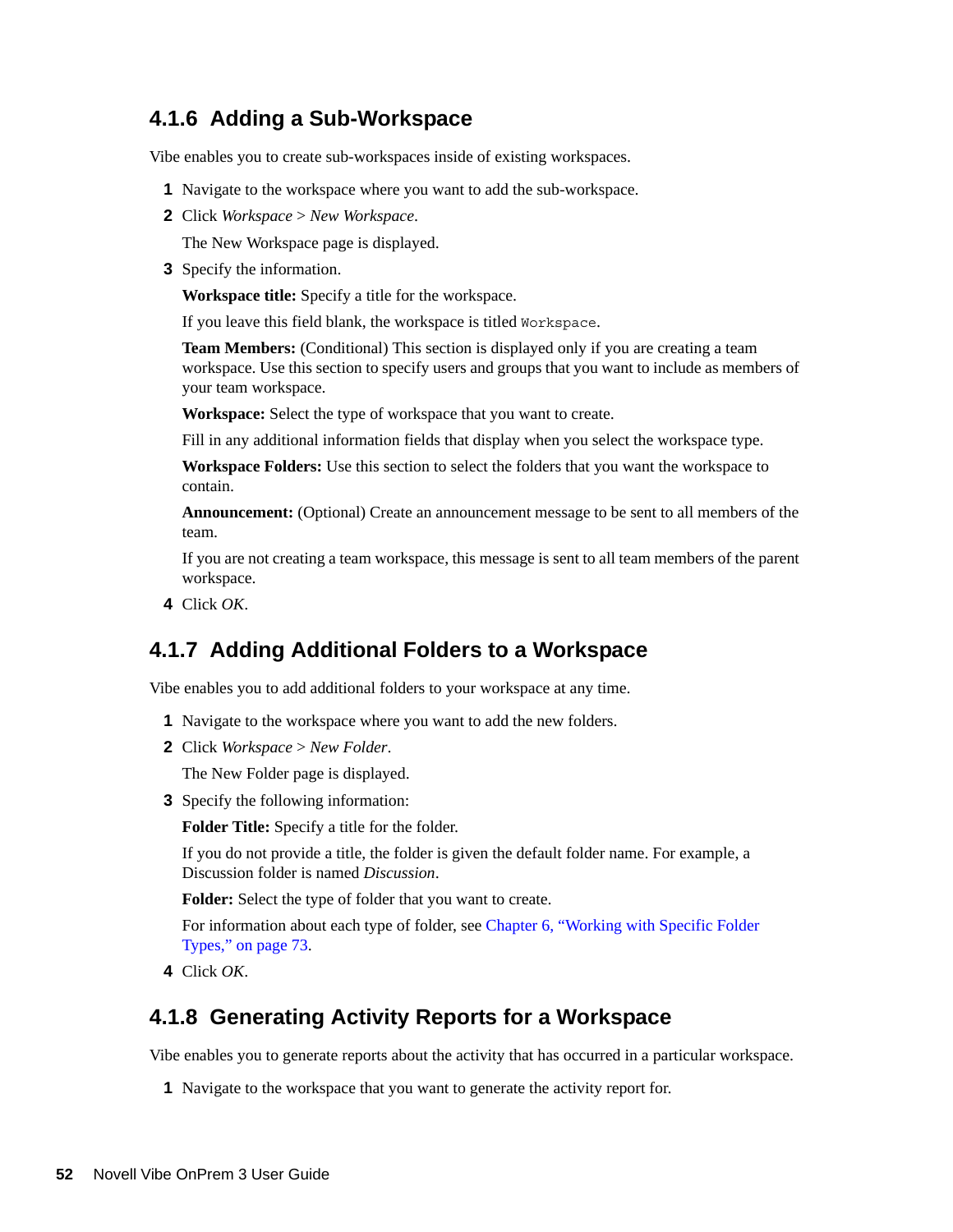### 4.1.6 Adding a Sub-Workspace

Vibe enables you to create sub-workspaces inside of existing workspaces.

1. Navigate to the workspace where you want to add the sub-workspace.
2. Click *Workspace* > *New Workspace*.

   The New Workspace page is displayed.
3. Specify the information.

   **Workspace title:** Specify a title for the workspace.

   If you leave this field blank, the workspace is titled `Workspace`.

   **Team Members:** (Conditional) This section is displayed only if you are creating a team workspace. Use this section to specify users and groups that you want to include as members of your team workspace.

   **Workspace:** Select the type of workspace that you want to create.

   Fill in any additional information fields that display when you select the workspace type.

   **Workspace Folders:** Use this section to select the folders that you want the workspace to contain.

   **Announcement:** (Optional) Create an announcement message to be sent to all members of the team.

   If you are not creating a team workspace, this message is sent to all team members of the parent workspace.
4. Click *OK*.

### 4.1.7 Adding Additional Folders to a Workspace

Vibe enables you to add additional folders to your workspace at any time.

1. Navigate to the workspace where you want to add the new folders.
2. Click *Workspace* > *New Folder*.

   The New Folder page is displayed.
3. Specify the following information:

   **Folder Title:** Specify a title for the folder.

   If you do not provide a title, the folder is given the default folder name. For example, a Discussion folder is named *Discussion*.

   **Folder:** Select the type of folder that you want to create.

   For information about each type of folder, see Chapter 6, "Working with Specific Folder Types," on page 73.
4. Click *OK*.

### 4.1.8 Generating Activity Reports for a Workspace

Vibe enables you to generate reports about the activity that has occurred in a particular workspace.

1. Navigate to the workspace that you want to generate the activity report for.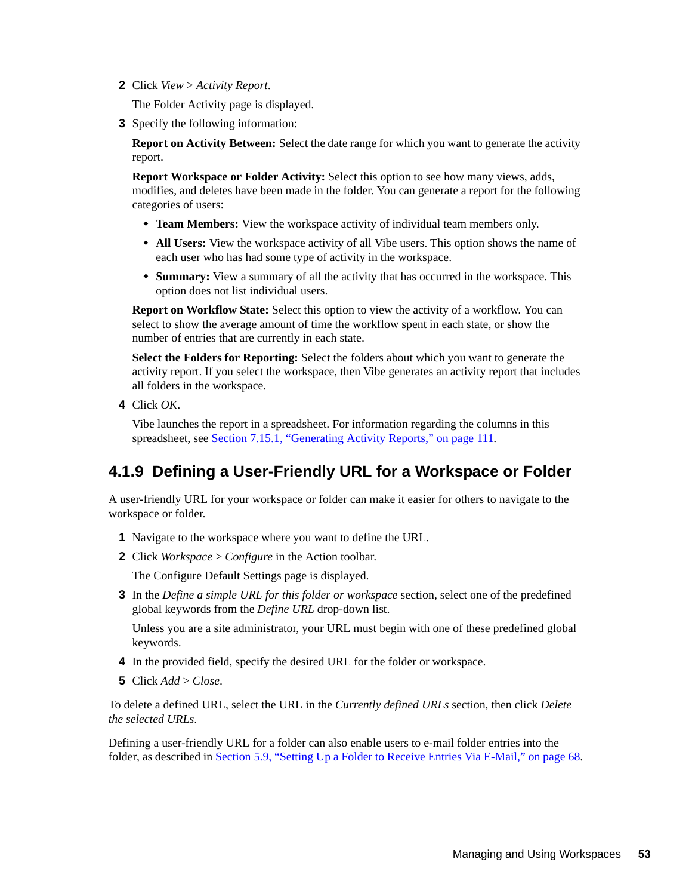2. Click *View* > *Activity Report*.

   The Folder Activity page is displayed.

3. Specify the following information:

   **Report on Activity Between:** Select the date range for which you want to generate the activity report.

   **Report Workspace or Folder Activity:** Select this option to see how many views, adds, modifies, and deletes have been made in the folder. You can generate a report for the following categories of users:

   - **Team Members:** View the workspace activity of individual team members only.
   - **All Users:** View the workspace activity of all Vibe users. This option shows the name of each user who has had some type of activity in the workspace.
   - **Summary:** View a summary of all the activity that has occurred in the workspace. This option does not list individual users.

   **Report on Workflow State:** Select this option to view the activity of a workflow. You can select to show the average amount of time the workflow spent in each state, or show the number of entries that are currently in each state.

   **Select the Folders for Reporting:** Select the folders about which you want to generate the activity report. If you select the workspace, then Vibe generates an activity report that includes all folders in the workspace.

4. Click *OK*.

   Vibe launches the report in a spreadsheet. For information regarding the columns in this spreadsheet, see Section 7.15.1, "Generating Activity Reports," on page 111.

## 4.1.9 Defining a User-Friendly URL for a Workspace or Folder

A user-friendly URL for your workspace or folder can make it easier for others to navigate to the workspace or folder.

1. Navigate to the workspace where you want to define the URL.
2. Click *Workspace* > *Configure* in the Action toolbar.

   The Configure Default Settings page is displayed.

3. In the *Define a simple URL for this folder or workspace* section, select one of the predefined global keywords from the *Define URL* drop-down list.

   Unless you are a site administrator, your URL must begin with one of these predefined global keywords.

4. In the provided field, specify the desired URL for the folder or workspace.
5. Click *Add* > *Close*.

To delete a defined URL, select the URL in the *Currently defined URLs* section, then click *Delete the selected URLs*.

Defining a user-friendly URL for a folder can also enable users to e-mail folder entries into the folder, as described in Section 5.9, "Setting Up a Folder to Receive Entries Via E-Mail," on page 68.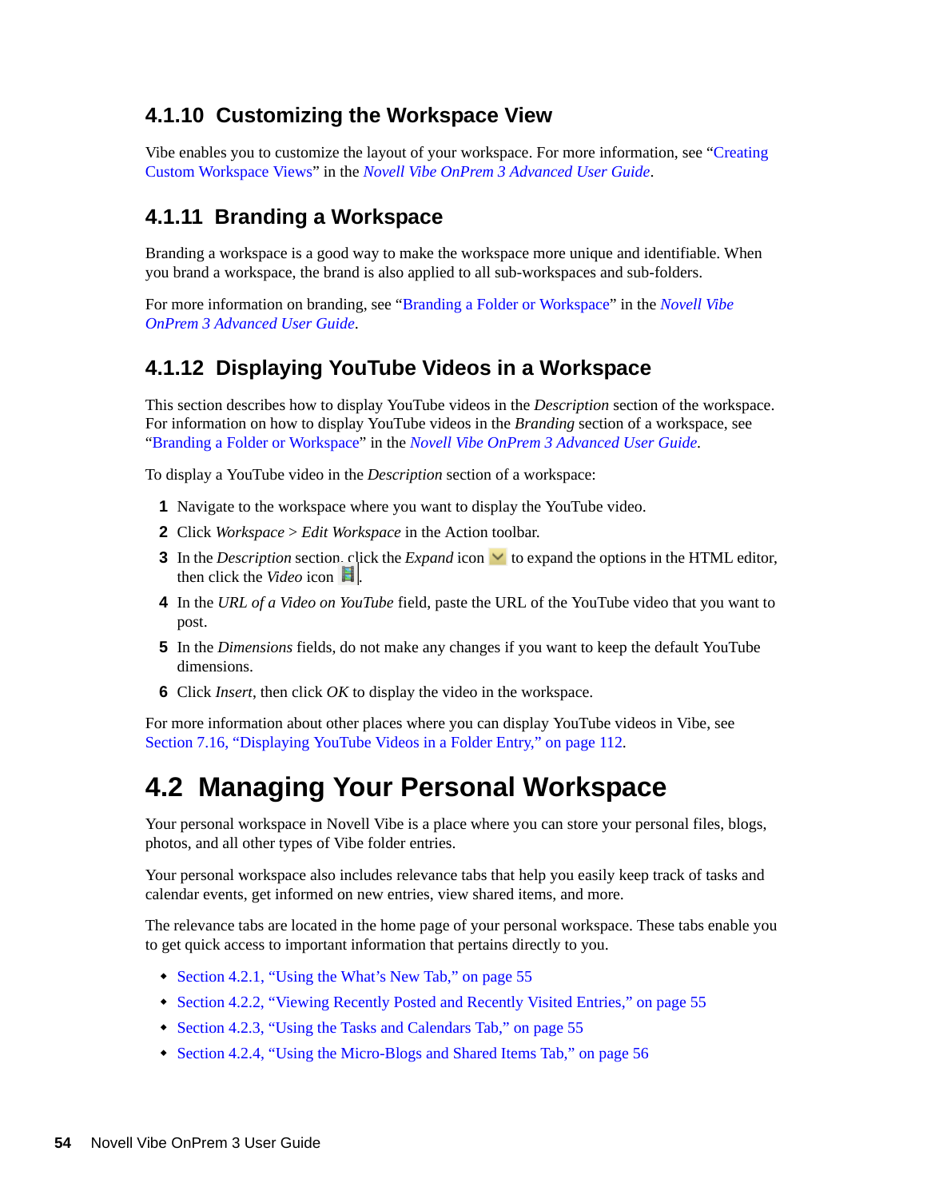### 4.1.10 Customizing the Workspace View

Vibe enables you to customize the layout of your workspace. For more information, see "Creating Custom Workspace Views" in the *Novell Vibe OnPrem 3 Advanced User Guide*.

### 4.1.11 Branding a Workspace

Branding a workspace is a good way to make the workspace more unique and identifiable. When you brand a workspace, the brand is also applied to all sub-workspaces and sub-folders.

For more information on branding, see "Branding a Folder or Workspace" in the *Novell Vibe OnPrem 3 Advanced User Guide*.

### 4.1.12 Displaying YouTube Videos in a Workspace

This section describes how to display YouTube videos in the *Description* section of the workspace. For information on how to display YouTube videos in the *Branding* section of a workspace, see "Branding a Folder or Workspace" in the *Novell Vibe OnPrem 3 Advanced User Guide*.

To display a YouTube video in the *Description* section of a workspace:

1. Navigate to the workspace where you want to display the YouTube video.
2. Click *Workspace* > *Edit Workspace* in the Action toolbar.
3. In the *Description* section, click the *Expand* icon to expand the options in the HTML editor, then click the *Video* icon.
4. In the *URL of a Video on YouTube* field, paste the URL of the YouTube video that you want to post.
5. In the *Dimensions* fields, do not make any changes if you want to keep the default YouTube dimensions.
6. Click *Insert*, then click *OK* to display the video in the workspace.

For more information about other places where you can display YouTube videos in Vibe, see Section 7.16, "Displaying YouTube Videos in a Folder Entry," on page 112.

## 4.2 Managing Your Personal Workspace

Your personal workspace in Novell Vibe is a place where you can store your personal files, blogs, photos, and all other types of Vibe folder entries.

Your personal workspace also includes relevance tabs that help you easily keep track of tasks and calendar events, get informed on new entries, view shared items, and more.

The relevance tabs are located in the home page of your personal workspace. These tabs enable you to get quick access to important information that pertains directly to you.

- Section 4.2.1, "Using the What's New Tab," on page 55
- Section 4.2.2, "Viewing Recently Posted and Recently Visited Entries," on page 55
- Section 4.2.3, "Using the Tasks and Calendars Tab," on page 55
- Section 4.2.4, "Using the Micro-Blogs and Shared Items Tab," on page 56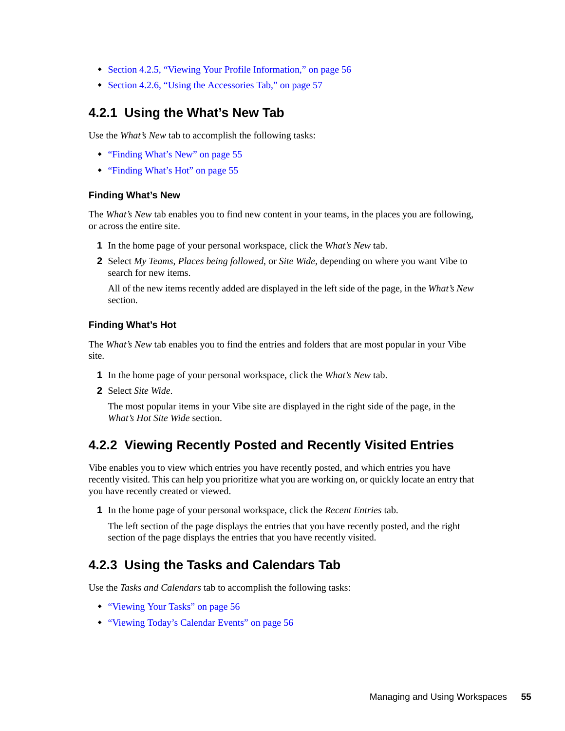- Section 4.2.5, "Viewing Your Profile Information," on page 56
- Section 4.2.6, "Using the Accessories Tab," on page 57

### 4.2.1 Using the What's New Tab

Use the *What's New* tab to accomplish the following tasks:

- "Finding What's New" on page 55
- "Finding What's Hot" on page 55

#### Finding What's New

The *What's New* tab enables you to find new content in your teams, in the places you are following, or across the entire site.

1. In the home page of your personal workspace, click the *What's New* tab.
2. Select *My Teams*, *Places being followed*, or *Site Wide*, depending on where you want Vibe to search for new items.

   All of the new items recently added are displayed in the left side of the page, in the *What's New* section.

#### Finding What's Hot

The *What's New* tab enables you to find the entries and folders that are most popular in your Vibe site.

1. In the home page of your personal workspace, click the *What's New* tab.
2. Select *Site Wide*.

   The most popular items in your Vibe site are displayed in the right side of the page, in the *What's Hot Site Wide* section.

### 4.2.2 Viewing Recently Posted and Recently Visited Entries

Vibe enables you to view which entries you have recently posted, and which entries you have recently visited. This can help you prioritize what you are working on, or quickly locate an entry that you have recently created or viewed.

1. In the home page of your personal workspace, click the *Recent Entries* tab.

   The left section of the page displays the entries that you have recently posted, and the right section of the page displays the entries that you have recently visited.

### 4.2.3 Using the Tasks and Calendars Tab

Use the *Tasks and Calendars* tab to accomplish the following tasks:

- "Viewing Your Tasks" on page 56
- "Viewing Today's Calendar Events" on page 56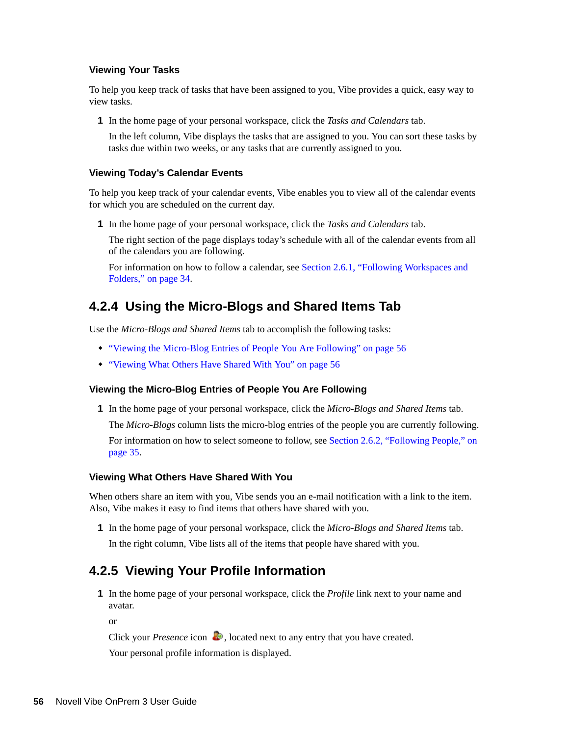#### Viewing Your Tasks

To help you keep track of tasks that have been assigned to you, Vibe provides a quick, easy way to view tasks.

1 In the home page of your personal workspace, click the *Tasks and Calendars* tab.

   In the left column, Vibe displays the tasks that are assigned to you. You can sort these tasks by tasks due within two weeks, or any tasks that are currently assigned to you.

#### Viewing Today's Calendar Events

To help you keep track of your calendar events, Vibe enables you to view all of the calendar events for which you are scheduled on the current day.

1 In the home page of your personal workspace, click the *Tasks and Calendars* tab.

   The right section of the page displays today's schedule with all of the calendar events from all of the calendars you are following.

   For information on how to follow a calendar, see Section 2.6.1, "Following Workspaces and Folders," on page 34.

### 4.2.4 Using the Micro-Blogs and Shared Items Tab

Use the *Micro-Blogs and Shared Items* tab to accomplish the following tasks:

- "Viewing the Micro-Blog Entries of People You Are Following" on page 56
- "Viewing What Others Have Shared With You" on page 56

#### Viewing the Micro-Blog Entries of People You Are Following

1 In the home page of your personal workspace, click the *Micro-Blogs and Shared Items* tab.

   The *Micro-Blogs* column lists the micro-blog entries of the people you are currently following.

   For information on how to select someone to follow, see Section 2.6.2, "Following People," on page 35.

#### Viewing What Others Have Shared With You

When others share an item with you, Vibe sends you an e-mail notification with a link to the item. Also, Vibe makes it easy to find items that others have shared with you.

1 In the home page of your personal workspace, click the *Micro-Blogs and Shared Items* tab.

   In the right column, Vibe lists all of the items that people have shared with you.

### 4.2.5 Viewing Your Profile Information

1 In the home page of your personal workspace, click the *Profile* link next to your name and avatar.

   or

   Click your *Presence* icon, located next to any entry that you have created.

   Your personal profile information is displayed.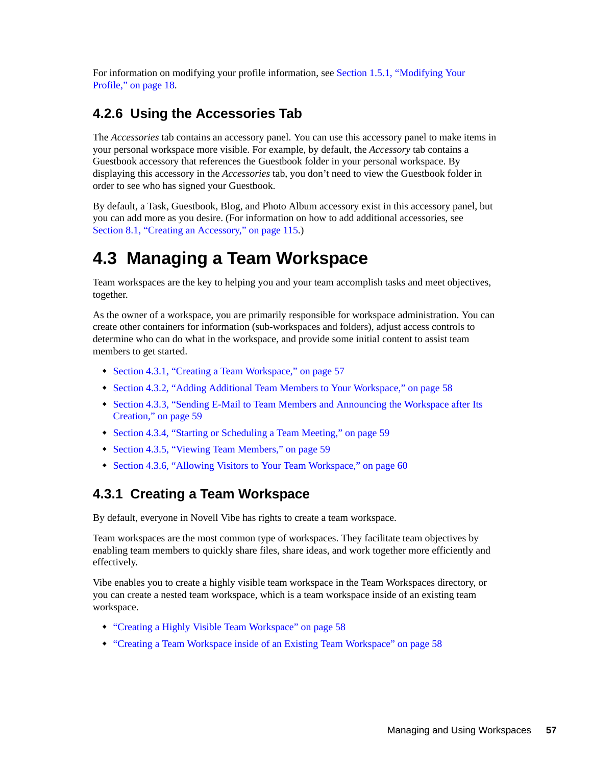For information on modifying your profile information, see Section 1.5.1, "Modifying Your Profile," on page 18.

### 4.2.6 Using the Accessories Tab

The *Accessories* tab contains an accessory panel. You can use this accessory panel to make items in your personal workspace more visible. For example, by default, the *Accessory* tab contains a Guestbook accessory that references the Guestbook folder in your personal workspace. By displaying this accessory in the *Accessories* tab, you don't need to view the Guestbook folder in order to see who has signed your Guestbook.

By default, a Task, Guestbook, Blog, and Photo Album accessory exist in this accessory panel, but you can add more as you desire. (For information on how to add additional accessories, see Section 8.1, "Creating an Accessory," on page 115.)

## 4.3 Managing a Team Workspace

Team workspaces are the key to helping you and your team accomplish tasks and meet objectives, together.

As the owner of a workspace, you are primarily responsible for workspace administration. You can create other containers for information (sub-workspaces and folders), adjust access controls to determine who can do what in the workspace, and provide some initial content to assist team members to get started.

- Section 4.3.1, "Creating a Team Workspace," on page 57
- Section 4.3.2, "Adding Additional Team Members to Your Workspace," on page 58
- Section 4.3.3, "Sending E-Mail to Team Members and Announcing the Workspace after Its Creation," on page 59
- Section 4.3.4, "Starting or Scheduling a Team Meeting," on page 59
- Section 4.3.5, "Viewing Team Members," on page 59
- Section 4.3.6, "Allowing Visitors to Your Team Workspace," on page 60

### 4.3.1 Creating a Team Workspace

By default, everyone in Novell Vibe has rights to create a team workspace.

Team workspaces are the most common type of workspaces. They facilitate team objectives by enabling team members to quickly share files, share ideas, and work together more efficiently and effectively.

Vibe enables you to create a highly visible team workspace in the Team Workspaces directory, or you can create a nested team workspace, which is a team workspace inside of an existing team workspace.

- "Creating a Highly Visible Team Workspace" on page 58
- "Creating a Team Workspace inside of an Existing Team Workspace" on page 58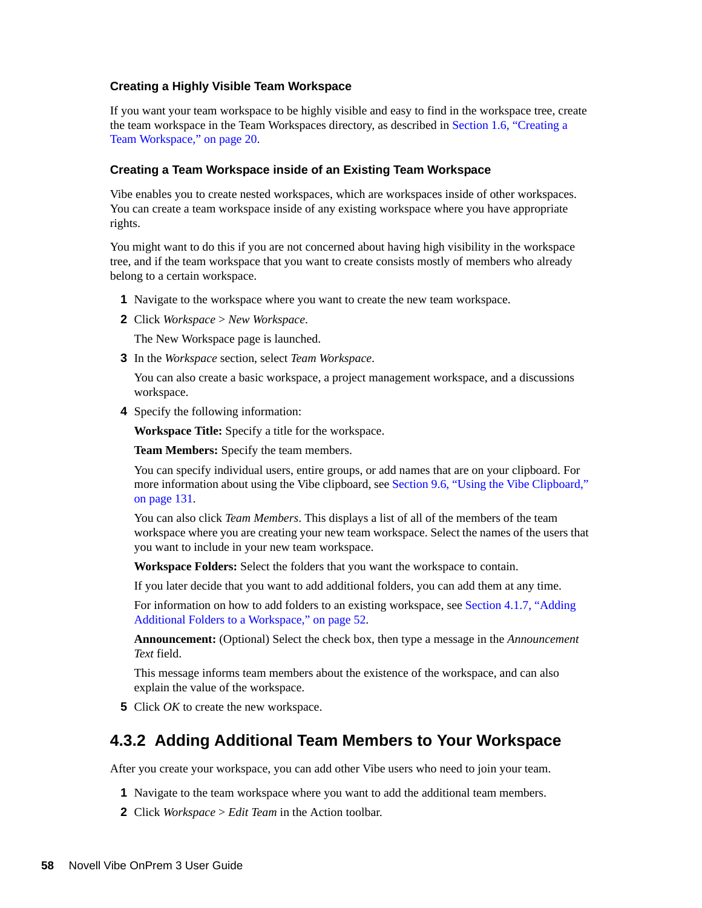### Creating a Highly Visible Team Workspace

If you want your team workspace to be highly visible and easy to find in the workspace tree, create the team workspace in the Team Workspaces directory, as described in Section 1.6, "Creating a Team Workspace," on page 20.

### Creating a Team Workspace inside of an Existing Team Workspace

Vibe enables you to create nested workspaces, which are workspaces inside of other workspaces. You can create a team workspace inside of any existing workspace where you have appropriate rights.

You might want to do this if you are not concerned about having high visibility in the workspace tree, and if the team workspace that you want to create consists mostly of members who already belong to a certain workspace.

1. Navigate to the workspace where you want to create the new team workspace.
2. Click *Workspace* > *New Workspace*.

   The New Workspace page is launched.
3. In the *Workspace* section, select *Team Workspace*.

   You can also create a basic workspace, a project management workspace, and a discussions workspace.
4. Specify the following information:

   **Workspace Title:** Specify a title for the workspace.

   **Team Members:** Specify the team members.

   You can specify individual users, entire groups, or add names that are on your clipboard. For more information about using the Vibe clipboard, see Section 9.6, "Using the Vibe Clipboard," on page 131.

   You can also click *Team Members*. This displays a list of all of the members of the team workspace where you are creating your new team workspace. Select the names of the users that you want to include in your new team workspace.

   **Workspace Folders:** Select the folders that you want the workspace to contain.

   If you later decide that you want to add additional folders, you can add them at any time.

   For information on how to add folders to an existing workspace, see Section 4.1.7, "Adding Additional Folders to a Workspace," on page 52.

   **Announcement:** (Optional) Select the check box, then type a message in the *Announcement Text* field.

   This message informs team members about the existence of the workspace, and can also explain the value of the workspace.
5. Click *OK* to create the new workspace.

## 4.3.2 Adding Additional Team Members to Your Workspace

After you create your workspace, you can add other Vibe users who need to join your team.

1. Navigate to the team workspace where you want to add the additional team members.
2. Click *Workspace* > *Edit Team* in the Action toolbar.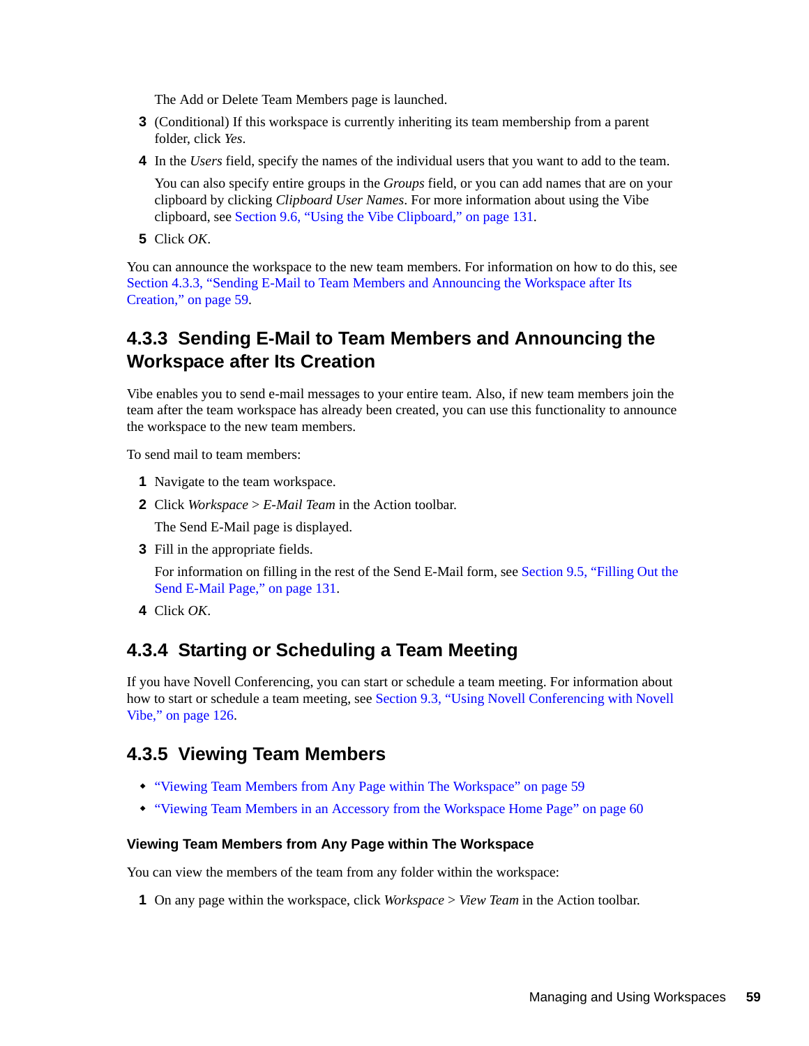The Add or Delete Team Members page is launched.

3. (Conditional) If this workspace is currently inheriting its team membership from a parent folder, click *Yes*.
4. In the *Users* field, specify the names of the individual users that you want to add to the team.

   You can also specify entire groups in the *Groups* field, or you can add names that are on your clipboard by clicking *Clipboard User Names*. For more information about using the Vibe clipboard, see Section 9.6, "Using the Vibe Clipboard," on page 131.
5. Click *OK*.

You can announce the workspace to the new team members. For information on how to do this, see Section 4.3.3, "Sending E-Mail to Team Members and Announcing the Workspace after Its Creation," on page 59.

### 4.3.3 Sending E-Mail to Team Members and Announcing the Workspace after Its Creation

Vibe enables you to send e-mail messages to your entire team. Also, if new team members join the team after the team workspace has already been created, you can use this functionality to announce the workspace to the new team members.

To send mail to team members:

1. Navigate to the team workspace.
2. Click *Workspace* > *E-Mail Team* in the Action toolbar.

   The Send E-Mail page is displayed.
3. Fill in the appropriate fields.

   For information on filling in the rest of the Send E-Mail form, see Section 9.5, "Filling Out the Send E-Mail Page," on page 131.
4. Click *OK*.

### 4.3.4 Starting or Scheduling a Team Meeting

If you have Novell Conferencing, you can start or schedule a team meeting. For information about how to start or schedule a team meeting, see Section 9.3, "Using Novell Conferencing with Novell Vibe," on page 126.

### 4.3.5 Viewing Team Members

- "Viewing Team Members from Any Page within The Workspace" on page 59
- "Viewing Team Members in an Accessory from the Workspace Home Page" on page 60

#### Viewing Team Members from Any Page within The Workspace

You can view the members of the team from any folder within the workspace:

1. On any page within the workspace, click *Workspace* > *View Team* in the Action toolbar.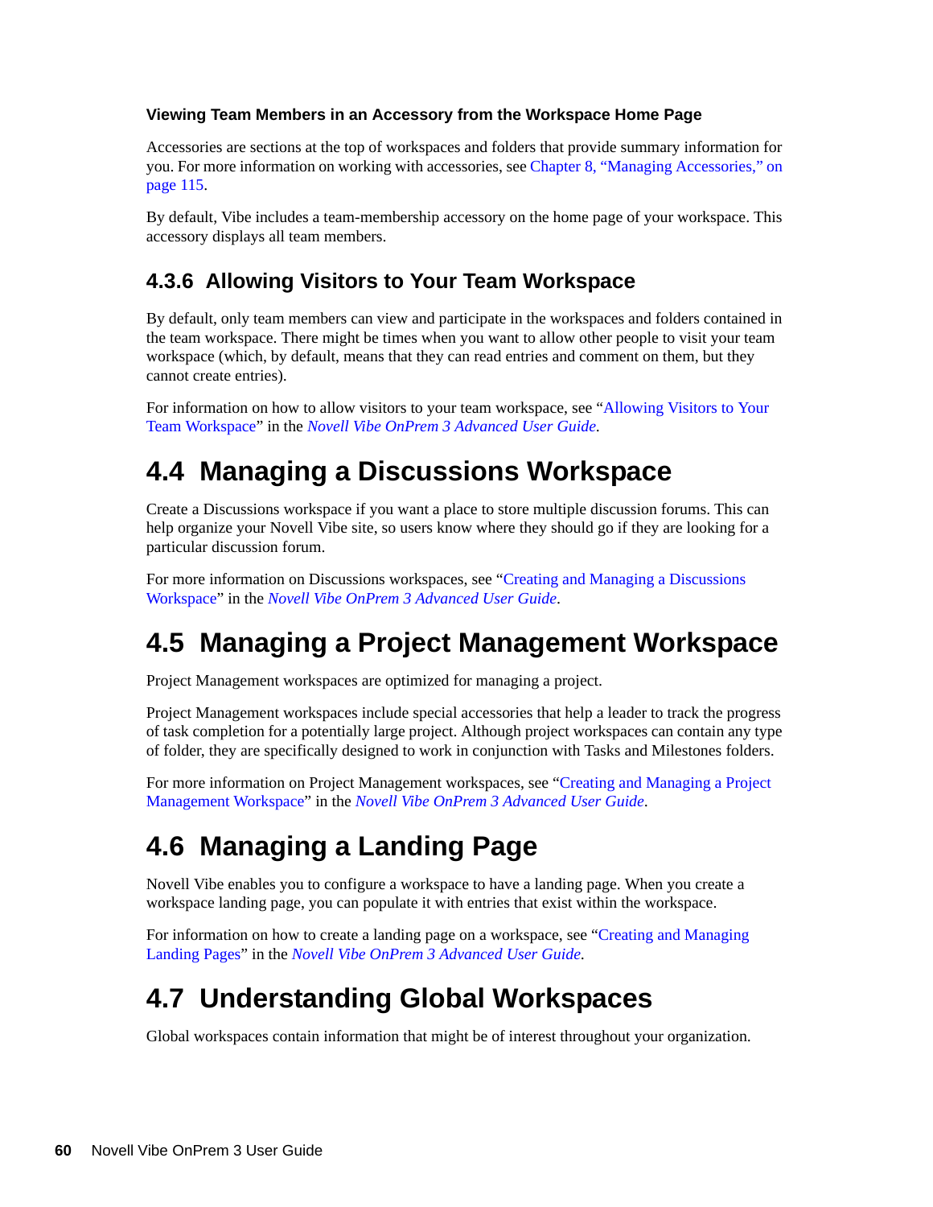#### Viewing Team Members in an Accessory from the Workspace Home Page

Accessories are sections at the top of workspaces and folders that provide summary information for you. For more information on working with accessories, see Chapter 8, "Managing Accessories," on page 115.

By default, Vibe includes a team-membership accessory on the home page of your workspace. This accessory displays all team members.

### 4.3.6 Allowing Visitors to Your Team Workspace

By default, only team members can view and participate in the workspaces and folders contained in the team workspace. There might be times when you want to allow other people to visit your team workspace (which, by default, means that they can read entries and comment on them, but they cannot create entries).

For information on how to allow visitors to your team workspace, see "Allowing Visitors to Your Team Workspace" in the *Novell Vibe OnPrem 3 Advanced User Guide*.

## 4.4 Managing a Discussions Workspace

Create a Discussions workspace if you want a place to store multiple discussion forums. This can help organize your Novell Vibe site, so users know where they should go if they are looking for a particular discussion forum.

For more information on Discussions workspaces, see "Creating and Managing a Discussions Workspace" in the *Novell Vibe OnPrem 3 Advanced User Guide*.

## 4.5 Managing a Project Management Workspace

Project Management workspaces are optimized for managing a project.

Project Management workspaces include special accessories that help a leader to track the progress of task completion for a potentially large project. Although project workspaces can contain any type of folder, they are specifically designed to work in conjunction with Tasks and Milestones folders.

For more information on Project Management workspaces, see "Creating and Managing a Project Management Workspace" in the *Novell Vibe OnPrem 3 Advanced User Guide*.

## 4.6 Managing a Landing Page

Novell Vibe enables you to configure a workspace to have a landing page. When you create a workspace landing page, you can populate it with entries that exist within the workspace.

For information on how to create a landing page on a workspace, see "Creating and Managing Landing Pages" in the *Novell Vibe OnPrem 3 Advanced User Guide*.

## 4.7 Understanding Global Workspaces

Global workspaces contain information that might be of interest throughout your organization.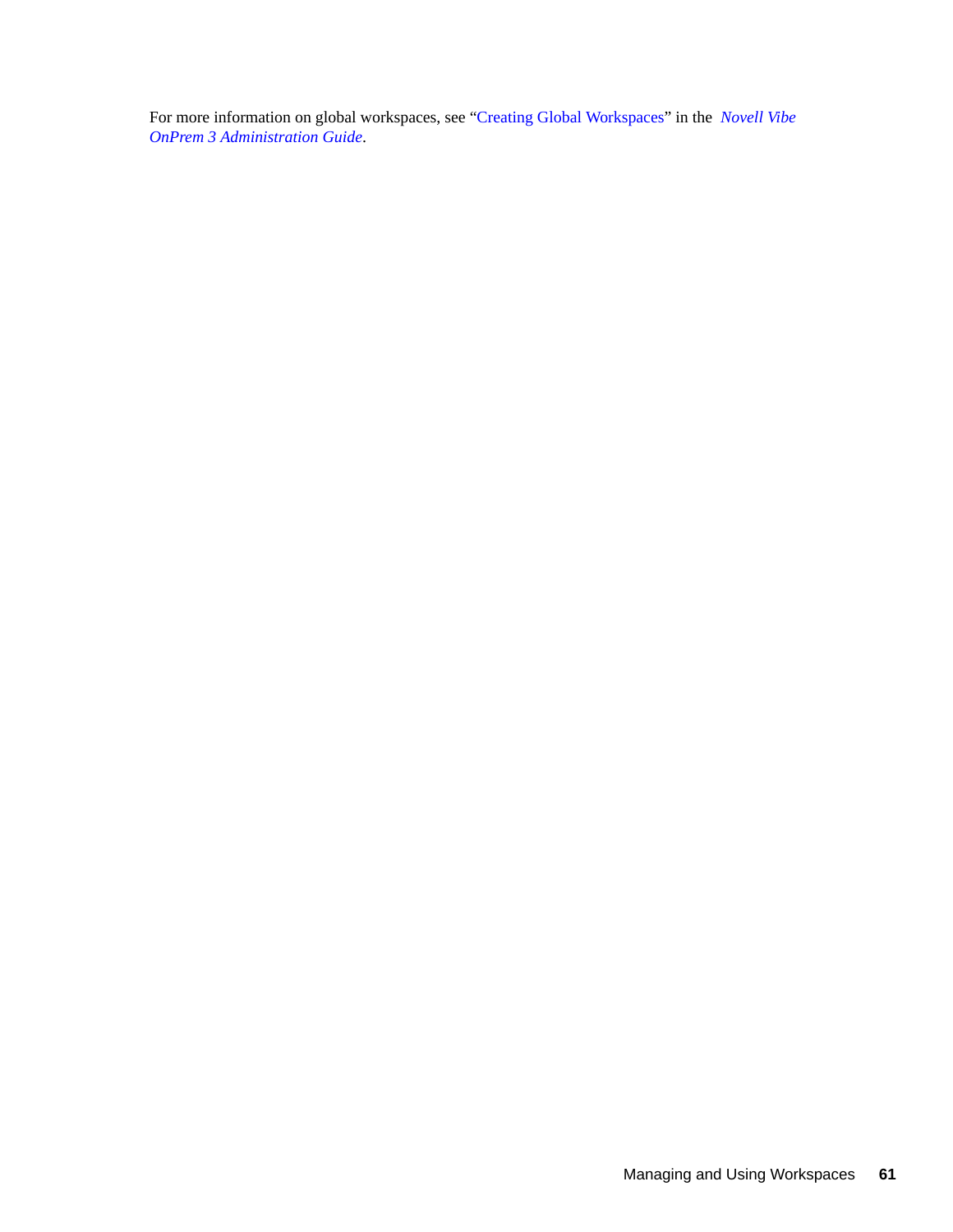For more information on global workspaces, see "Creating Global Workspaces" in the *Novell Vibe OnPrem 3 Administration Guide*.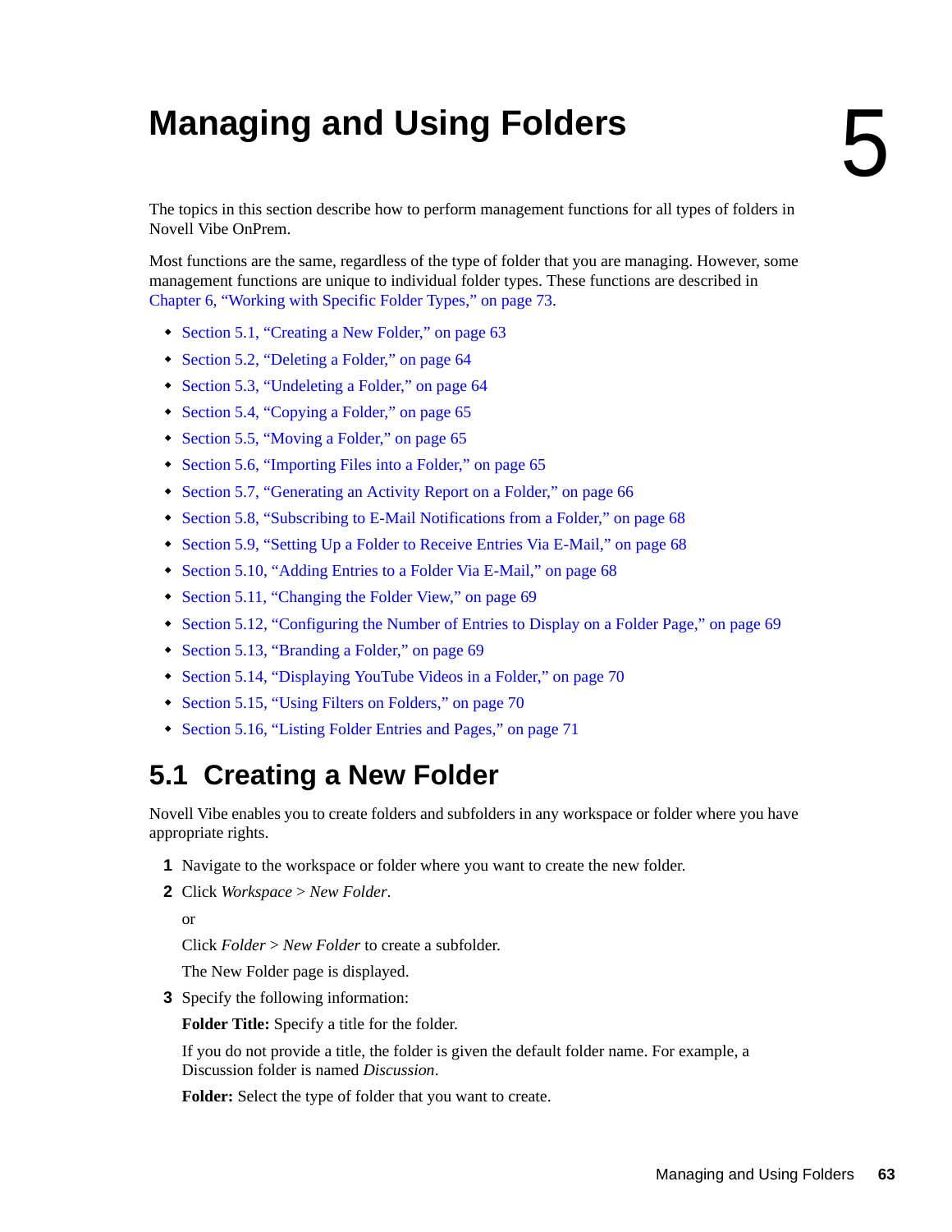# 5 Managing and Using Folders

The topics in this section describe how to perform management functions for all types of folders in Novell Vibe OnPrem.

Most functions are the same, regardless of the type of folder that you are managing. However, some management functions are unique to individual folder types. These functions are described in Chapter 6, "Working with Specific Folder Types," on page 73.

- Section 5.1, "Creating a New Folder," on page 63
- Section 5.2, "Deleting a Folder," on page 64
- Section 5.3, "Undeleting a Folder," on page 64
- Section 5.4, "Copying a Folder," on page 65
- Section 5.5, "Moving a Folder," on page 65
- Section 5.6, "Importing Files into a Folder," on page 65
- Section 5.7, "Generating an Activity Report on a Folder," on page 66
- Section 5.8, "Subscribing to E-Mail Notifications from a Folder," on page 68
- Section 5.9, "Setting Up a Folder to Receive Entries Via E-Mail," on page 68
- Section 5.10, "Adding Entries to a Folder Via E-Mail," on page 68
- Section 5.11, "Changing the Folder View," on page 69
- Section 5.12, "Configuring the Number of Entries to Display on a Folder Page," on page 69
- Section 5.13, "Branding a Folder," on page 69
- Section 5.14, "Displaying YouTube Videos in a Folder," on page 70
- Section 5.15, "Using Filters on Folders," on page 70
- Section 5.16, "Listing Folder Entries and Pages," on page 71

## 5.1 Creating a New Folder

Novell Vibe enables you to create folders and subfolders in any workspace or folder where you have appropriate rights.

1. Navigate to the workspace or folder where you want to create the new folder.
2. Click *Workspace* > *New Folder*.

   or

   Click *Folder* > *New Folder* to create a subfolder.

   The New Folder page is displayed.
3. Specify the following information:

   **Folder Title:** Specify a title for the folder.

   If you do not provide a title, the folder is given the default folder name. For example, a Discussion folder is named *Discussion*.

   **Folder:** Select the type of folder that you want to create.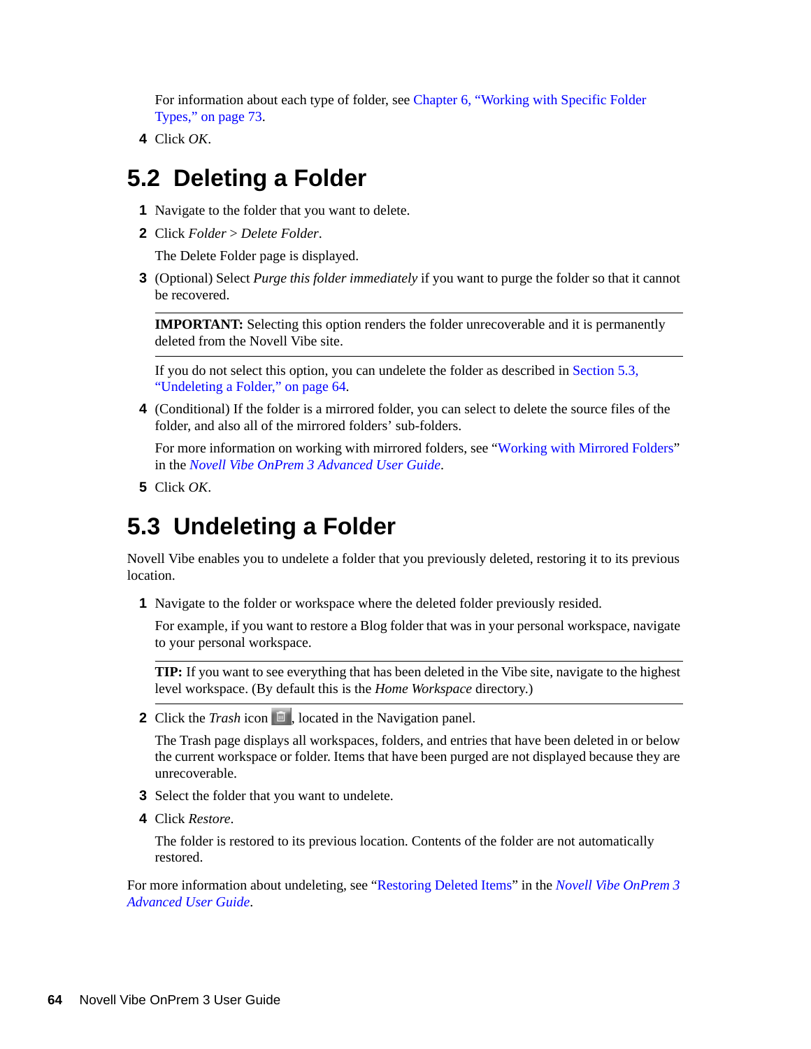For information about each type of folder, see Chapter 6, "Working with Specific Folder Types," on page 73.

4 Click *OK*.

## 5.2 Deleting a Folder

1 Navigate to the folder that you want to delete.

2 Click *Folder* > *Delete Folder*.

   The Delete Folder page is displayed.

3 (Optional) Select *Purge this folder immediately* if you want to purge the folder so that it cannot be recovered.

   ---

   **IMPORTANT:** Selecting this option renders the folder unrecoverable and it is permanently deleted from the Novell Vibe site.

   ---

   If you do not select this option, you can undelete the folder as described in Section 5.3, "Undeleting a Folder," on page 64.

4 (Conditional) If the folder is a mirrored folder, you can select to delete the source files of the folder, and also all of the mirrored folders' sub-folders.

   For more information on working with mirrored folders, see "Working with Mirrored Folders" in the *Novell Vibe OnPrem 3 Advanced User Guide*.

5 Click *OK*.

## 5.3 Undeleting a Folder

Novell Vibe enables you to undelete a folder that you previously deleted, restoring it to its previous location.

1 Navigate to the folder or workspace where the deleted folder previously resided.

   For example, if you want to restore a Blog folder that was in your personal workspace, navigate to your personal workspace.

   ---

   **TIP:** If you want to see everything that has been deleted in the Vibe site, navigate to the highest level workspace. (By default this is the *Home Workspace* directory.)

   ---

2 Click the *Trash* icon, located in the Navigation panel.

   The Trash page displays all workspaces, folders, and entries that have been deleted in or below the current workspace or folder. Items that have been purged are not displayed because they are unrecoverable.

3 Select the folder that you want to undelete.

4 Click *Restore*.

   The folder is restored to its previous location. Contents of the folder are not automatically restored.

For more information about undeleting, see "Restoring Deleted Items" in the *Novell Vibe OnPrem 3 Advanced User Guide*.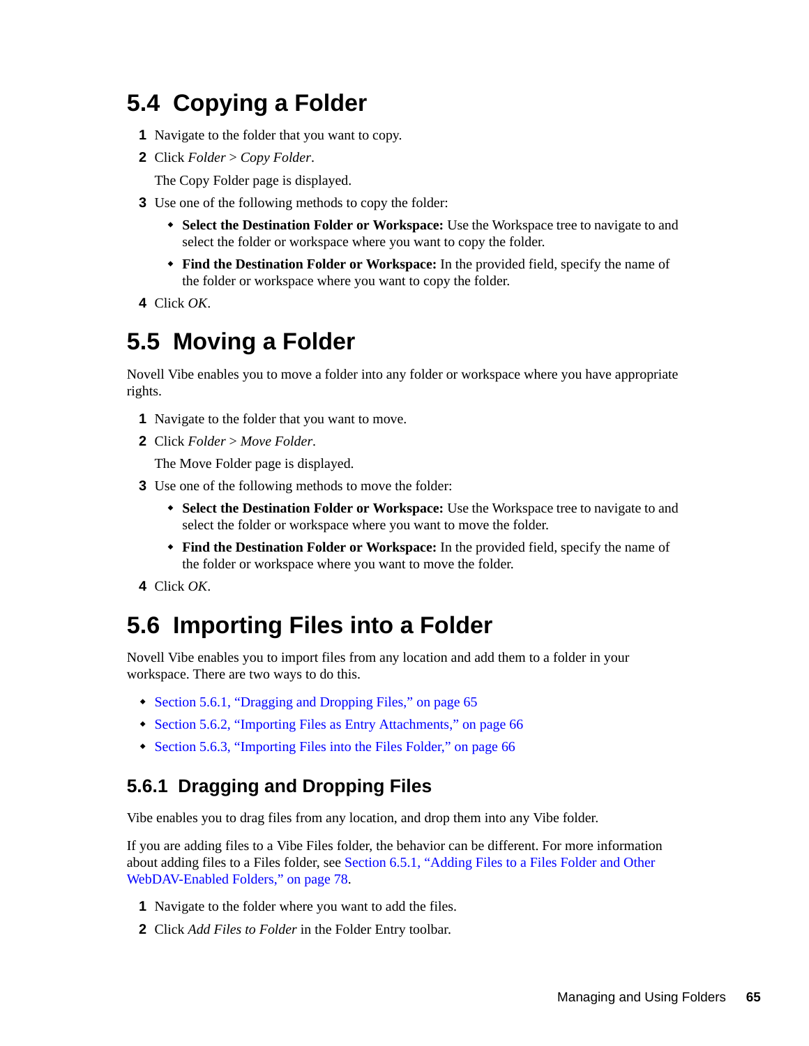## 5.4 Copying a Folder

1. Navigate to the folder that you want to copy.
2. Click *Folder* > *Copy Folder*.

   The Copy Folder page is displayed.
3. Use one of the following methods to copy the folder:
   - **Select the Destination Folder or Workspace:** Use the Workspace tree to navigate to and select the folder or workspace where you want to copy the folder.
   - **Find the Destination Folder or Workspace:** In the provided field, specify the name of the folder or workspace where you want to copy the folder.
4. Click *OK*.

## 5.5 Moving a Folder

Novell Vibe enables you to move a folder into any folder or workspace where you have appropriate rights.

1. Navigate to the folder that you want to move.
2. Click *Folder* > *Move Folder*.

   The Move Folder page is displayed.
3. Use one of the following methods to move the folder:
   - **Select the Destination Folder or Workspace:** Use the Workspace tree to navigate to and select the folder or workspace where you want to move the folder.
   - **Find the Destination Folder or Workspace:** In the provided field, specify the name of the folder or workspace where you want to move the folder.
4. Click *OK*.

## 5.6 Importing Files into a Folder

Novell Vibe enables you to import files from any location and add them to a folder in your workspace. There are two ways to do this.

- Section 5.6.1, "Dragging and Dropping Files," on page 65
- Section 5.6.2, "Importing Files as Entry Attachments," on page 66
- Section 5.6.3, "Importing Files into the Files Folder," on page 66

### 5.6.1 Dragging and Dropping Files

Vibe enables you to drag files from any location, and drop them into any Vibe folder.

If you are adding files to a Vibe Files folder, the behavior can be different. For more information about adding files to a Files folder, see Section 6.5.1, "Adding Files to a Files Folder and Other WebDAV-Enabled Folders," on page 78.

1. Navigate to the folder where you want to add the files.
2. Click *Add Files to Folder* in the Folder Entry toolbar.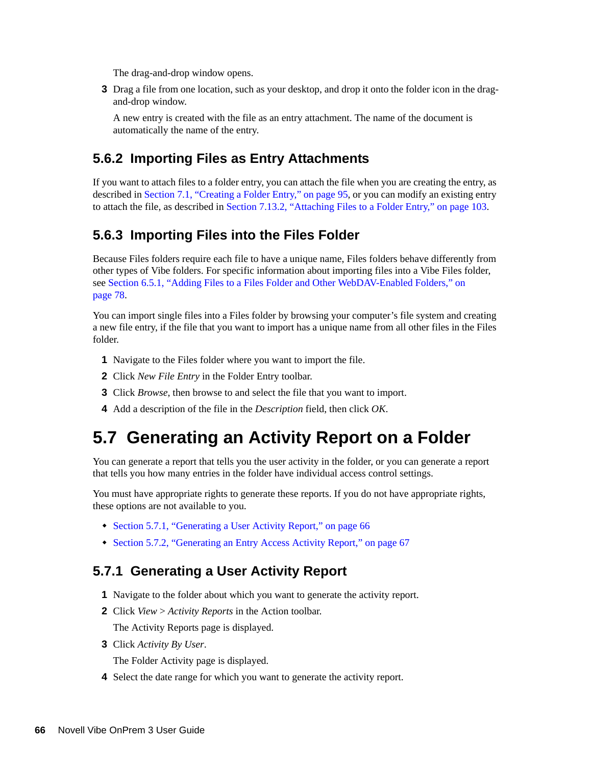The drag-and-drop window opens.

3 Drag a file from one location, such as your desktop, and drop it onto the folder icon in the drag-and-drop window.

   A new entry is created with the file as an entry attachment. The name of the document is automatically the name of the entry.

### 5.6.2 Importing Files as Entry Attachments

If you want to attach files to a folder entry, you can attach the file when you are creating the entry, as described in Section 7.1, "Creating a Folder Entry," on page 95, or you can modify an existing entry to attach the file, as described in Section 7.13.2, "Attaching Files to a Folder Entry," on page 103.

### 5.6.3 Importing Files into the Files Folder

Because Files folders require each file to have a unique name, Files folders behave differently from other types of Vibe folders. For specific information about importing files into a Vibe Files folder, see Section 6.5.1, "Adding Files to a Files Folder and Other WebDAV-Enabled Folders," on page 78.

You can import single files into a Files folder by browsing your computer's file system and creating a new file entry, if the file that you want to import has a unique name from all other files in the Files folder.

1. Navigate to the Files folder where you want to import the file.
2. Click *New File Entry* in the Folder Entry toolbar.
3. Click *Browse*, then browse to and select the file that you want to import.
4. Add a description of the file in the *Description* field, then click *OK*.

## 5.7 Generating an Activity Report on a Folder

You can generate a report that tells you the user activity in the folder, or you can generate a report that tells you how many entries in the folder have individual access control settings.

You must have appropriate rights to generate these reports. If you do not have appropriate rights, these options are not available to you.

- Section 5.7.1, "Generating a User Activity Report," on page 66
- Section 5.7.2, "Generating an Entry Access Activity Report," on page 67

### 5.7.1 Generating a User Activity Report

1. Navigate to the folder about which you want to generate the activity report.
2. Click *View* > *Activity Reports* in the Action toolbar.

   The Activity Reports page is displayed.
3. Click *Activity By User*.

   The Folder Activity page is displayed.
4. Select the date range for which you want to generate the activity report.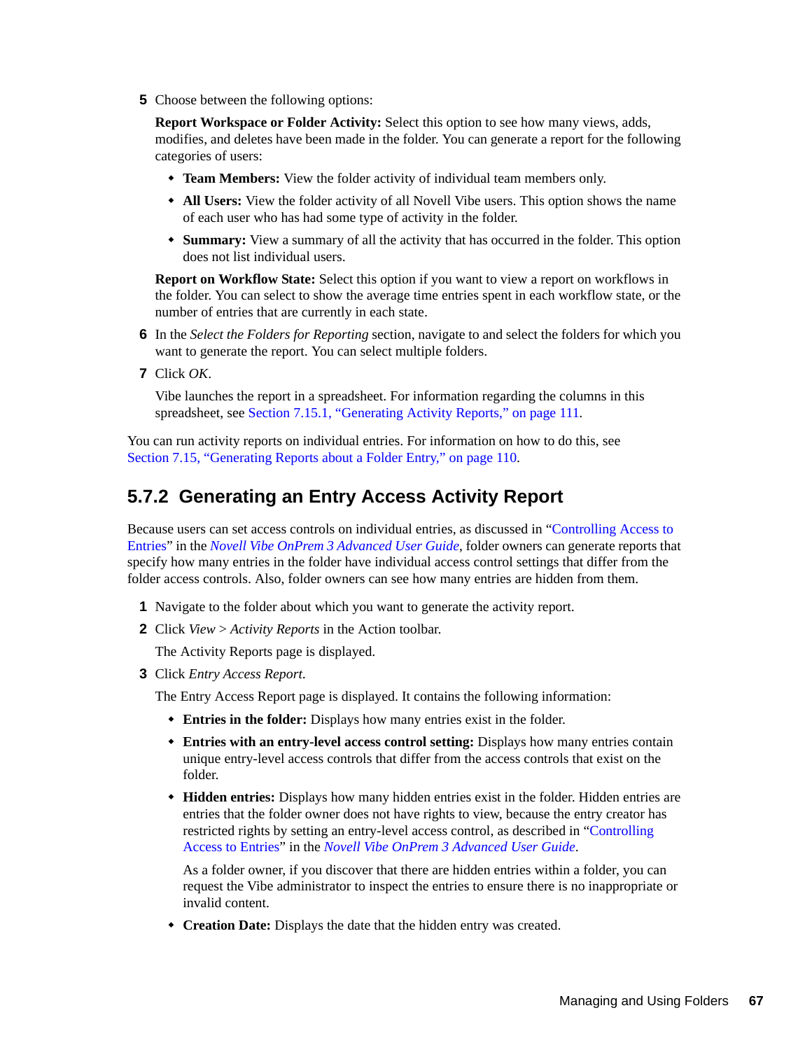5. Choose between the following options:

   **Report Workspace or Folder Activity:** Select this option to see how many views, adds, modifies, and deletes have been made in the folder. You can generate a report for the following categories of users:

   - **Team Members:** View the folder activity of individual team members only.
   - **All Users:** View the folder activity of all Novell Vibe users. This option shows the name of each user who has had some type of activity in the folder.
   - **Summary:** View a summary of all the activity that has occurred in the folder. This option does not list individual users.

   **Report on Workflow State:** Select this option if you want to view a report on workflows in the folder. You can select to show the average time entries spent in each workflow state, or the number of entries that are currently in each state.

6. In the *Select the Folders for Reporting* section, navigate to and select the folders for which you want to generate the report. You can select multiple folders.
7. Click *OK*.

   Vibe launches the report in a spreadsheet. For information regarding the columns in this spreadsheet, see Section 7.15.1, "Generating Activity Reports," on page 111.

You can run activity reports on individual entries. For information on how to do this, see Section 7.15, "Generating Reports about a Folder Entry," on page 110.

## 5.7.2 Generating an Entry Access Activity Report

Because users can set access controls on individual entries, as discussed in "Controlling Access to Entries" in the *Novell Vibe OnPrem 3 Advanced User Guide*, folder owners can generate reports that specify how many entries in the folder have individual access control settings that differ from the folder access controls. Also, folder owners can see how many entries are hidden from them.

1. Navigate to the folder about which you want to generate the activity report.
2. Click *View* > *Activity Reports* in the Action toolbar.

   The Activity Reports page is displayed.

3. Click *Entry Access Report.*

   The Entry Access Report page is displayed. It contains the following information:

   - **Entries in the folder:** Displays how many entries exist in the folder.
   - **Entries with an entry-level access control setting:** Displays how many entries contain unique entry-level access controls that differ from the access controls that exist on the folder.
   - **Hidden entries:** Displays how many hidden entries exist in the folder. Hidden entries are entries that the folder owner does not have rights to view, because the entry creator has restricted rights by setting an entry-level access control, as described in "Controlling Access to Entries" in the *Novell Vibe OnPrem 3 Advanced User Guide*.

     As a folder owner, if you discover that there are hidden entries within a folder, you can request the Vibe administrator to inspect the entries to ensure there is no inappropriate or invalid content.

   - **Creation Date:** Displays the date that the hidden entry was created.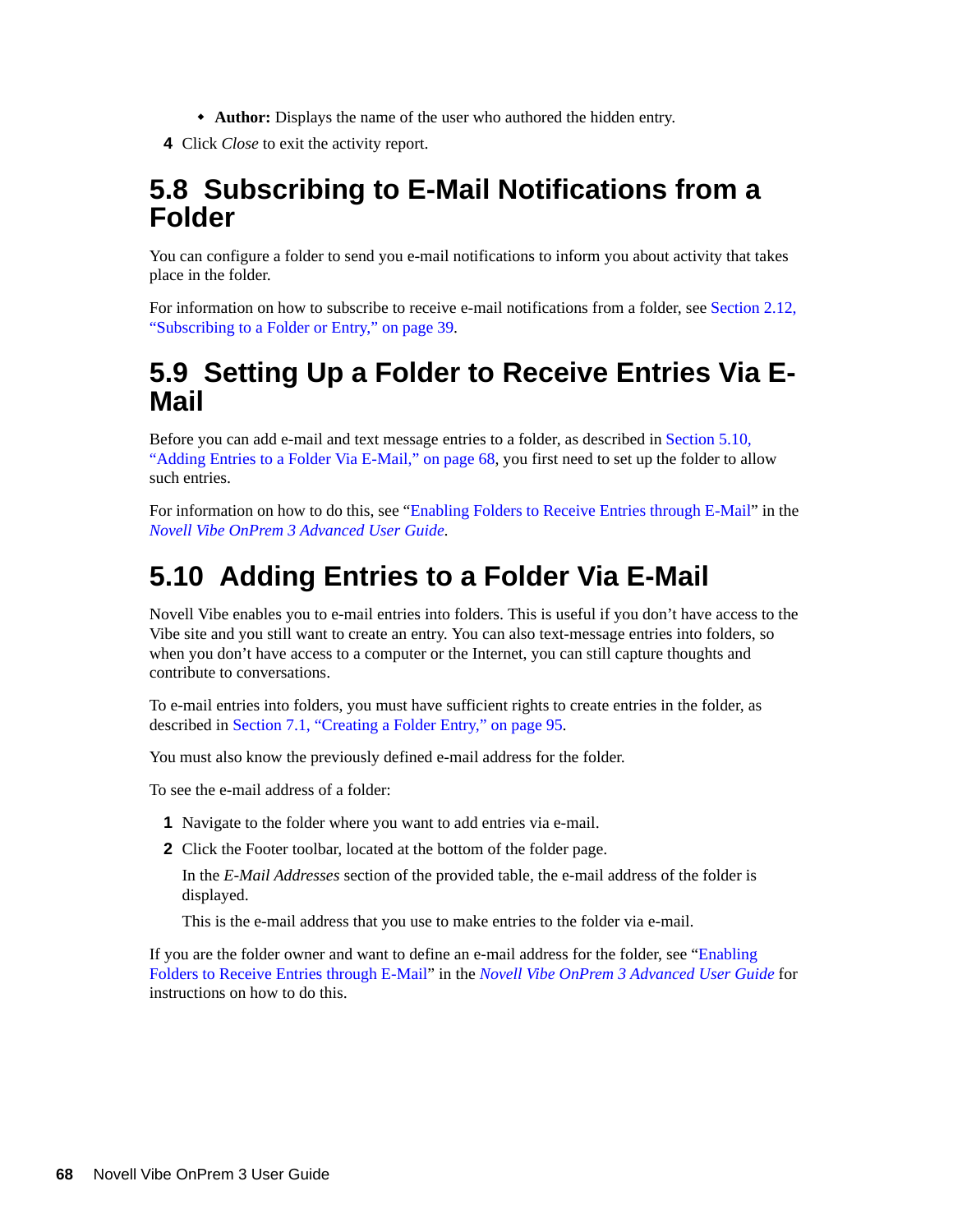- **Author:** Displays the name of the user who authored the hidden entry.

4 Click *Close* to exit the activity report.

## 5.8 Subscribing to E-Mail Notifications from a Folder

You can configure a folder to send you e-mail notifications to inform you about activity that takes place in the folder.

For information on how to subscribe to receive e-mail notifications from a folder, see Section 2.12, "Subscribing to a Folder or Entry," on page 39.

## 5.9 Setting Up a Folder to Receive Entries Via E-Mail

Before you can add e-mail and text message entries to a folder, as described in Section 5.10, "Adding Entries to a Folder Via E-Mail," on page 68, you first need to set up the folder to allow such entries.

For information on how to do this, see "Enabling Folders to Receive Entries through E-Mail" in the *Novell Vibe OnPrem 3 Advanced User Guide*.

## 5.10 Adding Entries to a Folder Via E-Mail

Novell Vibe enables you to e-mail entries into folders. This is useful if you don't have access to the Vibe site and you still want to create an entry. You can also text-message entries into folders, so when you don't have access to a computer or the Internet, you can still capture thoughts and contribute to conversations.

To e-mail entries into folders, you must have sufficient rights to create entries in the folder, as described in Section 7.1, "Creating a Folder Entry," on page 95.

You must also know the previously defined e-mail address for the folder.

To see the e-mail address of a folder:

1. Navigate to the folder where you want to add entries via e-mail.
2. Click the Footer toolbar, located at the bottom of the folder page.

   In the *E-Mail Addresses* section of the provided table, the e-mail address of the folder is displayed.

   This is the e-mail address that you use to make entries to the folder via e-mail.

If you are the folder owner and want to define an e-mail address for the folder, see "Enabling Folders to Receive Entries through E-Mail" in the *Novell Vibe OnPrem 3 Advanced User Guide* for instructions on how to do this.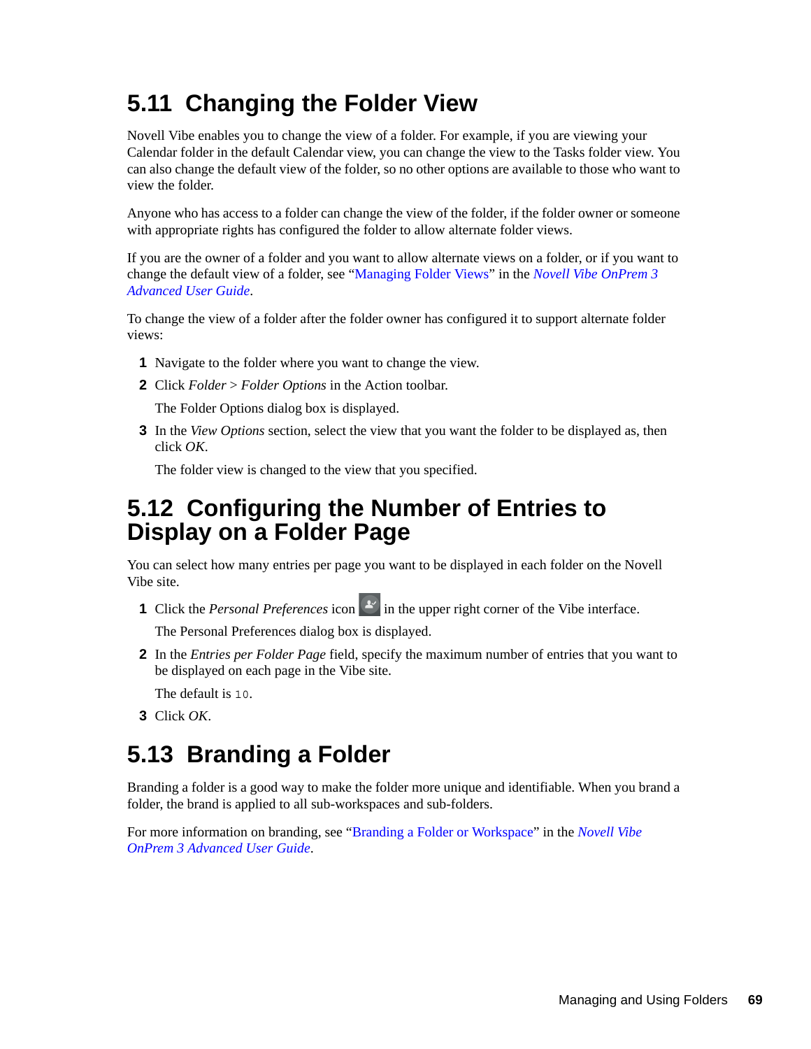## 5.11 Changing the Folder View

Novell Vibe enables you to change the view of a folder. For example, if you are viewing your Calendar folder in the default Calendar view, you can change the view to the Tasks folder view. You can also change the default view of the folder, so no other options are available to those who want to view the folder.

Anyone who has access to a folder can change the view of the folder, if the folder owner or someone with appropriate rights has configured the folder to allow alternate folder views.

If you are the owner of a folder and you want to allow alternate views on a folder, or if you want to change the default view of a folder, see "Managing Folder Views" in the *Novell Vibe OnPrem 3 Advanced User Guide*.

To change the view of a folder after the folder owner has configured it to support alternate folder views:

1. Navigate to the folder where you want to change the view.
2. Click *Folder* > *Folder Options* in the Action toolbar.

   The Folder Options dialog box is displayed.
3. In the *View Options* section, select the view that you want the folder to be displayed as, then click *OK*.

   The folder view is changed to the view that you specified.

## 5.12 Configuring the Number of Entries to Display on a Folder Page

You can select how many entries per page you want to be displayed in each folder on the Novell Vibe site.

1. Click the *Personal Preferences* icon in the upper right corner of the Vibe interface.

   The Personal Preferences dialog box is displayed.
2. In the *Entries per Folder Page* field, specify the maximum number of entries that you want to be displayed on each page in the Vibe site.

   The default is `10`.
3. Click *OK*.

## 5.13 Branding a Folder

Branding a folder is a good way to make the folder more unique and identifiable. When you brand a folder, the brand is applied to all sub-workspaces and sub-folders.

For more information on branding, see "Branding a Folder or Workspace" in the *Novell Vibe OnPrem 3 Advanced User Guide*.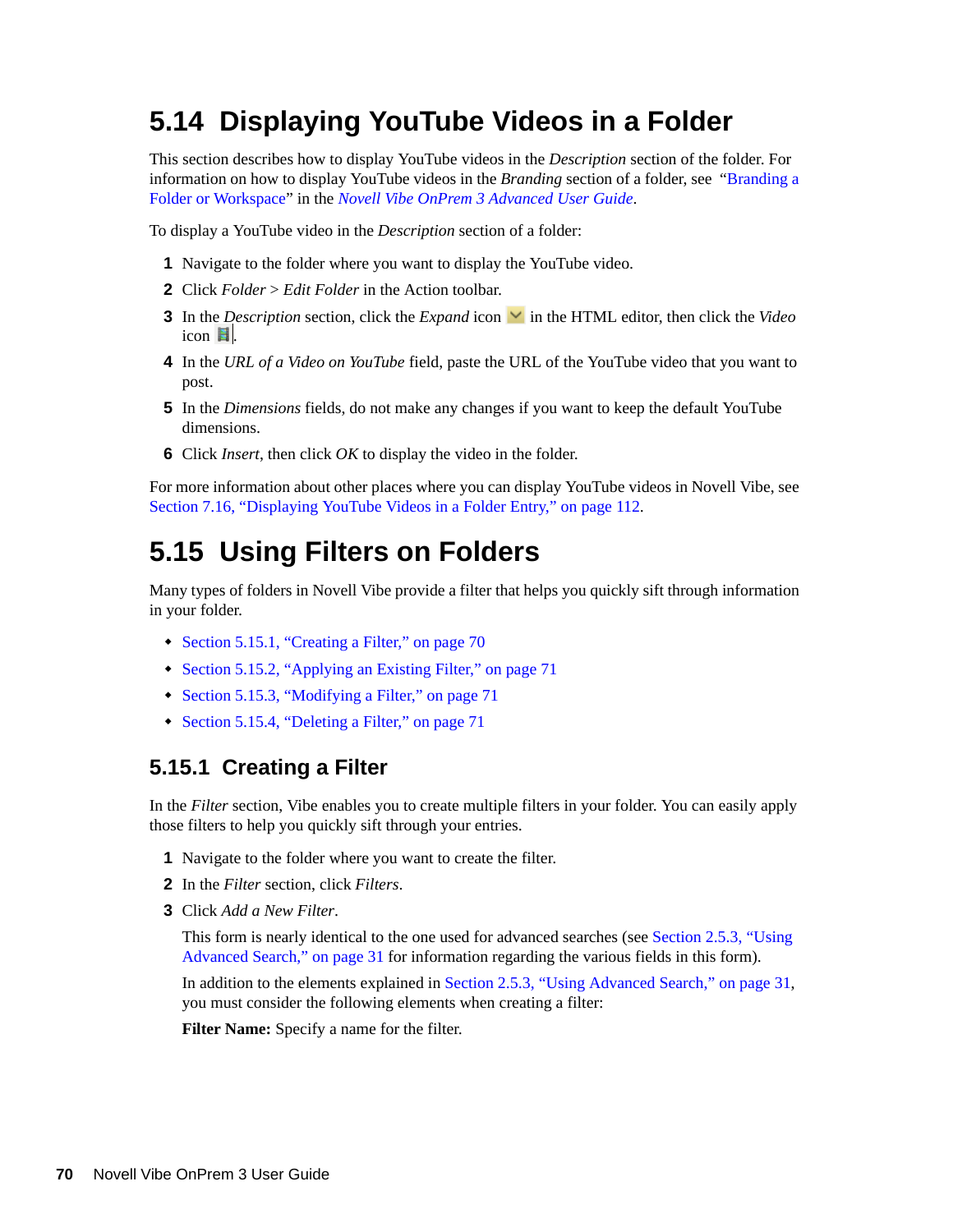## 5.14 Displaying YouTube Videos in a Folder

This section describes how to display YouTube videos in the *Description* section of the folder. For information on how to display YouTube videos in the *Branding* section of a folder, see "Branding a Folder or Workspace" in the *Novell Vibe OnPrem 3 Advanced User Guide*.

To display a YouTube video in the *Description* section of a folder:

1. Navigate to the folder where you want to display the YouTube video.
2. Click *Folder* > *Edit Folder* in the Action toolbar.
3. In the *Description* section, click the *Expand* icon in the HTML editor, then click the *Video* icon.
4. In the *URL of a Video on YouTube* field, paste the URL of the YouTube video that you want to post.
5. In the *Dimensions* fields, do not make any changes if you want to keep the default YouTube dimensions.
6. Click *Insert*, then click *OK* to display the video in the folder.

For more information about other places where you can display YouTube videos in Novell Vibe, see Section 7.16, "Displaying YouTube Videos in a Folder Entry," on page 112.

## 5.15 Using Filters on Folders

Many types of folders in Novell Vibe provide a filter that helps you quickly sift through information in your folder.

- Section 5.15.1, "Creating a Filter," on page 70
- Section 5.15.2, "Applying an Existing Filter," on page 71
- Section 5.15.3, "Modifying a Filter," on page 71
- Section 5.15.4, "Deleting a Filter," on page 71

### 5.15.1 Creating a Filter

In the *Filter* section, Vibe enables you to create multiple filters in your folder. You can easily apply those filters to help you quickly sift through your entries.

1. Navigate to the folder where you want to create the filter.
2. In the *Filter* section, click *Filters*.
3. Click *Add a New Filter*.

   This form is nearly identical to the one used for advanced searches (see Section 2.5.3, "Using Advanced Search," on page 31 for information regarding the various fields in this form).

   In addition to the elements explained in Section 2.5.3, "Using Advanced Search," on page 31, you must consider the following elements when creating a filter:

   **Filter Name:** Specify a name for the filter.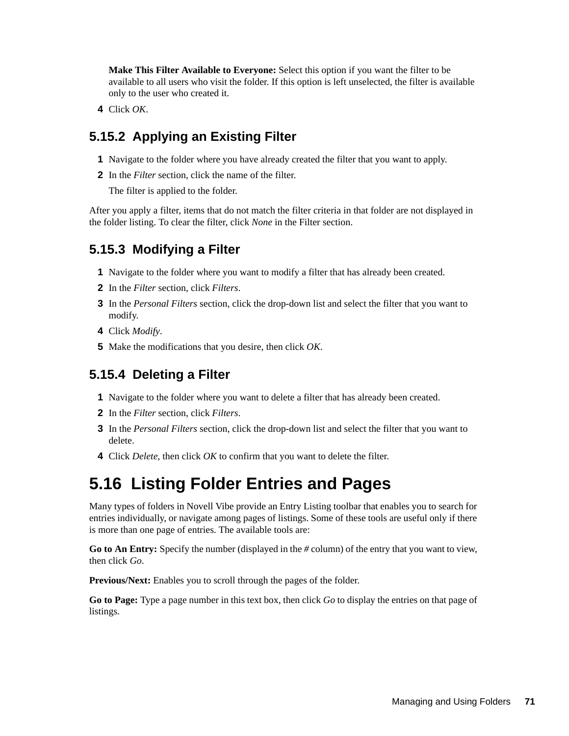**Make This Filter Available to Everyone:** Select this option if you want the filter to be available to all users who visit the folder. If this option is left unselected, the filter is available only to the user who created it.

4. Click *OK*.

### 5.15.2 Applying an Existing Filter

1. Navigate to the folder where you have already created the filter that you want to apply.
2. In the *Filter* section, click the name of the filter.

   The filter is applied to the folder.

After you apply a filter, items that do not match the filter criteria in that folder are not displayed in the folder listing. To clear the filter, click *None* in the Filter section.

### 5.15.3 Modifying a Filter

1. Navigate to the folder where you want to modify a filter that has already been created.
2. In the *Filter* section, click *Filters*.
3. In the *Personal Filters* section, click the drop-down list and select the filter that you want to modify.
4. Click *Modify*.
5. Make the modifications that you desire, then click *OK*.

### 5.15.4 Deleting a Filter

1. Navigate to the folder where you want to delete a filter that has already been created.
2. In the *Filter* section, click *Filters*.
3. In the *Personal Filters* section, click the drop-down list and select the filter that you want to delete.
4. Click *Delete*, then click *OK* to confirm that you want to delete the filter.

## 5.16 Listing Folder Entries and Pages

Many types of folders in Novell Vibe provide an Entry Listing toolbar that enables you to search for entries individually, or navigate among pages of listings. Some of these tools are useful only if there is more than one page of entries. The available tools are:

**Go to An Entry:** Specify the number (displayed in the *#* column) of the entry that you want to view, then click *Go*.

**Previous/Next:** Enables you to scroll through the pages of the folder.

**Go to Page:** Type a page number in this text box, then click *Go* to display the entries on that page of listings.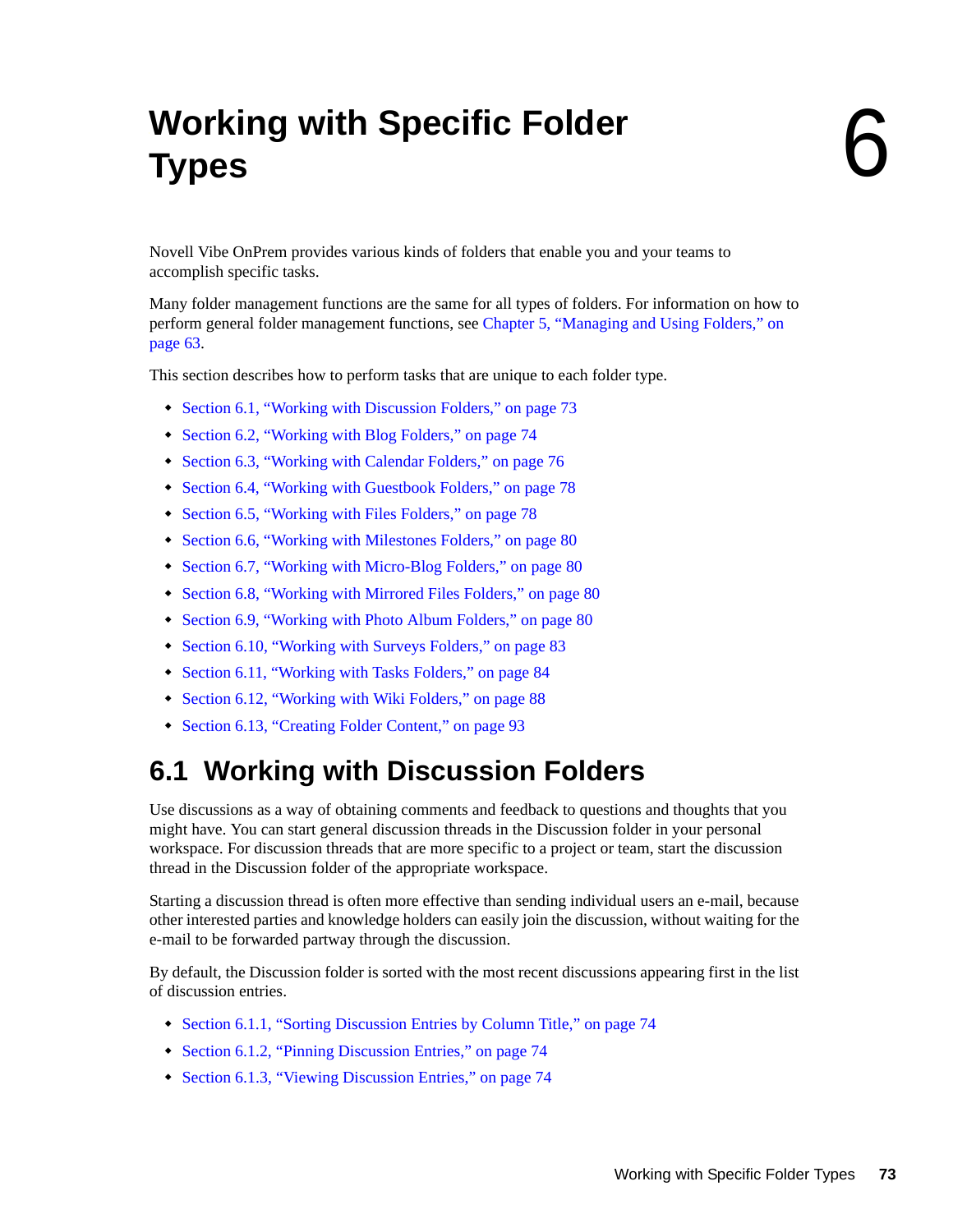# 6 Working with Specific Folder Types

Novell Vibe OnPrem provides various kinds of folders that enable you and your teams to accomplish specific tasks.

Many folder management functions are the same for all types of folders. For information on how to perform general folder management functions, see Chapter 5, "Managing and Using Folders," on page 63.

This section describes how to perform tasks that are unique to each folder type.

- Section 6.1, "Working with Discussion Folders," on page 73
- Section 6.2, "Working with Blog Folders," on page 74
- Section 6.3, "Working with Calendar Folders," on page 76
- Section 6.4, "Working with Guestbook Folders," on page 78
- Section 6.5, "Working with Files Folders," on page 78
- Section 6.6, "Working with Milestones Folders," on page 80
- Section 6.7, "Working with Micro-Blog Folders," on page 80
- Section 6.8, "Working with Mirrored Files Folders," on page 80
- Section 6.9, "Working with Photo Album Folders," on page 80
- Section 6.10, "Working with Surveys Folders," on page 83
- Section 6.11, "Working with Tasks Folders," on page 84
- Section 6.12, "Working with Wiki Folders," on page 88
- Section 6.13, "Creating Folder Content," on page 93

## 6.1 Working with Discussion Folders

Use discussions as a way of obtaining comments and feedback to questions and thoughts that you might have. You can start general discussion threads in the Discussion folder in your personal workspace. For discussion threads that are more specific to a project or team, start the discussion thread in the Discussion folder of the appropriate workspace.

Starting a discussion thread is often more effective than sending individual users an e-mail, because other interested parties and knowledge holders can easily join the discussion, without waiting for the e-mail to be forwarded partway through the discussion.

By default, the Discussion folder is sorted with the most recent discussions appearing first in the list of discussion entries.

- Section 6.1.1, "Sorting Discussion Entries by Column Title," on page 74
- Section 6.1.2, "Pinning Discussion Entries," on page 74
- Section 6.1.3, "Viewing Discussion Entries," on page 74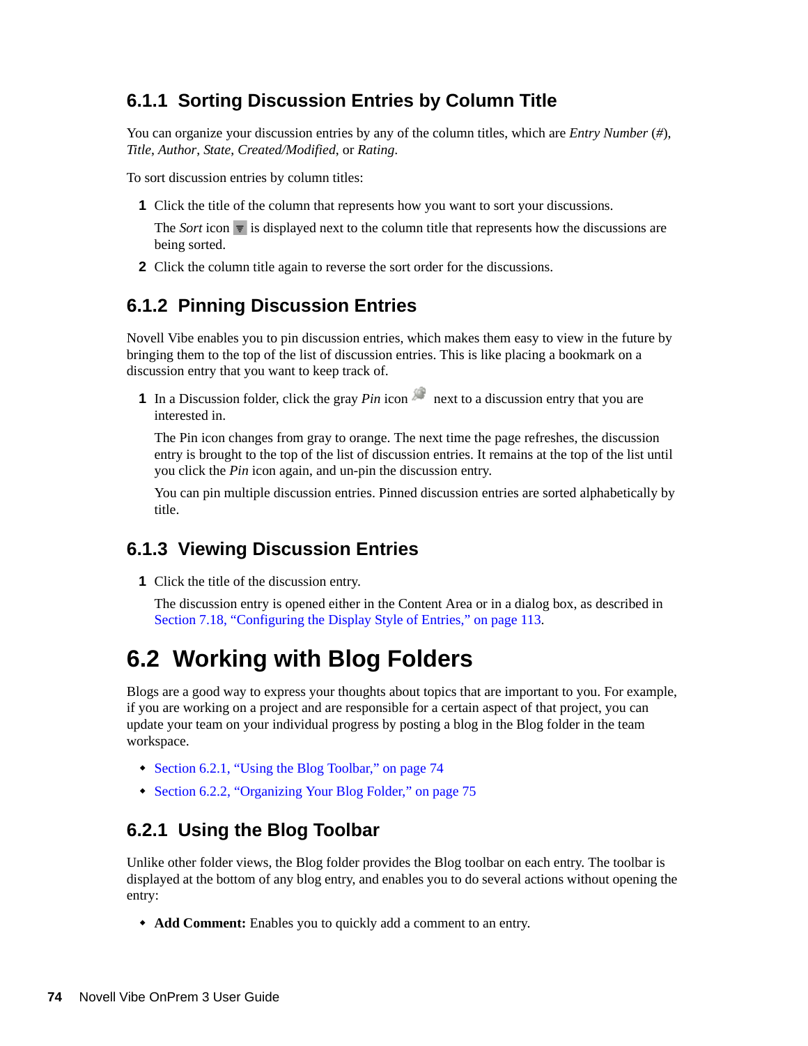### 6.1.1 Sorting Discussion Entries by Column Title

You can organize your discussion entries by any of the column titles, which are *Entry Number* (*#*), *Title*, *Author*, *State*, *Created/Modified*, or *Rating*.

To sort discussion entries by column titles:

1. Click the title of the column that represents how you want to sort your discussions.

   The *Sort* icon is displayed next to the column title that represents how the discussions are being sorted.

2. Click the column title again to reverse the sort order for the discussions.

### 6.1.2 Pinning Discussion Entries

Novell Vibe enables you to pin discussion entries, which makes them easy to view in the future by bringing them to the top of the list of discussion entries. This is like placing a bookmark on a discussion entry that you want to keep track of.

1. In a Discussion folder, click the gray *Pin* icon next to a discussion entry that you are interested in.

   The Pin icon changes from gray to orange. The next time the page refreshes, the discussion entry is brought to the top of the list of discussion entries. It remains at the top of the list until you click the *Pin* icon again, and un-pin the discussion entry.

   You can pin multiple discussion entries. Pinned discussion entries are sorted alphabetically by title.

### 6.1.3 Viewing Discussion Entries

1. Click the title of the discussion entry.

   The discussion entry is opened either in the Content Area or in a dialog box, as described in Section 7.18, "Configuring the Display Style of Entries," on page 113.

## 6.2 Working with Blog Folders

Blogs are a good way to express your thoughts about topics that are important to you. For example, if you are working on a project and are responsible for a certain aspect of that project, you can update your team on your individual progress by posting a blog in the Blog folder in the team workspace.

- Section 6.2.1, "Using the Blog Toolbar," on page 74
- Section 6.2.2, "Organizing Your Blog Folder," on page 75

### 6.2.1 Using the Blog Toolbar

Unlike other folder views, the Blog folder provides the Blog toolbar on each entry. The toolbar is displayed at the bottom of any blog entry, and enables you to do several actions without opening the entry:

- **Add Comment:** Enables you to quickly add a comment to an entry.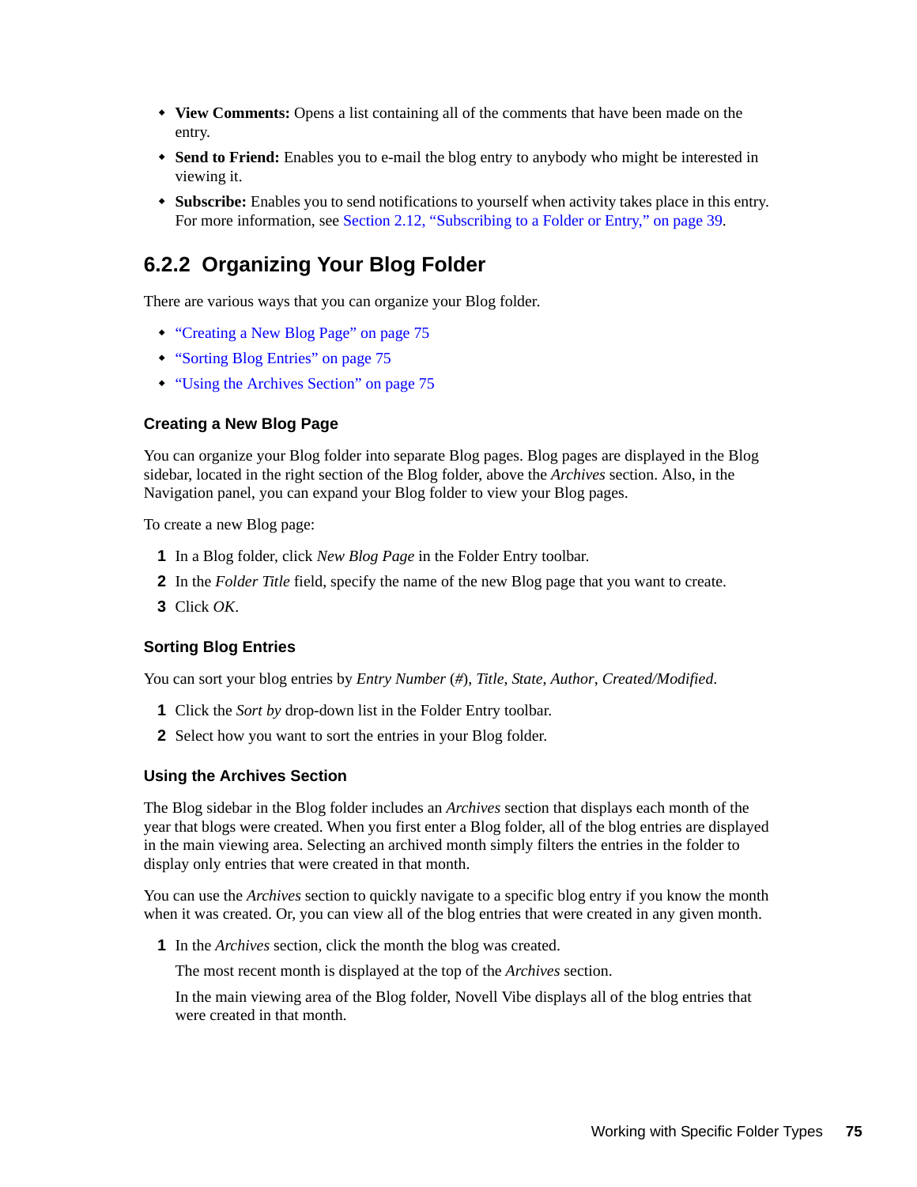- **View Comments:** Opens a list containing all of the comments that have been made on the entry.
- **Send to Friend:** Enables you to e-mail the blog entry to anybody who might be interested in viewing it.
- **Subscribe:** Enables you to send notifications to yourself when activity takes place in this entry. For more information, see Section 2.12, "Subscribing to a Folder or Entry," on page 39.

## 6.2.2 Organizing Your Blog Folder

There are various ways that you can organize your Blog folder.

- "Creating a New Blog Page" on page 75
- "Sorting Blog Entries" on page 75
- "Using the Archives Section" on page 75

### Creating a New Blog Page

You can organize your Blog folder into separate Blog pages. Blog pages are displayed in the Blog sidebar, located in the right section of the Blog folder, above the *Archives* section. Also, in the Navigation panel, you can expand your Blog folder to view your Blog pages.

To create a new Blog page:

1. In a Blog folder, click *New Blog Page* in the Folder Entry toolbar.
2. In the *Folder Title* field, specify the name of the new Blog page that you want to create.
3. Click *OK*.

### Sorting Blog Entries

You can sort your blog entries by *Entry Number* (*#*), *Title*, *State*, *Author*, *Created/Modified*.

1. Click the *Sort by* drop-down list in the Folder Entry toolbar.
2. Select how you want to sort the entries in your Blog folder.

### Using the Archives Section

The Blog sidebar in the Blog folder includes an *Archives* section that displays each month of the year that blogs were created. When you first enter a Blog folder, all of the blog entries are displayed in the main viewing area. Selecting an archived month simply filters the entries in the folder to display only entries that were created in that month.

You can use the *Archives* section to quickly navigate to a specific blog entry if you know the month when it was created. Or, you can view all of the blog entries that were created in any given month.

1. In the *Archives* section, click the month the blog was created.

   The most recent month is displayed at the top of the *Archives* section.

   In the main viewing area of the Blog folder, Novell Vibe displays all of the blog entries that were created in that month.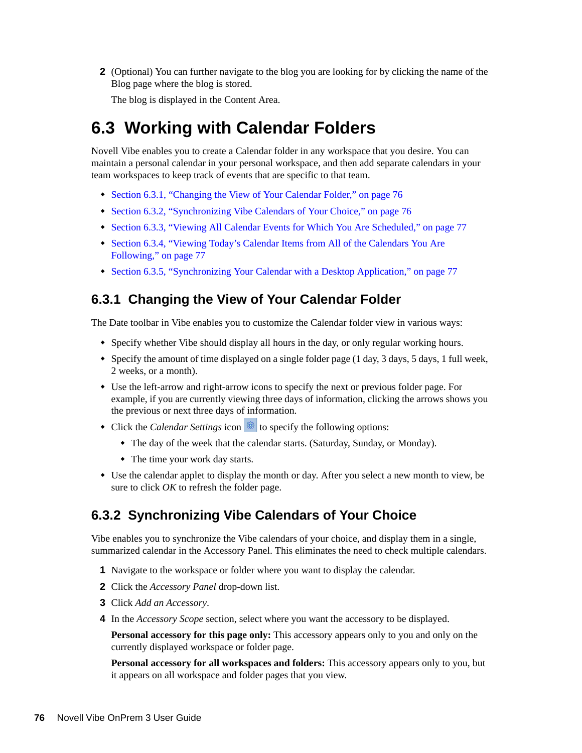2 (Optional) You can further navigate to the blog you are looking for by clicking the name of the Blog page where the blog is stored.

   The blog is displayed in the Content Area.

## 6.3 Working with Calendar Folders

Novell Vibe enables you to create a Calendar folder in any workspace that you desire. You can maintain a personal calendar in your personal workspace, and then add separate calendars in your team workspaces to keep track of events that are specific to that team.

- Section 6.3.1, "Changing the View of Your Calendar Folder," on page 76
- Section 6.3.2, "Synchronizing Vibe Calendars of Your Choice," on page 76
- Section 6.3.3, "Viewing All Calendar Events for Which You Are Scheduled," on page 77
- Section 6.3.4, "Viewing Today's Calendar Items from All of the Calendars You Are Following," on page 77
- Section 6.3.5, "Synchronizing Your Calendar with a Desktop Application," on page 77

### 6.3.1 Changing the View of Your Calendar Folder

The Date toolbar in Vibe enables you to customize the Calendar folder view in various ways:

- Specify whether Vibe should display all hours in the day, or only regular working hours.
- Specify the amount of time displayed on a single folder page (1 day, 3 days, 5 days, 1 full week, 2 weeks, or a month).
- Use the left-arrow and right-arrow icons to specify the next or previous folder page. For example, if you are currently viewing three days of information, clicking the arrows shows you the previous or next three days of information.
- Click the *Calendar Settings* icon to specify the following options:
  - The day of the week that the calendar starts. (Saturday, Sunday, or Monday).
  - The time your work day starts.
- Use the calendar applet to display the month or day. After you select a new month to view, be sure to click *OK* to refresh the folder page.

### 6.3.2 Synchronizing Vibe Calendars of Your Choice

Vibe enables you to synchronize the Vibe calendars of your choice, and display them in a single, summarized calendar in the Accessory Panel. This eliminates the need to check multiple calendars.

1. Navigate to the workspace or folder where you want to display the calendar.
2. Click the *Accessory Panel* drop-down list.
3. Click *Add an Accessory*.
4. In the *Accessory Scope* section, select where you want the accessory to be displayed.

   **Personal accessory for this page only:** This accessory appears only to you and only on the currently displayed workspace or folder page.

   **Personal accessory for all workspaces and folders:** This accessory appears only to you, but it appears on all workspace and folder pages that you view.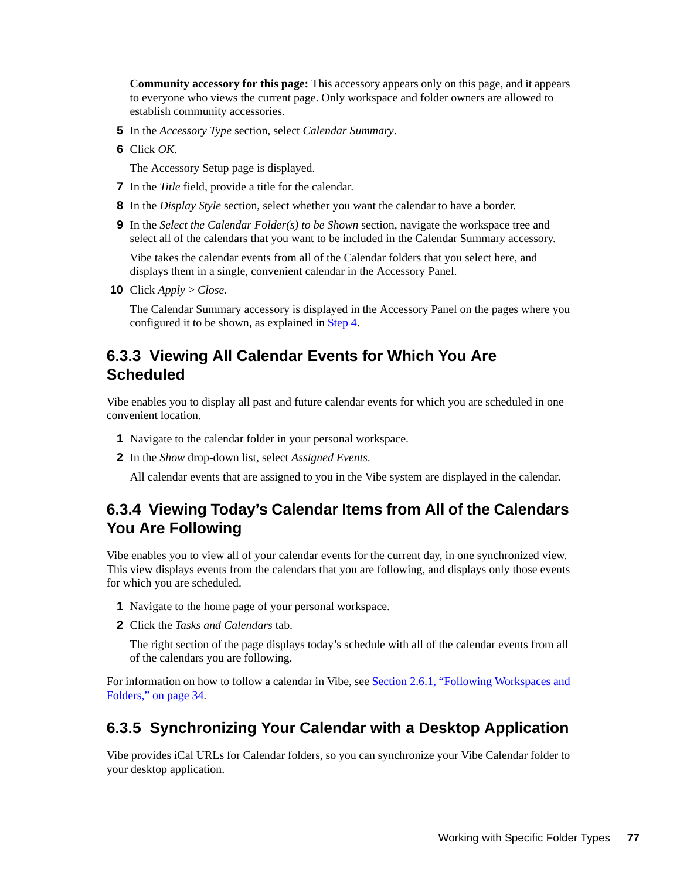**Community accessory for this page:** This accessory appears only on this page, and it appears to everyone who views the current page. Only workspace and folder owners are allowed to establish community accessories.

5. In the *Accessory Type* section, select *Calendar Summary*.
6. Click *OK*.

   The Accessory Setup page is displayed.
7. In the *Title* field, provide a title for the calendar.
8. In the *Display Style* section, select whether you want the calendar to have a border.
9. In the *Select the Calendar Folder(s) to be Shown* section, navigate the workspace tree and select all of the calendars that you want to be included in the Calendar Summary accessory.

   Vibe takes the calendar events from all of the Calendar folders that you select here, and displays them in a single, convenient calendar in the Accessory Panel.
10. Click *Apply* > *Close*.

    The Calendar Summary accessory is displayed in the Accessory Panel on the pages where you configured it to be shown, as explained in Step 4.

### 6.3.3 Viewing All Calendar Events for Which You Are Scheduled

Vibe enables you to display all past and future calendar events for which you are scheduled in one convenient location.

1. Navigate to the calendar folder in your personal workspace.
2. In the *Show* drop-down list, select *Assigned Events*.

   All calendar events that are assigned to you in the Vibe system are displayed in the calendar.

### 6.3.4 Viewing Today's Calendar Items from All of the Calendars You Are Following

Vibe enables you to view all of your calendar events for the current day, in one synchronized view. This view displays events from the calendars that you are following, and displays only those events for which you are scheduled.

1. Navigate to the home page of your personal workspace.
2. Click the *Tasks and Calendars* tab.

   The right section of the page displays today's schedule with all of the calendar events from all of the calendars you are following.

For information on how to follow a calendar in Vibe, see Section 2.6.1, "Following Workspaces and Folders," on page 34.

### 6.3.5 Synchronizing Your Calendar with a Desktop Application

Vibe provides iCal URLs for Calendar folders, so you can synchronize your Vibe Calendar folder to your desktop application.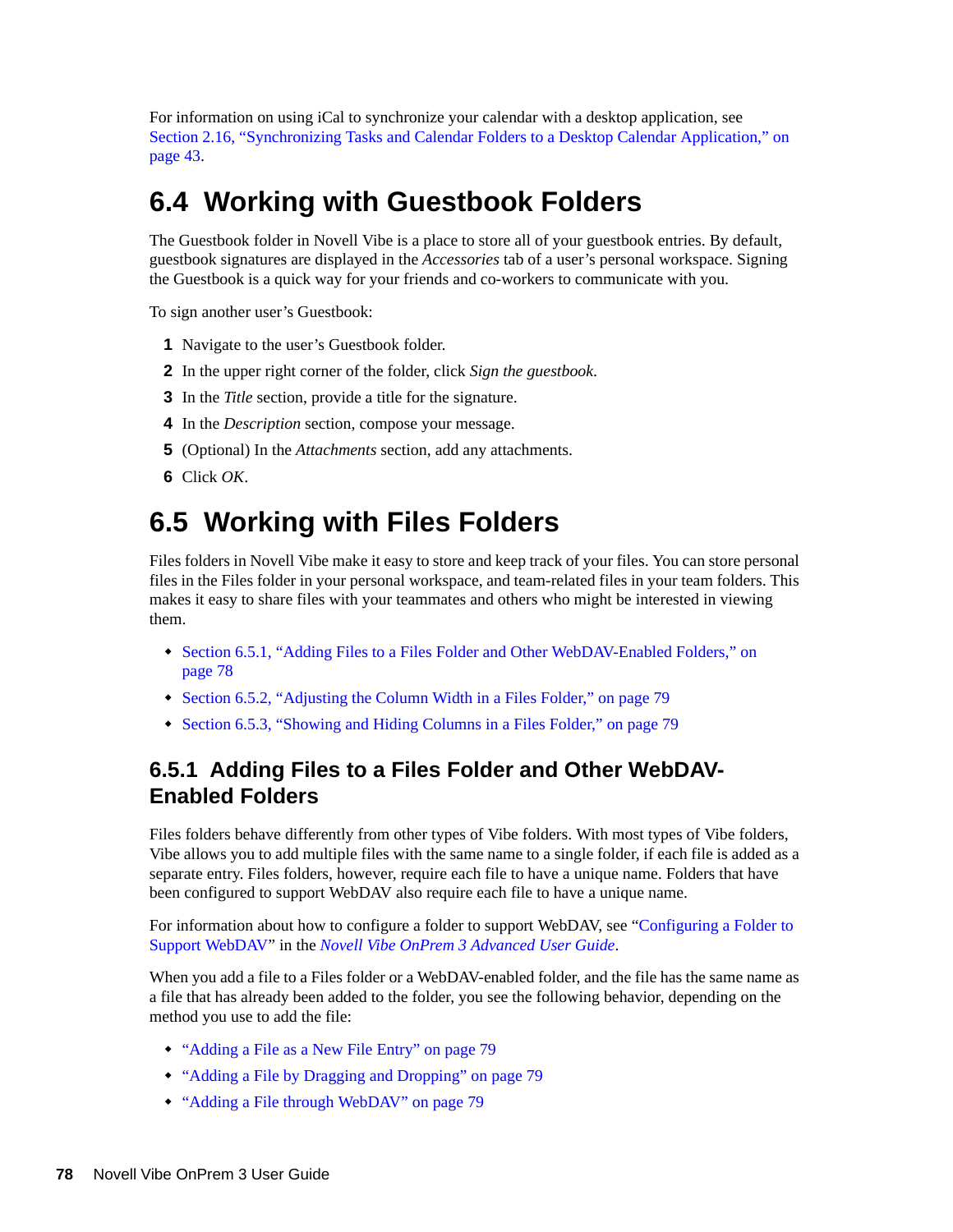For information on using iCal to synchronize your calendar with a desktop application, see Section 2.16, "Synchronizing Tasks and Calendar Folders to a Desktop Calendar Application," on page 43.

## 6.4 Working with Guestbook Folders

The Guestbook folder in Novell Vibe is a place to store all of your guestbook entries. By default, guestbook signatures are displayed in the *Accessories* tab of a user's personal workspace. Signing the Guestbook is a quick way for your friends and co-workers to communicate with you.

To sign another user's Guestbook:

1. Navigate to the user's Guestbook folder.
2. In the upper right corner of the folder, click *Sign the guestbook*.
3. In the *Title* section, provide a title for the signature.
4. In the *Description* section, compose your message.
5. (Optional) In the *Attachments* section, add any attachments.
6. Click *OK*.

## 6.5 Working with Files Folders

Files folders in Novell Vibe make it easy to store and keep track of your files. You can store personal files in the Files folder in your personal workspace, and team-related files in your team folders. This makes it easy to share files with your teammates and others who might be interested in viewing them.

- Section 6.5.1, "Adding Files to a Files Folder and Other WebDAV-Enabled Folders," on page 78
- Section 6.5.2, "Adjusting the Column Width in a Files Folder," on page 79
- Section 6.5.3, "Showing and Hiding Columns in a Files Folder," on page 79

### 6.5.1 Adding Files to a Files Folder and Other WebDAV-Enabled Folders

Files folders behave differently from other types of Vibe folders. With most types of Vibe folders, Vibe allows you to add multiple files with the same name to a single folder, if each file is added as a separate entry. Files folders, however, require each file to have a unique name. Folders that have been configured to support WebDAV also require each file to have a unique name.

For information about how to configure a folder to support WebDAV, see "Configuring a Folder to Support WebDAV" in the *Novell Vibe OnPrem 3 Advanced User Guide*.

When you add a file to a Files folder or a WebDAV-enabled folder, and the file has the same name as a file that has already been added to the folder, you see the following behavior, depending on the method you use to add the file:

- "Adding a File as a New File Entry" on page 79
- "Adding a File by Dragging and Dropping" on page 79
- "Adding a File through WebDAV" on page 79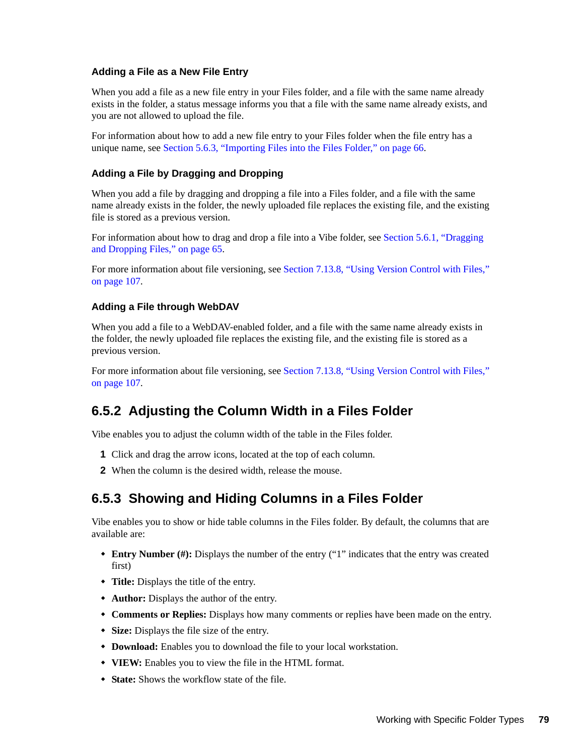#### Adding a File as a New File Entry

When you add a file as a new file entry in your Files folder, and a file with the same name already exists in the folder, a status message informs you that a file with the same name already exists, and you are not allowed to upload the file.

For information about how to add a new file entry to your Files folder when the file entry has a unique name, see Section 5.6.3, "Importing Files into the Files Folder," on page 66.

#### Adding a File by Dragging and Dropping

When you add a file by dragging and dropping a file into a Files folder, and a file with the same name already exists in the folder, the newly uploaded file replaces the existing file, and the existing file is stored as a previous version.

For information about how to drag and drop a file into a Vibe folder, see Section 5.6.1, "Dragging and Dropping Files," on page 65.

For more information about file versioning, see Section 7.13.8, "Using Version Control with Files," on page 107.

#### Adding a File through WebDAV

When you add a file to a WebDAV-enabled folder, and a file with the same name already exists in the folder, the newly uploaded file replaces the existing file, and the existing file is stored as a previous version.

For more information about file versioning, see Section 7.13.8, "Using Version Control with Files," on page 107.

### 6.5.2 Adjusting the Column Width in a Files Folder

Vibe enables you to adjust the column width of the table in the Files folder.

1. Click and drag the arrow icons, located at the top of each column.
2. When the column is the desired width, release the mouse.

### 6.5.3 Showing and Hiding Columns in a Files Folder

Vibe enables you to show or hide table columns in the Files folder. By default, the columns that are available are:

- **Entry Number (#):** Displays the number of the entry ("1" indicates that the entry was created first)
- **Title:** Displays the title of the entry.
- **Author:** Displays the author of the entry.
- **Comments or Replies:** Displays how many comments or replies have been made on the entry.
- **Size:** Displays the file size of the entry.
- **Download:** Enables you to download the file to your local workstation.
- **VIEW:** Enables you to view the file in the HTML format.
- **State:** Shows the workflow state of the file.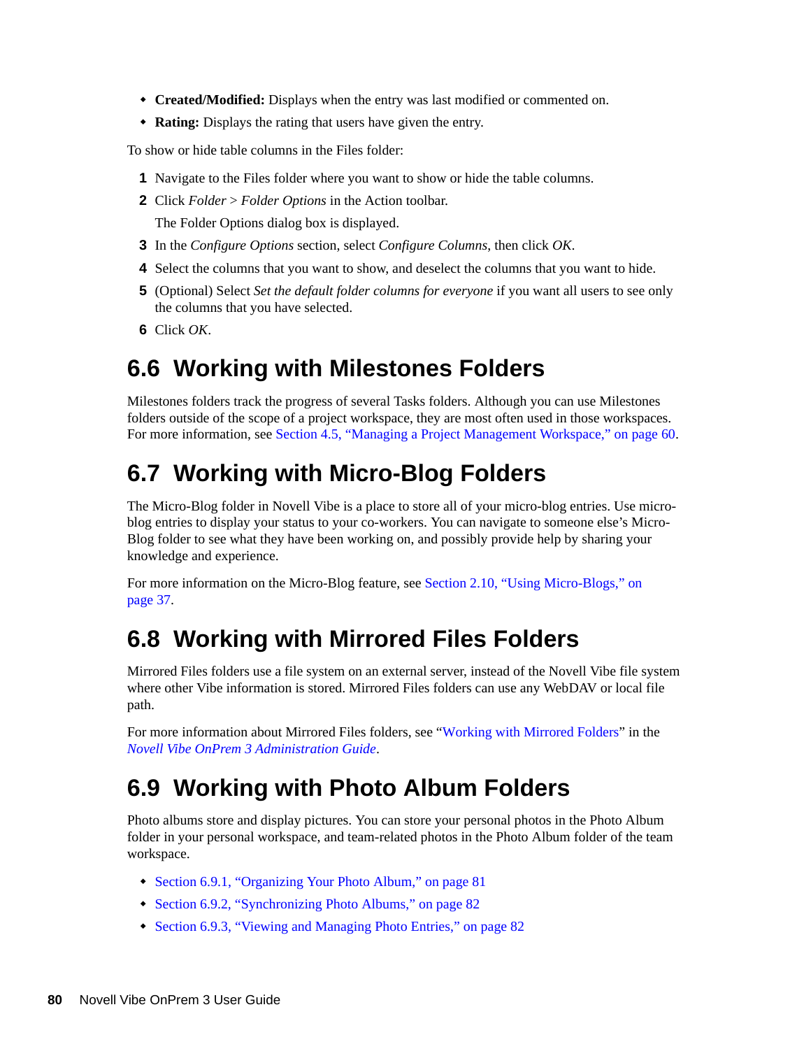- **Created/Modified:** Displays when the entry was last modified or commented on.
- **Rating:** Displays the rating that users have given the entry.

To show or hide table columns in the Files folder:

1. Navigate to the Files folder where you want to show or hide the table columns.
2. Click *Folder* > *Folder Options* in the Action toolbar.

   The Folder Options dialog box is displayed.
3. In the *Configure Options* section, select *Configure Columns*, then click *OK*.
4. Select the columns that you want to show, and deselect the columns that you want to hide.
5. (Optional) Select *Set the default folder columns for everyone* if you want all users to see only the columns that you have selected.
6. Click *OK*.

## 6.6 Working with Milestones Folders

Milestones folders track the progress of several Tasks folders. Although you can use Milestones folders outside of the scope of a project workspace, they are most often used in those workspaces. For more information, see Section 4.5, "Managing a Project Management Workspace," on page 60.

## 6.7 Working with Micro-Blog Folders

The Micro-Blog folder in Novell Vibe is a place to store all of your micro-blog entries. Use micro-blog entries to display your status to your co-workers. You can navigate to someone else's Micro-Blog folder to see what they have been working on, and possibly provide help by sharing your knowledge and experience.

For more information on the Micro-Blog feature, see Section 2.10, "Using Micro-Blogs," on page 37.

## 6.8 Working with Mirrored Files Folders

Mirrored Files folders use a file system on an external server, instead of the Novell Vibe file system where other Vibe information is stored. Mirrored Files folders can use any WebDAV or local file path.

For more information about Mirrored Files folders, see "Working with Mirrored Folders" in the *Novell Vibe OnPrem 3 Administration Guide*.

## 6.9 Working with Photo Album Folders

Photo albums store and display pictures. You can store your personal photos in the Photo Album folder in your personal workspace, and team-related photos in the Photo Album folder of the team workspace.

- Section 6.9.1, "Organizing Your Photo Album," on page 81
- Section 6.9.2, "Synchronizing Photo Albums," on page 82
- Section 6.9.3, "Viewing and Managing Photo Entries," on page 82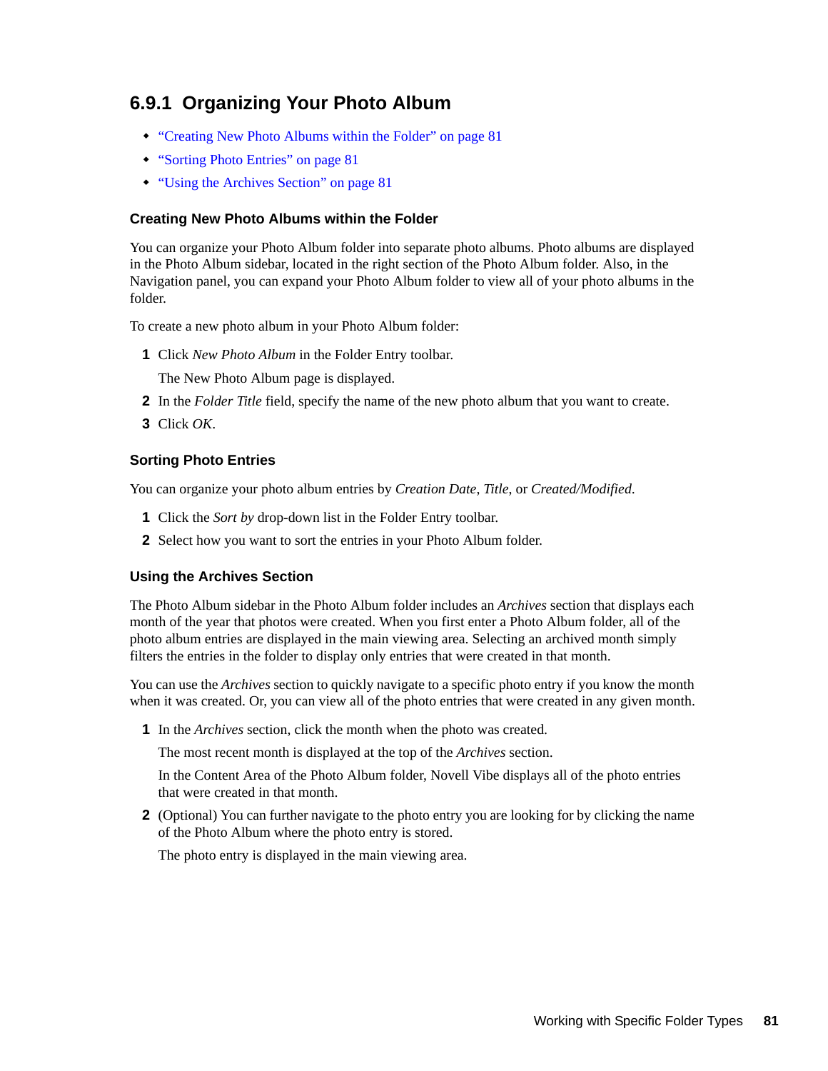### 6.9.1 Organizing Your Photo Album

- "Creating New Photo Albums within the Folder" on page 81
- "Sorting Photo Entries" on page 81
- "Using the Archives Section" on page 81

#### Creating New Photo Albums within the Folder

You can organize your Photo Album folder into separate photo albums. Photo albums are displayed in the Photo Album sidebar, located in the right section of the Photo Album folder. Also, in the Navigation panel, you can expand your Photo Album folder to view all of your photo albums in the folder.

To create a new photo album in your Photo Album folder:

1. Click *New Photo Album* in the Folder Entry toolbar.

   The New Photo Album page is displayed.

2. In the *Folder Title* field, specify the name of the new photo album that you want to create.
3. Click *OK*.

#### Sorting Photo Entries

You can organize your photo album entries by *Creation Date*, *Title*, or *Created/Modified*.

1. Click the *Sort by* drop-down list in the Folder Entry toolbar.
2. Select how you want to sort the entries in your Photo Album folder.

#### Using the Archives Section

The Photo Album sidebar in the Photo Album folder includes an *Archives* section that displays each month of the year that photos were created. When you first enter a Photo Album folder, all of the photo album entries are displayed in the main viewing area. Selecting an archived month simply filters the entries in the folder to display only entries that were created in that month.

You can use the *Archives* section to quickly navigate to a specific photo entry if you know the month when it was created. Or, you can view all of the photo entries that were created in any given month.

1. In the *Archives* section, click the month when the photo was created.

   The most recent month is displayed at the top of the *Archives* section.

   In the Content Area of the Photo Album folder, Novell Vibe displays all of the photo entries that were created in that month.

2. (Optional) You can further navigate to the photo entry you are looking for by clicking the name of the Photo Album where the photo entry is stored.

   The photo entry is displayed in the main viewing area.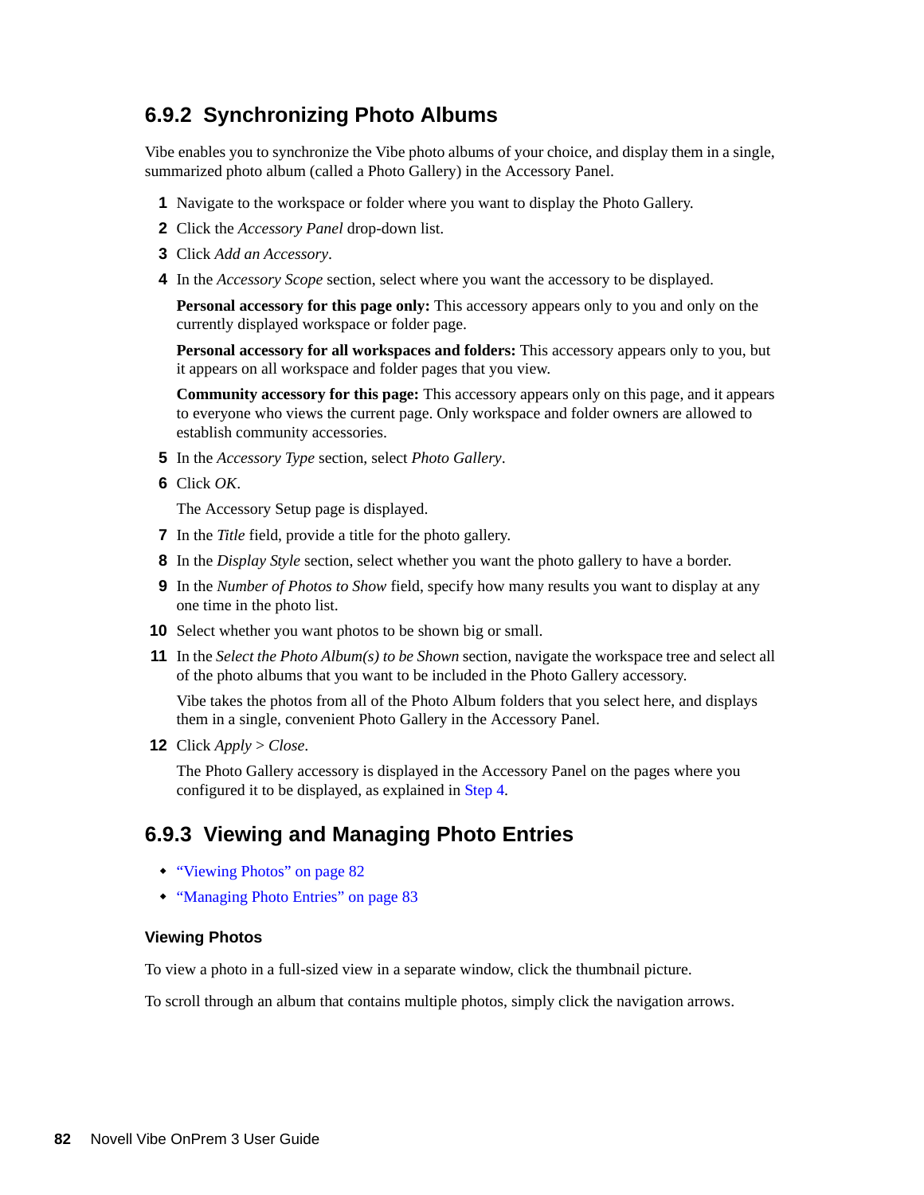### 6.9.2 Synchronizing Photo Albums

Vibe enables you to synchronize the Vibe photo albums of your choice, and display them in a single, summarized photo album (called a Photo Gallery) in the Accessory Panel.

1. Navigate to the workspace or folder where you want to display the Photo Gallery.
2. Click the *Accessory Panel* drop-down list.
3. Click *Add an Accessory*.
4. In the *Accessory Scope* section, select where you want the accessory to be displayed.

   **Personal accessory for this page only:** This accessory appears only to you and only on the currently displayed workspace or folder page.

   **Personal accessory for all workspaces and folders:** This accessory appears only to you, but it appears on all workspace and folder pages that you view.

   **Community accessory for this page:** This accessory appears only on this page, and it appears to everyone who views the current page. Only workspace and folder owners are allowed to establish community accessories.
5. In the *Accessory Type* section, select *Photo Gallery*.
6. Click *OK*.

   The Accessory Setup page is displayed.
7. In the *Title* field, provide a title for the photo gallery.
8. In the *Display Style* section, select whether you want the photo gallery to have a border.
9. In the *Number of Photos to Show* field, specify how many results you want to display at any one time in the photo list.
10. Select whether you want photos to be shown big or small.
11. In the *Select the Photo Album(s) to be Shown* section, navigate the workspace tree and select all of the photo albums that you want to be included in the Photo Gallery accessory.

    Vibe takes the photos from all of the Photo Album folders that you select here, and displays them in a single, convenient Photo Gallery in the Accessory Panel.
12. Click *Apply* > *Close*.

    The Photo Gallery accessory is displayed in the Accessory Panel on the pages where you configured it to be displayed, as explained in Step 4.

### 6.9.3 Viewing and Managing Photo Entries

- "Viewing Photos" on page 82
- "Managing Photo Entries" on page 83

#### Viewing Photos

To view a photo in a full-sized view in a separate window, click the thumbnail picture.

To scroll through an album that contains multiple photos, simply click the navigation arrows.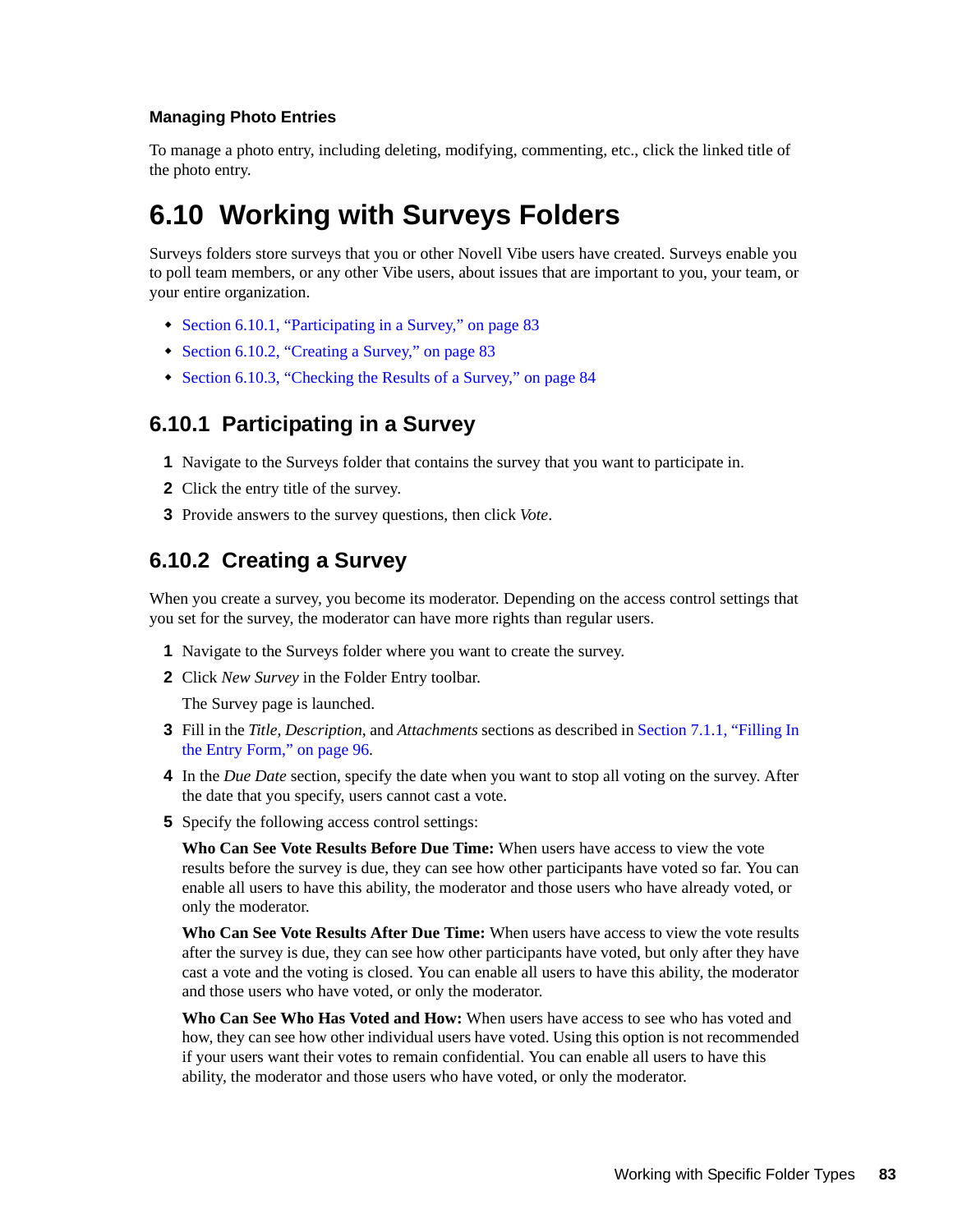#### Managing Photo Entries

To manage a photo entry, including deleting, modifying, commenting, etc., click the linked title of the photo entry.

## 6.10 Working with Surveys Folders

Surveys folders store surveys that you or other Novell Vibe users have created. Surveys enable you to poll team members, or any other Vibe users, about issues that are important to you, your team, or your entire organization.

- Section 6.10.1, “Participating in a Survey,” on page 83
- Section 6.10.2, “Creating a Survey,” on page 83
- Section 6.10.3, “Checking the Results of a Survey,” on page 84

### 6.10.1 Participating in a Survey

1. Navigate to the Surveys folder that contains the survey that you want to participate in.
2. Click the entry title of the survey.
3. Provide answers to the survey questions, then click *Vote*.

### 6.10.2 Creating a Survey

When you create a survey, you become its moderator. Depending on the access control settings that you set for the survey, the moderator can have more rights than regular users.

1. Navigate to the Surveys folder where you want to create the survey.
2. Click *New Survey* in the Folder Entry toolbar.

   The Survey page is launched.
3. Fill in the *Title*, *Description*, and *Attachments* sections as described in Section 7.1.1, “Filling In the Entry Form,” on page 96.
4. In the *Due Date* section, specify the date when you want to stop all voting on the survey. After the date that you specify, users cannot cast a vote.
5. Specify the following access control settings:

   **Who Can See Vote Results Before Due Time:** When users have access to view the vote results before the survey is due, they can see how other participants have voted so far. You can enable all users to have this ability, the moderator and those users who have already voted, or only the moderator.

   **Who Can See Vote Results After Due Time:** When users have access to view the vote results after the survey is due, they can see how other participants have voted, but only after they have cast a vote and the voting is closed. You can enable all users to have this ability, the moderator and those users who have voted, or only the moderator.

   **Who Can See Who Has Voted and How:** When users have access to see who has voted and how, they can see how other individual users have voted. Using this option is not recommended if your users want their votes to remain confidential. You can enable all users to have this ability, the moderator and those users who have voted, or only the moderator.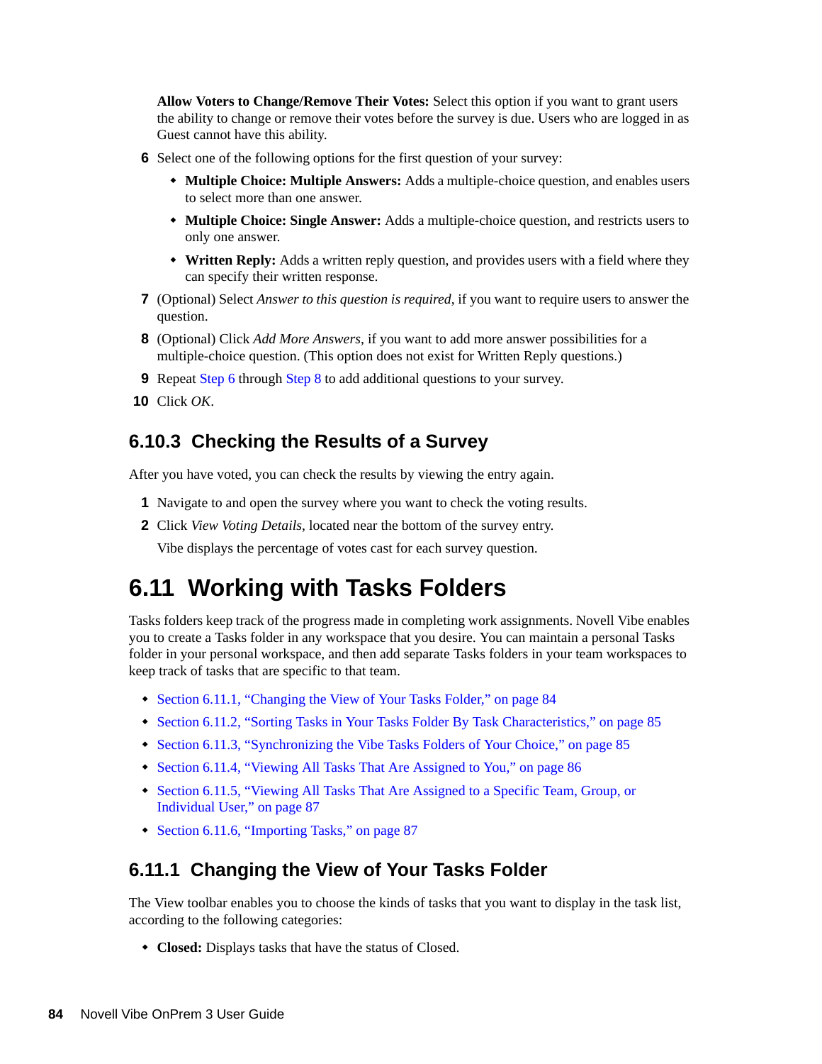**Allow Voters to Change/Remove Their Votes:** Select this option if you want to grant users the ability to change or remove their votes before the survey is due. Users who are logged in as Guest cannot have this ability.

6. Select one of the following options for the first question of your survey:
   - **Multiple Choice: Multiple Answers:** Adds a multiple-choice question, and enables users to select more than one answer.
   - **Multiple Choice: Single Answer:** Adds a multiple-choice question, and restricts users to only one answer.
   - **Written Reply:** Adds a written reply question, and provides users with a field where they can specify their written response.
7. (Optional) Select *Answer to this question is required*, if you want to require users to answer the question.
8. (Optional) Click *Add More Answers*, if you want to add more answer possibilities for a multiple-choice question. (This option does not exist for Written Reply questions.)
9. Repeat Step 6 through Step 8 to add additional questions to your survey.
10. Click *OK*.

### 6.10.3 Checking the Results of a Survey

After you have voted, you can check the results by viewing the entry again.

1. Navigate to and open the survey where you want to check the voting results.
2. Click *View Voting Details*, located near the bottom of the survey entry.

   Vibe displays the percentage of votes cast for each survey question.

## 6.11 Working with Tasks Folders

Tasks folders keep track of the progress made in completing work assignments. Novell Vibe enables you to create a Tasks folder in any workspace that you desire. You can maintain a personal Tasks folder in your personal workspace, and then add separate Tasks folders in your team workspaces to keep track of tasks that are specific to that team.

- Section 6.11.1, "Changing the View of Your Tasks Folder," on page 84
- Section 6.11.2, "Sorting Tasks in Your Tasks Folder By Task Characteristics," on page 85
- Section 6.11.3, "Synchronizing the Vibe Tasks Folders of Your Choice," on page 85
- Section 6.11.4, "Viewing All Tasks That Are Assigned to You," on page 86
- Section 6.11.5, "Viewing All Tasks That Are Assigned to a Specific Team, Group, or Individual User," on page 87
- Section 6.11.6, "Importing Tasks," on page 87

### 6.11.1 Changing the View of Your Tasks Folder

The View toolbar enables you to choose the kinds of tasks that you want to display in the task list, according to the following categories:

- **Closed:** Displays tasks that have the status of Closed.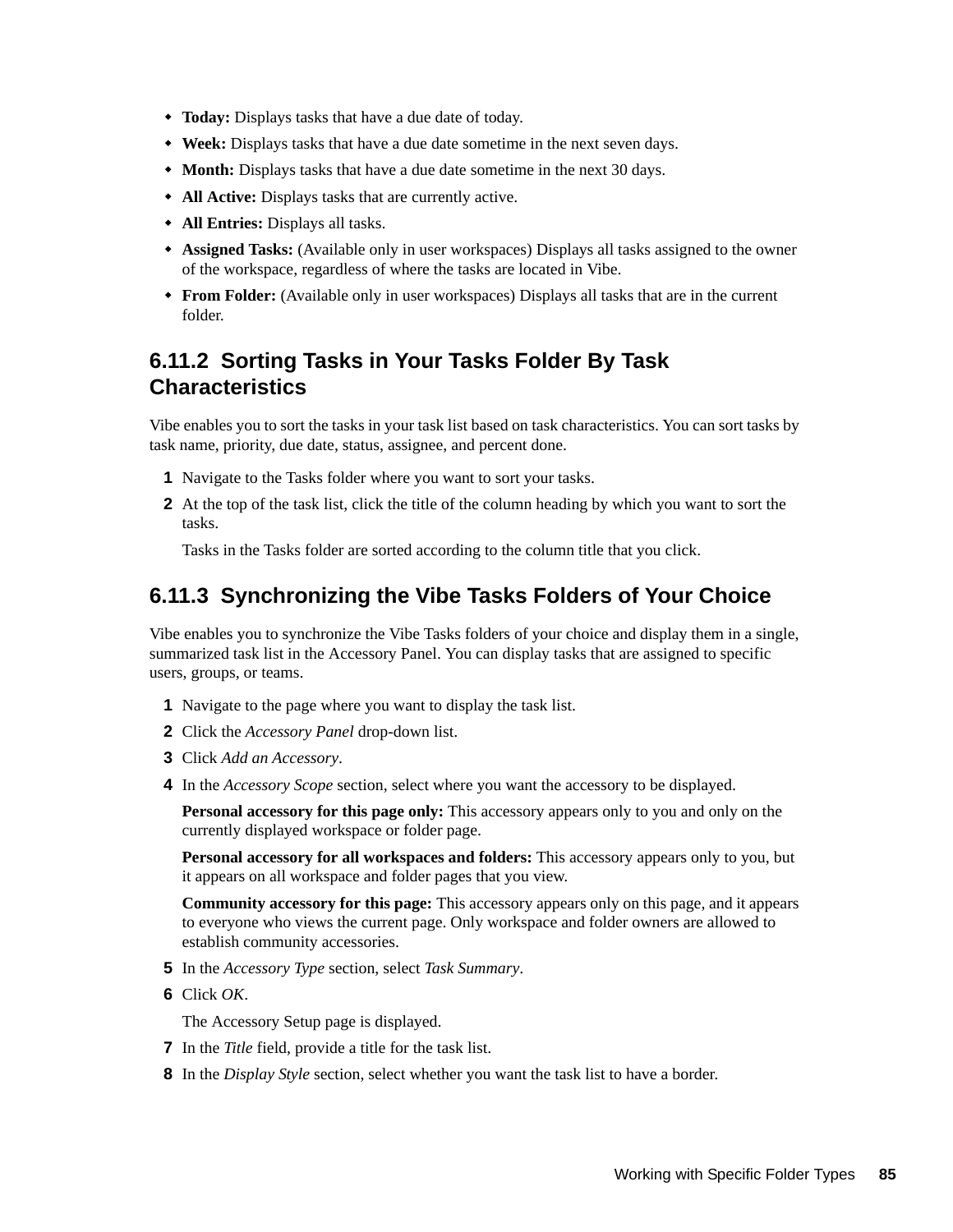- **Today:** Displays tasks that have a due date of today.
- **Week:** Displays tasks that have a due date sometime in the next seven days.
- **Month:** Displays tasks that have a due date sometime in the next 30 days.
- **All Active:** Displays tasks that are currently active.
- **All Entries:** Displays all tasks.
- **Assigned Tasks:** (Available only in user workspaces) Displays all tasks assigned to the owner of the workspace, regardless of where the tasks are located in Vibe.
- **From Folder:** (Available only in user workspaces) Displays all tasks that are in the current folder.

### 6.11.2 Sorting Tasks in Your Tasks Folder By Task Characteristics

Vibe enables you to sort the tasks in your task list based on task characteristics. You can sort tasks by task name, priority, due date, status, assignee, and percent done.

1. Navigate to the Tasks folder where you want to sort your tasks.
2. At the top of the task list, click the title of the column heading by which you want to sort the tasks.

   Tasks in the Tasks folder are sorted according to the column title that you click.

### 6.11.3 Synchronizing the Vibe Tasks Folders of Your Choice

Vibe enables you to synchronize the Vibe Tasks folders of your choice and display them in a single, summarized task list in the Accessory Panel. You can display tasks that are assigned to specific users, groups, or teams.

1. Navigate to the page where you want to display the task list.
2. Click the *Accessory Panel* drop-down list.
3. Click *Add an Accessory*.
4. In the *Accessory Scope* section, select where you want the accessory to be displayed.

   **Personal accessory for this page only:** This accessory appears only to you and only on the currently displayed workspace or folder page.

   **Personal accessory for all workspaces and folders:** This accessory appears only to you, but it appears on all workspace and folder pages that you view.

   **Community accessory for this page:** This accessory appears only on this page, and it appears to everyone who views the current page. Only workspace and folder owners are allowed to establish community accessories.
5. In the *Accessory Type* section, select *Task Summary*.
6. Click *OK*.

   The Accessory Setup page is displayed.
7. In the *Title* field, provide a title for the task list.
8. In the *Display Style* section, select whether you want the task list to have a border.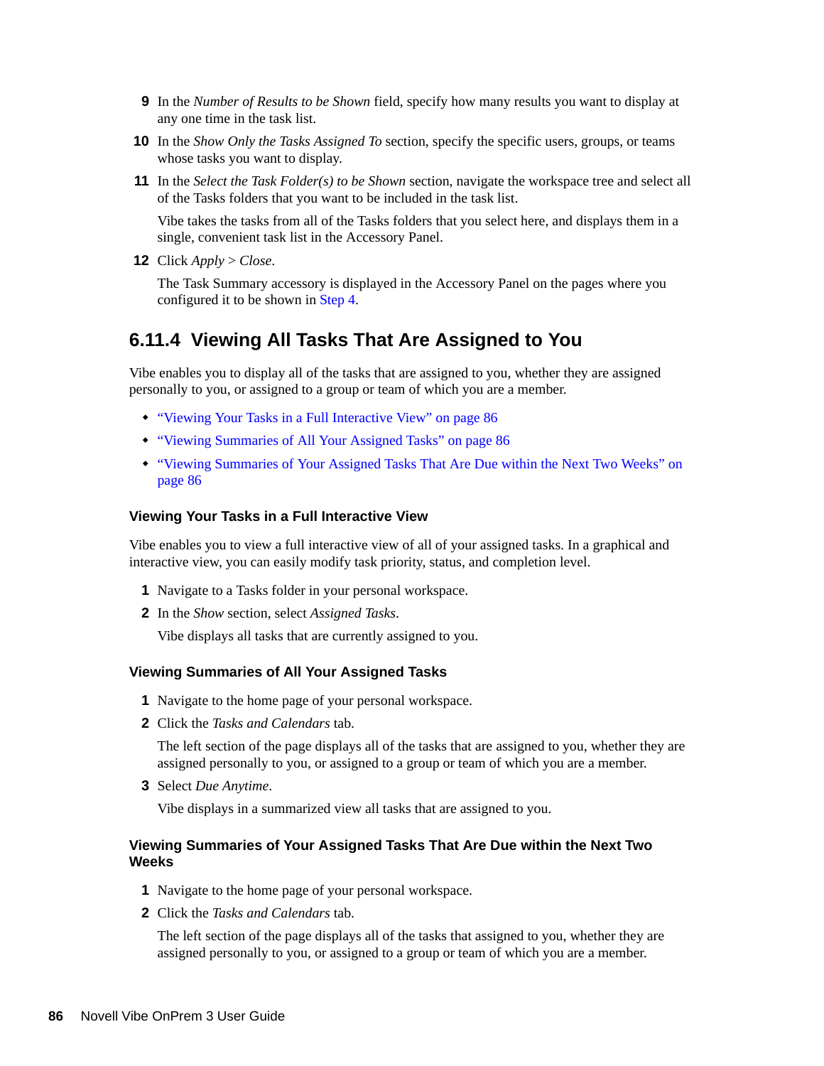9. In the *Number of Results to be Shown* field, specify how many results you want to display at any one time in the task list.
10. In the *Show Only the Tasks Assigned To* section, specify the specific users, groups, or teams whose tasks you want to display.
11. In the *Select the Task Folder(s) to be Shown* section, navigate the workspace tree and select all of the Tasks folders that you want to be included in the task list.

    Vibe takes the tasks from all of the Tasks folders that you select here, and displays them in a single, convenient task list in the Accessory Panel.
12. Click *Apply* > *Close*.

    The Task Summary accessory is displayed in the Accessory Panel on the pages where you configured it to be shown in Step 4.

## 6.11.4 Viewing All Tasks That Are Assigned to You

Vibe enables you to display all of the tasks that are assigned to you, whether they are assigned personally to you, or assigned to a group or team of which you are a member.

- "Viewing Your Tasks in a Full Interactive View" on page 86
- "Viewing Summaries of All Your Assigned Tasks" on page 86
- "Viewing Summaries of Your Assigned Tasks That Are Due within the Next Two Weeks" on page 86

### Viewing Your Tasks in a Full Interactive View

Vibe enables you to view a full interactive view of all of your assigned tasks. In a graphical and interactive view, you can easily modify task priority, status, and completion level.

1. Navigate to a Tasks folder in your personal workspace.
2. In the *Show* section, select *Assigned Tasks*.

   Vibe displays all tasks that are currently assigned to you.

### Viewing Summaries of All Your Assigned Tasks

1. Navigate to the home page of your personal workspace.
2. Click the *Tasks and Calendars* tab.

   The left section of the page displays all of the tasks that are assigned to you, whether they are assigned personally to you, or assigned to a group or team of which you are a member.
3. Select *Due Anytime*.

   Vibe displays in a summarized view all tasks that are assigned to you.

### Viewing Summaries of Your Assigned Tasks That Are Due within the Next Two Weeks

1. Navigate to the home page of your personal workspace.
2. Click the *Tasks and Calendars* tab.

   The left section of the page displays all of the tasks that assigned to you, whether they are assigned personally to you, or assigned to a group or team of which you are a member.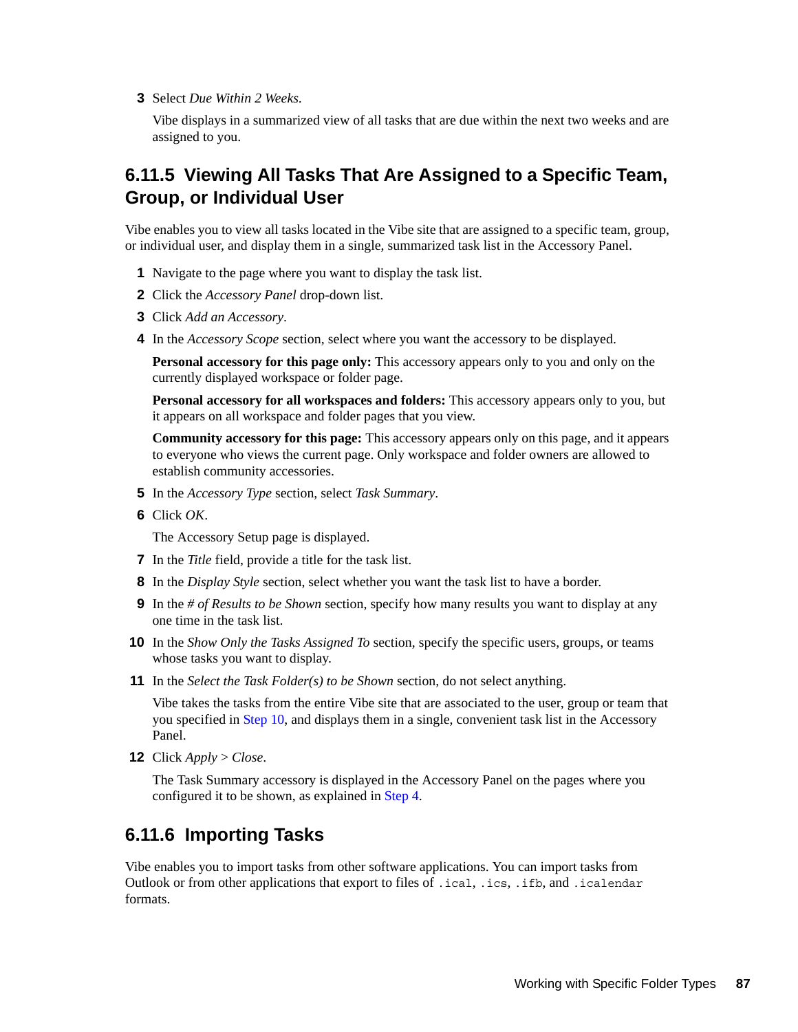3 Select *Due Within 2 Weeks*.

   Vibe displays in a summarized view of all tasks that are due within the next two weeks and are assigned to you.

## 6.11.5 Viewing All Tasks That Are Assigned to a Specific Team, Group, or Individual User

Vibe enables you to view all tasks located in the Vibe site that are assigned to a specific team, group, or individual user, and display them in a single, summarized task list in the Accessory Panel.

1. Navigate to the page where you want to display the task list.
2. Click the *Accessory Panel* drop-down list.
3. Click *Add an Accessory*.
4. In the *Accessory Scope* section, select where you want the accessory to be displayed.

   **Personal accessory for this page only:** This accessory appears only to you and only on the currently displayed workspace or folder page.

   **Personal accessory for all workspaces and folders:** This accessory appears only to you, but it appears on all workspace and folder pages that you view.

   **Community accessory for this page:** This accessory appears only on this page, and it appears to everyone who views the current page. Only workspace and folder owners are allowed to establish community accessories.
5. In the *Accessory Type* section, select *Task Summary*.
6. Click *OK*.

   The Accessory Setup page is displayed.
7. In the *Title* field, provide a title for the task list.
8. In the *Display Style* section, select whether you want the task list to have a border.
9. In the *# of Results to be Shown* section, specify how many results you want to display at any one time in the task list.
10. In the *Show Only the Tasks Assigned To* section, specify the specific users, groups, or teams whose tasks you want to display.
11. In the *Select the Task Folder(s) to be Shown* section, do not select anything.

    Vibe takes the tasks from the entire Vibe site that are associated to the user, group or team that you specified in Step 10, and displays them in a single, convenient task list in the Accessory Panel.
12. Click *Apply* > *Close*.

    The Task Summary accessory is displayed in the Accessory Panel on the pages where you configured it to be shown, as explained in Step 4.

## 6.11.6 Importing Tasks

Vibe enables you to import tasks from other software applications. You can import tasks from Outlook or from other applications that export to files of `.ical`, `.ics`, `.ifb`, and `.icalendar` formats.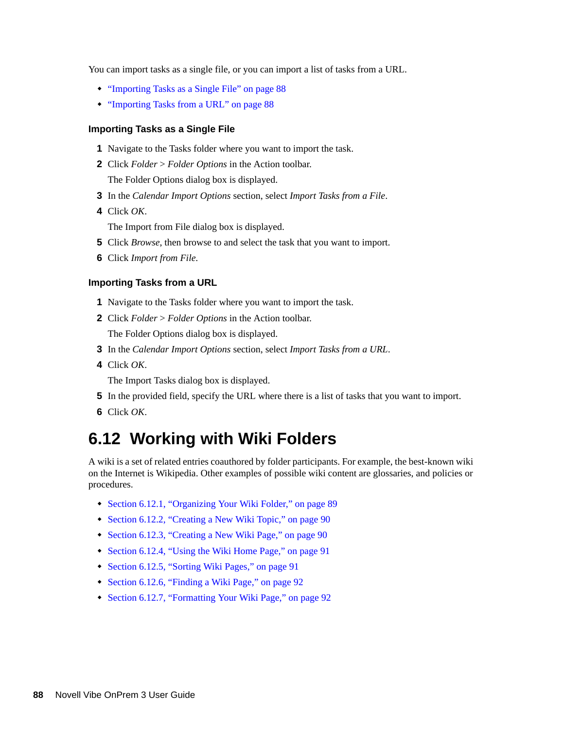You can import tasks as a single file, or you can import a list of tasks from a URL.

- "Importing Tasks as a Single File" on page 88
- "Importing Tasks from a URL" on page 88

### Importing Tasks as a Single File

1. Navigate to the Tasks folder where you want to import the task.
2. Click *Folder* > *Folder Options* in the Action toolbar.

   The Folder Options dialog box is displayed.
3. In the *Calendar Import Options* section, select *Import Tasks from a File*.
4. Click *OK*.

   The Import from File dialog box is displayed.
5. Click *Browse*, then browse to and select the task that you want to import.
6. Click *Import from File*.

### Importing Tasks from a URL

1. Navigate to the Tasks folder where you want to import the task.
2. Click *Folder* > *Folder Options* in the Action toolbar.

   The Folder Options dialog box is displayed.
3. In the *Calendar Import Options* section, select *Import Tasks from a URL*.
4. Click *OK*.

   The Import Tasks dialog box is displayed.
5. In the provided field, specify the URL where there is a list of tasks that you want to import.
6. Click *OK*.

## 6.12 Working with Wiki Folders

A wiki is a set of related entries coauthored by folder participants. For example, the best-known wiki on the Internet is Wikipedia. Other examples of possible wiki content are glossaries, and policies or procedures.

- Section 6.12.1, "Organizing Your Wiki Folder," on page 89
- Section 6.12.2, "Creating a New Wiki Topic," on page 90
- Section 6.12.3, "Creating a New Wiki Page," on page 90
- Section 6.12.4, "Using the Wiki Home Page," on page 91
- Section 6.12.5, "Sorting Wiki Pages," on page 91
- Section 6.12.6, "Finding a Wiki Page," on page 92
- Section 6.12.7, "Formatting Your Wiki Page," on page 92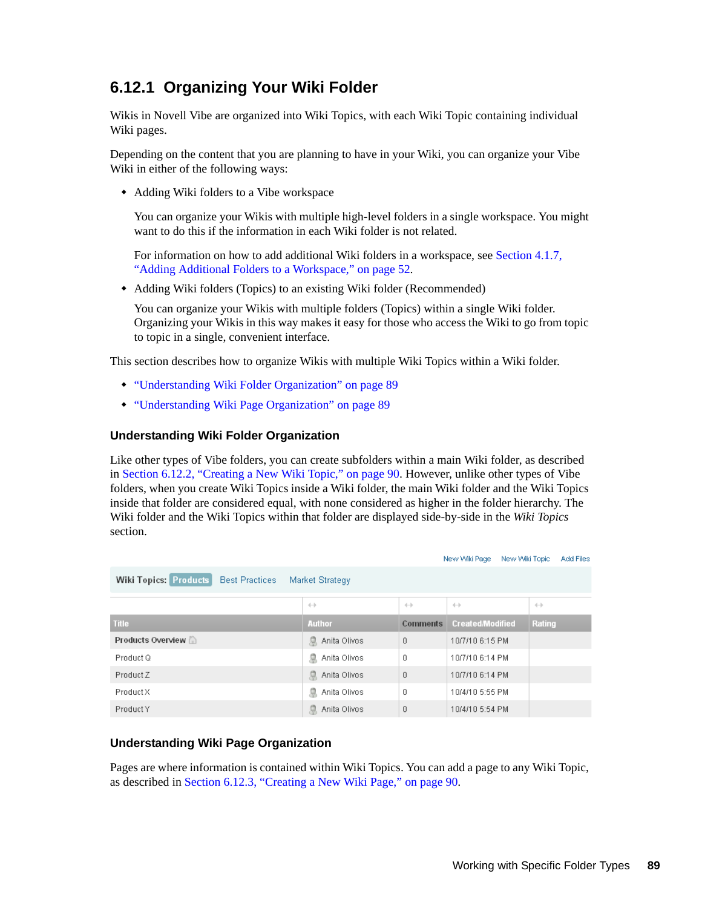## 6.12.1 Organizing Your Wiki Folder

Wikis in Novell Vibe are organized into Wiki Topics, with each Wiki Topic containing individual Wiki pages.

Depending on the content that you are planning to have in your Wiki, you can organize your Vibe Wiki in either of the following ways:

- Adding Wiki folders to a Vibe workspace

  You can organize your Wikis with multiple high-level folders in a single workspace. You might want to do this if the information in each Wiki folder is not related.

  For information on how to add additional Wiki folders in a workspace, see Section 4.1.7, "Adding Additional Folders to a Workspace," on page 52.

- Adding Wiki folders (Topics) to an existing Wiki folder (Recommended)

  You can organize your Wikis with multiple folders (Topics) within a single Wiki folder. Organizing your Wikis in this way makes it easy for those who access the Wiki to go from topic to topic in a single, convenient interface.

This section describes how to organize Wikis with multiple Wiki Topics within a Wiki folder.

- "Understanding Wiki Folder Organization" on page 89
- "Understanding Wiki Page Organization" on page 89

### Understanding Wiki Folder Organization

Like other types of Vibe folders, you can create subfolders within a main Wiki folder, as described in Section 6.12.2, "Creating a New Wiki Topic," on page 90. However, unlike other types of Vibe folders, when you create Wiki Topics inside a Wiki folder, the main Wiki folder and the Wiki Topics inside that folder are considered equal, with none considered as higher in the folder hierarchy. The Wiki folder and the Wiki Topics within that folder are displayed side-by-side in the *Wiki Topics* section.

New Wiki Page New Wiki Topic Add Files

**Wiki Topics:** Products Best Practices Market Strategy

| Title | Author | Comments | Created/Modified | Rating |
|---|---|---|---|---|
| **Products Overview** | Anita Olivos | 0 | 10/7/10 6:15 PM | |
| Product Q | Anita Olivos | 0 | 10/7/10 6:14 PM | |
| Product Z | Anita Olivos | 0 | 10/7/10 6:14 PM | |
| Product X | Anita Olivos | 0 | 10/4/10 5:55 PM | |
| Product Y | Anita Olivos | 0 | 10/4/10 5:54 PM | |

### Understanding Wiki Page Organization

Pages are where information is contained within Wiki Topics. You can add a page to any Wiki Topic, as described in Section 6.12.3, "Creating a New Wiki Page," on page 90.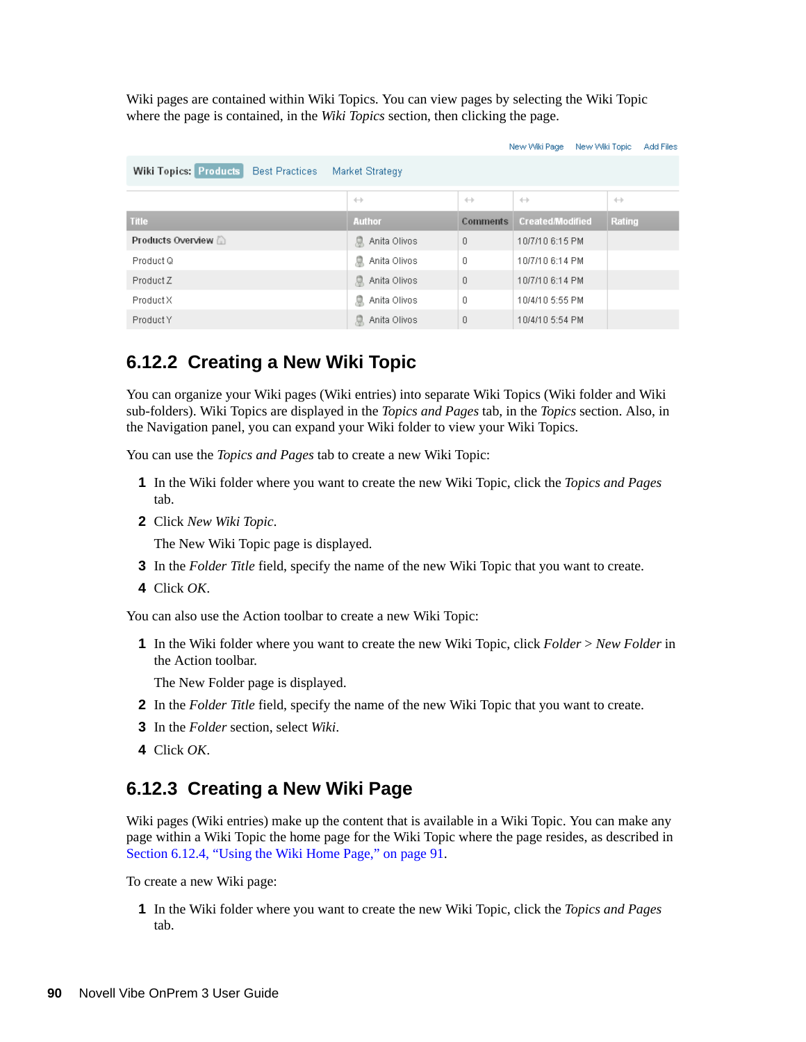Wiki pages are contained within Wiki Topics. You can view pages by selecting the Wiki Topic where the page is contained, in the *Wiki Topics* section, then clicking the page.

New Wiki Page New Wiki Topic Add Files

Wiki Topics: **Products** Best Practices Market Strategy

| Title | Author | Comments | Created/Modified | Rating |
|---|---|---|---|---|
| **Products Overview** | Anita Olivos | 0 | 10/7/10 6:15 PM | |
| Product Q | Anita Olivos | 0 | 10/7/10 6:14 PM | |
| Product Z | Anita Olivos | 0 | 10/7/10 6:14 PM | |
| Product X | Anita Olivos | 0 | 10/4/10 5:55 PM | |
| Product Y | Anita Olivos | 0 | 10/4/10 5:54 PM | |

## 6.12.2 Creating a New Wiki Topic

You can organize your Wiki pages (Wiki entries) into separate Wiki Topics (Wiki folder and Wiki sub-folders). Wiki Topics are displayed in the *Topics and Pages* tab, in the *Topics* section. Also, in the Navigation panel, you can expand your Wiki folder to view your Wiki Topics.

You can use the *Topics and Pages* tab to create a new Wiki Topic:

1. In the Wiki folder where you want to create the new Wiki Topic, click the *Topics and Pages* tab.
2. Click *New Wiki Topic*.

   The New Wiki Topic page is displayed.
3. In the *Folder Title* field, specify the name of the new Wiki Topic that you want to create.
4. Click *OK*.

You can also use the Action toolbar to create a new Wiki Topic:

1. In the Wiki folder where you want to create the new Wiki Topic, click *Folder* > *New Folder* in the Action toolbar.

   The New Folder page is displayed.
2. In the *Folder Title* field, specify the name of the new Wiki Topic that you want to create.
3. In the *Folder* section, select *Wiki*.
4. Click *OK*.

## 6.12.3 Creating a New Wiki Page

Wiki pages (Wiki entries) make up the content that is available in a Wiki Topic. You can make any page within a Wiki Topic the home page for the Wiki Topic where the page resides, as described in Section 6.12.4, "Using the Wiki Home Page," on page 91.

To create a new Wiki page:

1. In the Wiki folder where you want to create the new Wiki Topic, click the *Topics and Pages* tab.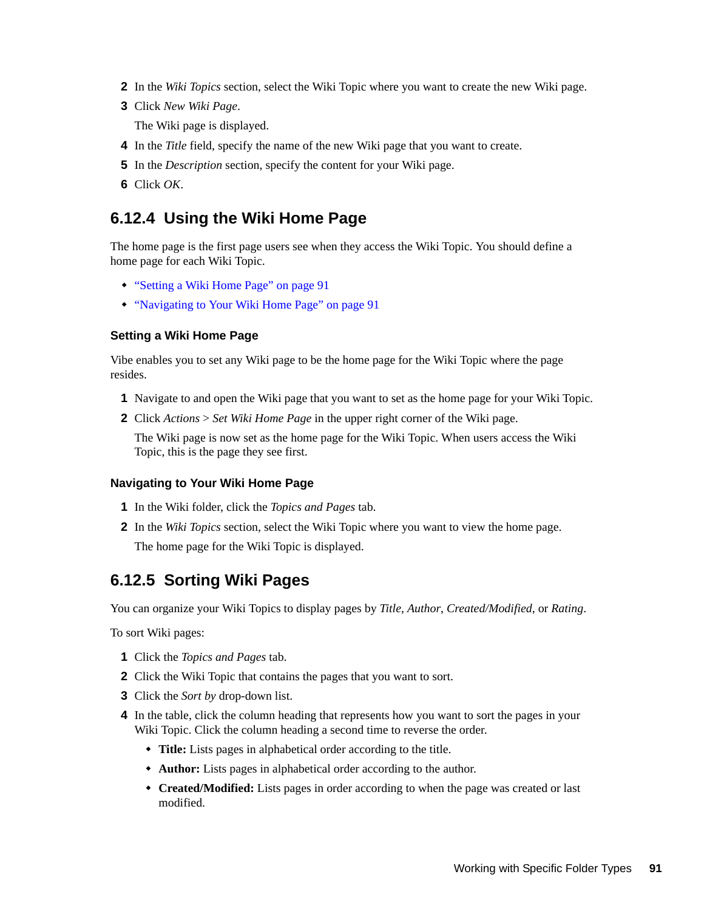2. In the *Wiki Topics* section, select the Wiki Topic where you want to create the new Wiki page.
3. Click *New Wiki Page*.

   The Wiki page is displayed.
4. In the *Title* field, specify the name of the new Wiki page that you want to create.
5. In the *Description* section, specify the content for your Wiki page.
6. Click *OK*.

## 6.12.4 Using the Wiki Home Page

The home page is the first page users see when they access the Wiki Topic. You should define a home page for each Wiki Topic.

- "Setting a Wiki Home Page" on page 91
- "Navigating to Your Wiki Home Page" on page 91

### Setting a Wiki Home Page

Vibe enables you to set any Wiki page to be the home page for the Wiki Topic where the page resides.

1. Navigate to and open the Wiki page that you want to set as the home page for your Wiki Topic.
2. Click *Actions* > *Set Wiki Home Page* in the upper right corner of the Wiki page.

   The Wiki page is now set as the home page for the Wiki Topic. When users access the Wiki Topic, this is the page they see first.

### Navigating to Your Wiki Home Page

1. In the Wiki folder, click the *Topics and Pages* tab.
2. In the *Wiki Topics* section, select the Wiki Topic where you want to view the home page.

   The home page for the Wiki Topic is displayed.

## 6.12.5 Sorting Wiki Pages

You can organize your Wiki Topics to display pages by *Title*, *Author*, *Created/Modified*, or *Rating*.

To sort Wiki pages:

1. Click the *Topics and Pages* tab.
2. Click the Wiki Topic that contains the pages that you want to sort.
3. Click the *Sort by* drop-down list.
4. In the table, click the column heading that represents how you want to sort the pages in your Wiki Topic. Click the column heading a second time to reverse the order.
   - **Title:** Lists pages in alphabetical order according to the title.
   - **Author:** Lists pages in alphabetical order according to the author.
   - **Created/Modified:** Lists pages in order according to when the page was created or last modified.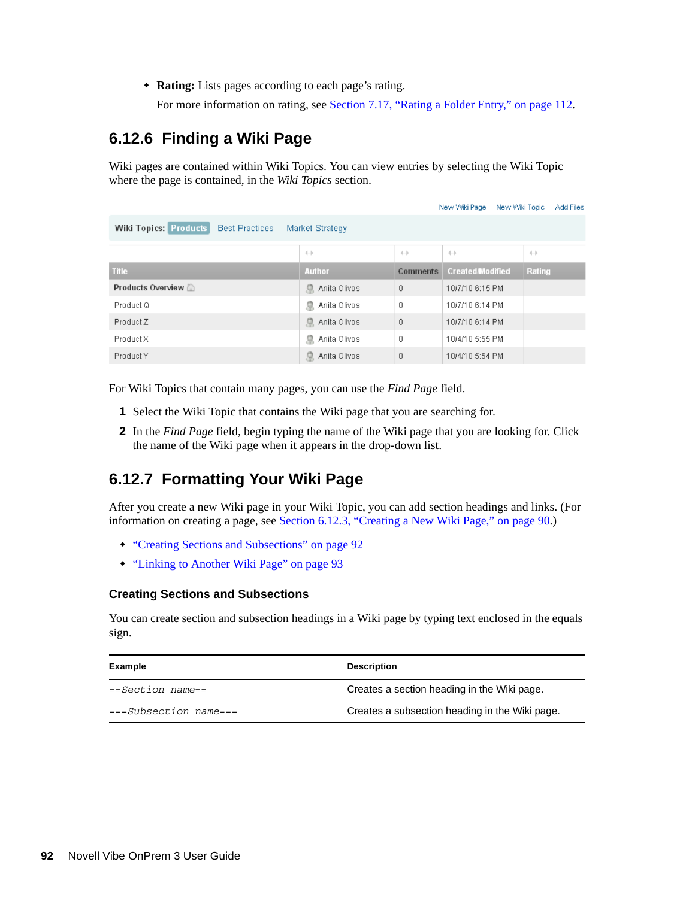- **Rating:** Lists pages according to each page's rating.

  For more information on rating, see Section 7.17, "Rating a Folder Entry," on page 112.

## 6.12.6 Finding a Wiki Page

Wiki pages are contained within Wiki Topics. You can view entries by selecting the Wiki Topic where the page is contained, in the *Wiki Topics* section.

New Wiki Page   New Wiki Topic   Add Files

**Wiki Topics:** Products   Best Practices   Market Strategy

| Title | Author | Comments | Created/Modified | Rating |
|---|---|---|---|---|
| Products Overview | Anita Olivos | 0 | 10/7/10 6:15 PM | |
| Product Q | Anita Olivos | 0 | 10/7/10 6:14 PM | |
| Product Z | Anita Olivos | 0 | 10/7/10 6:14 PM | |
| Product X | Anita Olivos | 0 | 10/4/10 5:55 PM | |
| Product Y | Anita Olivos | 0 | 10/4/10 5:54 PM | |

For Wiki Topics that contain many pages, you can use the *Find Page* field.

1. Select the Wiki Topic that contains the Wiki page that you are searching for.
2. In the *Find Page* field, begin typing the name of the Wiki page that you are looking for. Click the name of the Wiki page when it appears in the drop-down list.

## 6.12.7 Formatting Your Wiki Page

After you create a new Wiki page in your Wiki Topic, you can add section headings and links. (For information on creating a page, see Section 6.12.3, "Creating a New Wiki Page," on page 90.)

- "Creating Sections and Subsections" on page 92
- "Linking to Another Wiki Page" on page 93

### Creating Sections and Subsections

You can create section and subsection headings in a Wiki page by typing text enclosed in the equals sign.

| Example | Description |
|---|---|
| `==Section name==` | Creates a section heading in the Wiki page. |
| `===Subsection name===` | Creates a subsection heading in the Wiki page. |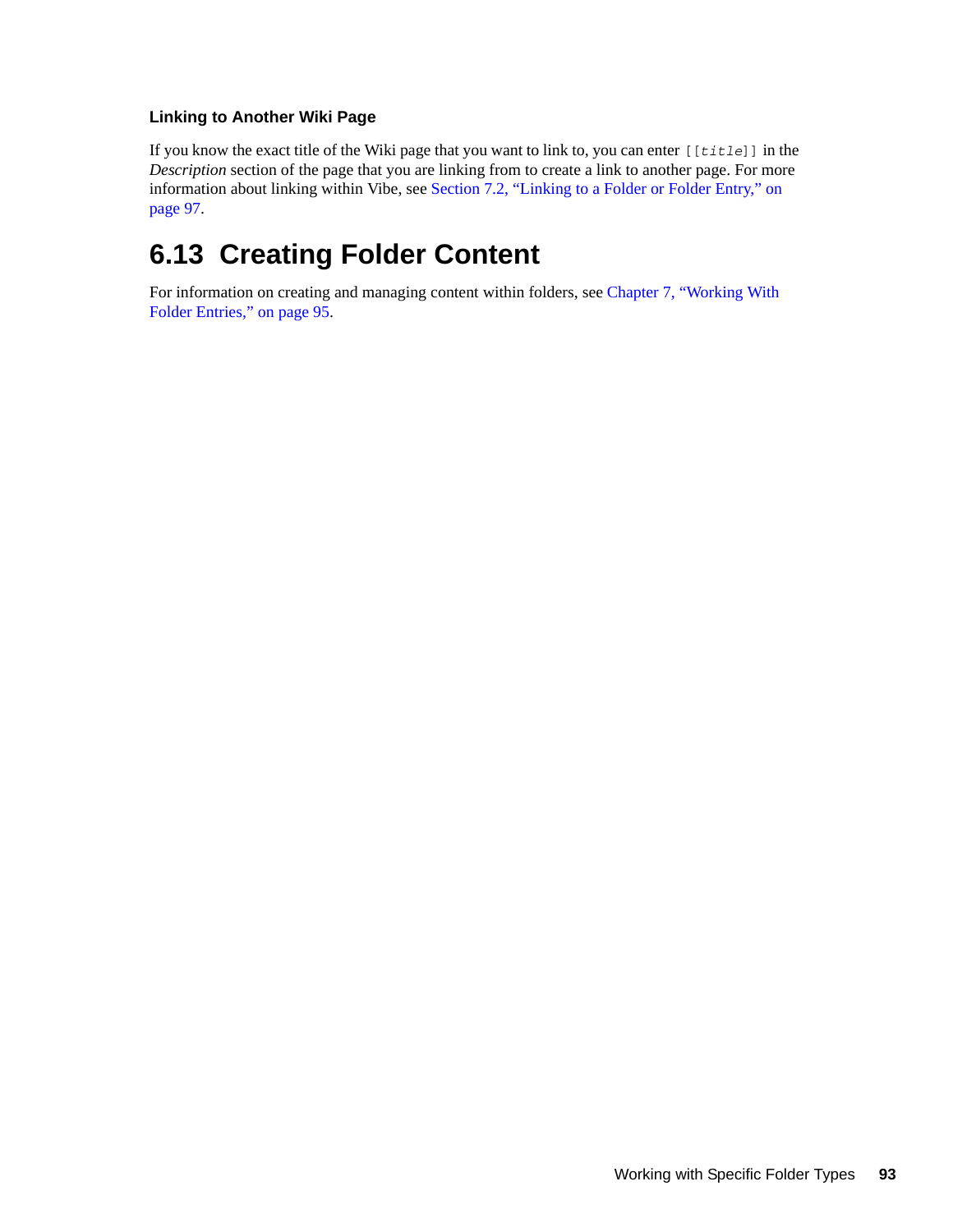### Linking to Another Wiki Page

If you know the exact title of the Wiki page that you want to link to, you can enter `[[title]]` in the *Description* section of the page that you are linking from to create a link to another page. For more information about linking within Vibe, see Section 7.2, "Linking to a Folder or Folder Entry," on page 97.

## 6.13 Creating Folder Content

For information on creating and managing content within folders, see Chapter 7, "Working With Folder Entries," on page 95.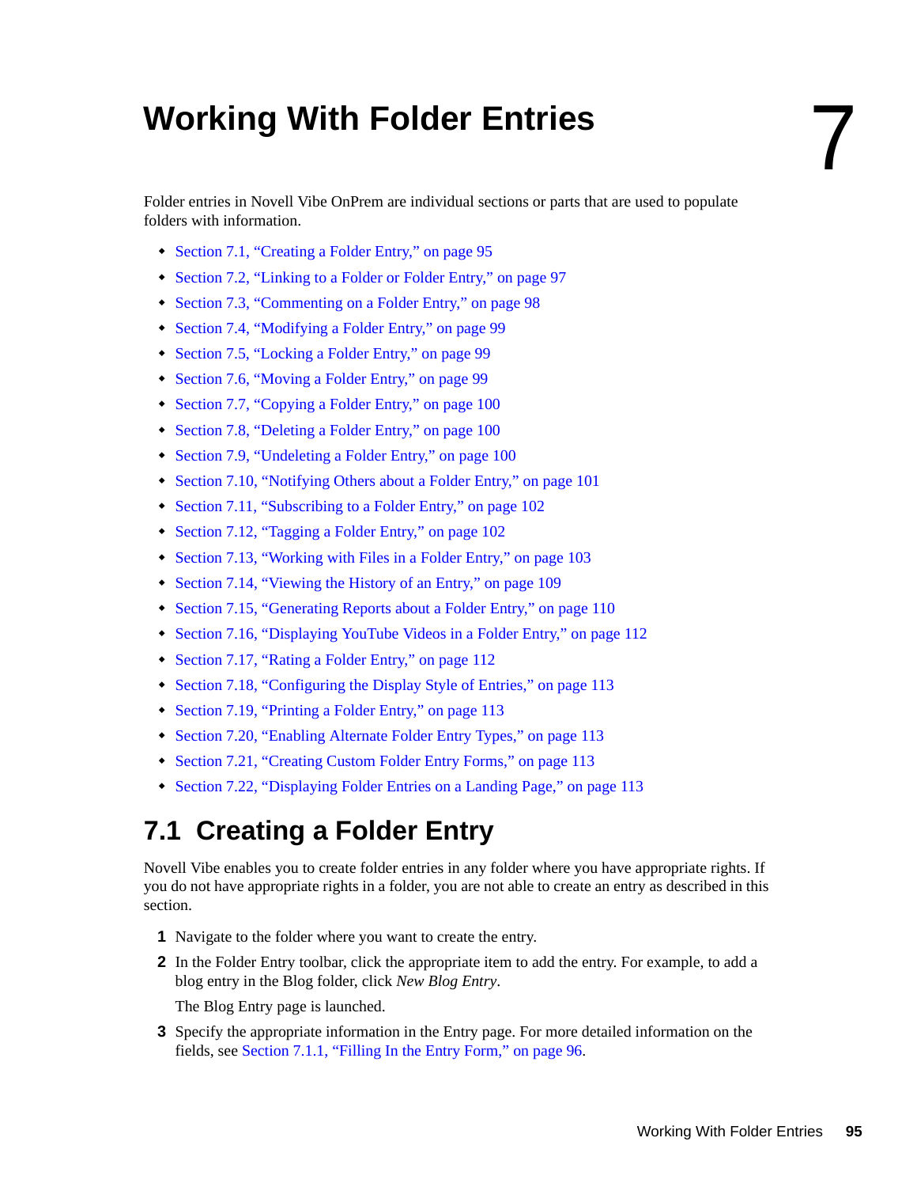# 7 Working With Folder Entries

Folder entries in Novell Vibe OnPrem are individual sections or parts that are used to populate folders with information.

- Section 7.1, "Creating a Folder Entry," on page 95
- Section 7.2, "Linking to a Folder or Folder Entry," on page 97
- Section 7.3, "Commenting on a Folder Entry," on page 98
- Section 7.4, "Modifying a Folder Entry," on page 99
- Section 7.5, "Locking a Folder Entry," on page 99
- Section 7.6, "Moving a Folder Entry," on page 99
- Section 7.7, "Copying a Folder Entry," on page 100
- Section 7.8, "Deleting a Folder Entry," on page 100
- Section 7.9, "Undeleting a Folder Entry," on page 100
- Section 7.10, "Notifying Others about a Folder Entry," on page 101
- Section 7.11, "Subscribing to a Folder Entry," on page 102
- Section 7.12, "Tagging a Folder Entry," on page 102
- Section 7.13, "Working with Files in a Folder Entry," on page 103
- Section 7.14, "Viewing the History of an Entry," on page 109
- Section 7.15, "Generating Reports about a Folder Entry," on page 110
- Section 7.16, "Displaying YouTube Videos in a Folder Entry," on page 112
- Section 7.17, "Rating a Folder Entry," on page 112
- Section 7.18, "Configuring the Display Style of Entries," on page 113
- Section 7.19, "Printing a Folder Entry," on page 113
- Section 7.20, "Enabling Alternate Folder Entry Types," on page 113
- Section 7.21, "Creating Custom Folder Entry Forms," on page 113
- Section 7.22, "Displaying Folder Entries on a Landing Page," on page 113

## 7.1 Creating a Folder Entry

Novell Vibe enables you to create folder entries in any folder where you have appropriate rights. If you do not have appropriate rights in a folder, you are not able to create an entry as described in this section.

1. Navigate to the folder where you want to create the entry.
2. In the Folder Entry toolbar, click the appropriate item to add the entry. For example, to add a blog entry in the Blog folder, click *New Blog Entry*.

   The Blog Entry page is launched.
3. Specify the appropriate information in the Entry page. For more detailed information on the fields, see Section 7.1.1, "Filling In the Entry Form," on page 96.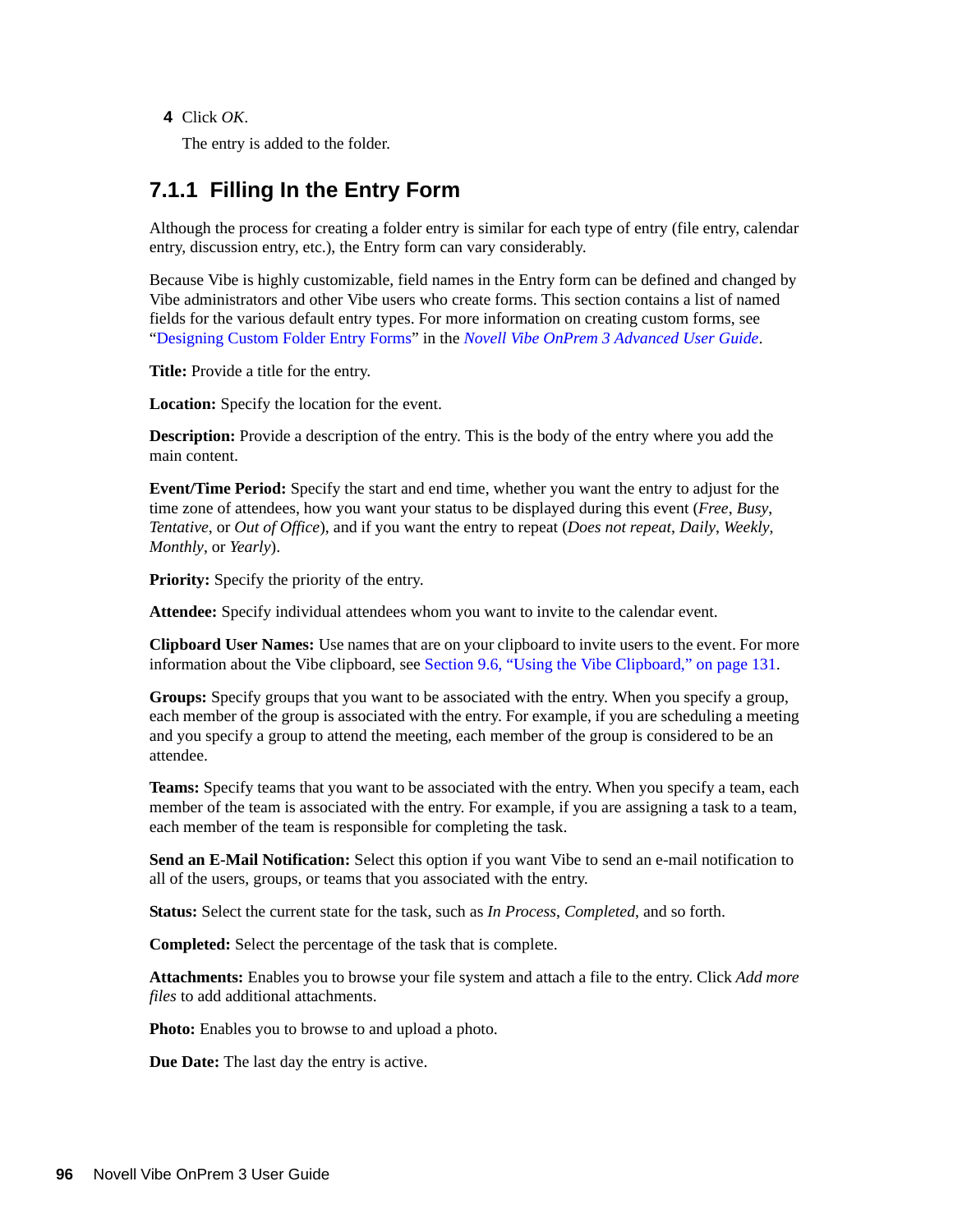**4** Click *OK*.

The entry is added to the folder.

## 7.1.1 Filling In the Entry Form

Although the process for creating a folder entry is similar for each type of entry (file entry, calendar entry, discussion entry, etc.), the Entry form can vary considerably.

Because Vibe is highly customizable, field names in the Entry form can be defined and changed by Vibe administrators and other Vibe users who create forms. This section contains a list of named fields for the various default entry types. For more information on creating custom forms, see "Designing Custom Folder Entry Forms" in the *Novell Vibe OnPrem 3 Advanced User Guide*.

**Title:** Provide a title for the entry.

**Location:** Specify the location for the event.

**Description:** Provide a description of the entry. This is the body of the entry where you add the main content.

**Event/Time Period:** Specify the start and end time, whether you want the entry to adjust for the time zone of attendees, how you want your status to be displayed during this event (*Free*, *Busy*, *Tentative*, or *Out of Office*), and if you want the entry to repeat (*Does not repeat*, *Daily*, *Weekly*, *Monthly*, or *Yearly*).

**Priority:** Specify the priority of the entry.

**Attendee:** Specify individual attendees whom you want to invite to the calendar event.

**Clipboard User Names:** Use names that are on your clipboard to invite users to the event. For more information about the Vibe clipboard, see Section 9.6, "Using the Vibe Clipboard," on page 131.

**Groups:** Specify groups that you want to be associated with the entry. When you specify a group, each member of the group is associated with the entry. For example, if you are scheduling a meeting and you specify a group to attend the meeting, each member of the group is considered to be an attendee.

**Teams:** Specify teams that you want to be associated with the entry. When you specify a team, each member of the team is associated with the entry. For example, if you are assigning a task to a team, each member of the team is responsible for completing the task.

**Send an E-Mail Notification:** Select this option if you want Vibe to send an e-mail notification to all of the users, groups, or teams that you associated with the entry.

**Status:** Select the current state for the task, such as *In Process*, *Completed*, and so forth.

**Completed:** Select the percentage of the task that is complete.

**Attachments:** Enables you to browse your file system and attach a file to the entry. Click *Add more files* to add additional attachments.

**Photo:** Enables you to browse to and upload a photo.

**Due Date:** The last day the entry is active.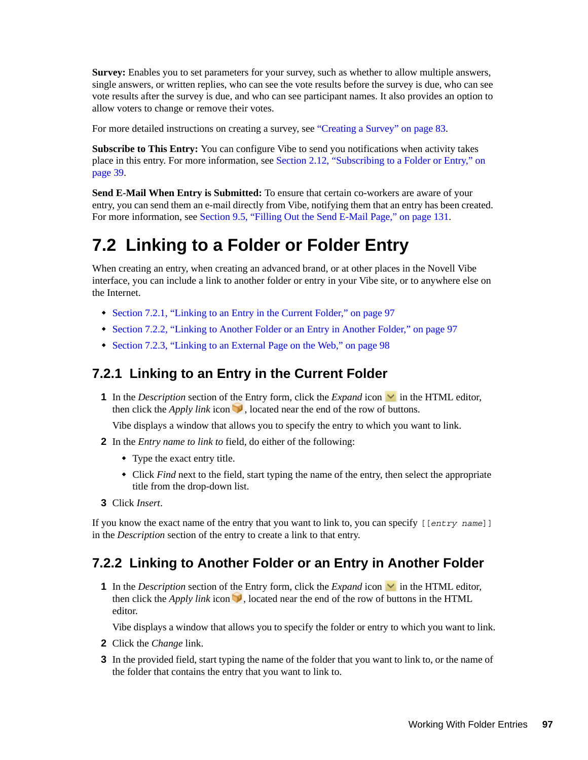**Survey:** Enables you to set parameters for your survey, such as whether to allow multiple answers, single answers, or written replies, who can see the vote results before the survey is due, who can see vote results after the survey is due, and who can see participant names. It also provides an option to allow voters to change or remove their votes.

For more detailed instructions on creating a survey, see "Creating a Survey" on page 83.

**Subscribe to This Entry:** You can configure Vibe to send you notifications when activity takes place in this entry. For more information, see Section 2.12, "Subscribing to a Folder or Entry," on page 39.

**Send E-Mail When Entry is Submitted:** To ensure that certain co-workers are aware of your entry, you can send them an e-mail directly from Vibe, notifying them that an entry has been created. For more information, see Section 9.5, "Filling Out the Send E-Mail Page," on page 131.

# 7.2 Linking to a Folder or Folder Entry

When creating an entry, when creating an advanced brand, or at other places in the Novell Vibe interface, you can include a link to another folder or entry in your Vibe site, or to anywhere else on the Internet.

- Section 7.2.1, "Linking to an Entry in the Current Folder," on page 97
- Section 7.2.2, "Linking to Another Folder or an Entry in Another Folder," on page 97
- Section 7.2.3, "Linking to an External Page on the Web," on page 98

## 7.2.1 Linking to an Entry in the Current Folder

1. In the *Description* section of the Entry form, click the *Expand* icon in the HTML editor, then click the *Apply link* icon, located near the end of the row of buttons.

   Vibe displays a window that allows you to specify the entry to which you want to link.
2. In the *Entry name to link to* field, do either of the following:
   - Type the exact entry title.
   - Click *Find* next to the field, start typing the name of the entry, then select the appropriate title from the drop-down list.
3. Click *Insert*.

If you know the exact name of the entry that you want to link to, you can specify `[[entry name]]` in the *Description* section of the entry to create a link to that entry.

## 7.2.2 Linking to Another Folder or an Entry in Another Folder

1. In the *Description* section of the Entry form, click the *Expand* icon in the HTML editor, then click the *Apply link* icon, located near the end of the row of buttons in the HTML editor.

   Vibe displays a window that allows you to specify the folder or entry to which you want to link.
2. Click the *Change* link.
3. In the provided field, start typing the name of the folder that you want to link to, or the name of the folder that contains the entry that you want to link to.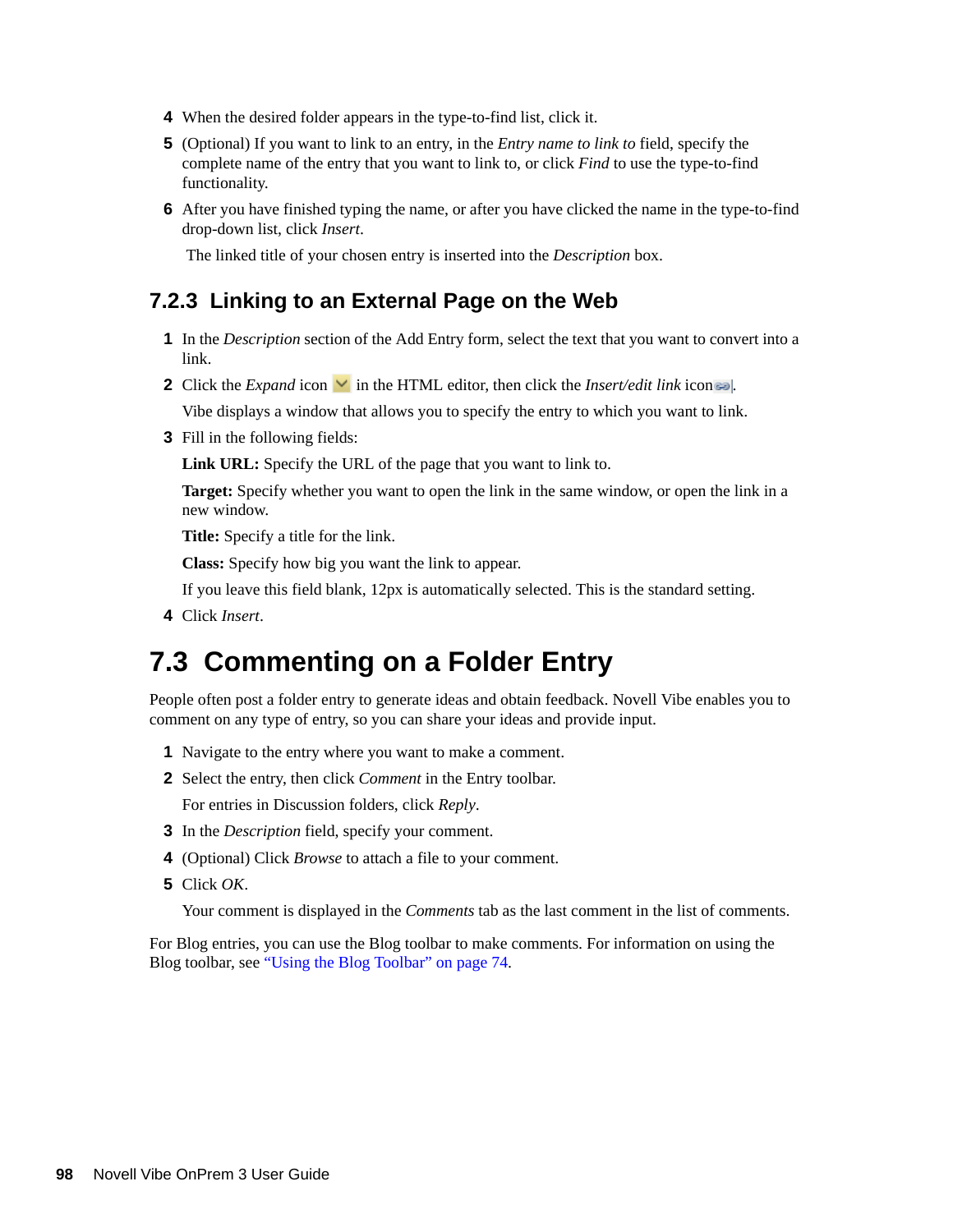4. When the desired folder appears in the type-to-find list, click it.
5. (Optional) If you want to link to an entry, in the *Entry name to link to* field, specify the complete name of the entry that you want to link to, or click *Find* to use the type-to-find functionality.
6. After you have finished typing the name, or after you have clicked the name in the type-to-find drop-down list, click *Insert*.

   The linked title of your chosen entry is inserted into the *Description* box.

### 7.2.3 Linking to an External Page on the Web

1. In the *Description* section of the Add Entry form, select the text that you want to convert into a link.
2. Click the *Expand* icon in the HTML editor, then click the *Insert/edit link* icon.

   Vibe displays a window that allows you to specify the entry to which you want to link.
3. Fill in the following fields:

   **Link URL:** Specify the URL of the page that you want to link to.

   **Target:** Specify whether you want to open the link in the same window, or open the link in a new window.

   **Title:** Specify a title for the link.

   **Class:** Specify how big you want the link to appear.

   If you leave this field blank, 12px is automatically selected. This is the standard setting.
4. Click *Insert*.

## 7.3 Commenting on a Folder Entry

People often post a folder entry to generate ideas and obtain feedback. Novell Vibe enables you to comment on any type of entry, so you can share your ideas and provide input.

1. Navigate to the entry where you want to make a comment.
2. Select the entry, then click *Comment* in the Entry toolbar.

   For entries in Discussion folders, click *Reply*.
3. In the *Description* field, specify your comment.
4. (Optional) Click *Browse* to attach a file to your comment.
5. Click *OK*.

   Your comment is displayed in the *Comments* tab as the last comment in the list of comments.

For Blog entries, you can use the Blog toolbar to make comments. For information on using the Blog toolbar, see "Using the Blog Toolbar" on page 74.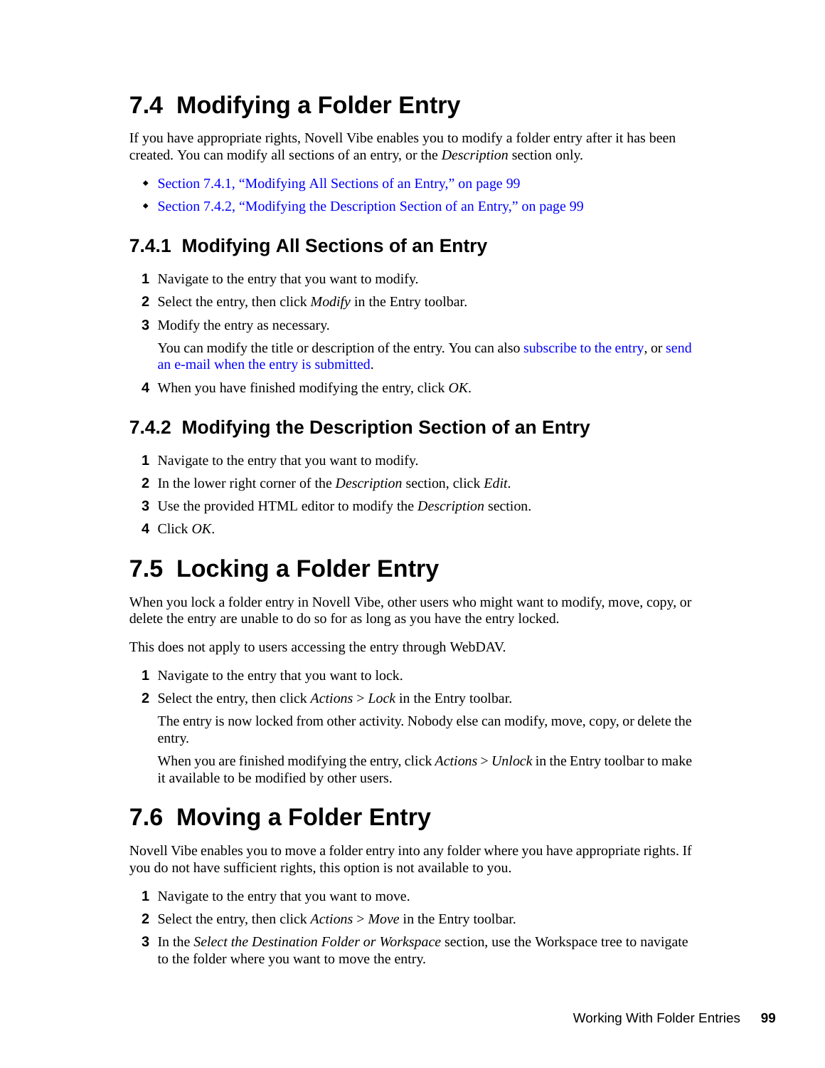## 7.4 Modifying a Folder Entry

If you have appropriate rights, Novell Vibe enables you to modify a folder entry after it has been created. You can modify all sections of an entry, or the *Description* section only.

- Section 7.4.1, "Modifying All Sections of an Entry," on page 99
- Section 7.4.2, "Modifying the Description Section of an Entry," on page 99

### 7.4.1 Modifying All Sections of an Entry

1. Navigate to the entry that you want to modify.
2. Select the entry, then click *Modify* in the Entry toolbar.
3. Modify the entry as necessary.

   You can modify the title or description of the entry. You can also subscribe to the entry, or send an e-mail when the entry is submitted.
4. When you have finished modifying the entry, click *OK*.

### 7.4.2 Modifying the Description Section of an Entry

1. Navigate to the entry that you want to modify.
2. In the lower right corner of the *Description* section, click *Edit*.
3. Use the provided HTML editor to modify the *Description* section.
4. Click *OK*.

## 7.5 Locking a Folder Entry

When you lock a folder entry in Novell Vibe, other users who might want to modify, move, copy, or delete the entry are unable to do so for as long as you have the entry locked.

This does not apply to users accessing the entry through WebDAV.

1. Navigate to the entry that you want to lock.
2. Select the entry, then click *Actions* > *Lock* in the Entry toolbar.

   The entry is now locked from other activity. Nobody else can modify, move, copy, or delete the entry.

   When you are finished modifying the entry, click *Actions* > *Unlock* in the Entry toolbar to make it available to be modified by other users.

## 7.6 Moving a Folder Entry

Novell Vibe enables you to move a folder entry into any folder where you have appropriate rights. If you do not have sufficient rights, this option is not available to you.

1. Navigate to the entry that you want to move.
2. Select the entry, then click *Actions* > *Move* in the Entry toolbar.
3. In the *Select the Destination Folder or Workspace* section, use the Workspace tree to navigate to the folder where you want to move the entry.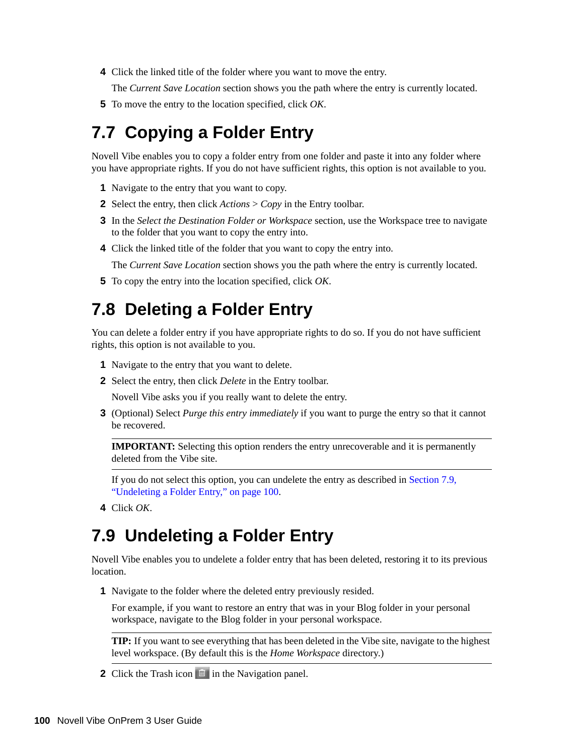4. Click the linked title of the folder where you want to move the entry.

   The *Current Save Location* section shows you the path where the entry is currently located.

5. To move the entry to the location specified, click *OK*.

## 7.7 Copying a Folder Entry

Novell Vibe enables you to copy a folder entry from one folder and paste it into any folder where you have appropriate rights. If you do not have sufficient rights, this option is not available to you.

1. Navigate to the entry that you want to copy.
2. Select the entry, then click *Actions* > *Copy* in the Entry toolbar.
3. In the *Select the Destination Folder or Workspace* section, use the Workspace tree to navigate to the folder that you want to copy the entry into.
4. Click the linked title of the folder that you want to copy the entry into.

   The *Current Save Location* section shows you the path where the entry is currently located.

5. To copy the entry into the location specified, click *OK*.

## 7.8 Deleting a Folder Entry

You can delete a folder entry if you have appropriate rights to do so. If you do not have sufficient rights, this option is not available to you.

1. Navigate to the entry that you want to delete.
2. Select the entry, then click *Delete* in the Entry toolbar.

   Novell Vibe asks you if you really want to delete the entry.

3. (Optional) Select *Purge this entry immediately* if you want to purge the entry so that it cannot be recovered.

   **IMPORTANT:** Selecting this option renders the entry unrecoverable and it is permanently deleted from the Vibe site.

   If you do not select this option, you can undelete the entry as described in Section 7.9, "Undeleting a Folder Entry," on page 100.

4. Click *OK*.

## 7.9 Undeleting a Folder Entry

Novell Vibe enables you to undelete a folder entry that has been deleted, restoring it to its previous location.

1. Navigate to the folder where the deleted entry previously resided.

   For example, if you want to restore an entry that was in your Blog folder in your personal workspace, navigate to the Blog folder in your personal workspace.

   **TIP:** If you want to see everything that has been deleted in the Vibe site, navigate to the highest level workspace. (By default this is the *Home Workspace* directory.)

2. Click the Trash icon in the Navigation panel.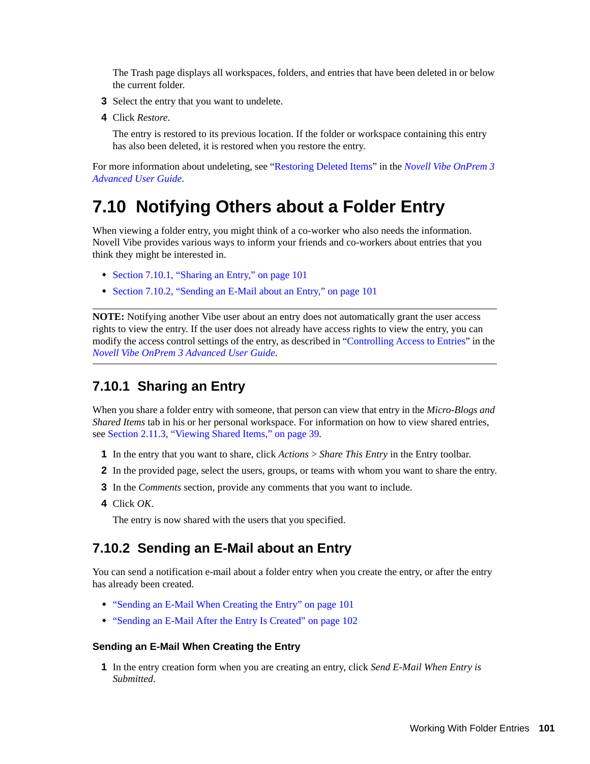The Trash page displays all workspaces, folders, and entries that have been deleted in or below the current folder.

3. Select the entry that you want to undelete.
4. Click *Restore*.

   The entry is restored to its previous location. If the folder or workspace containing this entry has also been deleted, it is restored when you restore the entry.

For more information about undeleting, see "Restoring Deleted Items" in the *Novell Vibe OnPrem 3 Advanced User Guide*.

# 7.10 Notifying Others about a Folder Entry

When viewing a folder entry, you might think of a co-worker who also needs the information. Novell Vibe provides various ways to inform your friends and co-workers about entries that you think they might be interested in.

- Section 7.10.1, "Sharing an Entry," on page 101
- Section 7.10.2, "Sending an E-Mail about an Entry," on page 101

---

**NOTE:** Notifying another Vibe user about an entry does not automatically grant the user access rights to view the entry. If the user does not already have access rights to view the entry, you can modify the access control settings of the entry, as described in "Controlling Access to Entries" in the *Novell Vibe OnPrem 3 Advanced User Guide*.

---

## 7.10.1 Sharing an Entry

When you share a folder entry with someone, that person can view that entry in the *Micro-Blogs and Shared Items* tab in his or her personal workspace. For information on how to view shared entries, see Section 2.11.3, "Viewing Shared Items," on page 39.

1. In the entry that you want to share, click *Actions* > *Share This Entry* in the Entry toolbar.
2. In the provided page, select the users, groups, or teams with whom you want to share the entry.
3. In the *Comments* section, provide any comments that you want to include.
4. Click *OK*.

   The entry is now shared with the users that you specified.

## 7.10.2 Sending an E-Mail about an Entry

You can send a notification e-mail about a folder entry when you create the entry, or after the entry has already been created.

- "Sending an E-Mail When Creating the Entry" on page 101
- "Sending an E-Mail After the Entry Is Created" on page 102

### Sending an E-Mail When Creating the Entry

1. In the entry creation form when you are creating an entry, click *Send E-Mail When Entry is Submitted*.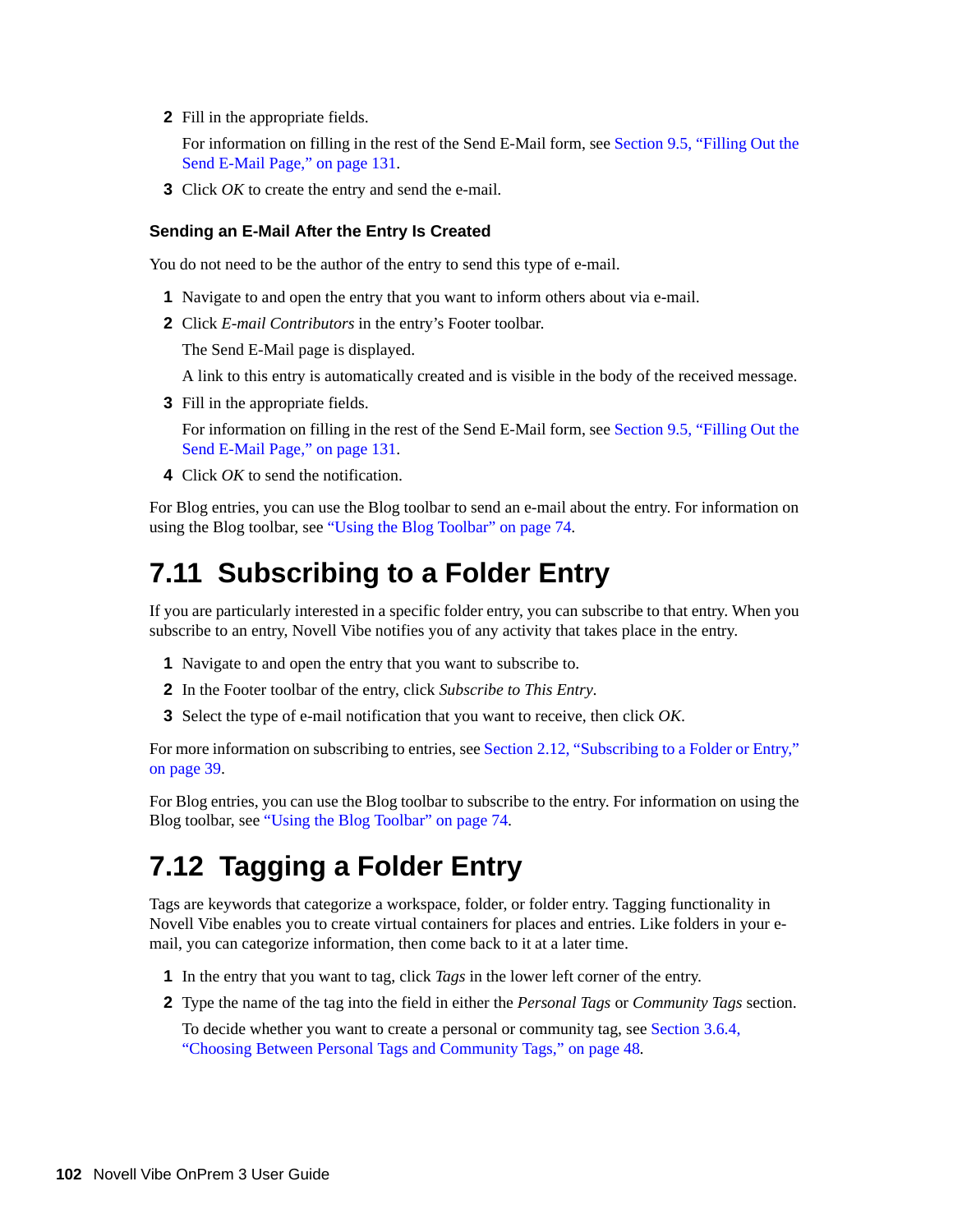2. Fill in the appropriate fields.

   For information on filling in the rest of the Send E-Mail form, see Section 9.5, "Filling Out the Send E-Mail Page," on page 131.
3. Click *OK* to create the entry and send the e-mail.

#### Sending an E-Mail After the Entry Is Created

You do not need to be the author of the entry to send this type of e-mail.

1. Navigate to and open the entry that you want to inform others about via e-mail.
2. Click *E-mail Contributors* in the entry's Footer toolbar.

   The Send E-Mail page is displayed.

   A link to this entry is automatically created and is visible in the body of the received message.
3. Fill in the appropriate fields.

   For information on filling in the rest of the Send E-Mail form, see Section 9.5, "Filling Out the Send E-Mail Page," on page 131.
4. Click *OK* to send the notification.

For Blog entries, you can use the Blog toolbar to send an e-mail about the entry. For information on using the Blog toolbar, see "Using the Blog Toolbar" on page 74.

## 7.11 Subscribing to a Folder Entry

If you are particularly interested in a specific folder entry, you can subscribe to that entry. When you subscribe to an entry, Novell Vibe notifies you of any activity that takes place in the entry.

1. Navigate to and open the entry that you want to subscribe to.
2. In the Footer toolbar of the entry, click *Subscribe to This Entry*.
3. Select the type of e-mail notification that you want to receive, then click *OK*.

For more information on subscribing to entries, see Section 2.12, "Subscribing to a Folder or Entry," on page 39.

For Blog entries, you can use the Blog toolbar to subscribe to the entry. For information on using the Blog toolbar, see "Using the Blog Toolbar" on page 74.

## 7.12 Tagging a Folder Entry

Tags are keywords that categorize a workspace, folder, or folder entry. Tagging functionality in Novell Vibe enables you to create virtual containers for places and entries. Like folders in your e-mail, you can categorize information, then come back to it at a later time.

1. In the entry that you want to tag, click *Tags* in the lower left corner of the entry.
2. Type the name of the tag into the field in either the *Personal Tags* or *Community Tags* section.

   To decide whether you want to create a personal or community tag, see Section 3.6.4, "Choosing Between Personal Tags and Community Tags," on page 48.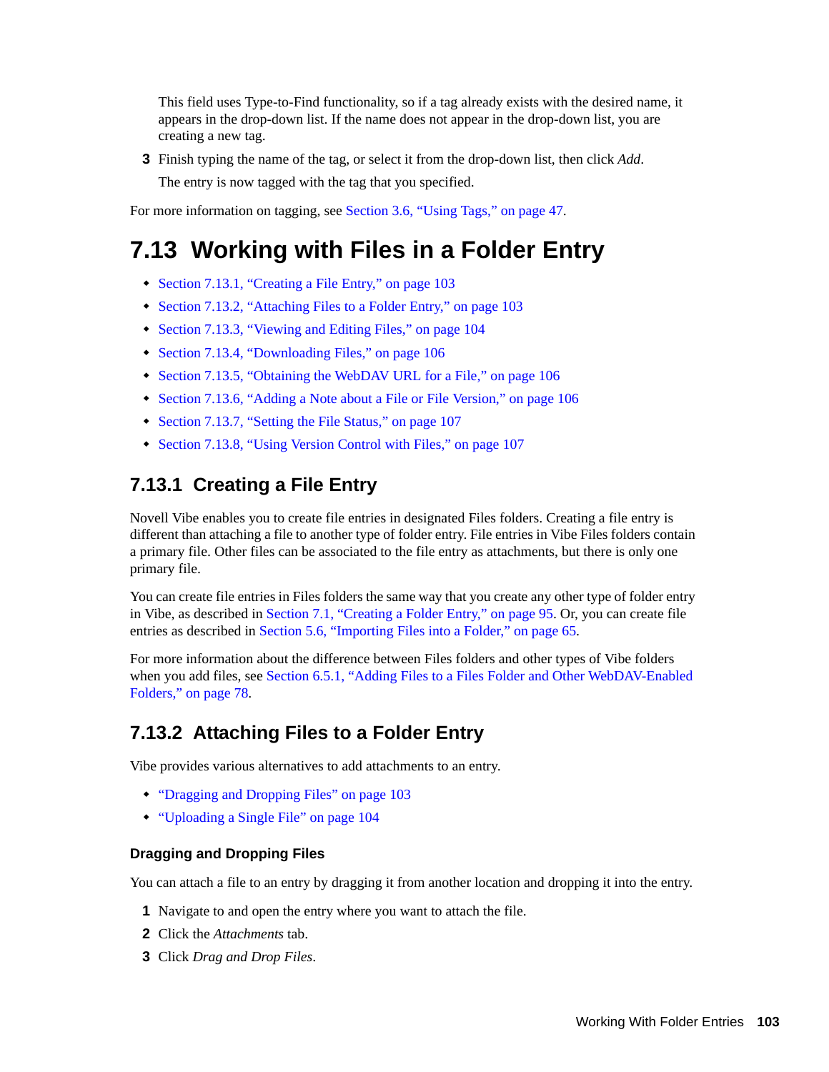This field uses Type-to-Find functionality, so if a tag already exists with the desired name, it appears in the drop-down list. If the name does not appear in the drop-down list, you are creating a new tag.

3 Finish typing the name of the tag, or select it from the drop-down list, then click *Add*.

The entry is now tagged with the tag that you specified.

For more information on tagging, see Section 3.6, “Using Tags,” on page 47.

# 7.13 Working with Files in a Folder Entry

- Section 7.13.1, “Creating a File Entry,” on page 103
- Section 7.13.2, “Attaching Files to a Folder Entry,” on page 103
- Section 7.13.3, “Viewing and Editing Files,” on page 104
- Section 7.13.4, “Downloading Files,” on page 106
- Section 7.13.5, “Obtaining the WebDAV URL for a File,” on page 106
- Section 7.13.6, “Adding a Note about a File or File Version,” on page 106
- Section 7.13.7, “Setting the File Status,” on page 107
- Section 7.13.8, “Using Version Control with Files,” on page 107

## 7.13.1 Creating a File Entry

Novell Vibe enables you to create file entries in designated Files folders. Creating a file entry is different than attaching a file to another type of folder entry. File entries in Vibe Files folders contain a primary file. Other files can be associated to the file entry as attachments, but there is only one primary file.

You can create file entries in Files folders the same way that you create any other type of folder entry in Vibe, as described in Section 7.1, “Creating a Folder Entry,” on page 95. Or, you can create file entries as described in Section 5.6, “Importing Files into a Folder,” on page 65.

For more information about the difference between Files folders and other types of Vibe folders when you add files, see Section 6.5.1, “Adding Files to a Files Folder and Other WebDAV-Enabled Folders,” on page 78.

## 7.13.2 Attaching Files to a Folder Entry

Vibe provides various alternatives to add attachments to an entry.

- “Dragging and Dropping Files” on page 103
- “Uploading a Single File” on page 104

### Dragging and Dropping Files

You can attach a file to an entry by dragging it from another location and dropping it into the entry.

1 Navigate to and open the entry where you want to attach the file.

2 Click the *Attachments* tab.

3 Click *Drag and Drop Files*.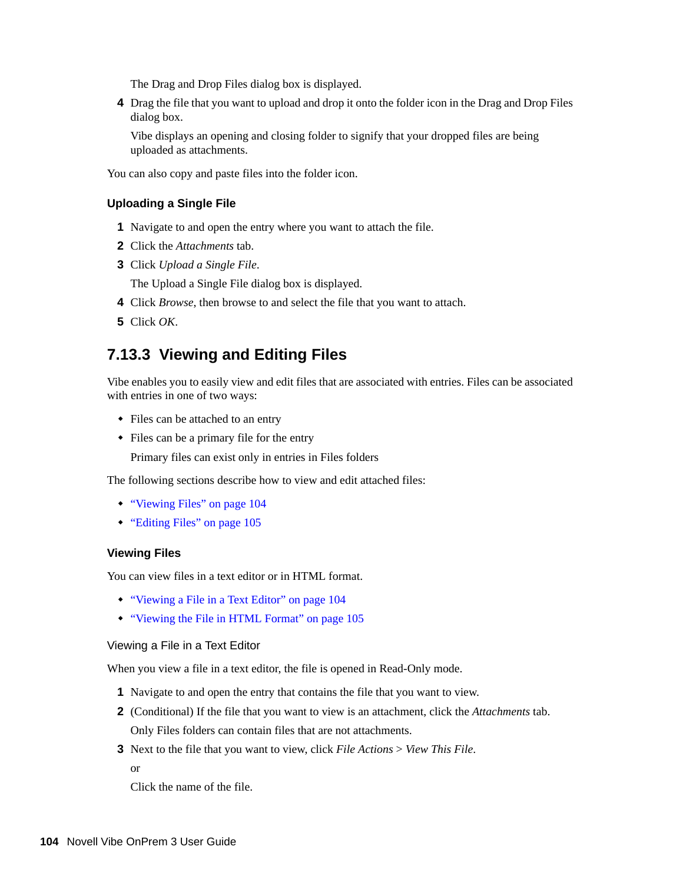The Drag and Drop Files dialog box is displayed.

4. Drag the file that you want to upload and drop it onto the folder icon in the Drag and Drop Files dialog box.

   Vibe displays an opening and closing folder to signify that your dropped files are being uploaded as attachments.

You can also copy and paste files into the folder icon.

#### Uploading a Single File

1. Navigate to and open the entry where you want to attach the file.
2. Click the *Attachments* tab.
3. Click *Upload a Single File*.

   The Upload a Single File dialog box is displayed.
4. Click *Browse*, then browse to and select the file that you want to attach.
5. Click *OK*.

## 7.13.3 Viewing and Editing Files

Vibe enables you to easily view and edit files that are associated with entries. Files can be associated with entries in one of two ways:

- Files can be attached to an entry
- Files can be a primary file for the entry

  Primary files can exist only in entries in Files folders

The following sections describe how to view and edit attached files:

- "Viewing Files" on page 104
- "Editing Files" on page 105

#### Viewing Files

You can view files in a text editor or in HTML format.

- "Viewing a File in a Text Editor" on page 104
- "Viewing the File in HTML Format" on page 105

##### Viewing a File in a Text Editor

When you view a file in a text editor, the file is opened in Read-Only mode.

1. Navigate to and open the entry that contains the file that you want to view.
2. (Conditional) If the file that you want to view is an attachment, click the *Attachments* tab.

   Only Files folders can contain files that are not attachments.
3. Next to the file that you want to view, click *File Actions* > *View This File*.

   or

   Click the name of the file.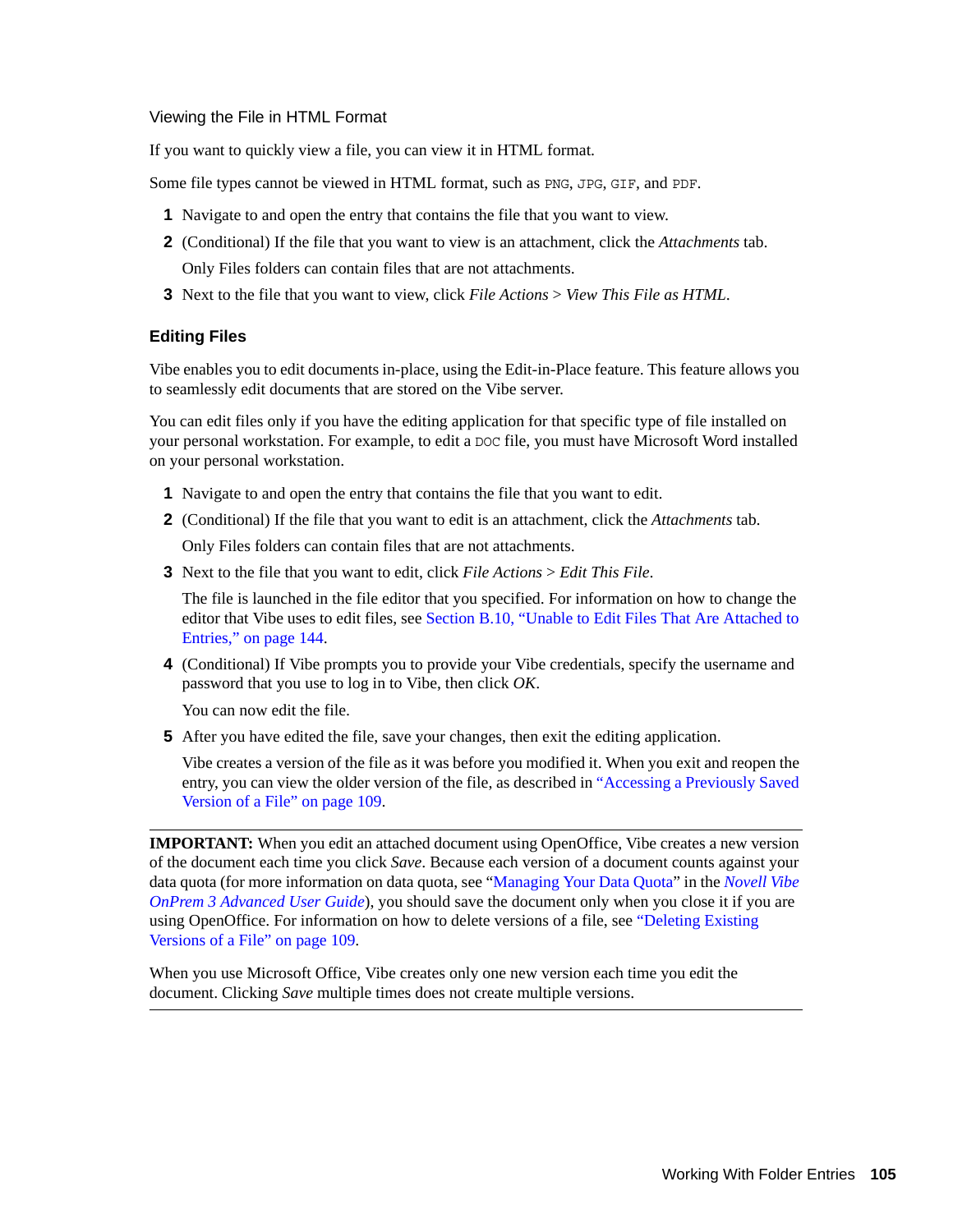#### Viewing the File in HTML Format

If you want to quickly view a file, you can view it in HTML format.

Some file types cannot be viewed in HTML format, such as PNG, JPG, GIF, and PDF.

1. Navigate to and open the entry that contains the file that you want to view.
2. (Conditional) If the file that you want to view is an attachment, click the *Attachments* tab.

   Only Files folders can contain files that are not attachments.
3. Next to the file that you want to view, click *File Actions* > *View This File as HTML*.

### Editing Files

Vibe enables you to edit documents in-place, using the Edit-in-Place feature. This feature allows you to seamlessly edit documents that are stored on the Vibe server.

You can edit files only if you have the editing application for that specific type of file installed on your personal workstation. For example, to edit a DOC file, you must have Microsoft Word installed on your personal workstation.

1. Navigate to and open the entry that contains the file that you want to edit.
2. (Conditional) If the file that you want to edit is an attachment, click the *Attachments* tab.

   Only Files folders can contain files that are not attachments.
3. Next to the file that you want to edit, click *File Actions* > *Edit This File*.

   The file is launched in the file editor that you specified. For information on how to change the editor that Vibe uses to edit files, see Section B.10, "Unable to Edit Files That Are Attached to Entries," on page 144.
4. (Conditional) If Vibe prompts you to provide your Vibe credentials, specify the username and password that you use to log in to Vibe, then click *OK*.

   You can now edit the file.
5. After you have edited the file, save your changes, then exit the editing application.

   Vibe creates a version of the file as it was before you modified it. When you exit and reopen the entry, you can view the older version of the file, as described in "Accessing a Previously Saved Version of a File" on page 109.

---

**IMPORTANT:** When you edit an attached document using OpenOffice, Vibe creates a new version of the document each time you click *Save*. Because each version of a document counts against your data quota (for more information on data quota, see "Managing Your Data Quota" in the *Novell Vibe OnPrem 3 Advanced User Guide*), you should save the document only when you close it if you are using OpenOffice. For information on how to delete versions of a file, see "Deleting Existing Versions of a File" on page 109.

When you use Microsoft Office, Vibe creates only one new version each time you edit the document. Clicking *Save* multiple times does not create multiple versions.

---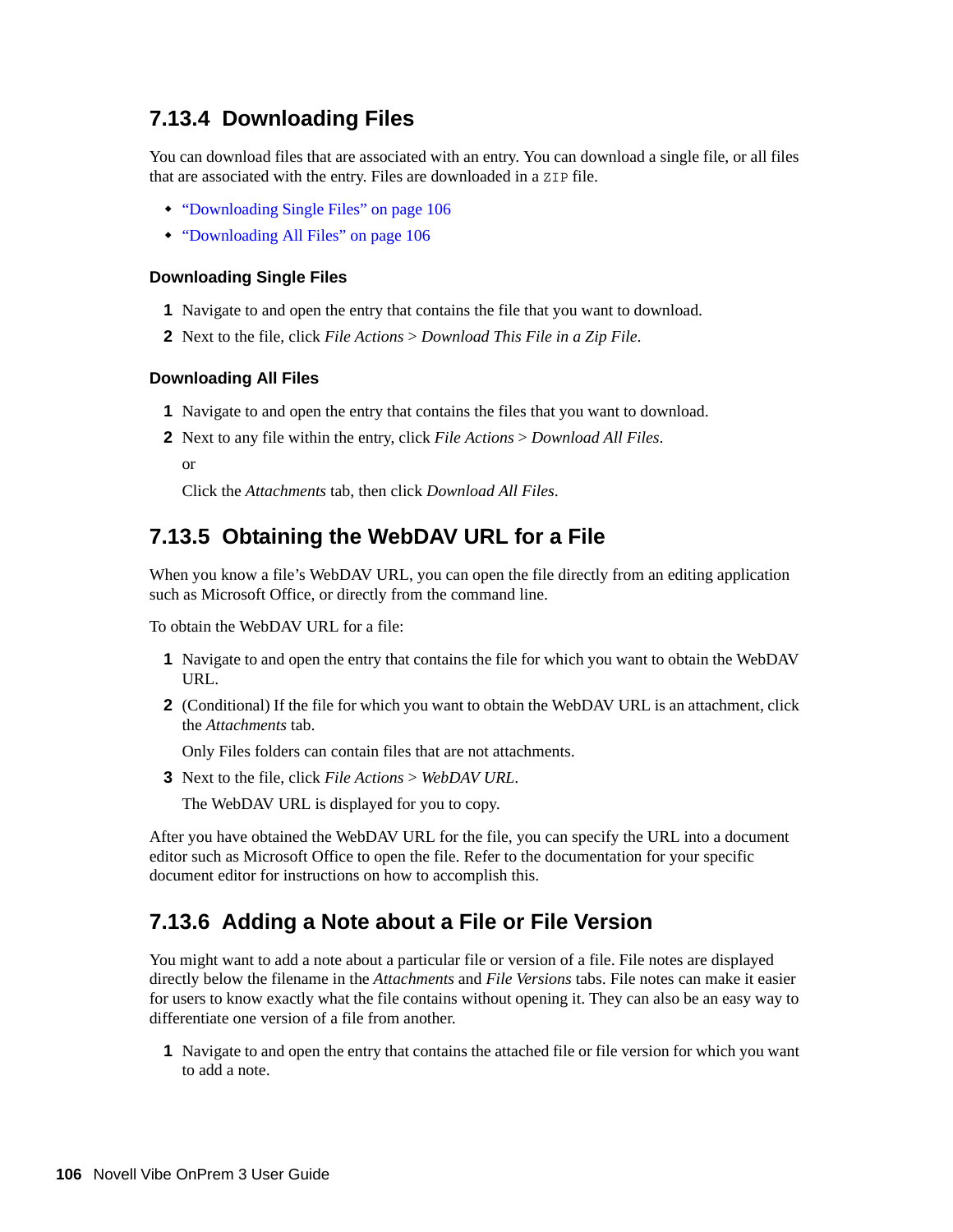### 7.13.4 Downloading Files

You can download files that are associated with an entry. You can download a single file, or all files that are associated with the entry. Files are downloaded in a `ZIP` file.

- "Downloading Single Files" on page 106
- "Downloading All Files" on page 106

#### Downloading Single Files

1. Navigate to and open the entry that contains the file that you want to download.
2. Next to the file, click *File Actions* > *Download This File in a Zip File*.

#### Downloading All Files

1. Navigate to and open the entry that contains the files that you want to download.
2. Next to any file within the entry, click *File Actions* > *Download All Files*.

   or

   Click the *Attachments* tab, then click *Download All Files*.

### 7.13.5 Obtaining the WebDAV URL for a File

When you know a file's WebDAV URL, you can open the file directly from an editing application such as Microsoft Office, or directly from the command line.

To obtain the WebDAV URL for a file:

1. Navigate to and open the entry that contains the file for which you want to obtain the WebDAV URL.
2. (Conditional) If the file for which you want to obtain the WebDAV URL is an attachment, click the *Attachments* tab.

   Only Files folders can contain files that are not attachments.
3. Next to the file, click *File Actions* > *WebDAV URL*.

   The WebDAV URL is displayed for you to copy.

After you have obtained the WebDAV URL for the file, you can specify the URL into a document editor such as Microsoft Office to open the file. Refer to the documentation for your specific document editor for instructions on how to accomplish this.

### 7.13.6 Adding a Note about a File or File Version

You might want to add a note about a particular file or version of a file. File notes are displayed directly below the filename in the *Attachments* and *File Versions* tabs. File notes can make it easier for users to know exactly what the file contains without opening it. They can also be an easy way to differentiate one version of a file from another.

1. Navigate to and open the entry that contains the attached file or file version for which you want to add a note.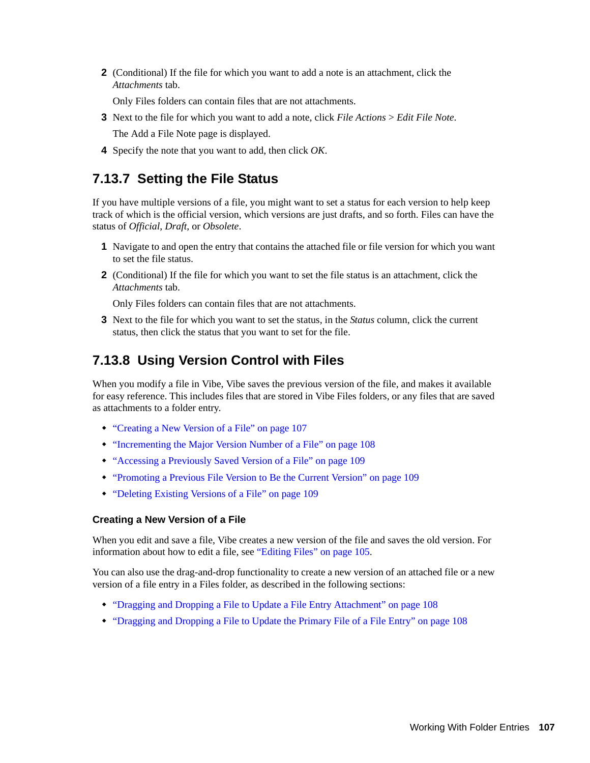2 (Conditional) If the file for which you want to add a note is an attachment, click the *Attachments* tab.

   Only Files folders can contain files that are not attachments.

3 Next to the file for which you want to add a note, click *File Actions* > *Edit File Note*.

   The Add a File Note page is displayed.

4 Specify the note that you want to add, then click *OK*.

## 7.13.7 Setting the File Status

If you have multiple versions of a file, you might want to set a status for each version to help keep track of which is the official version, which versions are just drafts, and so forth. Files can have the status of *Official*, *Draft*, or *Obsolete*.

1. Navigate to and open the entry that contains the attached file or file version for which you want to set the file status.
2. (Conditional) If the file for which you want to set the file status is an attachment, click the *Attachments* tab.

   Only Files folders can contain files that are not attachments.

3. Next to the file for which you want to set the status, in the *Status* column, click the current status, then click the status that you want to set for the file.

## 7.13.8 Using Version Control with Files

When you modify a file in Vibe, Vibe saves the previous version of the file, and makes it available for easy reference. This includes files that are stored in Vibe Files folders, or any files that are saved as attachments to a folder entry.

- "Creating a New Version of a File" on page 107
- "Incrementing the Major Version Number of a File" on page 108
- "Accessing a Previously Saved Version of a File" on page 109
- "Promoting a Previous File Version to Be the Current Version" on page 109
- "Deleting Existing Versions of a File" on page 109

### Creating a New Version of a File

When you edit and save a file, Vibe creates a new version of the file and saves the old version. For information about how to edit a file, see "Editing Files" on page 105.

You can also use the drag-and-drop functionality to create a new version of an attached file or a new version of a file entry in a Files folder, as described in the following sections:

- "Dragging and Dropping a File to Update a File Entry Attachment" on page 108
- "Dragging and Dropping a File to Update the Primary File of a File Entry" on page 108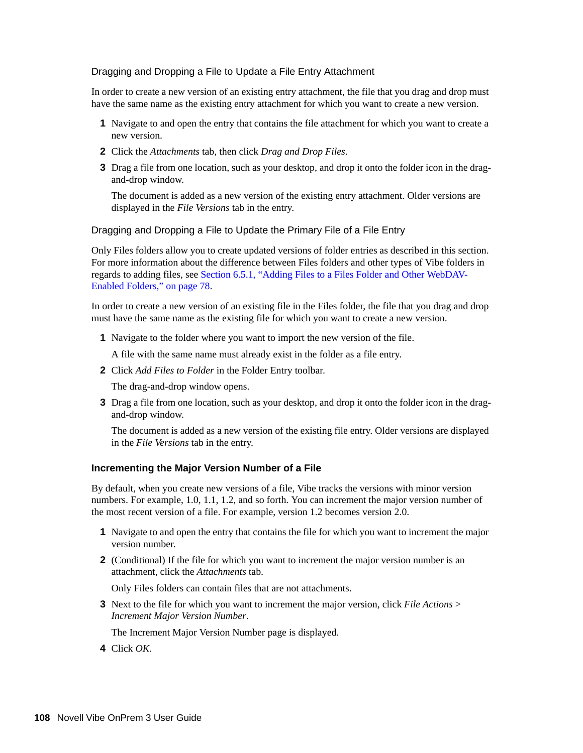#### Dragging and Dropping a File to Update a File Entry Attachment

In order to create a new version of an existing entry attachment, the file that you drag and drop must have the same name as the existing entry attachment for which you want to create a new version.

1. Navigate to and open the entry that contains the file attachment for which you want to create a new version.
2. Click the *Attachments* tab, then click *Drag and Drop Files*.
3. Drag a file from one location, such as your desktop, and drop it onto the folder icon in the drag-and-drop window.

   The document is added as a new version of the existing entry attachment. Older versions are displayed in the *File Versions* tab in the entry.

#### Dragging and Dropping a File to Update the Primary File of a File Entry

Only Files folders allow you to create updated versions of folder entries as described in this section. For more information about the difference between Files folders and other types of Vibe folders in regards to adding files, see Section 6.5.1, "Adding Files to a Files Folder and Other WebDAV-Enabled Folders," on page 78.

In order to create a new version of an existing file in the Files folder, the file that you drag and drop must have the same name as the existing file for which you want to create a new version.

1. Navigate to the folder where you want to import the new version of the file.

   A file with the same name must already exist in the folder as a file entry.
2. Click *Add Files to Folder* in the Folder Entry toolbar.

   The drag-and-drop window opens.
3. Drag a file from one location, such as your desktop, and drop it onto the folder icon in the drag-and-drop window.

   The document is added as a new version of the existing file entry. Older versions are displayed in the *File Versions* tab in the entry.

### Incrementing the Major Version Number of a File

By default, when you create new versions of a file, Vibe tracks the versions with minor version numbers. For example, 1.0, 1.1, 1.2, and so forth. You can increment the major version number of the most recent version of a file. For example, version 1.2 becomes version 2.0.

1. Navigate to and open the entry that contains the file for which you want to increment the major version number.
2. (Conditional) If the file for which you want to increment the major version number is an attachment, click the *Attachments* tab.

   Only Files folders can contain files that are not attachments.
3. Next to the file for which you want to increment the major version, click *File Actions* > *Increment Major Version Number*.

   The Increment Major Version Number page is displayed.
4. Click *OK*.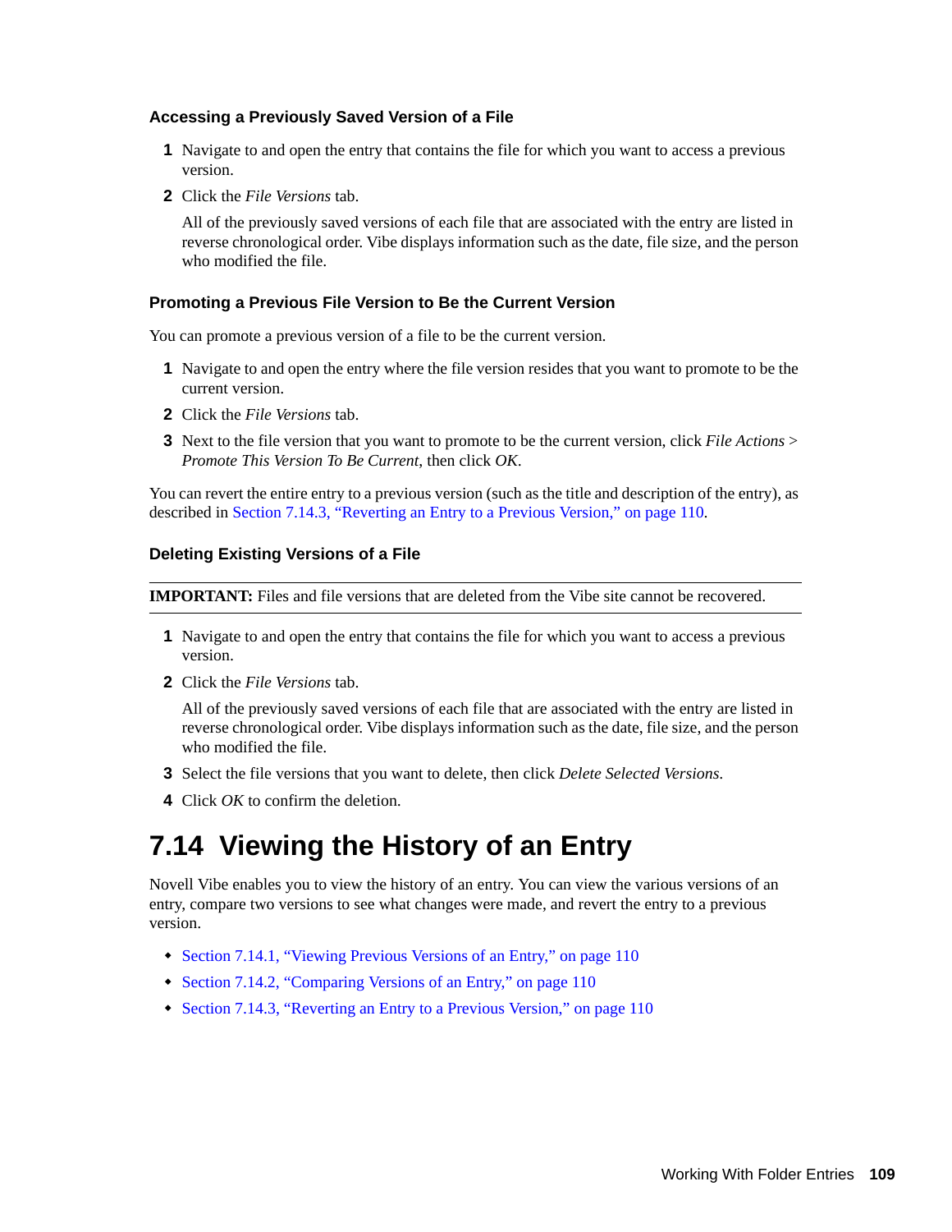#### Accessing a Previously Saved Version of a File

1. Navigate to and open the entry that contains the file for which you want to access a previous version.
2. Click the *File Versions* tab.

   All of the previously saved versions of each file that are associated with the entry are listed in reverse chronological order. Vibe displays information such as the date, file size, and the person who modified the file.

#### Promoting a Previous File Version to Be the Current Version

You can promote a previous version of a file to be the current version.

1. Navigate to and open the entry where the file version resides that you want to promote to be the current version.
2. Click the *File Versions* tab.
3. Next to the file version that you want to promote to be the current version, click *File Actions* > *Promote This Version To Be Current*, then click *OK*.

You can revert the entire entry to a previous version (such as the title and description of the entry), as described in Section 7.14.3, "Reverting an Entry to a Previous Version," on page 110.

#### Deleting Existing Versions of a File

**IMPORTANT:** Files and file versions that are deleted from the Vibe site cannot be recovered.

1. Navigate to and open the entry that contains the file for which you want to access a previous version.
2. Click the *File Versions* tab.

   All of the previously saved versions of each file that are associated with the entry are listed in reverse chronological order. Vibe displays information such as the date, file size, and the person who modified the file.
3. Select the file versions that you want to delete, then click *Delete Selected Versions*.
4. Click *OK* to confirm the deletion.

## 7.14 Viewing the History of an Entry

Novell Vibe enables you to view the history of an entry. You can view the various versions of an entry, compare two versions to see what changes were made, and revert the entry to a previous version.

- Section 7.14.1, "Viewing Previous Versions of an Entry," on page 110
- Section 7.14.2, "Comparing Versions of an Entry," on page 110
- Section 7.14.3, "Reverting an Entry to a Previous Version," on page 110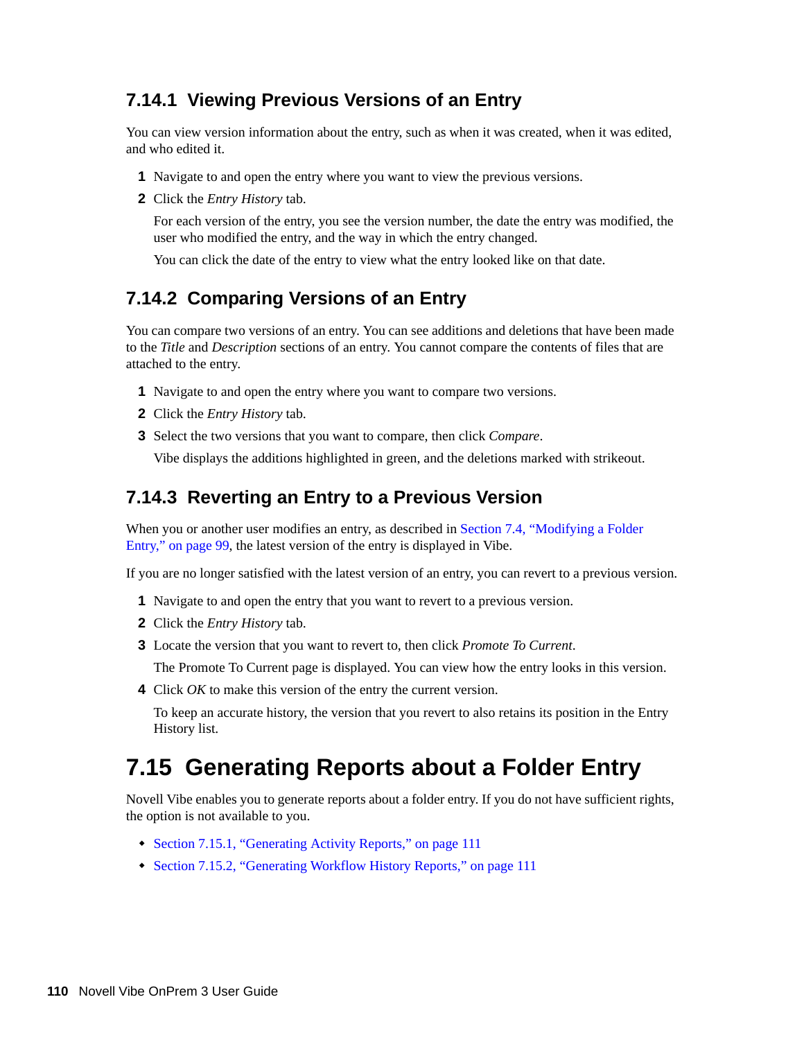### 7.14.1 Viewing Previous Versions of an Entry

You can view version information about the entry, such as when it was created, when it was edited, and who edited it.

1. Navigate to and open the entry where you want to view the previous versions.
2. Click the *Entry History* tab.

   For each version of the entry, you see the version number, the date the entry was modified, the user who modified the entry, and the way in which the entry changed.

   You can click the date of the entry to view what the entry looked like on that date.

### 7.14.2 Comparing Versions of an Entry

You can compare two versions of an entry. You can see additions and deletions that have been made to the *Title* and *Description* sections of an entry. You cannot compare the contents of files that are attached to the entry.

1. Navigate to and open the entry where you want to compare two versions.
2. Click the *Entry History* tab.
3. Select the two versions that you want to compare, then click *Compare*.

   Vibe displays the additions highlighted in green, and the deletions marked with strikeout.

### 7.14.3 Reverting an Entry to a Previous Version

When you or another user modifies an entry, as described in Section 7.4, "Modifying a Folder Entry," on page 99, the latest version of the entry is displayed in Vibe.

If you are no longer satisfied with the latest version of an entry, you can revert to a previous version.

1. Navigate to and open the entry that you want to revert to a previous version.
2. Click the *Entry History* tab.
3. Locate the version that you want to revert to, then click *Promote To Current*.

   The Promote To Current page is displayed. You can view how the entry looks in this version.
4. Click *OK* to make this version of the entry the current version.

   To keep an accurate history, the version that you revert to also retains its position in the Entry History list.

## 7.15 Generating Reports about a Folder Entry

Novell Vibe enables you to generate reports about a folder entry. If you do not have sufficient rights, the option is not available to you.

- Section 7.15.1, "Generating Activity Reports," on page 111
- Section 7.15.2, "Generating Workflow History Reports," on page 111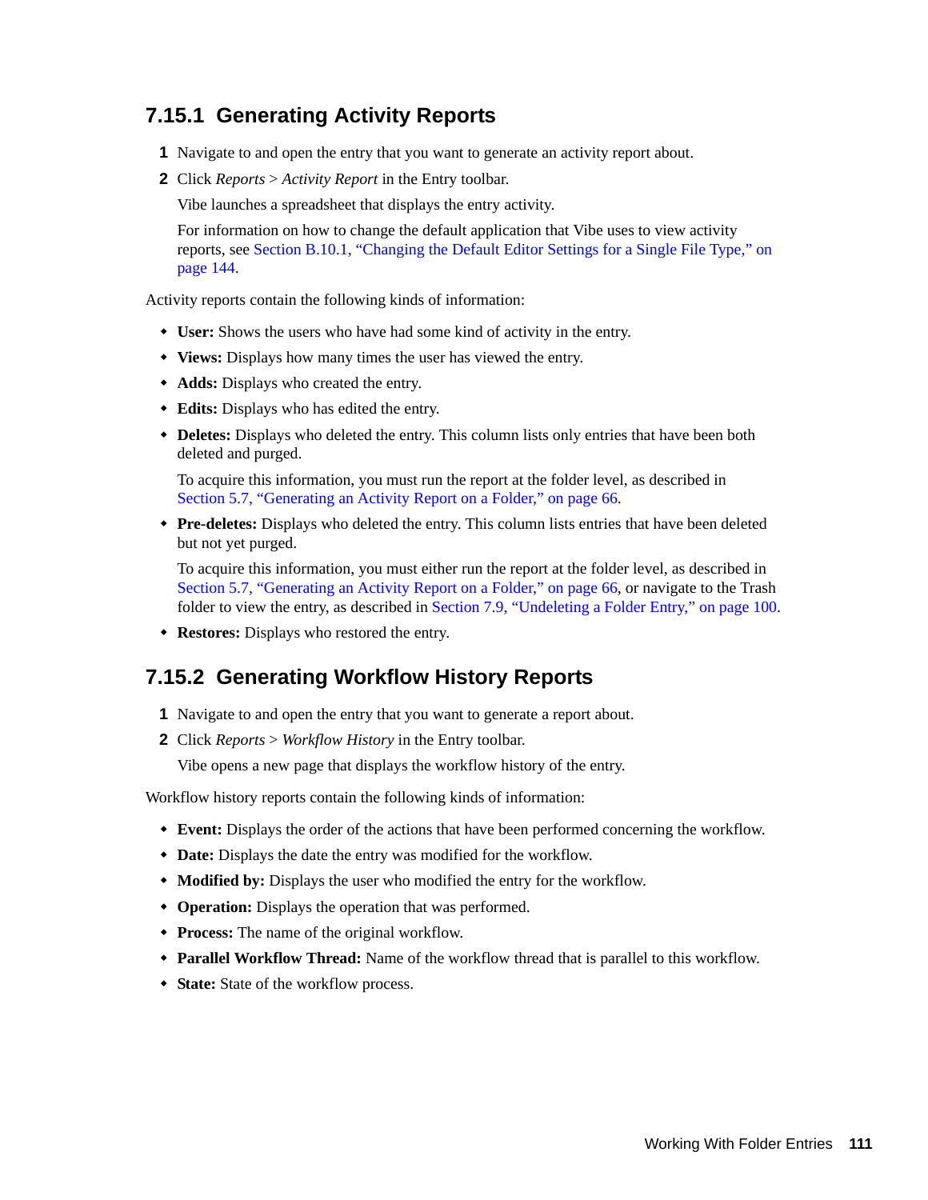### 7.15.1 Generating Activity Reports

1. Navigate to and open the entry that you want to generate an activity report about.
2. Click *Reports* > *Activity Report* in the Entry toolbar.

   Vibe launches a spreadsheet that displays the entry activity.

   For information on how to change the default application that Vibe uses to view activity reports, see Section B.10.1, "Changing the Default Editor Settings for a Single File Type," on page 144.

Activity reports contain the following kinds of information:

- **User:** Shows the users who have had some kind of activity in the entry.
- **Views:** Displays how many times the user has viewed the entry.
- **Adds:** Displays who created the entry.
- **Edits:** Displays who has edited the entry.
- **Deletes:** Displays who deleted the entry. This column lists only entries that have been both deleted and purged.

  To acquire this information, you must run the report at the folder level, as described in Section 5.7, "Generating an Activity Report on a Folder," on page 66.
- **Pre-deletes:** Displays who deleted the entry. This column lists entries that have been deleted but not yet purged.

  To acquire this information, you must either run the report at the folder level, as described in Section 5.7, "Generating an Activity Report on a Folder," on page 66, or navigate to the Trash folder to view the entry, as described in Section 7.9, "Undeleting a Folder Entry," on page 100.
- **Restores:** Displays who restored the entry.

### 7.15.2 Generating Workflow History Reports

1. Navigate to and open the entry that you want to generate a report about.
2. Click *Reports* > *Workflow History* in the Entry toolbar.

   Vibe opens a new page that displays the workflow history of the entry.

Workflow history reports contain the following kinds of information:

- **Event:** Displays the order of the actions that have been performed concerning the workflow.
- **Date:** Displays the date the entry was modified for the workflow.
- **Modified by:** Displays the user who modified the entry for the workflow.
- **Operation:** Displays the operation that was performed.
- **Process:** The name of the original workflow.
- **Parallel Workflow Thread:** Name of the workflow thread that is parallel to this workflow.
- **State:** State of the workflow process.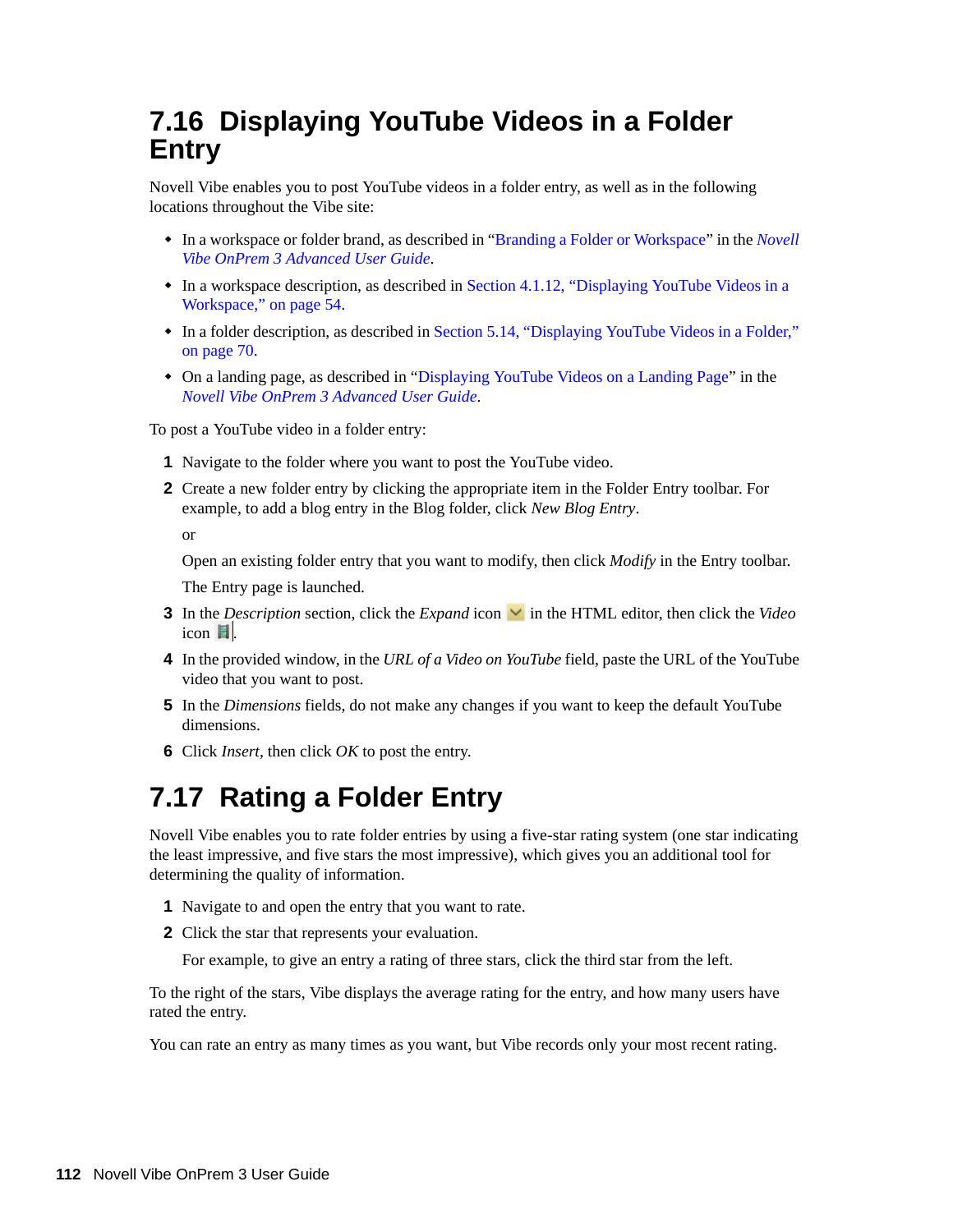## 7.16 Displaying YouTube Videos in a Folder Entry

Novell Vibe enables you to post YouTube videos in a folder entry, as well as in the following locations throughout the Vibe site:

- In a workspace or folder brand, as described in "Branding a Folder or Workspace" in the *Novell Vibe OnPrem 3 Advanced User Guide*.
- In a workspace description, as described in Section 4.1.12, "Displaying YouTube Videos in a Workspace," on page 54.
- In a folder description, as described in Section 5.14, "Displaying YouTube Videos in a Folder," on page 70.
- On a landing page, as described in "Displaying YouTube Videos on a Landing Page" in the *Novell Vibe OnPrem 3 Advanced User Guide*.

To post a YouTube video in a folder entry:

1. Navigate to the folder where you want to post the YouTube video.
2. Create a new folder entry by clicking the appropriate item in the Folder Entry toolbar. For example, to add a blog entry in the Blog folder, click *New Blog Entry*.

   or

   Open an existing folder entry that you want to modify, then click *Modify* in the Entry toolbar.

   The Entry page is launched.
3. In the *Description* section, click the *Expand* icon in the HTML editor, then click the *Video* icon.
4. In the provided window, in the *URL of a Video on YouTube* field, paste the URL of the YouTube video that you want to post.
5. In the *Dimensions* fields, do not make any changes if you want to keep the default YouTube dimensions.
6. Click *Insert*, then click *OK* to post the entry.

## 7.17 Rating a Folder Entry

Novell Vibe enables you to rate folder entries by using a five-star rating system (one star indicating the least impressive, and five stars the most impressive), which gives you an additional tool for determining the quality of information.

1. Navigate to and open the entry that you want to rate.
2. Click the star that represents your evaluation.

   For example, to give an entry a rating of three stars, click the third star from the left.

To the right of the stars, Vibe displays the average rating for the entry, and how many users have rated the entry.

You can rate an entry as many times as you want, but Vibe records only your most recent rating.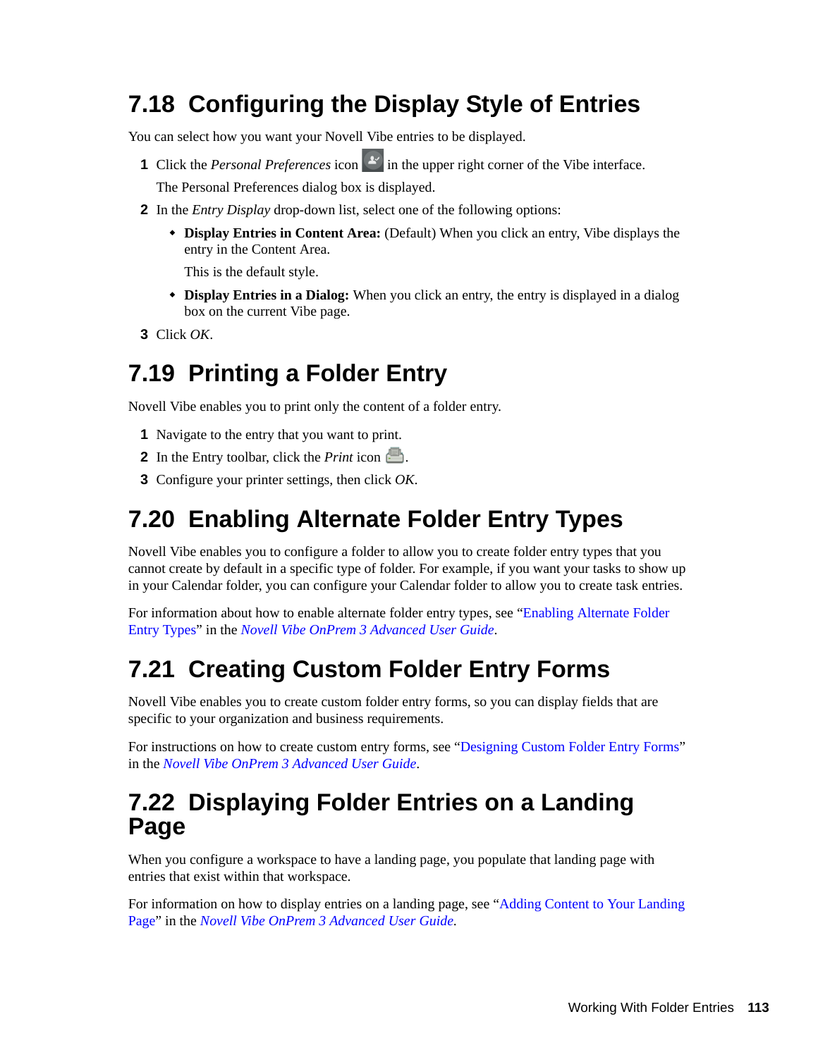## 7.18 Configuring the Display Style of Entries

You can select how you want your Novell Vibe entries to be displayed.

1. Click the *Personal Preferences* icon in the upper right corner of the Vibe interface.

   The Personal Preferences dialog box is displayed.

2. In the *Entry Display* drop-down list, select one of the following options:
   - **Display Entries in Content Area:** (Default) When you click an entry, Vibe displays the entry in the Content Area.

     This is the default style.
   - **Display Entries in a Dialog:** When you click an entry, the entry is displayed in a dialog box on the current Vibe page.

3. Click *OK*.

## 7.19 Printing a Folder Entry

Novell Vibe enables you to print only the content of a folder entry.

1. Navigate to the entry that you want to print.
2. In the Entry toolbar, click the *Print* icon .
3. Configure your printer settings, then click *OK*.

## 7.20 Enabling Alternate Folder Entry Types

Novell Vibe enables you to configure a folder to allow you to create folder entry types that you cannot create by default in a specific type of folder. For example, if you want your tasks to show up in your Calendar folder, you can configure your Calendar folder to allow you to create task entries.

For information about how to enable alternate folder entry types, see "Enabling Alternate Folder Entry Types" in the *Novell Vibe OnPrem 3 Advanced User Guide*.

## 7.21 Creating Custom Folder Entry Forms

Novell Vibe enables you to create custom folder entry forms, so you can display fields that are specific to your organization and business requirements.

For instructions on how to create custom entry forms, see "Designing Custom Folder Entry Forms" in the *Novell Vibe OnPrem 3 Advanced User Guide*.

## 7.22 Displaying Folder Entries on a Landing Page

When you configure a workspace to have a landing page, you populate that landing page with entries that exist within that workspace.

For information on how to display entries on a landing page, see "Adding Content to Your Landing Page" in the *Novell Vibe OnPrem 3 Advanced User Guide*.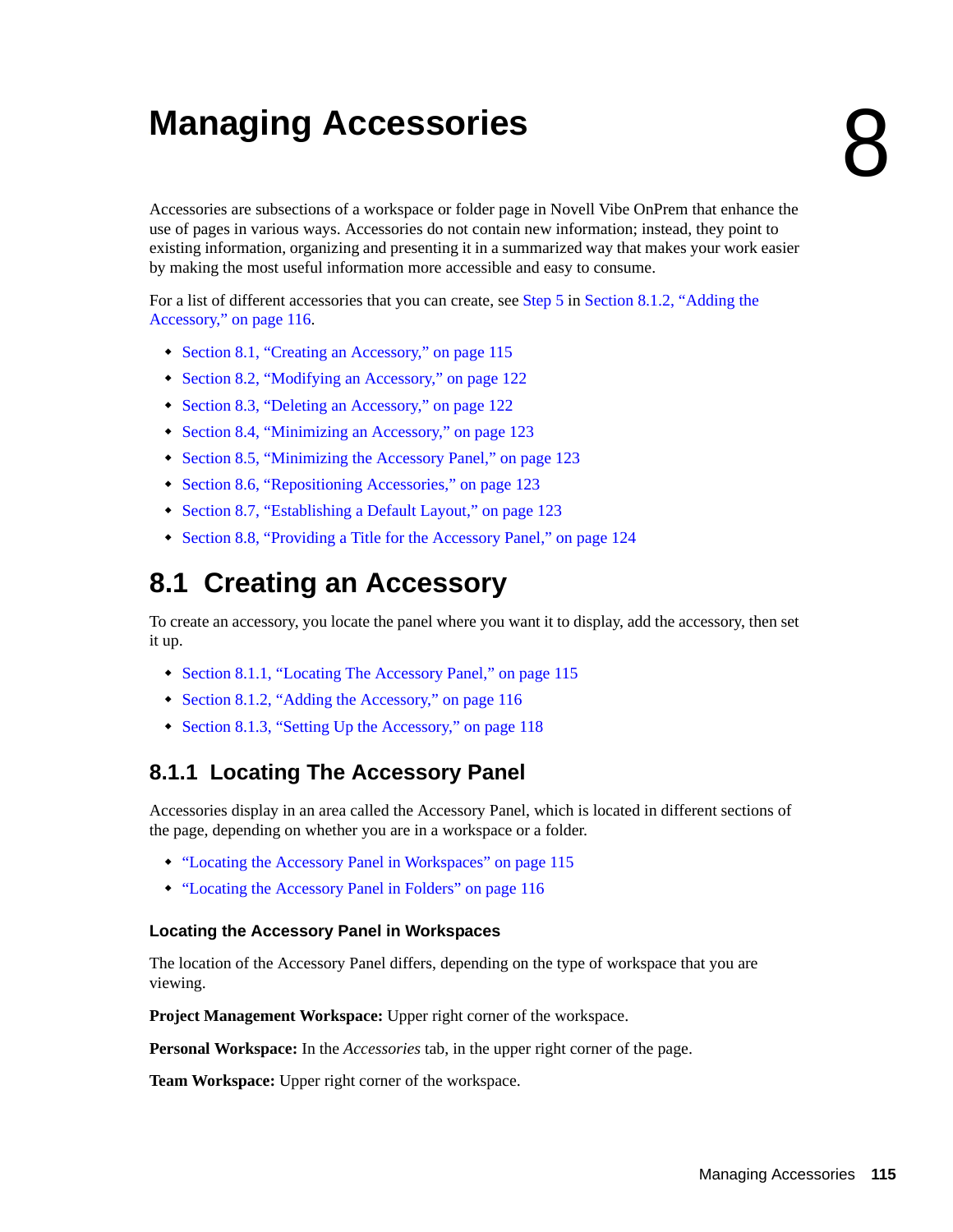# 8 Managing Accessories

Accessories are subsections of a workspace or folder page in Novell Vibe OnPrem that enhance the use of pages in various ways. Accessories do not contain new information; instead, they point to existing information, organizing and presenting it in a summarized way that makes your work easier by making the most useful information more accessible and easy to consume.

For a list of different accessories that you can create, see Step 5 in Section 8.1.2, "Adding the Accessory," on page 116.

- Section 8.1, "Creating an Accessory," on page 115
- Section 8.2, "Modifying an Accessory," on page 122
- Section 8.3, "Deleting an Accessory," on page 122
- Section 8.4, "Minimizing an Accessory," on page 123
- Section 8.5, "Minimizing the Accessory Panel," on page 123
- Section 8.6, "Repositioning Accessories," on page 123
- Section 8.7, "Establishing a Default Layout," on page 123
- Section 8.8, "Providing a Title for the Accessory Panel," on page 124

## 8.1 Creating an Accessory

To create an accessory, you locate the panel where you want it to display, add the accessory, then set it up.

- Section 8.1.1, "Locating The Accessory Panel," on page 115
- Section 8.1.2, "Adding the Accessory," on page 116
- Section 8.1.3, "Setting Up the Accessory," on page 118

### 8.1.1 Locating The Accessory Panel

Accessories display in an area called the Accessory Panel, which is located in different sections of the page, depending on whether you are in a workspace or a folder.

- "Locating the Accessory Panel in Workspaces" on page 115
- "Locating the Accessory Panel in Folders" on page 116

#### Locating the Accessory Panel in Workspaces

The location of the Accessory Panel differs, depending on the type of workspace that you are viewing.

**Project Management Workspace:** Upper right corner of the workspace.

**Personal Workspace:** In the *Accessories* tab, in the upper right corner of the page.

**Team Workspace:** Upper right corner of the workspace.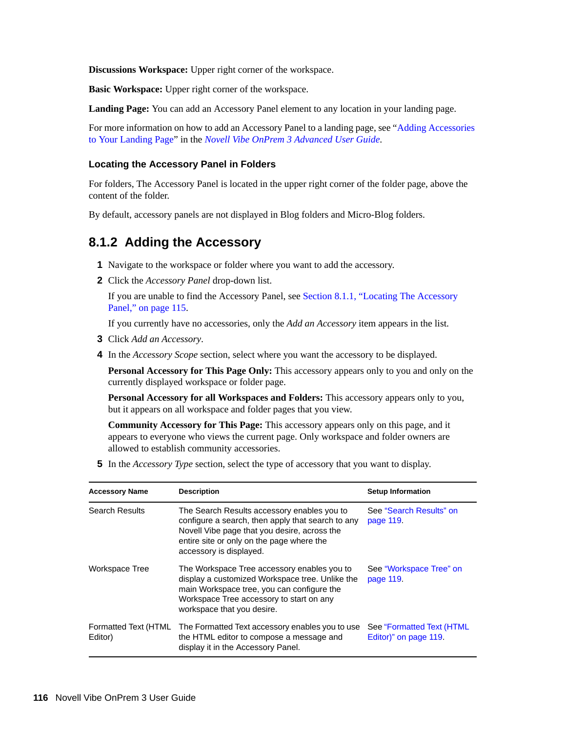**Discussions Workspace:** Upper right corner of the workspace.

**Basic Workspace:** Upper right corner of the workspace.

**Landing Page:** You can add an Accessory Panel element to any location in your landing page.

For more information on how to add an Accessory Panel to a landing page, see "Adding Accessories to Your Landing Page" in the *Novell Vibe OnPrem 3 Advanced User Guide*.

#### Locating the Accessory Panel in Folders

For folders, The Accessory Panel is located in the upper right corner of the folder page, above the content of the folder.

By default, accessory panels are not displayed in Blog folders and Micro-Blog folders.

## 8.1.2 Adding the Accessory

1. Navigate to the workspace or folder where you want to add the accessory.
2. Click the *Accessory Panel* drop-down list.

   If you are unable to find the Accessory Panel, see Section 8.1.1, "Locating The Accessory Panel," on page 115.

   If you currently have no accessories, only the *Add an Accessory* item appears in the list.
3. Click *Add an Accessory*.
4. In the *Accessory Scope* section, select where you want the accessory to be displayed.

   **Personal Accessory for This Page Only:** This accessory appears only to you and only on the currently displayed workspace or folder page.

   **Personal Accessory for all Workspaces and Folders:** This accessory appears only to you, but it appears on all workspace and folder pages that you view.

   **Community Accessory for This Page:** This accessory appears only on this page, and it appears to everyone who views the current page. Only workspace and folder owners are allowed to establish community accessories.
5. In the *Accessory Type* section, select the type of accessory that you want to display.

| Accessory Name | Description | Setup Information |
| --- | --- | --- |
| Search Results | The Search Results accessory enables you to configure a search, then apply that search to any Novell Vibe page that you desire, across the entire site or only on the page where the accessory is displayed. | See "Search Results" on page 119. |
| Workspace Tree | The Workspace Tree accessory enables you to display a customized Workspace tree. Unlike the main Workspace tree, you can configure the Workspace Tree accessory to start on any workspace that you desire. | See "Workspace Tree" on page 119. |
| Formatted Text (HTML Editor) | The Formatted Text accessory enables you to use the HTML editor to compose a message and display it in the Accessory Panel. | See "Formatted Text (HTML Editor)" on page 119. |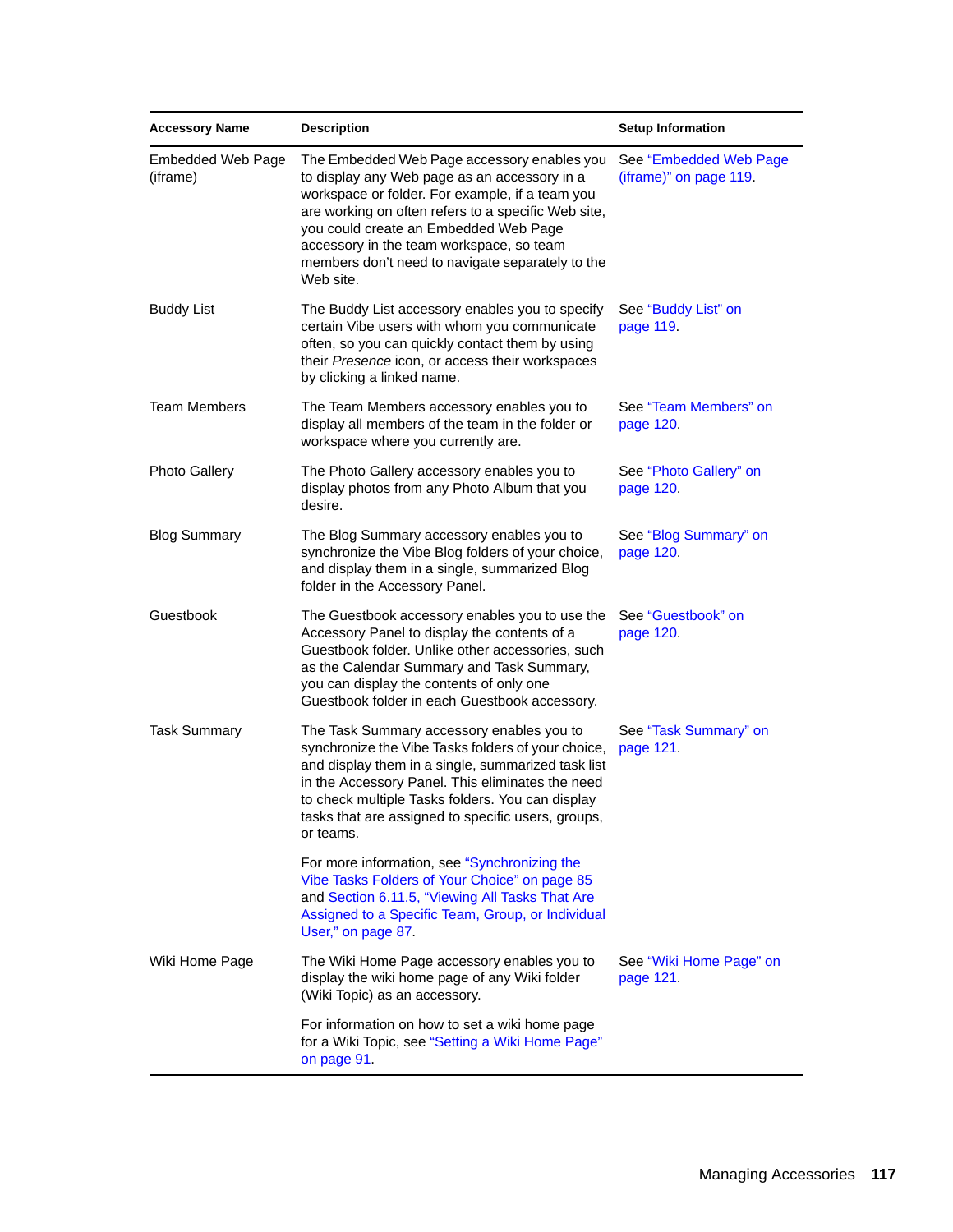| Accessory Name | Description | Setup Information |
|---|---|---|
| Embedded Web Page (iframe) | The Embedded Web Page accessory enables you to display any Web page as an accessory in a workspace or folder. For example, if a team you are working on often refers to a specific Web site, you could create an Embedded Web Page accessory in the team workspace, so team members don't need to navigate separately to the Web site. | See "Embedded Web Page (iframe)" on page 119. |
| Buddy List | The Buddy List accessory enables you to specify certain Vibe users with whom you communicate often, so you can quickly contact them by using their *Presence* icon, or access their workspaces by clicking a linked name. | See "Buddy List" on page 119. |
| Team Members | The Team Members accessory enables you to display all members of the team in the folder or workspace where you currently are. | See "Team Members" on page 120. |
| Photo Gallery | The Photo Gallery accessory enables you to display photos from any Photo Album that you desire. | See "Photo Gallery" on page 120. |
| Blog Summary | The Blog Summary accessory enables you to synchronize the Vibe Blog folders of your choice, and display them in a single, summarized Blog folder in the Accessory Panel. | See "Blog Summary" on page 120. |
| Guestbook | The Guestbook accessory enables you to use the Accessory Panel to display the contents of a Guestbook folder. Unlike other accessories, such as the Calendar Summary and Task Summary, you can display the contents of only one Guestbook folder in each Guestbook accessory. | See "Guestbook" on page 120. |
| Task Summary | The Task Summary accessory enables you to synchronize the Vibe Tasks folders of your choice, and display them in a single, summarized task list in the Accessory Panel. This eliminates the need to check multiple Tasks folders. You can display tasks that are assigned to specific users, groups, or teams.<br><br>For more information, see "Synchronizing the Vibe Tasks Folders of Your Choice" on page 85 and Section 6.11.5, "Viewing All Tasks That Are Assigned to a Specific Team, Group, or Individual User," on page 87. | See "Task Summary" on page 121. |
| Wiki Home Page | The Wiki Home Page accessory enables you to display the wiki home page of any Wiki folder (Wiki Topic) as an accessory.<br><br>For information on how to set a wiki home page for a Wiki Topic, see "Setting a Wiki Home Page" on page 91. | See "Wiki Home Page" on page 121. |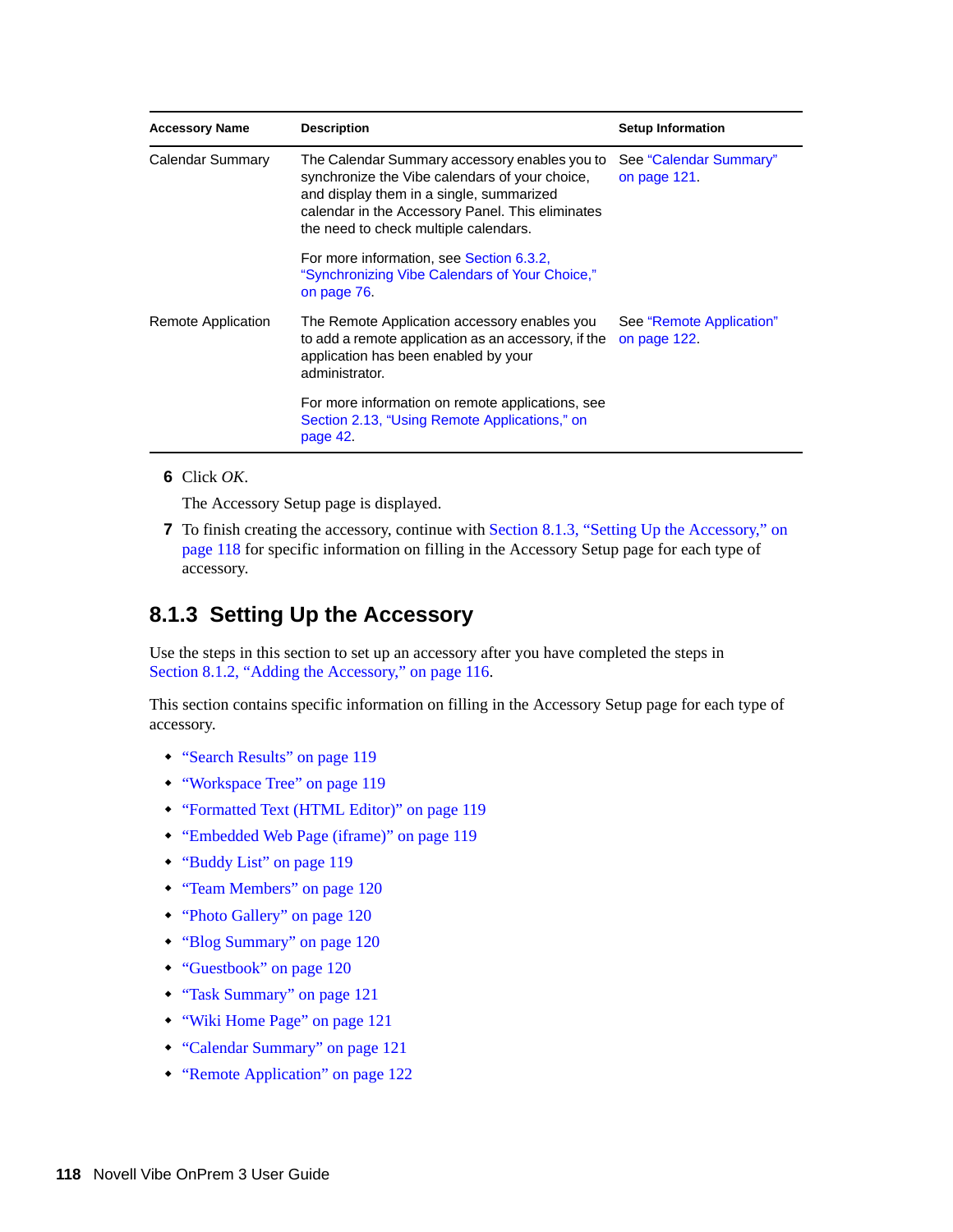| Accessory Name | Description | Setup Information |
|---|---|---|
| Calendar Summary | The Calendar Summary accessory enables you to synchronize the Vibe calendars of your choice, and display them in a single, summarized calendar in the Accessory Panel. This eliminates the need to check multiple calendars.<br><br>For more information, see Section 6.3.2, "Synchronizing Vibe Calendars of Your Choice," on page 76. | See "Calendar Summary" on page 121. |
| Remote Application | The Remote Application accessory enables you to add a remote application as an accessory, if the application has been enabled by your administrator.<br><br>For more information on remote applications, see Section 2.13, "Using Remote Applications," on page 42. | See "Remote Application" on page 122. |

**6** Click *OK*.

The Accessory Setup page is displayed.

**7** To finish creating the accessory, continue with Section 8.1.3, "Setting Up the Accessory," on page 118 for specific information on filling in the Accessory Setup page for each type of accessory.

## 8.1.3 Setting Up the Accessory

Use the steps in this section to set up an accessory after you have completed the steps in Section 8.1.2, "Adding the Accessory," on page 116.

This section contains specific information on filling in the Accessory Setup page for each type of accessory.

- "Search Results" on page 119
- "Workspace Tree" on page 119
- "Formatted Text (HTML Editor)" on page 119
- "Embedded Web Page (iframe)" on page 119
- "Buddy List" on page 119
- "Team Members" on page 120
- "Photo Gallery" on page 120
- "Blog Summary" on page 120
- "Guestbook" on page 120
- "Task Summary" on page 121
- "Wiki Home Page" on page 121
- "Calendar Summary" on page 121
- "Remote Application" on page 122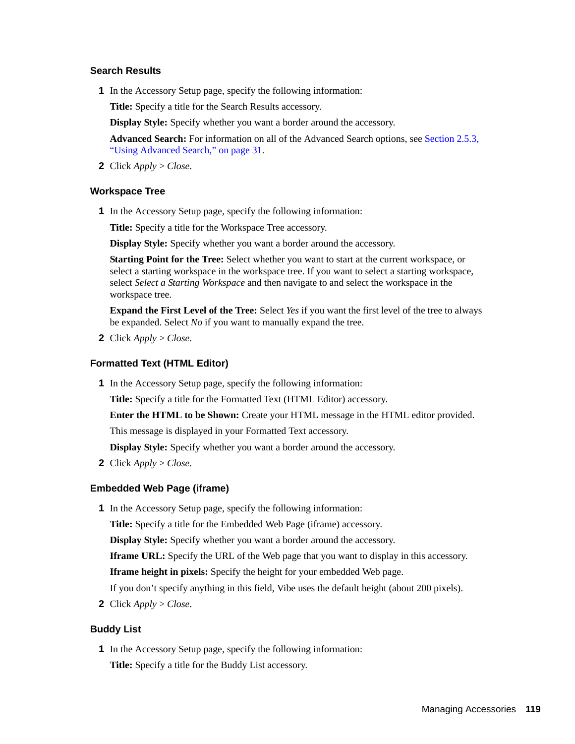### Search Results

1 In the Accessory Setup page, specify the following information:

   **Title:** Specify a title for the Search Results accessory.

   **Display Style:** Specify whether you want a border around the accessory.

   **Advanced Search:** For information on all of the Advanced Search options, see Section 2.5.3, "Using Advanced Search," on page 31.

2 Click *Apply* > *Close*.

### Workspace Tree

1 In the Accessory Setup page, specify the following information:

   **Title:** Specify a title for the Workspace Tree accessory.

   **Display Style:** Specify whether you want a border around the accessory.

   **Starting Point for the Tree:** Select whether you want to start at the current workspace, or select a starting workspace in the workspace tree. If you want to select a starting workspace, select *Select a Starting Workspace* and then navigate to and select the workspace in the workspace tree.

   **Expand the First Level of the Tree:** Select *Yes* if you want the first level of the tree to always be expanded. Select *No* if you want to manually expand the tree.

2 Click *Apply* > *Close*.

### Formatted Text (HTML Editor)

1 In the Accessory Setup page, specify the following information:

   **Title:** Specify a title for the Formatted Text (HTML Editor) accessory.

   **Enter the HTML to be Shown:** Create your HTML message in the HTML editor provided.

   This message is displayed in your Formatted Text accessory.

   **Display Style:** Specify whether you want a border around the accessory.

2 Click *Apply* > *Close*.

### Embedded Web Page (iframe)

1 In the Accessory Setup page, specify the following information:

   **Title:** Specify a title for the Embedded Web Page (iframe) accessory.

   **Display Style:** Specify whether you want a border around the accessory.

   **Iframe URL:** Specify the URL of the Web page that you want to display in this accessory.

   **Iframe height in pixels:** Specify the height for your embedded Web page.

   If you don't specify anything in this field, Vibe uses the default height (about 200 pixels).

2 Click *Apply* > *Close*.

### Buddy List

1 In the Accessory Setup page, specify the following information:

   **Title:** Specify a title for the Buddy List accessory.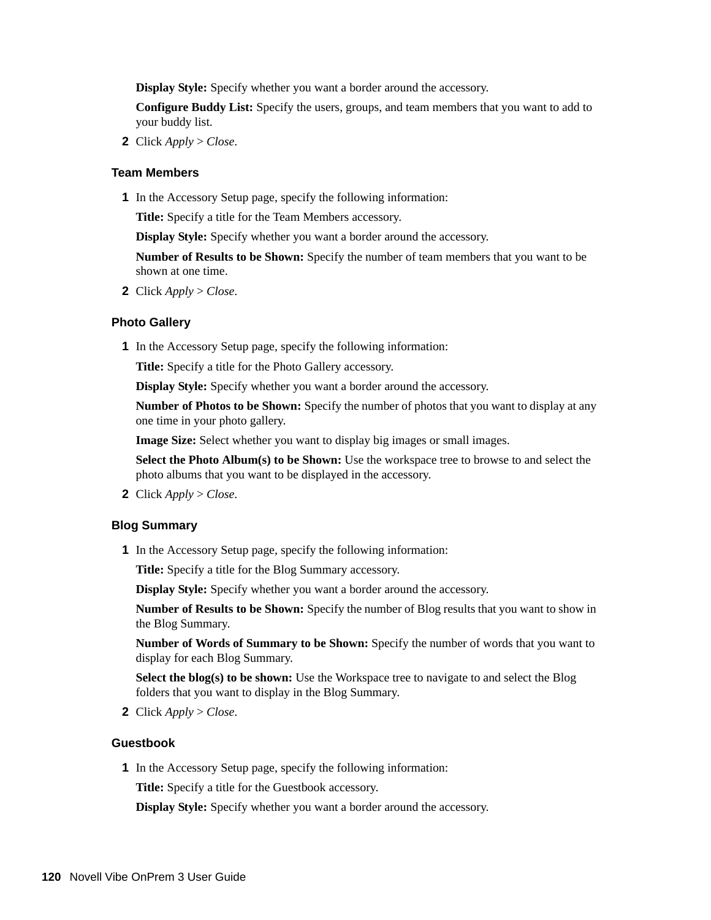**Display Style:** Specify whether you want a border around the accessory.

**Configure Buddy List:** Specify the users, groups, and team members that you want to add to your buddy list.

2 Click *Apply* > *Close*.

#### Team Members

1 In the Accessory Setup page, specify the following information:

**Title:** Specify a title for the Team Members accessory.

**Display Style:** Specify whether you want a border around the accessory.

**Number of Results to be Shown:** Specify the number of team members that you want to be shown at one time.

2 Click *Apply* > *Close*.

#### Photo Gallery

1 In the Accessory Setup page, specify the following information:

**Title:** Specify a title for the Photo Gallery accessory.

**Display Style:** Specify whether you want a border around the accessory.

**Number of Photos to be Shown:** Specify the number of photos that you want to display at any one time in your photo gallery.

**Image Size:** Select whether you want to display big images or small images.

**Select the Photo Album(s) to be Shown:** Use the workspace tree to browse to and select the photo albums that you want to be displayed in the accessory.

2 Click *Apply* > *Close*.

#### Blog Summary

1 In the Accessory Setup page, specify the following information:

**Title:** Specify a title for the Blog Summary accessory.

**Display Style:** Specify whether you want a border around the accessory.

**Number of Results to be Shown:** Specify the number of Blog results that you want to show in the Blog Summary.

**Number of Words of Summary to be Shown:** Specify the number of words that you want to display for each Blog Summary.

**Select the blog(s) to be shown:** Use the Workspace tree to navigate to and select the Blog folders that you want to display in the Blog Summary.

2 Click *Apply* > *Close*.

#### Guestbook

1 In the Accessory Setup page, specify the following information:

**Title:** Specify a title for the Guestbook accessory.

**Display Style:** Specify whether you want a border around the accessory.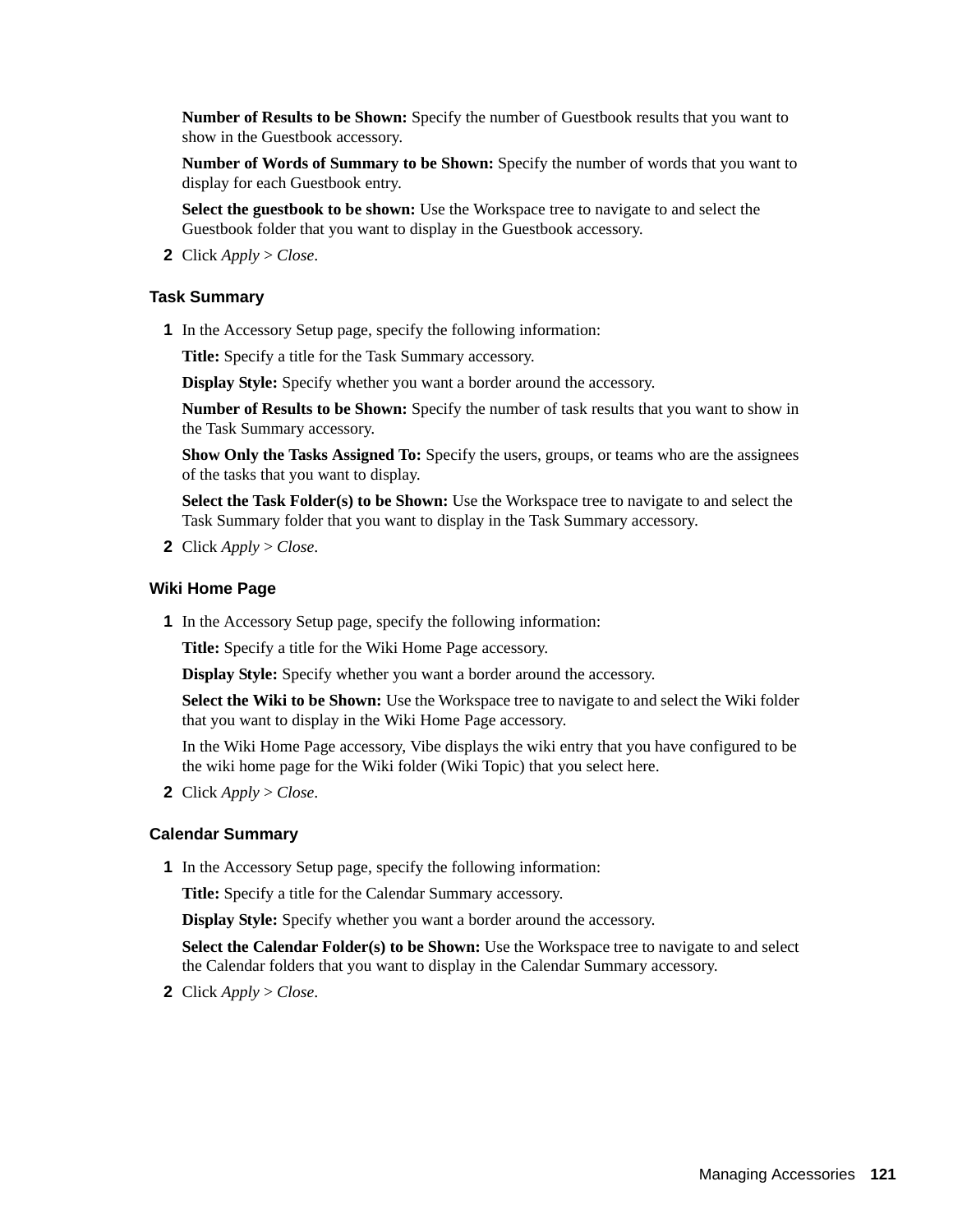**Number of Results to be Shown:** Specify the number of Guestbook results that you want to show in the Guestbook accessory.

**Number of Words of Summary to be Shown:** Specify the number of words that you want to display for each Guestbook entry.

**Select the guestbook to be shown:** Use the Workspace tree to navigate to and select the Guestbook folder that you want to display in the Guestbook accessory.

**2** Click *Apply* > *Close*.

### Task Summary

**1** In the Accessory Setup page, specify the following information:

**Title:** Specify a title for the Task Summary accessory.

**Display Style:** Specify whether you want a border around the accessory.

**Number of Results to be Shown:** Specify the number of task results that you want to show in the Task Summary accessory.

**Show Only the Tasks Assigned To:** Specify the users, groups, or teams who are the assignees of the tasks that you want to display.

**Select the Task Folder(s) to be Shown:** Use the Workspace tree to navigate to and select the Task Summary folder that you want to display in the Task Summary accessory.

**2** Click *Apply* > *Close*.

### Wiki Home Page

**1** In the Accessory Setup page, specify the following information:

**Title:** Specify a title for the Wiki Home Page accessory.

**Display Style:** Specify whether you want a border around the accessory.

**Select the Wiki to be Shown:** Use the Workspace tree to navigate to and select the Wiki folder that you want to display in the Wiki Home Page accessory.

In the Wiki Home Page accessory, Vibe displays the wiki entry that you have configured to be the wiki home page for the Wiki folder (Wiki Topic) that you select here.

**2** Click *Apply* > *Close*.

### Calendar Summary

**1** In the Accessory Setup page, specify the following information:

**Title:** Specify a title for the Calendar Summary accessory.

**Display Style:** Specify whether you want a border around the accessory.

**Select the Calendar Folder(s) to be Shown:** Use the Workspace tree to navigate to and select the Calendar folders that you want to display in the Calendar Summary accessory.

**2** Click *Apply* > *Close*.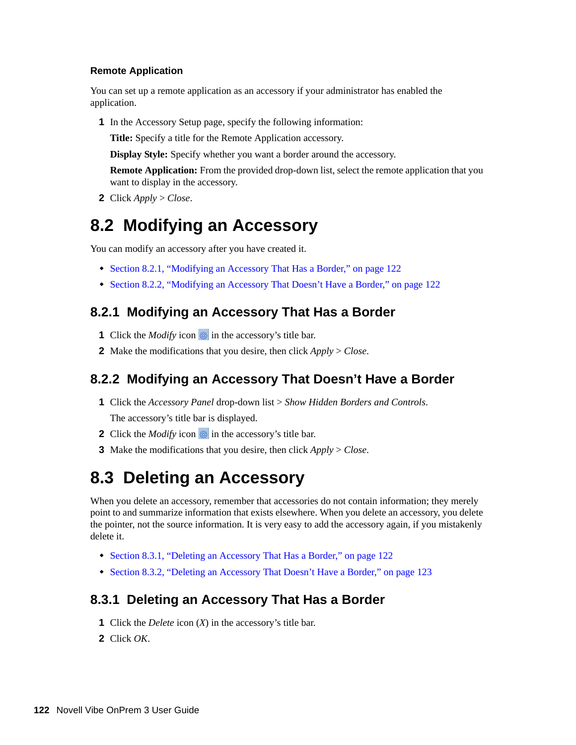#### Remote Application

You can set up a remote application as an accessory if your administrator has enabled the application.

1. In the Accessory Setup page, specify the following information:

   **Title:** Specify a title for the Remote Application accessory.

   **Display Style:** Specify whether you want a border around the accessory.

   **Remote Application:** From the provided drop-down list, select the remote application that you want to display in the accessory.

2. Click *Apply* > *Close*.

## 8.2 Modifying an Accessory

You can modify an accessory after you have created it.

- Section 8.2.1, "Modifying an Accessory That Has a Border," on page 122
- Section 8.2.2, "Modifying an Accessory That Doesn't Have a Border," on page 122

### 8.2.1 Modifying an Accessory That Has a Border

1. Click the *Modify* icon in the accessory's title bar.
2. Make the modifications that you desire, then click *Apply* > *Close*.

### 8.2.2 Modifying an Accessory That Doesn't Have a Border

1. Click the *Accessory Panel* drop-down list > *Show Hidden Borders and Controls*.

   The accessory's title bar is displayed.

2. Click the *Modify* icon in the accessory's title bar.
3. Make the modifications that you desire, then click *Apply* > *Close*.

## 8.3 Deleting an Accessory

When you delete an accessory, remember that accessories do not contain information; they merely point to and summarize information that exists elsewhere. When you delete an accessory, you delete the pointer, not the source information. It is very easy to add the accessory again, if you mistakenly delete it.

- Section 8.3.1, "Deleting an Accessory That Has a Border," on page 122
- Section 8.3.2, "Deleting an Accessory That Doesn't Have a Border," on page 123

### 8.3.1 Deleting an Accessory That Has a Border

1. Click the *Delete* icon (*X*) in the accessory's title bar.
2. Click *OK*.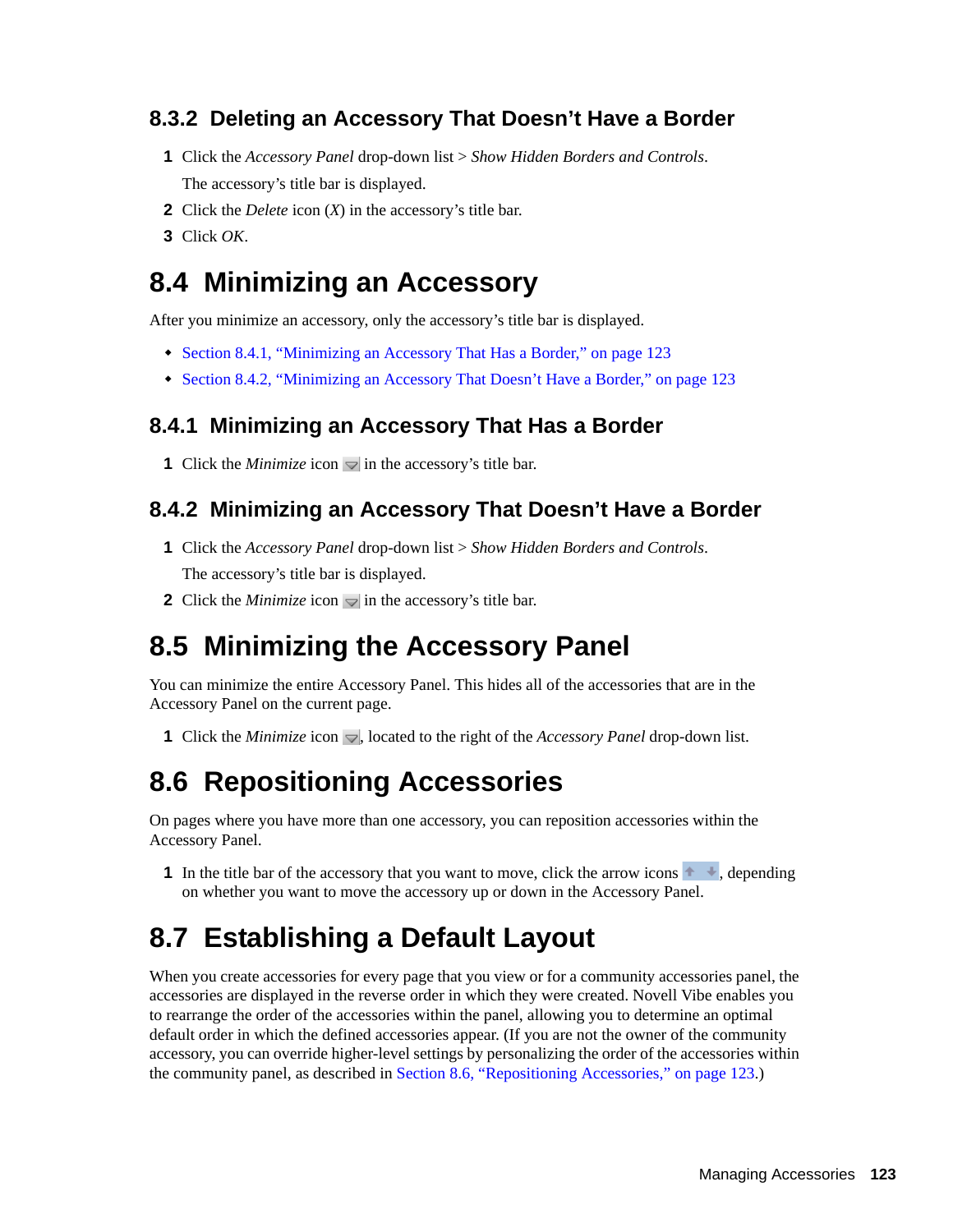### 8.3.2 Deleting an Accessory That Doesn't Have a Border

1 Click the *Accessory Panel* drop-down list > *Show Hidden Borders and Controls*.

  The accessory's title bar is displayed.

2 Click the *Delete* icon (*X*) in the accessory's title bar.

3 Click *OK*.

## 8.4 Minimizing an Accessory

After you minimize an accessory, only the accessory's title bar is displayed.

- Section 8.4.1, "Minimizing an Accessory That Has a Border," on page 123
- Section 8.4.2, "Minimizing an Accessory That Doesn't Have a Border," on page 123

### 8.4.1 Minimizing an Accessory That Has a Border

1 Click the *Minimize* icon in the accessory's title bar.

### 8.4.2 Minimizing an Accessory That Doesn't Have a Border

1 Click the *Accessory Panel* drop-down list > *Show Hidden Borders and Controls*.

  The accessory's title bar is displayed.

2 Click the *Minimize* icon in the accessory's title bar.

## 8.5 Minimizing the Accessory Panel

You can minimize the entire Accessory Panel. This hides all of the accessories that are in the Accessory Panel on the current page.

1 Click the *Minimize* icon, located to the right of the *Accessory Panel* drop-down list.

## 8.6 Repositioning Accessories

On pages where you have more than one accessory, you can reposition accessories within the Accessory Panel.

1 In the title bar of the accessory that you want to move, click the arrow icons, depending on whether you want to move the accessory up or down in the Accessory Panel.

## 8.7 Establishing a Default Layout

When you create accessories for every page that you view or for a community accessories panel, the accessories are displayed in the reverse order in which they were created. Novell Vibe enables you to rearrange the order of the accessories within the panel, allowing you to determine an optimal default order in which the defined accessories appear. (If you are not the owner of the community accessory, you can override higher-level settings by personalizing the order of the accessories within the community panel, as described in Section 8.6, "Repositioning Accessories," on page 123.)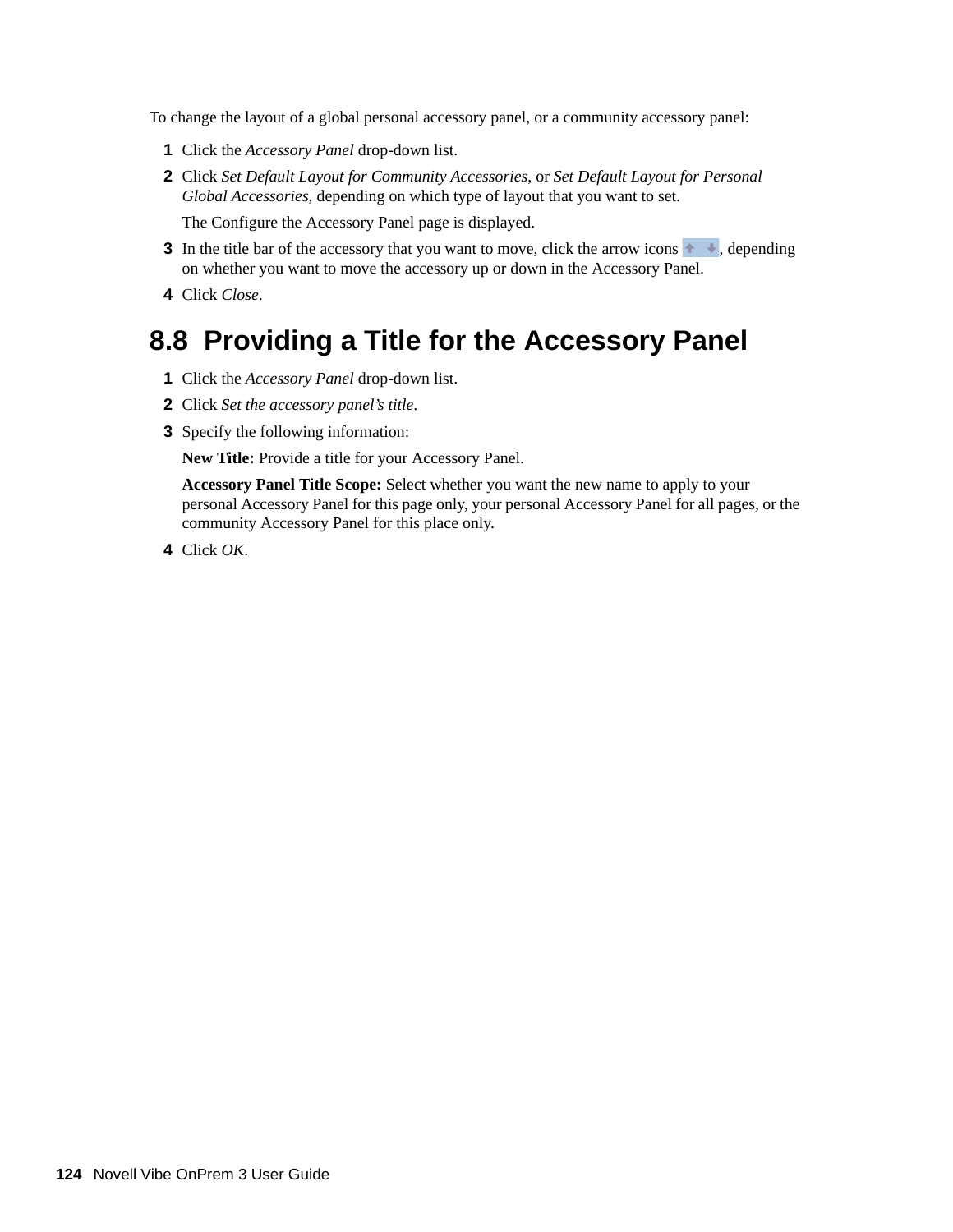To change the layout of a global personal accessory panel, or a community accessory panel:

1. Click the *Accessory Panel* drop-down list.
2. Click *Set Default Layout for Community Accessories*, or *Set Default Layout for Personal Global Accessories*, depending on which type of layout that you want to set.

   The Configure the Accessory Panel page is displayed.
3. In the title bar of the accessory that you want to move, click the arrow icons, depending on whether you want to move the accessory up or down in the Accessory Panel.
4. Click *Close*.

## 8.8 Providing a Title for the Accessory Panel

1. Click the *Accessory Panel* drop-down list.
2. Click *Set the accessory panel's title*.
3. Specify the following information:

   **New Title:** Provide a title for your Accessory Panel.

   **Accessory Panel Title Scope:** Select whether you want the new name to apply to your personal Accessory Panel for this page only, your personal Accessory Panel for all pages, or the community Accessory Panel for this place only.
4. Click *OK*.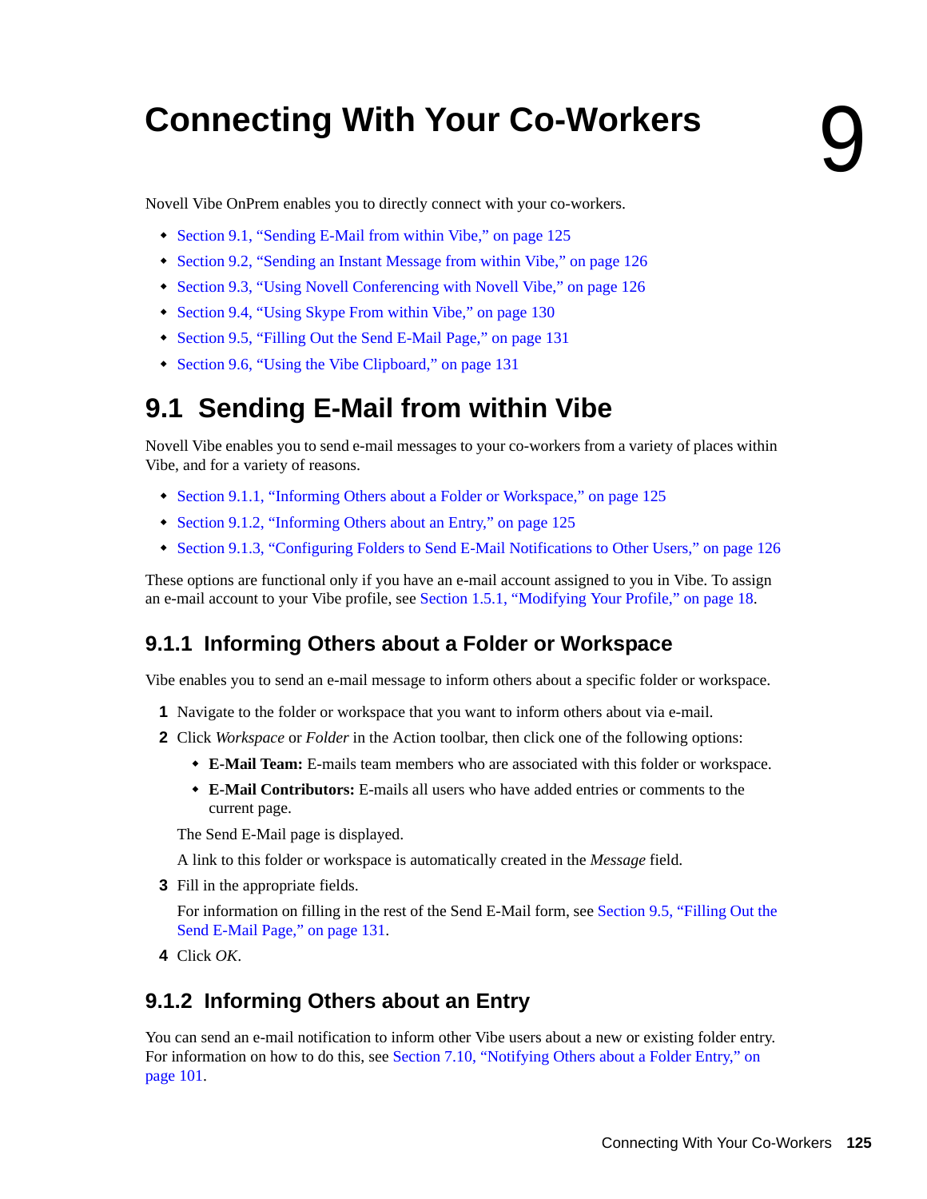# 9 Connecting With Your Co-Workers

Novell Vibe OnPrem enables you to directly connect with your co-workers.

- Section 9.1, "Sending E-Mail from within Vibe," on page 125
- Section 9.2, "Sending an Instant Message from within Vibe," on page 126
- Section 9.3, "Using Novell Conferencing with Novell Vibe," on page 126
- Section 9.4, "Using Skype From within Vibe," on page 130
- Section 9.5, "Filling Out the Send E-Mail Page," on page 131
- Section 9.6, "Using the Vibe Clipboard," on page 131

## 9.1 Sending E-Mail from within Vibe

Novell Vibe enables you to send e-mail messages to your co-workers from a variety of places within Vibe, and for a variety of reasons.

- Section 9.1.1, "Informing Others about a Folder or Workspace," on page 125
- Section 9.1.2, "Informing Others about an Entry," on page 125
- Section 9.1.3, "Configuring Folders to Send E-Mail Notifications to Other Users," on page 126

These options are functional only if you have an e-mail account assigned to you in Vibe. To assign an e-mail account to your Vibe profile, see Section 1.5.1, "Modifying Your Profile," on page 18.

### 9.1.1 Informing Others about a Folder or Workspace

Vibe enables you to send an e-mail message to inform others about a specific folder or workspace.

1. Navigate to the folder or workspace that you want to inform others about via e-mail.
2. Click *Workspace* or *Folder* in the Action toolbar, then click one of the following options:
   - **E-Mail Team:** E-mails team members who are associated with this folder or workspace.
   - **E-Mail Contributors:** E-mails all users who have added entries or comments to the current page.

   The Send E-Mail page is displayed.

   A link to this folder or workspace is automatically created in the *Message* field.
3. Fill in the appropriate fields.

   For information on filling in the rest of the Send E-Mail form, see Section 9.5, "Filling Out the Send E-Mail Page," on page 131.
4. Click *OK*.

### 9.1.2 Informing Others about an Entry

You can send an e-mail notification to inform other Vibe users about a new or existing folder entry. For information on how to do this, see Section 7.10, "Notifying Others about a Folder Entry," on page 101.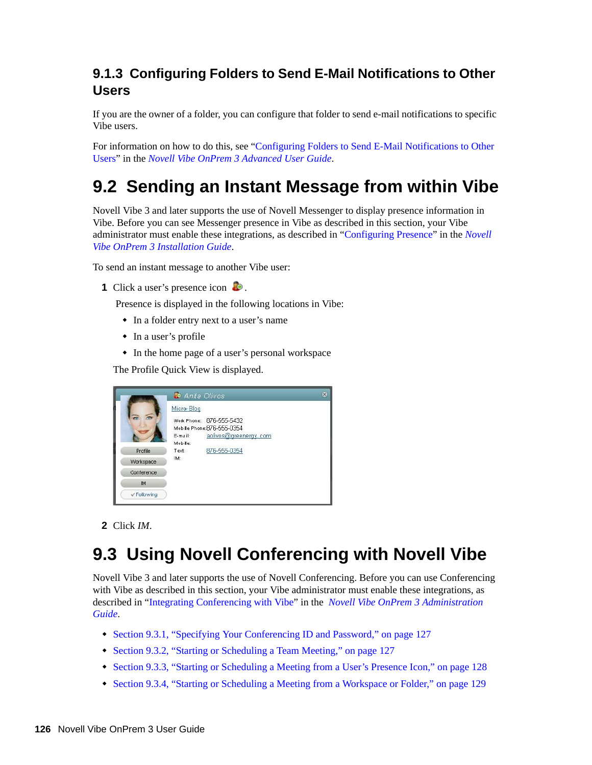### 9.1.3 Configuring Folders to Send E-Mail Notifications to Other Users

If you are the owner of a folder, you can configure that folder to send e-mail notifications to specific Vibe users.

For information on how to do this, see "Configuring Folders to Send E-Mail Notifications to Other Users" in the *Novell Vibe OnPrem 3 Advanced User Guide*.

## 9.2 Sending an Instant Message from within Vibe

Novell Vibe 3 and later supports the use of Novell Messenger to display presence information in Vibe. Before you can see Messenger presence in Vibe as described in this section, your Vibe administrator must enable these integrations, as described in "Configuring Presence" in the *Novell Vibe OnPrem 3 Installation Guide*.

To send an instant message to another Vibe user:

**1** Click a user's presence icon .

Presence is displayed in the following locations in Vibe:

- In a folder entry next to a user's name
- In a user's profile
- In the home page of a user's personal workspace

The Profile Quick View is displayed.

**2** Click *IM*.

## 9.3 Using Novell Conferencing with Novell Vibe

Novell Vibe 3 and later supports the use of Novell Conferencing. Before you can use Conferencing with Vibe as described in this section, your Vibe administrator must enable these integrations, as described in "Integrating Conferencing with Vibe" in the *Novell Vibe OnPrem 3 Administration Guide*.

- Section 9.3.1, "Specifying Your Conferencing ID and Password," on page 127
- Section 9.3.2, "Starting or Scheduling a Team Meeting," on page 127
- Section 9.3.3, "Starting or Scheduling a Meeting from a User's Presence Icon," on page 128
- Section 9.3.4, "Starting or Scheduling a Meeting from a Workspace or Folder," on page 129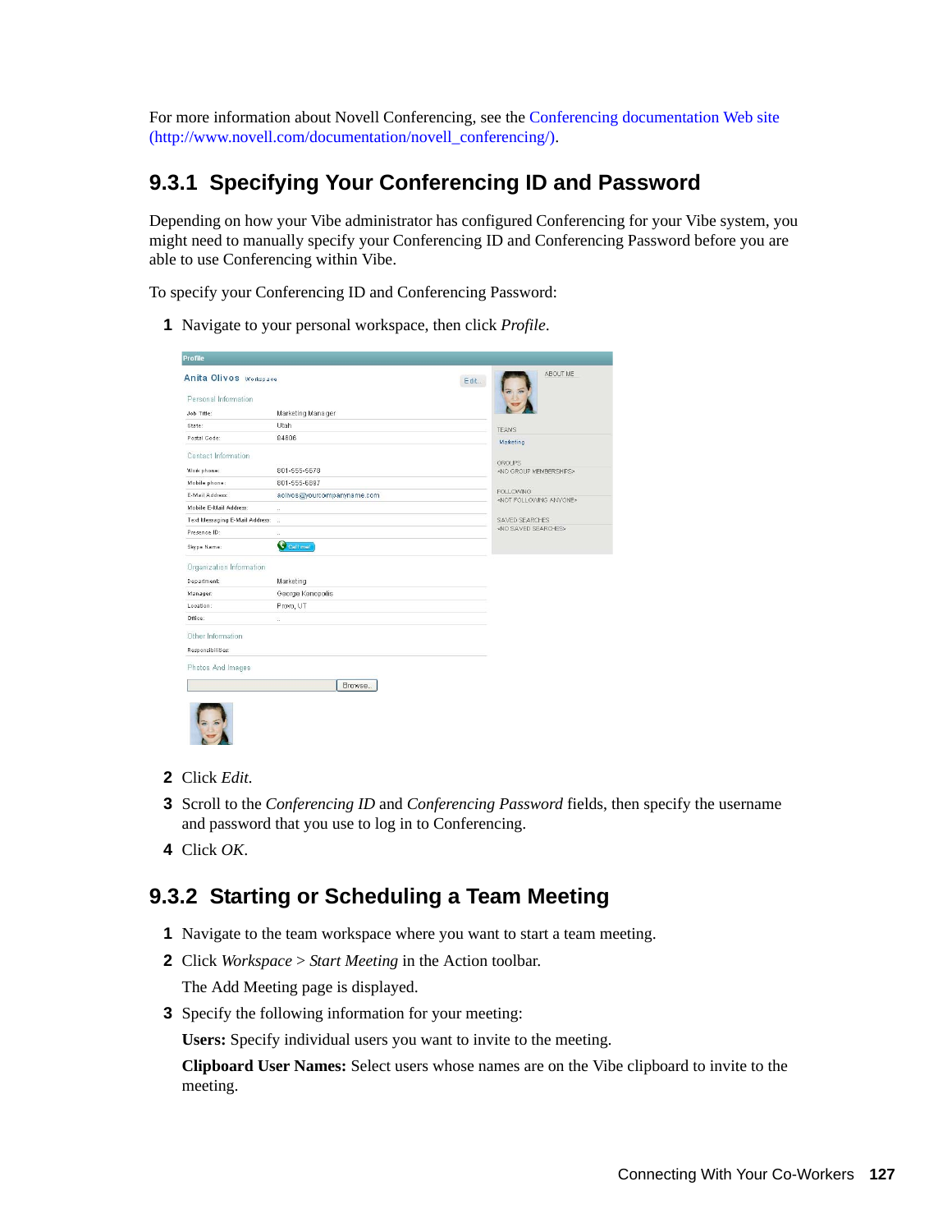For more information about Novell Conferencing, see the Conferencing documentation Web site (http://www.novell.com/documentation/novell_conferencing/).

## 9.3.1 Specifying Your Conferencing ID and Password

Depending on how your Vibe administrator has configured Conferencing for your Vibe system, you might need to manually specify your Conferencing ID and Conferencing Password before you are able to use Conferencing within Vibe.

To specify your Conferencing ID and Conferencing Password:

1. Navigate to your personal workspace, then click *Profile*.
2. Click *Edit*.
3. Scroll to the *Conferencing ID* and *Conferencing Password* fields, then specify the username and password that you use to log in to Conferencing.
4. Click *OK*.

## 9.3.2 Starting or Scheduling a Team Meeting

1. Navigate to the team workspace where you want to start a team meeting.
2. Click *Workspace* > *Start Meeting* in the Action toolbar.

   The Add Meeting page is displayed.
3. Specify the following information for your meeting:

   **Users:** Specify individual users you want to invite to the meeting.

   **Clipboard User Names:** Select users whose names are on the Vibe clipboard to invite to the meeting.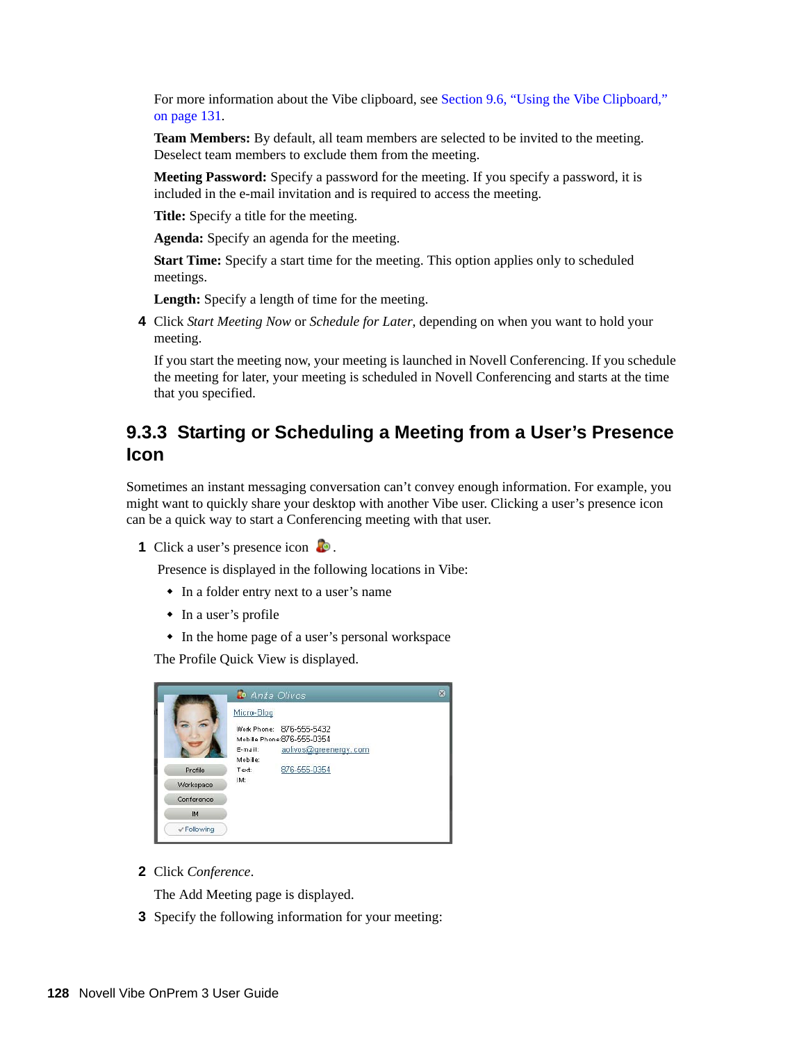For more information about the Vibe clipboard, see Section 9.6, "Using the Vibe Clipboard," on page 131.

**Team Members:** By default, all team members are selected to be invited to the meeting. Deselect team members to exclude them from the meeting.

**Meeting Password:** Specify a password for the meeting. If you specify a password, it is included in the e-mail invitation and is required to access the meeting.

**Title:** Specify a title for the meeting.

**Agenda:** Specify an agenda for the meeting.

**Start Time:** Specify a start time for the meeting. This option applies only to scheduled meetings.

**Length:** Specify a length of time for the meeting.

4 Click *Start Meeting Now* or *Schedule for Later*, depending on when you want to hold your meeting.

If you start the meeting now, your meeting is launched in Novell Conferencing. If you schedule the meeting for later, your meeting is scheduled in Novell Conferencing and starts at the time that you specified.

### 9.3.3 Starting or Scheduling a Meeting from a User's Presence Icon

Sometimes an instant messaging conversation can't convey enough information. For example, you might want to quickly share your desktop with another Vibe user. Clicking a user's presence icon can be a quick way to start a Conferencing meeting with that user.

1 Click a user's presence icon .

Presence is displayed in the following locations in Vibe:

- In a folder entry next to a user's name
- In a user's profile
- In the home page of a user's personal workspace

The Profile Quick View is displayed.

2 Click *Conference*.

The Add Meeting page is displayed.

3 Specify the following information for your meeting: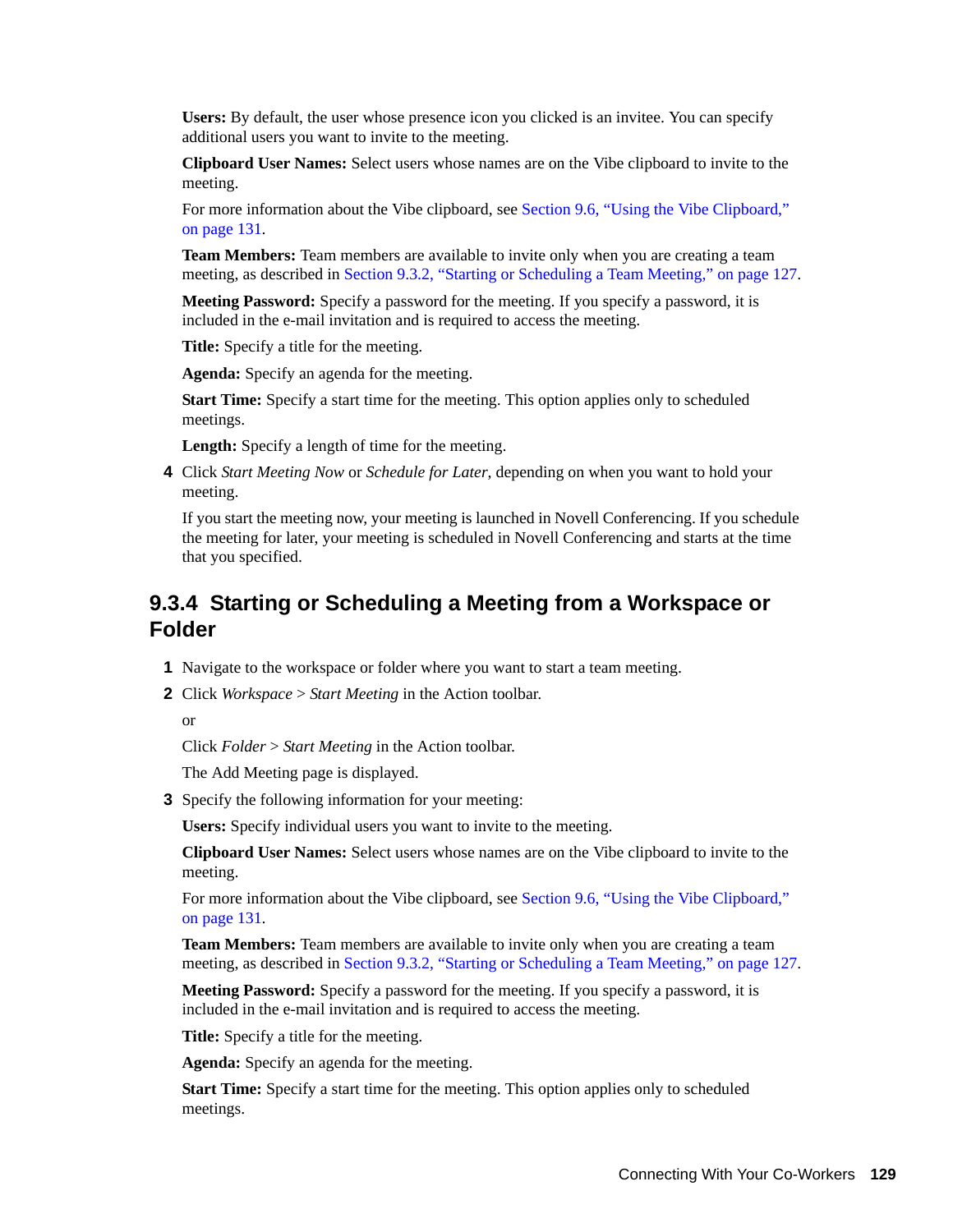**Users:** By default, the user whose presence icon you clicked is an invitee. You can specify additional users you want to invite to the meeting.

**Clipboard User Names:** Select users whose names are on the Vibe clipboard to invite to the meeting.

For more information about the Vibe clipboard, see Section 9.6, "Using the Vibe Clipboard," on page 131.

**Team Members:** Team members are available to invite only when you are creating a team meeting, as described in Section 9.3.2, "Starting or Scheduling a Team Meeting," on page 127.

**Meeting Password:** Specify a password for the meeting. If you specify a password, it is included in the e-mail invitation and is required to access the meeting.

**Title:** Specify a title for the meeting.

**Agenda:** Specify an agenda for the meeting.

**Start Time:** Specify a start time for the meeting. This option applies only to scheduled meetings.

**Length:** Specify a length of time for the meeting.

4. Click *Start Meeting Now* or *Schedule for Later*, depending on when you want to hold your meeting.

   If you start the meeting now, your meeting is launched in Novell Conferencing. If you schedule the meeting for later, your meeting is scheduled in Novell Conferencing and starts at the time that you specified.

### 9.3.4 Starting or Scheduling a Meeting from a Workspace or Folder

1. Navigate to the workspace or folder where you want to start a team meeting.
2. Click *Workspace* > *Start Meeting* in the Action toolbar.

   or

   Click *Folder* > *Start Meeting* in the Action toolbar.

   The Add Meeting page is displayed.
3. Specify the following information for your meeting:

   **Users:** Specify individual users you want to invite to the meeting.

   **Clipboard User Names:** Select users whose names are on the Vibe clipboard to invite to the meeting.

   For more information about the Vibe clipboard, see Section 9.6, "Using the Vibe Clipboard," on page 131.

   **Team Members:** Team members are available to invite only when you are creating a team meeting, as described in Section 9.3.2, "Starting or Scheduling a Team Meeting," on page 127.

   **Meeting Password:** Specify a password for the meeting. If you specify a password, it is included in the e-mail invitation and is required to access the meeting.

   **Title:** Specify a title for the meeting.

   **Agenda:** Specify an agenda for the meeting.

   **Start Time:** Specify a start time for the meeting. This option applies only to scheduled meetings.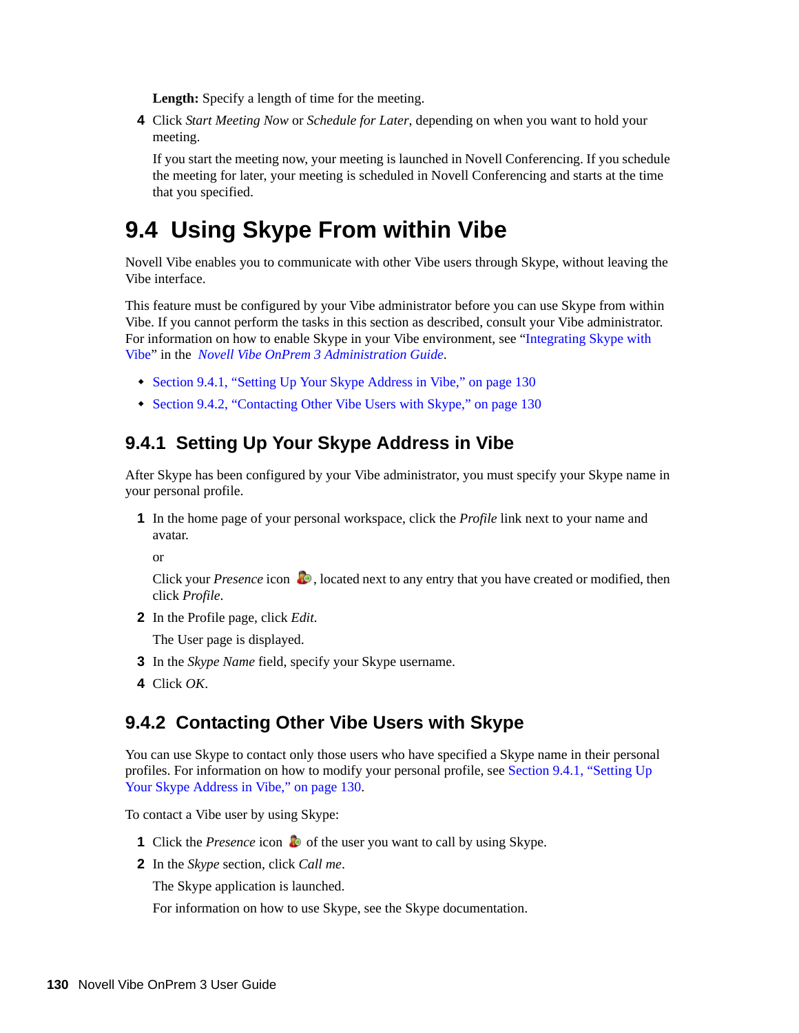**Length:** Specify a length of time for the meeting.

4. Click *Start Meeting Now* or *Schedule for Later*, depending on when you want to hold your meeting.

   If you start the meeting now, your meeting is launched in Novell Conferencing. If you schedule the meeting for later, your meeting is scheduled in Novell Conferencing and starts at the time that you specified.

## 9.4 Using Skype From within Vibe

Novell Vibe enables you to communicate with other Vibe users through Skype, without leaving the Vibe interface.

This feature must be configured by your Vibe administrator before you can use Skype from within Vibe. If you cannot perform the tasks in this section as described, consult your Vibe administrator. For information on how to enable Skype in your Vibe environment, see "Integrating Skype with Vibe" in the *Novell Vibe OnPrem 3 Administration Guide*.

- Section 9.4.1, "Setting Up Your Skype Address in Vibe," on page 130
- Section 9.4.2, "Contacting Other Vibe Users with Skype," on page 130

### 9.4.1 Setting Up Your Skype Address in Vibe

After Skype has been configured by your Vibe administrator, you must specify your Skype name in your personal profile.

1. In the home page of your personal workspace, click the *Profile* link next to your name and avatar.

   or

   Click your *Presence* icon, located next to any entry that you have created or modified, then click *Profile*.

2. In the Profile page, click *Edit*.

   The User page is displayed.

3. In the *Skype Name* field, specify your Skype username.
4. Click *OK*.

### 9.4.2 Contacting Other Vibe Users with Skype

You can use Skype to contact only those users who have specified a Skype name in their personal profiles. For information on how to modify your personal profile, see Section 9.4.1, "Setting Up Your Skype Address in Vibe," on page 130.

To contact a Vibe user by using Skype:

1. Click the *Presence* icon of the user you want to call by using Skype.
2. In the *Skype* section, click *Call me*.

   The Skype application is launched.

   For information on how to use Skype, see the Skype documentation.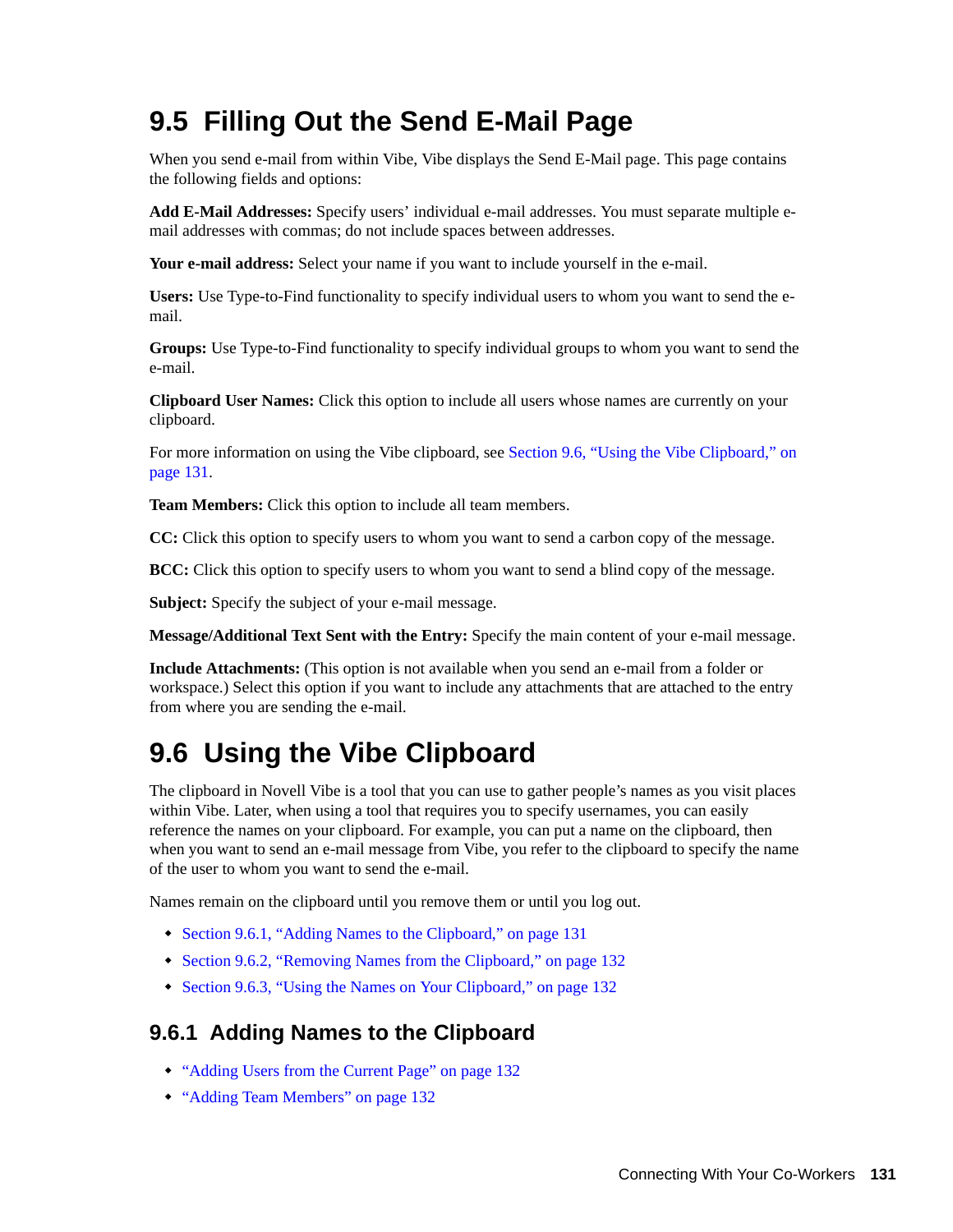## 9.5 Filling Out the Send E-Mail Page

When you send e-mail from within Vibe, Vibe displays the Send E-Mail page. This page contains the following fields and options:

**Add E-Mail Addresses:** Specify users' individual e-mail addresses. You must separate multiple e-mail addresses with commas; do not include spaces between addresses.

**Your e-mail address:** Select your name if you want to include yourself in the e-mail.

**Users:** Use Type-to-Find functionality to specify individual users to whom you want to send the e-mail.

**Groups:** Use Type-to-Find functionality to specify individual groups to whom you want to send the e-mail.

**Clipboard User Names:** Click this option to include all users whose names are currently on your clipboard.

For more information on using the Vibe clipboard, see Section 9.6, "Using the Vibe Clipboard," on page 131.

**Team Members:** Click this option to include all team members.

**CC:** Click this option to specify users to whom you want to send a carbon copy of the message.

**BCC:** Click this option to specify users to whom you want to send a blind copy of the message.

**Subject:** Specify the subject of your e-mail message.

**Message/Additional Text Sent with the Entry:** Specify the main content of your e-mail message.

**Include Attachments:** (This option is not available when you send an e-mail from a folder or workspace.) Select this option if you want to include any attachments that are attached to the entry from where you are sending the e-mail.

## 9.6 Using the Vibe Clipboard

The clipboard in Novell Vibe is a tool that you can use to gather people's names as you visit places within Vibe. Later, when using a tool that requires you to specify usernames, you can easily reference the names on your clipboard. For example, you can put a name on the clipboard, then when you want to send an e-mail message from Vibe, you refer to the clipboard to specify the name of the user to whom you want to send the e-mail.

Names remain on the clipboard until you remove them or until you log out.

- Section 9.6.1, "Adding Names to the Clipboard," on page 131
- Section 9.6.2, "Removing Names from the Clipboard," on page 132
- Section 9.6.3, "Using the Names on Your Clipboard," on page 132

### 9.6.1 Adding Names to the Clipboard

- "Adding Users from the Current Page" on page 132
- "Adding Team Members" on page 132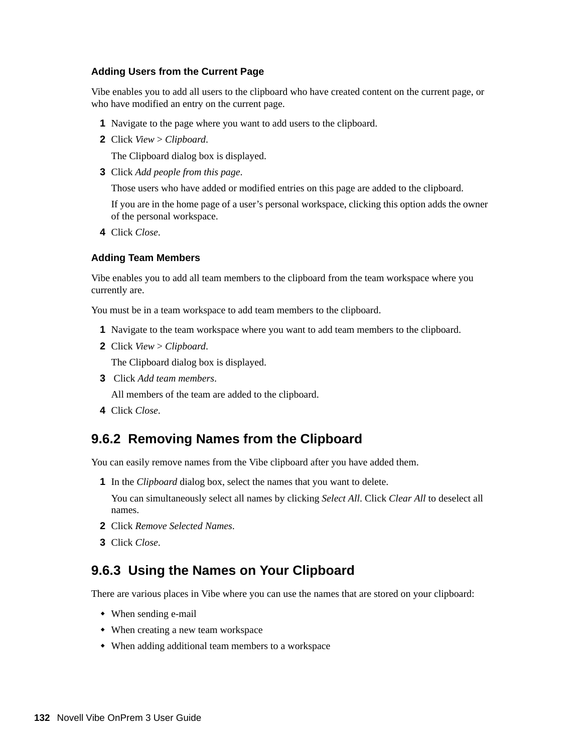#### Adding Users from the Current Page

Vibe enables you to add all users to the clipboard who have created content on the current page, or who have modified an entry on the current page.

1. Navigate to the page where you want to add users to the clipboard.
2. Click *View* > *Clipboard*.

   The Clipboard dialog box is displayed.
3. Click *Add people from this page*.

   Those users who have added or modified entries on this page are added to the clipboard.

   If you are in the home page of a user’s personal workspace, clicking this option adds the owner of the personal workspace.
4. Click *Close*.

#### Adding Team Members

Vibe enables you to add all team members to the clipboard from the team workspace where you currently are.

You must be in a team workspace to add team members to the clipboard.

1. Navigate to the team workspace where you want to add team members to the clipboard.
2. Click *View* > *Clipboard*.

   The Clipboard dialog box is displayed.
3. Click *Add team members*.

   All members of the team are added to the clipboard.
4. Click *Close*.

### 9.6.2 Removing Names from the Clipboard

You can easily remove names from the Vibe clipboard after you have added them.

1. In the *Clipboard* dialog box, select the names that you want to delete.

   You can simultaneously select all names by clicking *Select All*. Click *Clear All* to deselect all names.
2. Click *Remove Selected Names*.
3. Click *Close*.

### 9.6.3 Using the Names on Your Clipboard

There are various places in Vibe where you can use the names that are stored on your clipboard:

- When sending e-mail
- When creating a new team workspace
- When adding additional team members to a workspace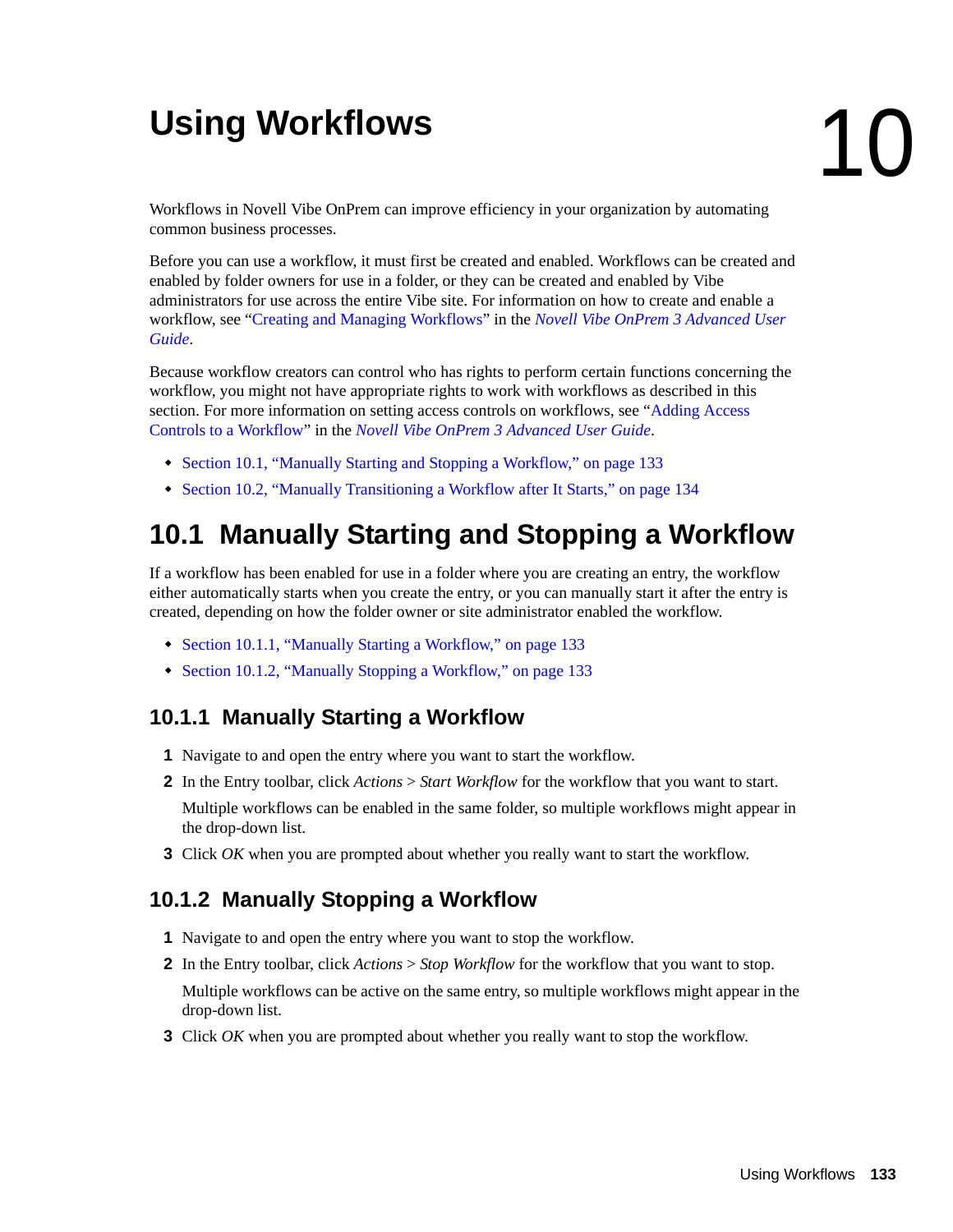# 10 Using Workflows

Workflows in Novell Vibe OnPrem can improve efficiency in your organization by automating common business processes.

Before you can use a workflow, it must first be created and enabled. Workflows can be created and enabled by folder owners for use in a folder, or they can be created and enabled by Vibe administrators for use across the entire Vibe site. For information on how to create and enable a workflow, see "Creating and Managing Workflows" in the *Novell Vibe OnPrem 3 Advanced User Guide*.

Because workflow creators can control who has rights to perform certain functions concerning the workflow, you might not have appropriate rights to work with workflows as described in this section. For more information on setting access controls on workflows, see "Adding Access Controls to a Workflow" in the *Novell Vibe OnPrem 3 Advanced User Guide*.

- Section 10.1, "Manually Starting and Stopping a Workflow," on page 133
- Section 10.2, "Manually Transitioning a Workflow after It Starts," on page 134

## 10.1 Manually Starting and Stopping a Workflow

If a workflow has been enabled for use in a folder where you are creating an entry, the workflow either automatically starts when you create the entry, or you can manually start it after the entry is created, depending on how the folder owner or site administrator enabled the workflow.

- Section 10.1.1, "Manually Starting a Workflow," on page 133
- Section 10.1.2, "Manually Stopping a Workflow," on page 133

### 10.1.1 Manually Starting a Workflow

1. Navigate to and open the entry where you want to start the workflow.
2. In the Entry toolbar, click *Actions* > *Start Workflow* for the workflow that you want to start.

   Multiple workflows can be enabled in the same folder, so multiple workflows might appear in the drop-down list.
3. Click *OK* when you are prompted about whether you really want to start the workflow.

### 10.1.2 Manually Stopping a Workflow

1. Navigate to and open the entry where you want to stop the workflow.
2. In the Entry toolbar, click *Actions* > *Stop Workflow* for the workflow that you want to stop.

   Multiple workflows can be active on the same entry, so multiple workflows might appear in the drop-down list.
3. Click *OK* when you are prompted about whether you really want to stop the workflow.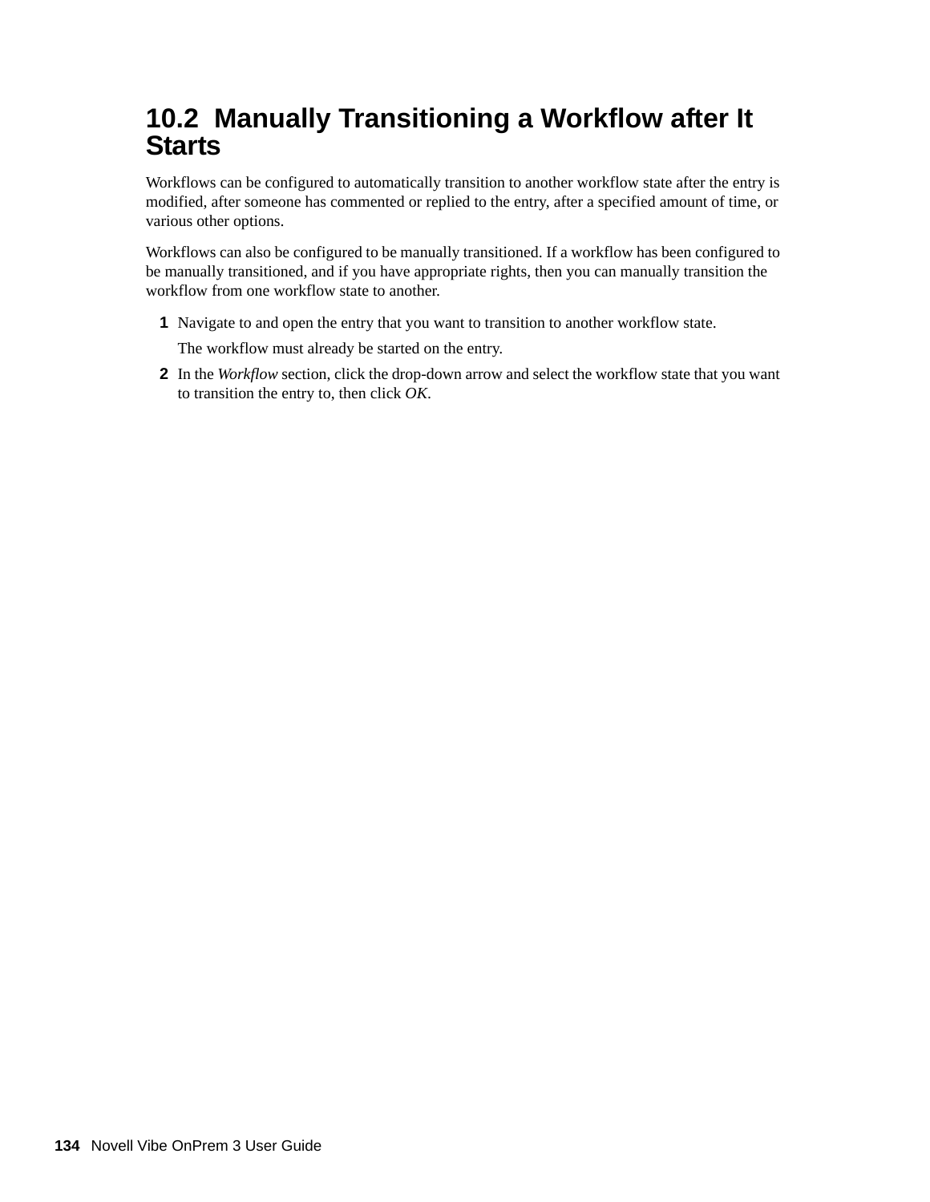## 10.2 Manually Transitioning a Workflow after It Starts

Workflows can be configured to automatically transition to another workflow state after the entry is modified, after someone has commented or replied to the entry, after a specified amount of time, or various other options.

Workflows can also be configured to be manually transitioned. If a workflow has been configured to be manually transitioned, and if you have appropriate rights, then you can manually transition the workflow from one workflow state to another.

1. Navigate to and open the entry that you want to transition to another workflow state.

   The workflow must already be started on the entry.

2. In the *Workflow* section, click the drop-down arrow and select the workflow state that you want to transition the entry to, then click *OK*.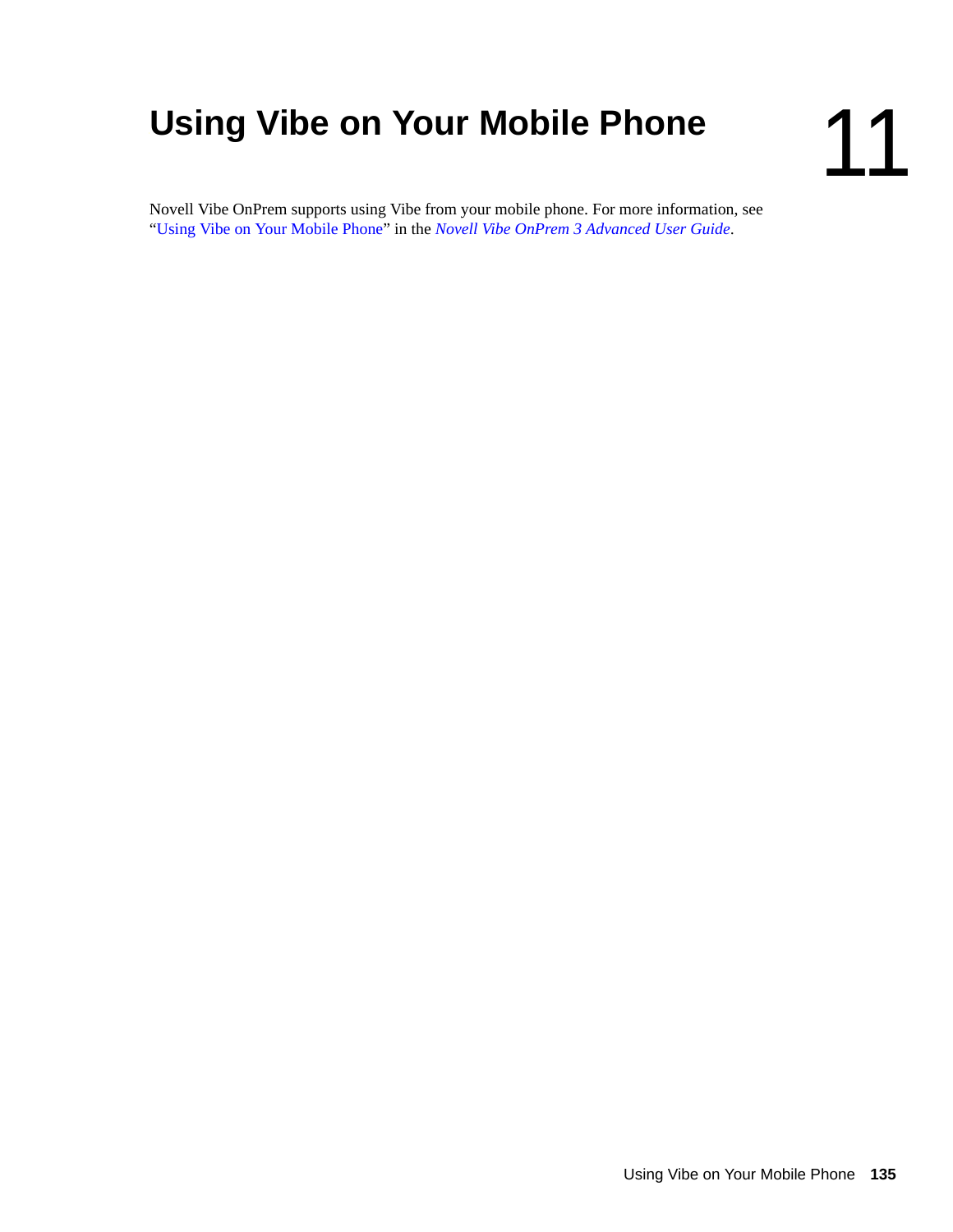# 11 Using Vibe on Your Mobile Phone

Novell Vibe OnPrem supports using Vibe from your mobile phone. For more information, see "Using Vibe on Your Mobile Phone" in the *Novell Vibe OnPrem 3 Advanced User Guide*.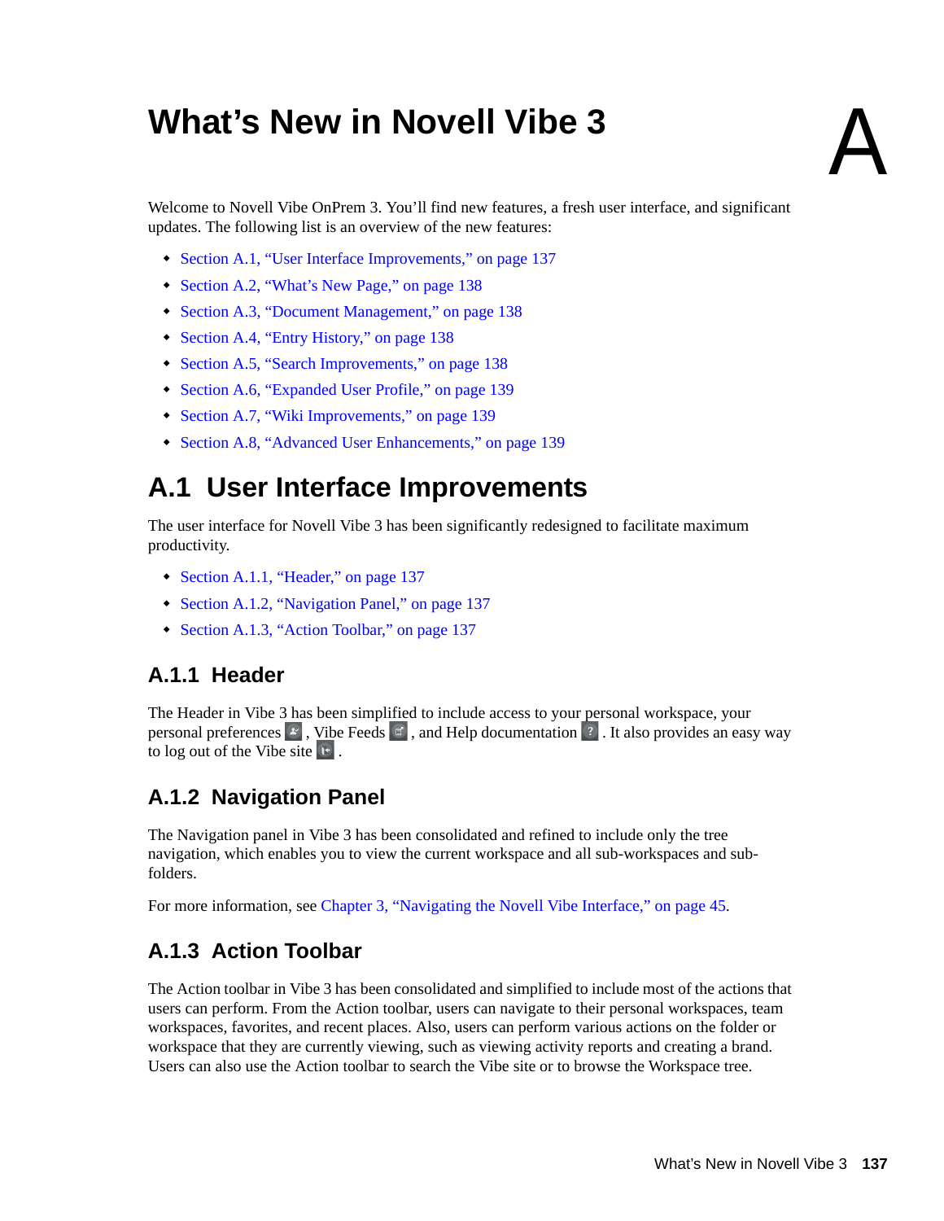// What's New in Novell Vibe 3

# A What's New in Novell Vibe 3

Welcome to Novell Vibe OnPrem 3. You'll find new features, a fresh user interface, and significant updates. The following list is an overview of the new features:

- Section A.1, "User Interface Improvements," on page 137
- Section A.2, "What's New Page," on page 138
- Section A.3, "Document Management," on page 138
- Section A.4, "Entry History," on page 138
- Section A.5, "Search Improvements," on page 138
- Section A.6, "Expanded User Profile," on page 139
- Section A.7, "Wiki Improvements," on page 139
- Section A.8, "Advanced User Enhancements," on page 139

## A.1 User Interface Improvements

The user interface for Novell Vibe 3 has been significantly redesigned to facilitate maximum productivity.

- Section A.1.1, "Header," on page 137
- Section A.1.2, "Navigation Panel," on page 137
- Section A.1.3, "Action Toolbar," on page 137

### A.1.1 Header

The Header in Vibe 3 has been simplified to include access to your personal workspace, your personal preferences , Vibe Feeds , and Help documentation . It also provides an easy way to log out of the Vibe site .

### A.1.2 Navigation Panel

The Navigation panel in Vibe 3 has been consolidated and refined to include only the tree navigation, which enables you to view the current workspace and all sub-workspaces and sub-folders.

For more information, see Chapter 3, "Navigating the Novell Vibe Interface," on page 45.

### A.1.3 Action Toolbar

The Action toolbar in Vibe 3 has been consolidated and simplified to include most of the actions that users can perform. From the Action toolbar, users can navigate to their personal workspaces, team workspaces, favorites, and recent places. Also, users can perform various actions on the folder or workspace that they are currently viewing, such as viewing activity reports and creating a brand. Users can also use the Action toolbar to search the Vibe site or to browse the Workspace tree.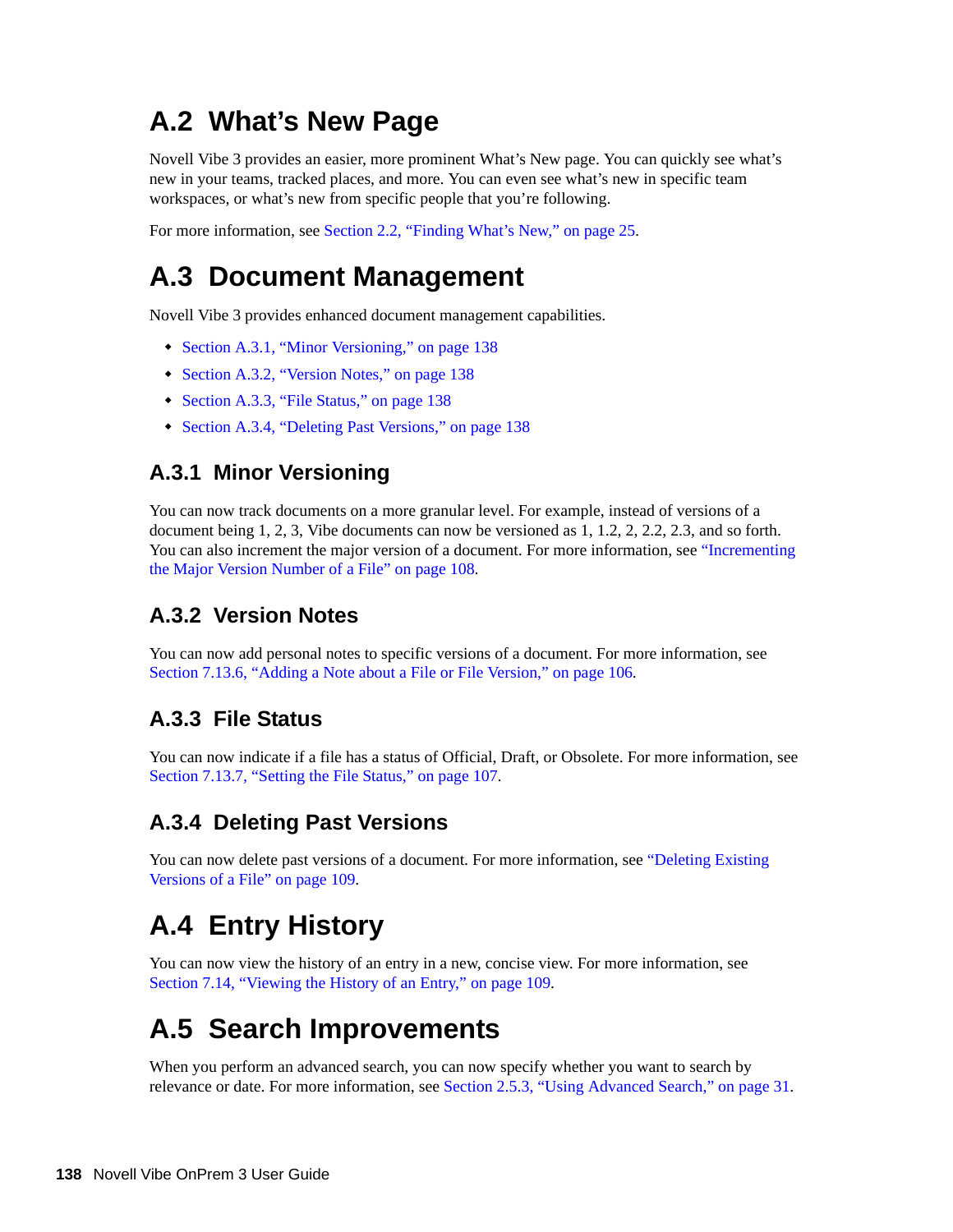## A.2 What's New Page

Novell Vibe 3 provides an easier, more prominent What's New page. You can quickly see what's new in your teams, tracked places, and more. You can even see what's new in specific team workspaces, or what's new from specific people that you're following.

For more information, see Section 2.2, "Finding What's New," on page 25.

## A.3 Document Management

Novell Vibe 3 provides enhanced document management capabilities.

- Section A.3.1, "Minor Versioning," on page 138
- Section A.3.2, "Version Notes," on page 138
- Section A.3.3, "File Status," on page 138
- Section A.3.4, "Deleting Past Versions," on page 138

### A.3.1 Minor Versioning

You can now track documents on a more granular level. For example, instead of versions of a document being 1, 2, 3, Vibe documents can now be versioned as 1, 1.2, 2, 2.2, 2.3, and so forth. You can also increment the major version of a document. For more information, see "Incrementing the Major Version Number of a File" on page 108.

### A.3.2 Version Notes

You can now add personal notes to specific versions of a document. For more information, see Section 7.13.6, "Adding a Note about a File or File Version," on page 106.

### A.3.3 File Status

You can now indicate if a file has a status of Official, Draft, or Obsolete. For more information, see Section 7.13.7, "Setting the File Status," on page 107.

### A.3.4 Deleting Past Versions

You can now delete past versions of a document. For more information, see "Deleting Existing Versions of a File" on page 109.

## A.4 Entry History

You can now view the history of an entry in a new, concise view. For more information, see Section 7.14, "Viewing the History of an Entry," on page 109.

## A.5 Search Improvements

When you perform an advanced search, you can now specify whether you want to search by relevance or date. For more information, see Section 2.5.3, "Using Advanced Search," on page 31.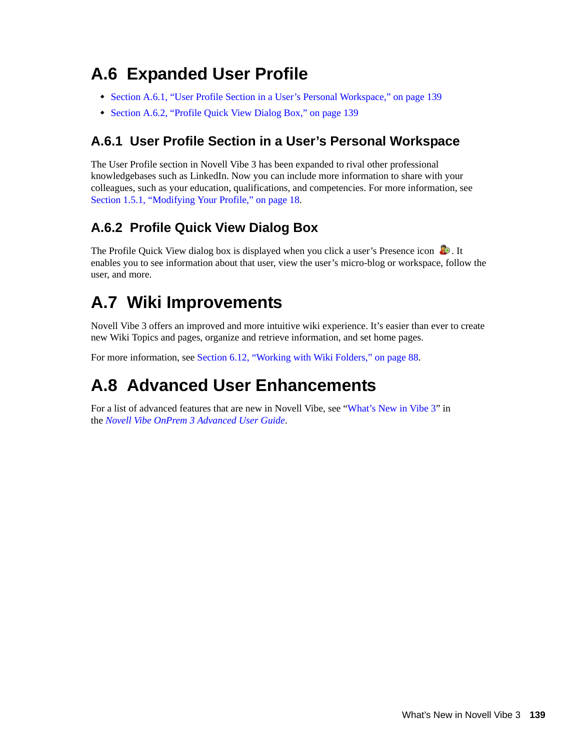## A.6 Expanded User Profile

- Section A.6.1, "User Profile Section in a User's Personal Workspace," on page 139
- Section A.6.2, "Profile Quick View Dialog Box," on page 139

### A.6.1 User Profile Section in a User's Personal Workspace

The User Profile section in Novell Vibe 3 has been expanded to rival other professional knowledgebases such as LinkedIn. Now you can include more information to share with your colleagues, such as your education, qualifications, and competencies. For more information, see Section 1.5.1, "Modifying Your Profile," on page 18.

### A.6.2 Profile Quick View Dialog Box

The Profile Quick View dialog box is displayed when you click a user's Presence icon . It enables you to see information about that user, view the user's micro-blog or workspace, follow the user, and more.

## A.7 Wiki Improvements

Novell Vibe 3 offers an improved and more intuitive wiki experience. It's easier than ever to create new Wiki Topics and pages, organize and retrieve information, and set home pages.

For more information, see Section 6.12, "Working with Wiki Folders," on page 88.

## A.8 Advanced User Enhancements

For a list of advanced features that are new in Novell Vibe, see "What's New in Vibe 3" in the *Novell Vibe OnPrem 3 Advanced User Guide*.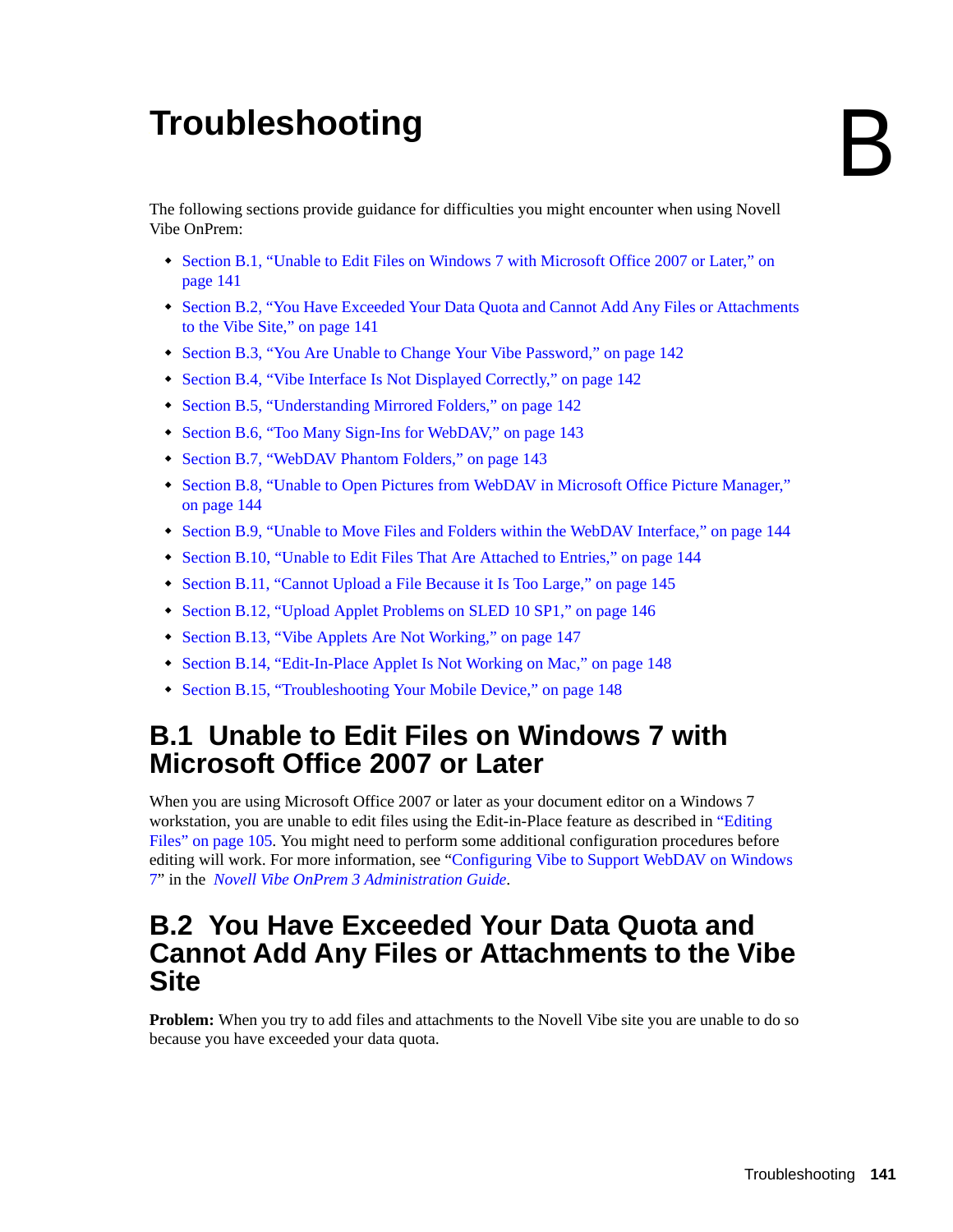# B Troubleshooting

The following sections provide guidance for difficulties you might encounter when using Novell Vibe OnPrem:

- Section B.1, "Unable to Edit Files on Windows 7 with Microsoft Office 2007 or Later," on page 141
- Section B.2, "You Have Exceeded Your Data Quota and Cannot Add Any Files or Attachments to the Vibe Site," on page 141
- Section B.3, "You Are Unable to Change Your Vibe Password," on page 142
- Section B.4, "Vibe Interface Is Not Displayed Correctly," on page 142
- Section B.5, "Understanding Mirrored Folders," on page 142
- Section B.6, "Too Many Sign-Ins for WebDAV," on page 143
- Section B.7, "WebDAV Phantom Folders," on page 143
- Section B.8, "Unable to Open Pictures from WebDAV in Microsoft Office Picture Manager," on page 144
- Section B.9, "Unable to Move Files and Folders within the WebDAV Interface," on page 144
- Section B.10, "Unable to Edit Files That Are Attached to Entries," on page 144
- Section B.11, "Cannot Upload a File Because it Is Too Large," on page 145
- Section B.12, "Upload Applet Problems on SLED 10 SP1," on page 146
- Section B.13, "Vibe Applets Are Not Working," on page 147
- Section B.14, "Edit-In-Place Applet Is Not Working on Mac," on page 148
- Section B.15, "Troubleshooting Your Mobile Device," on page 148

## B.1 Unable to Edit Files on Windows 7 with Microsoft Office 2007 or Later

When you are using Microsoft Office 2007 or later as your document editor on a Windows 7 workstation, you are unable to edit files using the Edit-in-Place feature as described in "Editing Files" on page 105. You might need to perform some additional configuration procedures before editing will work. For more information, see "Configuring Vibe to Support WebDAV on Windows 7" in the *Novell Vibe OnPrem 3 Administration Guide*.

## B.2 You Have Exceeded Your Data Quota and Cannot Add Any Files or Attachments to the Vibe Site

**Problem:** When you try to add files and attachments to the Novell Vibe site you are unable to do so because you have exceeded your data quota.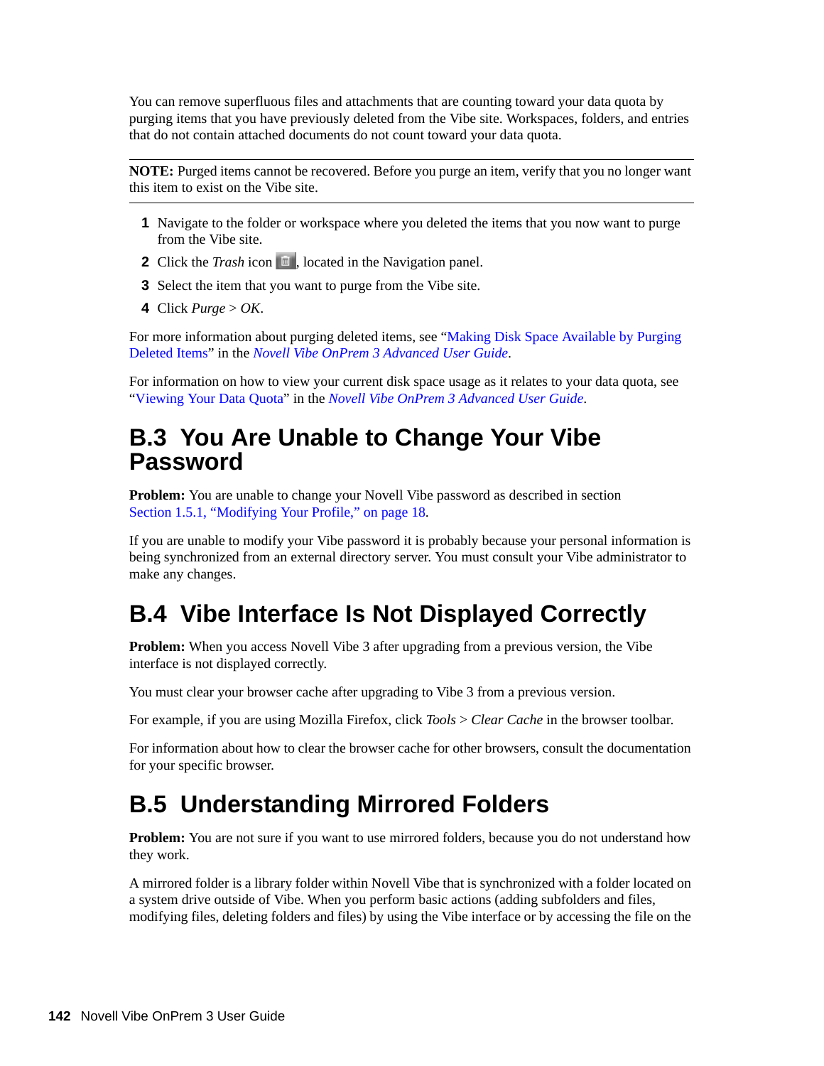You can remove superfluous files and attachments that are counting toward your data quota by purging items that you have previously deleted from the Vibe site. Workspaces, folders, and entries that do not contain attached documents do not count toward your data quota.

---

**NOTE:** Purged items cannot be recovered. Before you purge an item, verify that you no longer want this item to exist on the Vibe site.

---

1. Navigate to the folder or workspace where you deleted the items that you now want to purge from the Vibe site.
2. Click the *Trash* icon, located in the Navigation panel.
3. Select the item that you want to purge from the Vibe site.
4. Click *Purge* > *OK*.

For more information about purging deleted items, see "Making Disk Space Available by Purging Deleted Items" in the *Novell Vibe OnPrem 3 Advanced User Guide*.

For information on how to view your current disk space usage as it relates to your data quota, see "Viewing Your Data Quota" in the *Novell Vibe OnPrem 3 Advanced User Guide*.

## B.3 You Are Unable to Change Your Vibe Password

**Problem:** You are unable to change your Novell Vibe password as described in section Section 1.5.1, "Modifying Your Profile," on page 18.

If you are unable to modify your Vibe password it is probably because your personal information is being synchronized from an external directory server. You must consult your Vibe administrator to make any changes.

## B.4 Vibe Interface Is Not Displayed Correctly

**Problem:** When you access Novell Vibe 3 after upgrading from a previous version, the Vibe interface is not displayed correctly.

You must clear your browser cache after upgrading to Vibe 3 from a previous version.

For example, if you are using Mozilla Firefox, click *Tools* > *Clear Cache* in the browser toolbar.

For information about how to clear the browser cache for other browsers, consult the documentation for your specific browser.

## B.5 Understanding Mirrored Folders

**Problem:** You are not sure if you want to use mirrored folders, because you do not understand how they work.

A mirrored folder is a library folder within Novell Vibe that is synchronized with a folder located on a system drive outside of Vibe. When you perform basic actions (adding subfolders and files, modifying files, deleting folders and files) by using the Vibe interface or by accessing the file on the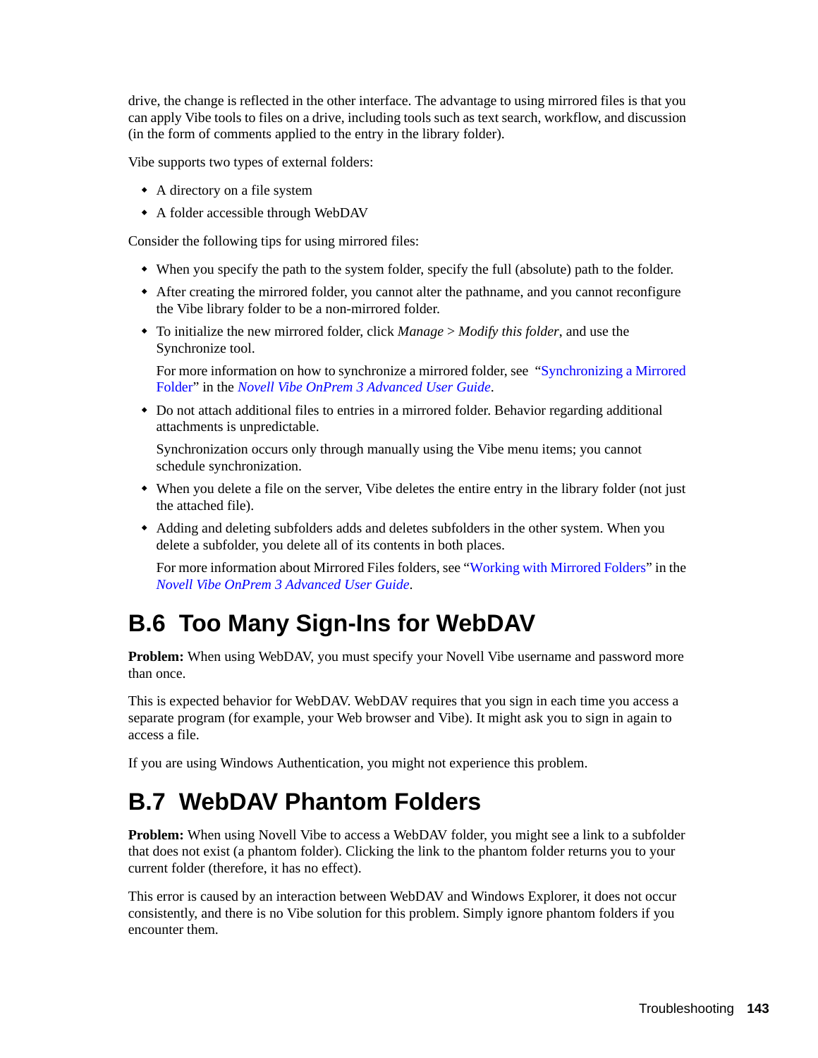drive, the change is reflected in the other interface. The advantage to using mirrored files is that you can apply Vibe tools to files on a drive, including tools such as text search, workflow, and discussion (in the form of comments applied to the entry in the library folder).

Vibe supports two types of external folders:

- A directory on a file system
- A folder accessible through WebDAV

Consider the following tips for using mirrored files:

- When you specify the path to the system folder, specify the full (absolute) path to the folder.
- After creating the mirrored folder, you cannot alter the pathname, and you cannot reconfigure the Vibe library folder to be a non-mirrored folder.
- To initialize the new mirrored folder, click *Manage* > *Modify this folder*, and use the Synchronize tool.

  For more information on how to synchronize a mirrored folder, see "Synchronizing a Mirrored Folder" in the *Novell Vibe OnPrem 3 Advanced User Guide*.
- Do not attach additional files to entries in a mirrored folder. Behavior regarding additional attachments is unpredictable.

  Synchronization occurs only through manually using the Vibe menu items; you cannot schedule synchronization.
- When you delete a file on the server, Vibe deletes the entire entry in the library folder (not just the attached file).
- Adding and deleting subfolders adds and deletes subfolders in the other system. When you delete a subfolder, you delete all of its contents in both places.

  For more information about Mirrored Files folders, see "Working with Mirrored Folders" in the *Novell Vibe OnPrem 3 Advanced User Guide*.

## B.6 Too Many Sign-Ins for WebDAV

**Problem:** When using WebDAV, you must specify your Novell Vibe username and password more than once.

This is expected behavior for WebDAV. WebDAV requires that you sign in each time you access a separate program (for example, your Web browser and Vibe). It might ask you to sign in again to access a file.

If you are using Windows Authentication, you might not experience this problem.

## B.7 WebDAV Phantom Folders

**Problem:** When using Novell Vibe to access a WebDAV folder, you might see a link to a subfolder that does not exist (a phantom folder). Clicking the link to the phantom folder returns you to your current folder (therefore, it has no effect).

This error is caused by an interaction between WebDAV and Windows Explorer, it does not occur consistently, and there is no Vibe solution for this problem. Simply ignore phantom folders if you encounter them.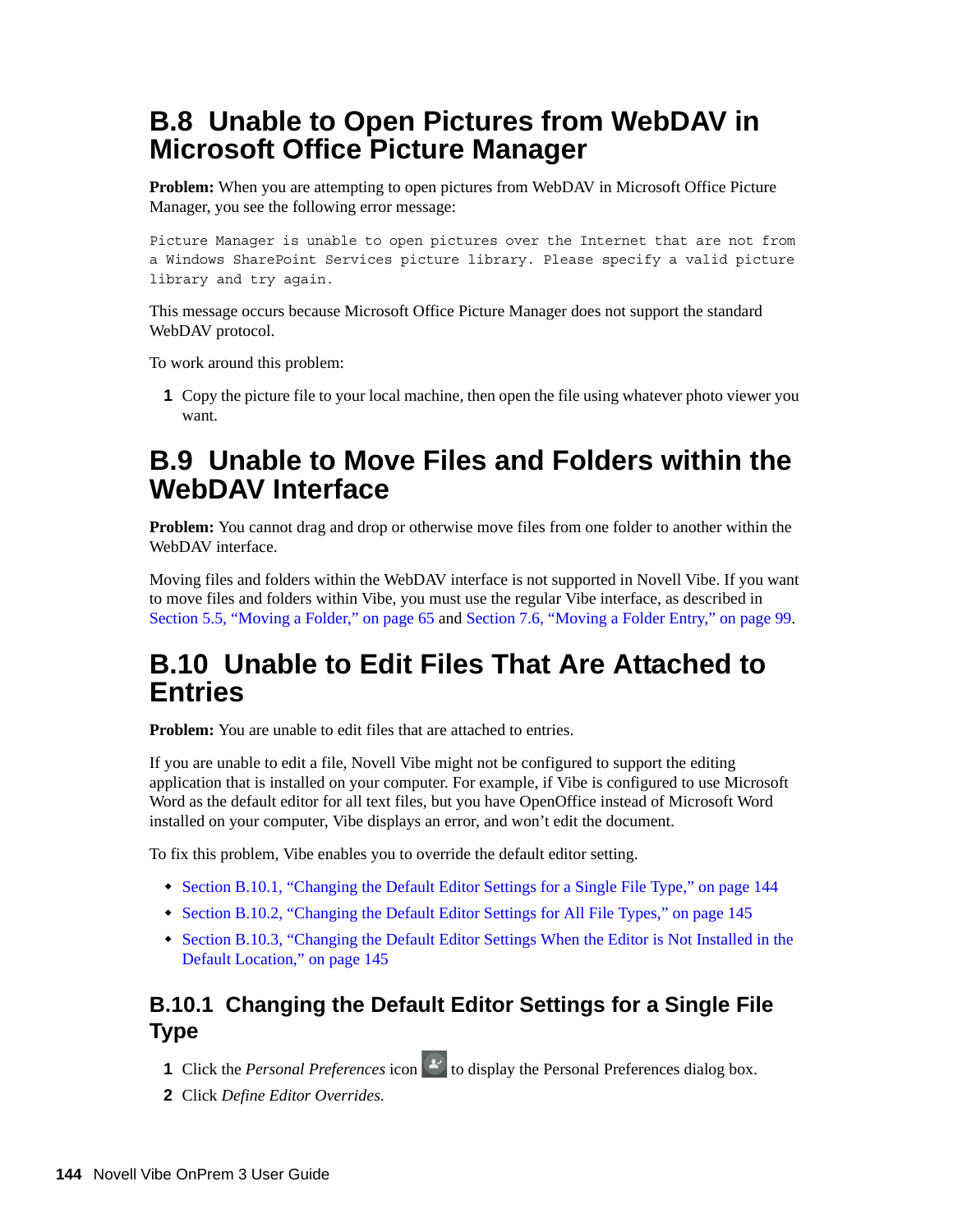## B.8 Unable to Open Pictures from WebDAV in Microsoft Office Picture Manager

**Problem:** When you are attempting to open pictures from WebDAV in Microsoft Office Picture Manager, you see the following error message:

```
Picture Manager is unable to open pictures over the Internet that are not from
a Windows SharePoint Services picture library. Please specify a valid picture
library and try again.
```

This message occurs because Microsoft Office Picture Manager does not support the standard WebDAV protocol.

To work around this problem:

1 Copy the picture file to your local machine, then open the file using whatever photo viewer you want.

## B.9 Unable to Move Files and Folders within the WebDAV Interface

**Problem:** You cannot drag and drop or otherwise move files from one folder to another within the WebDAV interface.

Moving files and folders within the WebDAV interface is not supported in Novell Vibe. If you want to move files and folders within Vibe, you must use the regular Vibe interface, as described in Section 5.5, “Moving a Folder,” on page 65 and Section 7.6, “Moving a Folder Entry,” on page 99.

## B.10 Unable to Edit Files That Are Attached to Entries

**Problem:** You are unable to edit files that are attached to entries.

If you are unable to edit a file, Novell Vibe might not be configured to support the editing application that is installed on your computer. For example, if Vibe is configured to use Microsoft Word as the default editor for all text files, but you have OpenOffice instead of Microsoft Word installed on your computer, Vibe displays an error, and won’t edit the document.

To fix this problem, Vibe enables you to override the default editor setting.

- Section B.10.1, “Changing the Default Editor Settings for a Single File Type,” on page 144
- Section B.10.2, “Changing the Default Editor Settings for All File Types,” on page 145
- Section B.10.3, “Changing the Default Editor Settings When the Editor is Not Installed in the Default Location,” on page 145

### B.10.1 Changing the Default Editor Settings for a Single File Type

1 Click the *Personal Preferences* icon to display the Personal Preferences dialog box.

2 Click *Define Editor Overrides.*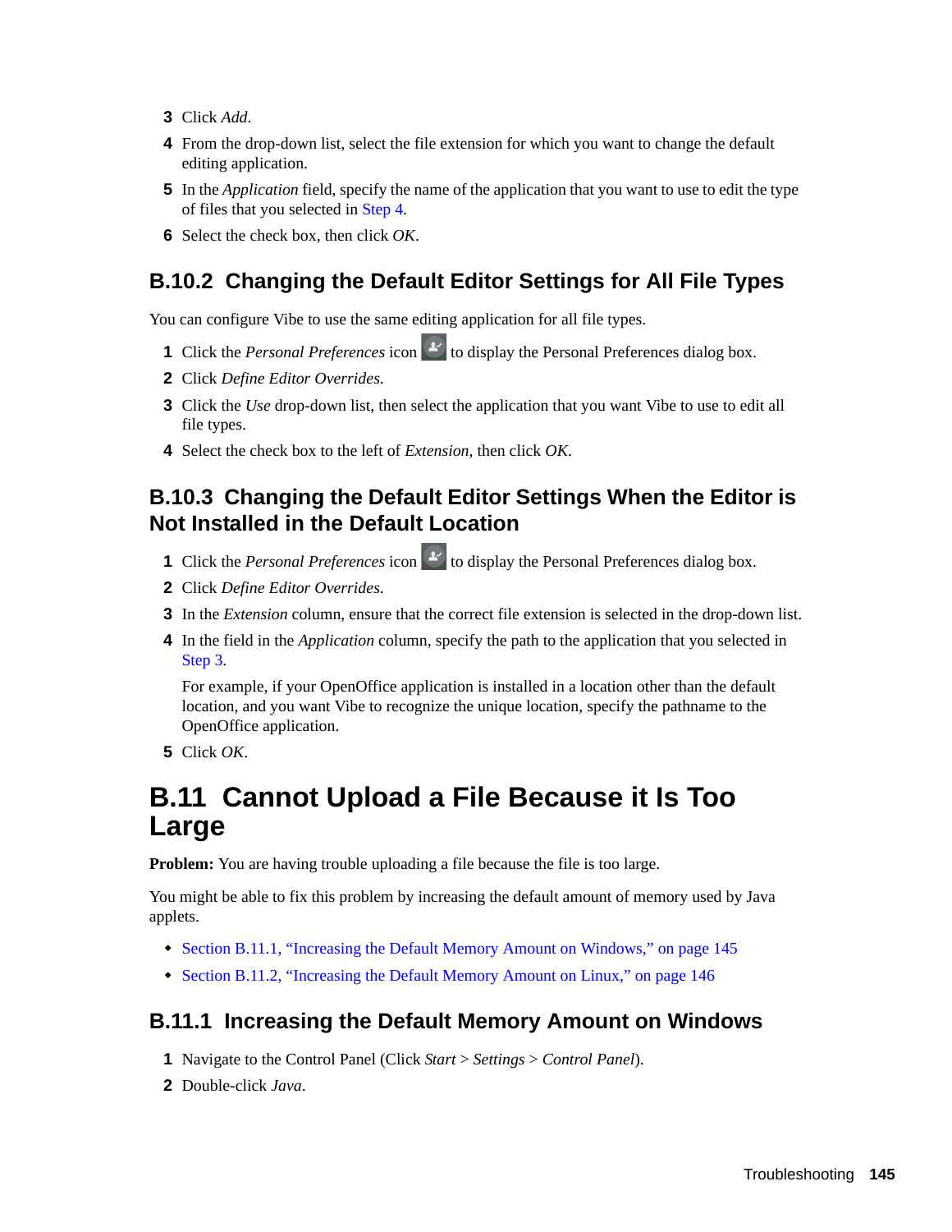3. Click *Add*.
4. From the drop-down list, select the file extension for which you want to change the default editing application.
5. In the *Application* field, specify the name of the application that you want to use to edit the type of files that you selected in Step 4.
6. Select the check box, then click *OK*.

### B.10.2 Changing the Default Editor Settings for All File Types

You can configure Vibe to use the same editing application for all file types.

1. Click the *Personal Preferences* icon to display the Personal Preferences dialog box.
2. Click *Define Editor Overrides*.
3. Click the *Use* drop-down list, then select the application that you want Vibe to use to edit all file types.
4. Select the check box to the left of *Extension*, then click *OK*.

### B.10.3 Changing the Default Editor Settings When the Editor is Not Installed in the Default Location

1. Click the *Personal Preferences* icon to display the Personal Preferences dialog box.
2. Click *Define Editor Overrides*.
3. In the *Extension* column, ensure that the correct file extension is selected in the drop-down list.
4. In the field in the *Application* column, specify the path to the application that you selected in Step 3.

   For example, if your OpenOffice application is installed in a location other than the default location, and you want Vibe to recognize the unique location, specify the pathname to the OpenOffice application.
5. Click *OK*.

## B.11 Cannot Upload a File Because it Is Too Large

**Problem:** You are having trouble uploading a file because the file is too large.

You might be able to fix this problem by increasing the default amount of memory used by Java applets.

- Section B.11.1, "Increasing the Default Memory Amount on Windows," on page 145
- Section B.11.2, "Increasing the Default Memory Amount on Linux," on page 146

### B.11.1 Increasing the Default Memory Amount on Windows

1. Navigate to the Control Panel (Click *Start* > *Settings* > *Control Panel*).
2. Double-click *Java*.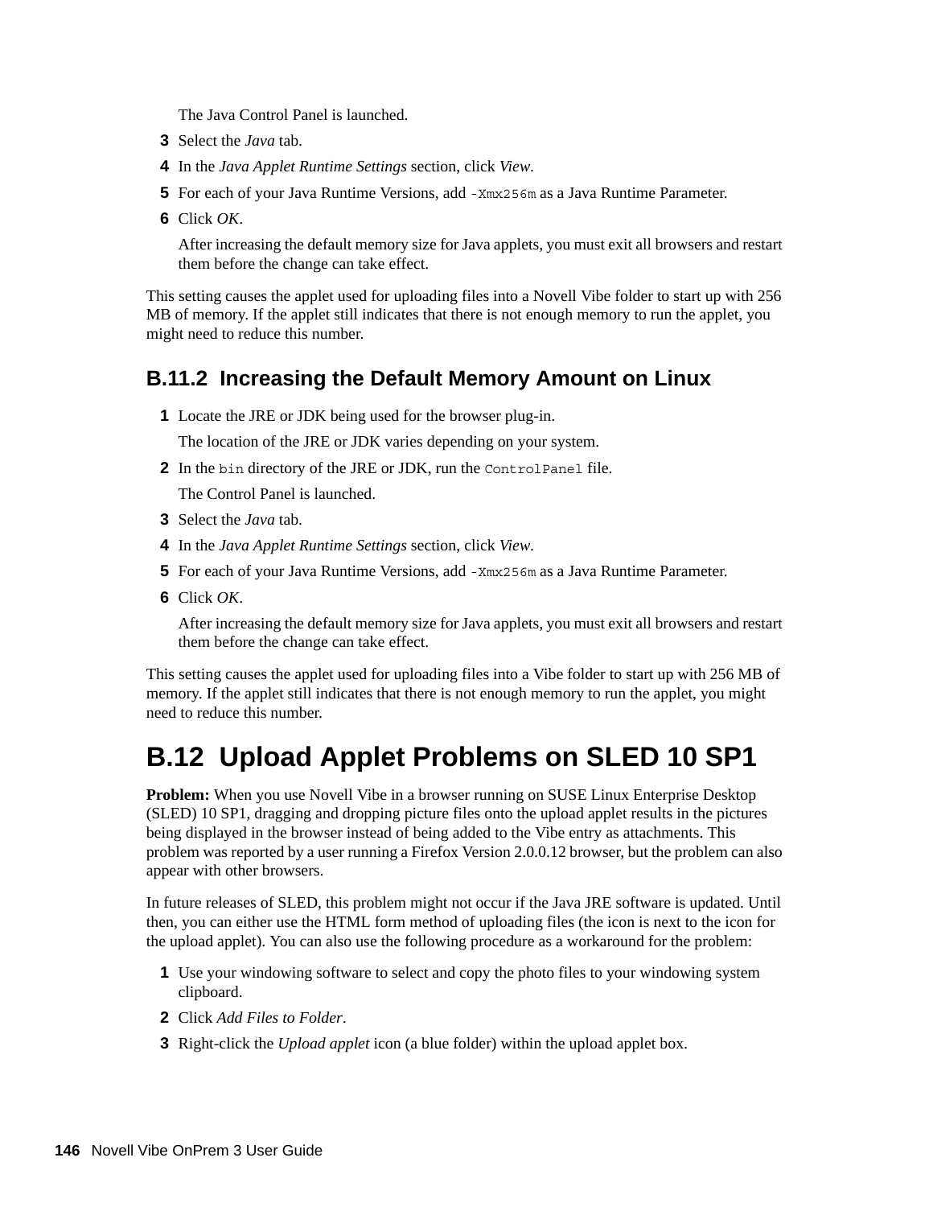The Java Control Panel is launched.

3. Select the *Java* tab.
4. In the *Java Applet Runtime Settings* section, click *View*.
5. For each of your Java Runtime Versions, add `-Xmx256m` as a Java Runtime Parameter.
6. Click *OK*.

   After increasing the default memory size for Java applets, you must exit all browsers and restart them before the change can take effect.

This setting causes the applet used for uploading files into a Novell Vibe folder to start up with 256 MB of memory. If the applet still indicates that there is not enough memory to run the applet, you might need to reduce this number.

### B.11.2 Increasing the Default Memory Amount on Linux

1. Locate the JRE or JDK being used for the browser plug-in.

   The location of the JRE or JDK varies depending on your system.
2. In the `bin` directory of the JRE or JDK, run the `ControlPanel` file.

   The Control Panel is launched.
3. Select the *Java* tab.
4. In the *Java Applet Runtime Settings* section, click *View*.
5. For each of your Java Runtime Versions, add `-Xmx256m` as a Java Runtime Parameter.
6. Click *OK*.

   After increasing the default memory size for Java applets, you must exit all browsers and restart them before the change can take effect.

This setting causes the applet used for uploading files into a Vibe folder to start up with 256 MB of memory. If the applet still indicates that there is not enough memory to run the applet, you might need to reduce this number.

## B.12 Upload Applet Problems on SLED 10 SP1

**Problem:** When you use Novell Vibe in a browser running on SUSE Linux Enterprise Desktop (SLED) 10 SP1, dragging and dropping picture files onto the upload applet results in the pictures being displayed in the browser instead of being added to the Vibe entry as attachments. This problem was reported by a user running a Firefox Version 2.0.0.12 browser, but the problem can also appear with other browsers.

In future releases of SLED, this problem might not occur if the Java JRE software is updated. Until then, you can either use the HTML form method of uploading files (the icon is next to the icon for the upload applet). You can also use the following procedure as a workaround for the problem:

1. Use your windowing software to select and copy the photo files to your windowing system clipboard.
2. Click *Add Files to Folder*.
3. Right-click the *Upload applet* icon (a blue folder) within the upload applet box.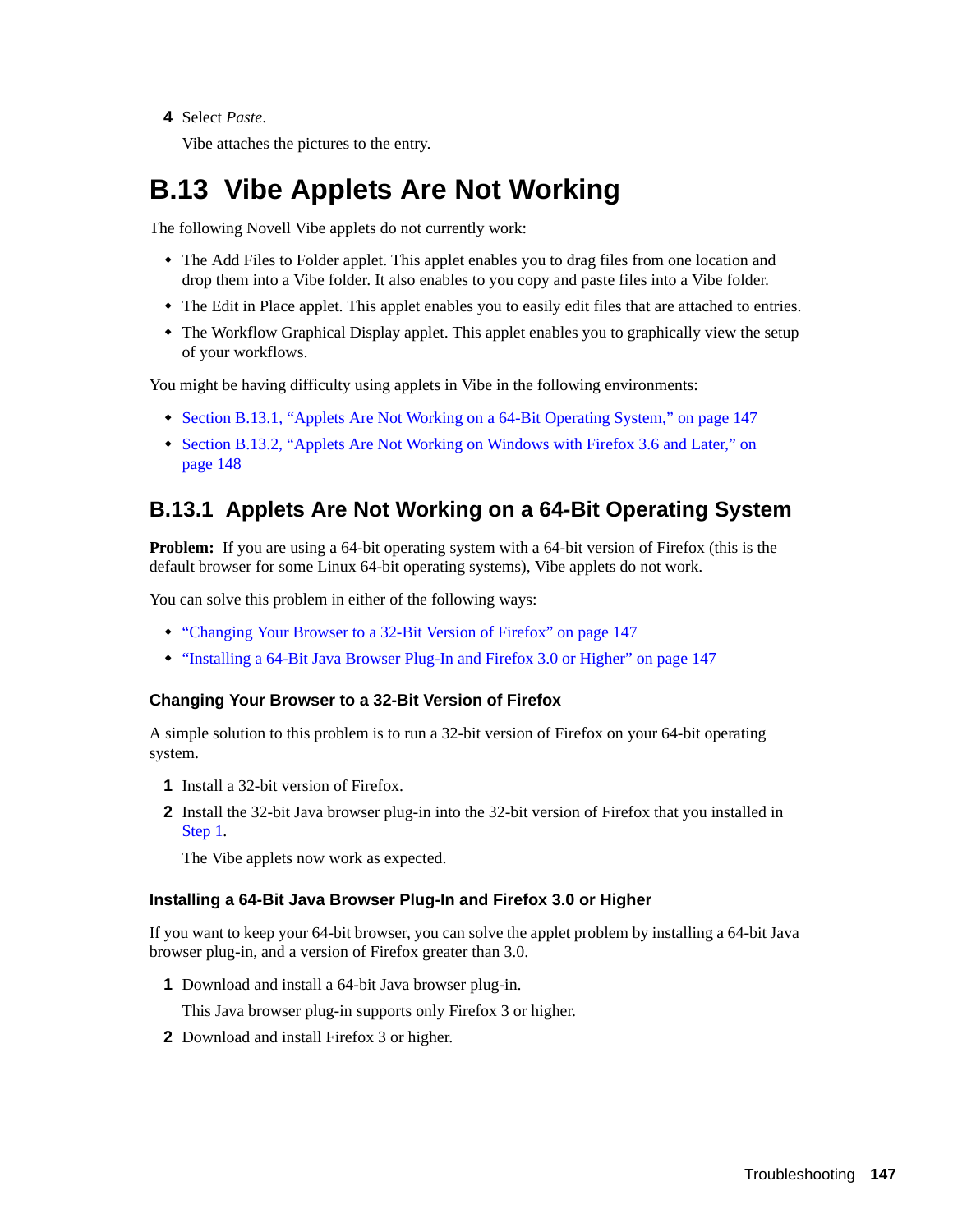4. Select *Paste*.

   Vibe attaches the pictures to the entry.

# B.13 Vibe Applets Are Not Working

The following Novell Vibe applets do not currently work:

- The Add Files to Folder applet. This applet enables you to drag files from one location and drop them into a Vibe folder. It also enables to you copy and paste files into a Vibe folder.
- The Edit in Place applet. This applet enables you to easily edit files that are attached to entries.
- The Workflow Graphical Display applet. This applet enables you to graphically view the setup of your workflows.

You might be having difficulty using applets in Vibe in the following environments:

- Section B.13.1, "Applets Are Not Working on a 64-Bit Operating System," on page 147
- Section B.13.2, "Applets Are Not Working on Windows with Firefox 3.6 and Later," on page 148

## B.13.1 Applets Are Not Working on a 64-Bit Operating System

**Problem:** If you are using a 64-bit operating system with a 64-bit version of Firefox (this is the default browser for some Linux 64-bit operating systems), Vibe applets do not work.

You can solve this problem in either of the following ways:

- "Changing Your Browser to a 32-Bit Version of Firefox" on page 147
- "Installing a 64-Bit Java Browser Plug-In and Firefox 3.0 or Higher" on page 147

### Changing Your Browser to a 32-Bit Version of Firefox

A simple solution to this problem is to run a 32-bit version of Firefox on your 64-bit operating system.

1. Install a 32-bit version of Firefox.
2. Install the 32-bit Java browser plug-in into the 32-bit version of Firefox that you installed in Step 1.

   The Vibe applets now work as expected.

### Installing a 64-Bit Java Browser Plug-In and Firefox 3.0 or Higher

If you want to keep your 64-bit browser, you can solve the applet problem by installing a 64-bit Java browser plug-in, and a version of Firefox greater than 3.0.

1. Download and install a 64-bit Java browser plug-in.

   This Java browser plug-in supports only Firefox 3 or higher.
2. Download and install Firefox 3 or higher.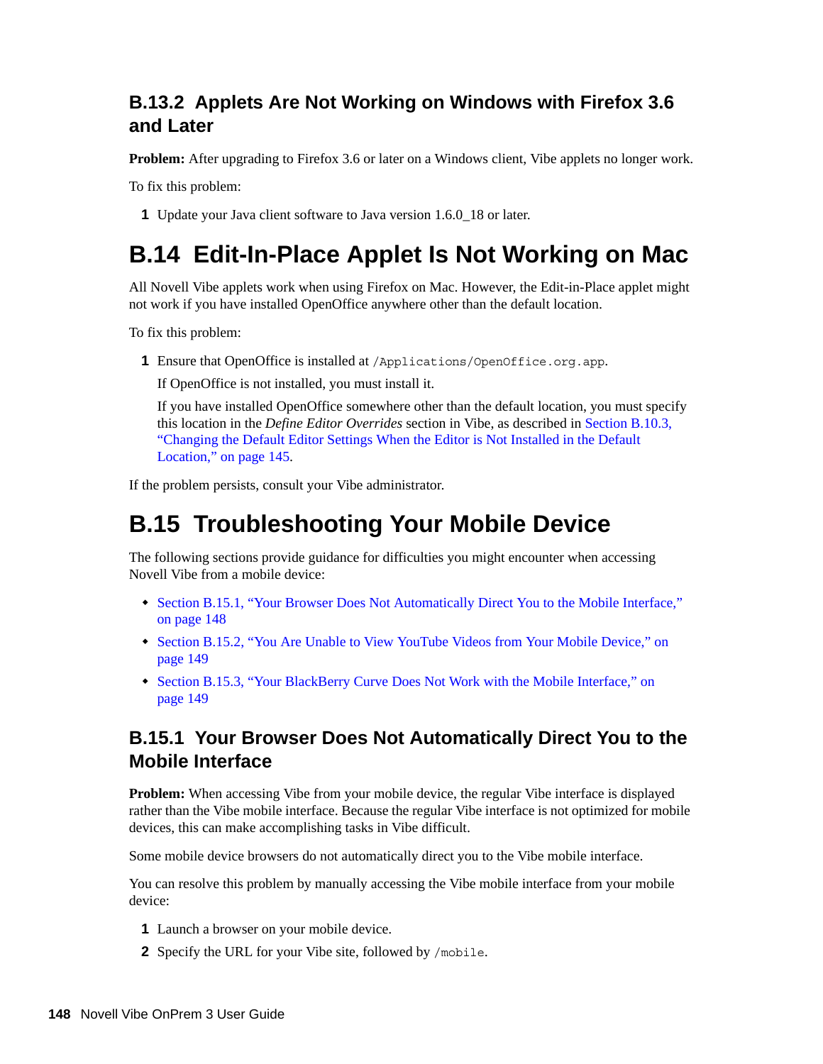### B.13.2 Applets Are Not Working on Windows with Firefox 3.6 and Later

**Problem:** After upgrading to Firefox 3.6 or later on a Windows client, Vibe applets no longer work.

To fix this problem:

1. Update your Java client software to Java version 1.6.0_18 or later.

## B.14 Edit-In-Place Applet Is Not Working on Mac

All Novell Vibe applets work when using Firefox on Mac. However, the Edit-in-Place applet might not work if you have installed OpenOffice anywhere other than the default location.

To fix this problem:

1. Ensure that OpenOffice is installed at `/Applications/OpenOffice.org.app`.

   If OpenOffice is not installed, you must install it.

   If you have installed OpenOffice somewhere other than the default location, you must specify this location in the *Define Editor Overrides* section in Vibe, as described in Section B.10.3, "Changing the Default Editor Settings When the Editor is Not Installed in the Default Location," on page 145.

If the problem persists, consult your Vibe administrator.

## B.15 Troubleshooting Your Mobile Device

The following sections provide guidance for difficulties you might encounter when accessing Novell Vibe from a mobile device:

- Section B.15.1, "Your Browser Does Not Automatically Direct You to the Mobile Interface," on page 148
- Section B.15.2, "You Are Unable to View YouTube Videos from Your Mobile Device," on page 149
- Section B.15.3, "Your BlackBerry Curve Does Not Work with the Mobile Interface," on page 149

### B.15.1 Your Browser Does Not Automatically Direct You to the Mobile Interface

**Problem:** When accessing Vibe from your mobile device, the regular Vibe interface is displayed rather than the Vibe mobile interface. Because the regular Vibe interface is not optimized for mobile devices, this can make accomplishing tasks in Vibe difficult.

Some mobile device browsers do not automatically direct you to the Vibe mobile interface.

You can resolve this problem by manually accessing the Vibe mobile interface from your mobile device:

1. Launch a browser on your mobile device.
2. Specify the URL for your Vibe site, followed by `/mobile`.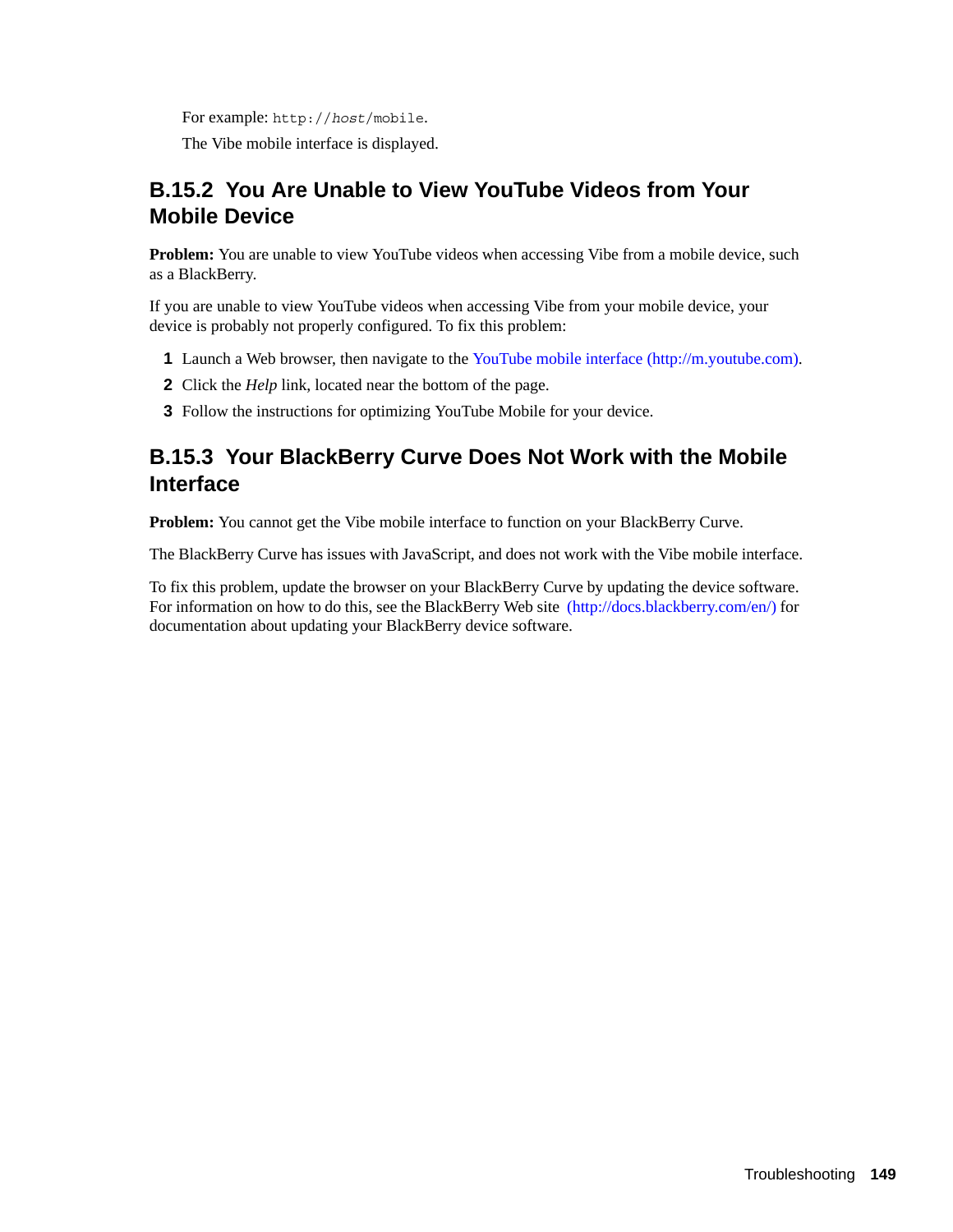For example: `http://host/mobile`.

The Vibe mobile interface is displayed.

### B.15.2 You Are Unable to View YouTube Videos from Your Mobile Device

**Problem:** You are unable to view YouTube videos when accessing Vibe from a mobile device, such as a BlackBerry.

If you are unable to view YouTube videos when accessing Vibe from your mobile device, your device is probably not properly configured. To fix this problem:

1. Launch a Web browser, then navigate to the YouTube mobile interface (http://m.youtube.com).
2. Click the *Help* link, located near the bottom of the page.
3. Follow the instructions for optimizing YouTube Mobile for your device.

### B.15.3 Your BlackBerry Curve Does Not Work with the Mobile Interface

**Problem:** You cannot get the Vibe mobile interface to function on your BlackBerry Curve.

The BlackBerry Curve has issues with JavaScript, and does not work with the Vibe mobile interface.

To fix this problem, update the browser on your BlackBerry Curve by updating the device software. For information on how to do this, see the BlackBerry Web site (http://docs.blackberry.com/en/) for documentation about updating your BlackBerry device software.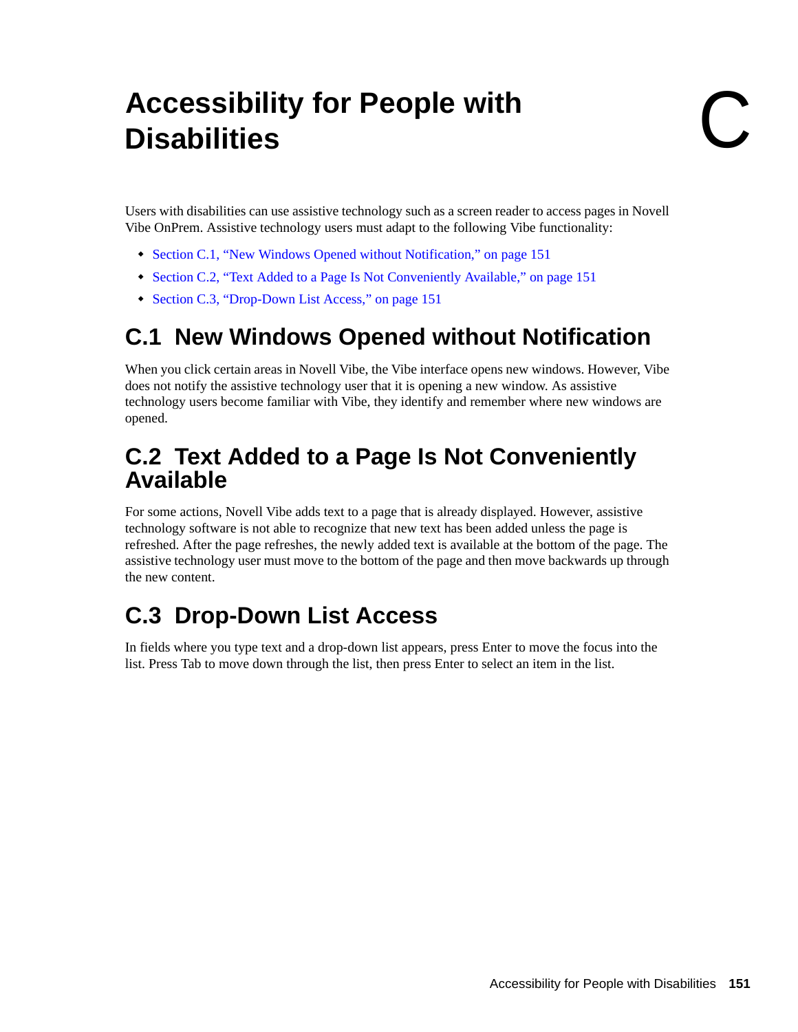# C Accessibility for People with Disabilities

Users with disabilities can use assistive technology such as a screen reader to access pages in Novell Vibe OnPrem. Assistive technology users must adapt to the following Vibe functionality:

- Section C.1, “New Windows Opened without Notification,” on page 151
- Section C.2, “Text Added to a Page Is Not Conveniently Available,” on page 151
- Section C.3, “Drop-Down List Access,” on page 151

## C.1 New Windows Opened without Notification

When you click certain areas in Novell Vibe, the Vibe interface opens new windows. However, Vibe does not notify the assistive technology user that it is opening a new window. As assistive technology users become familiar with Vibe, they identify and remember where new windows are opened.

## C.2 Text Added to a Page Is Not Conveniently Available

For some actions, Novell Vibe adds text to a page that is already displayed. However, assistive technology software is not able to recognize that new text has been added unless the page is refreshed. After the page refreshes, the newly added text is available at the bottom of the page. The assistive technology user must move to the bottom of the page and then move backwards up through the new content.

## C.3 Drop-Down List Access

In fields where you type text and a drop-down list appears, press Enter to move the focus into the list. Press Tab to move down through the list, then press Enter to select an item in the list.